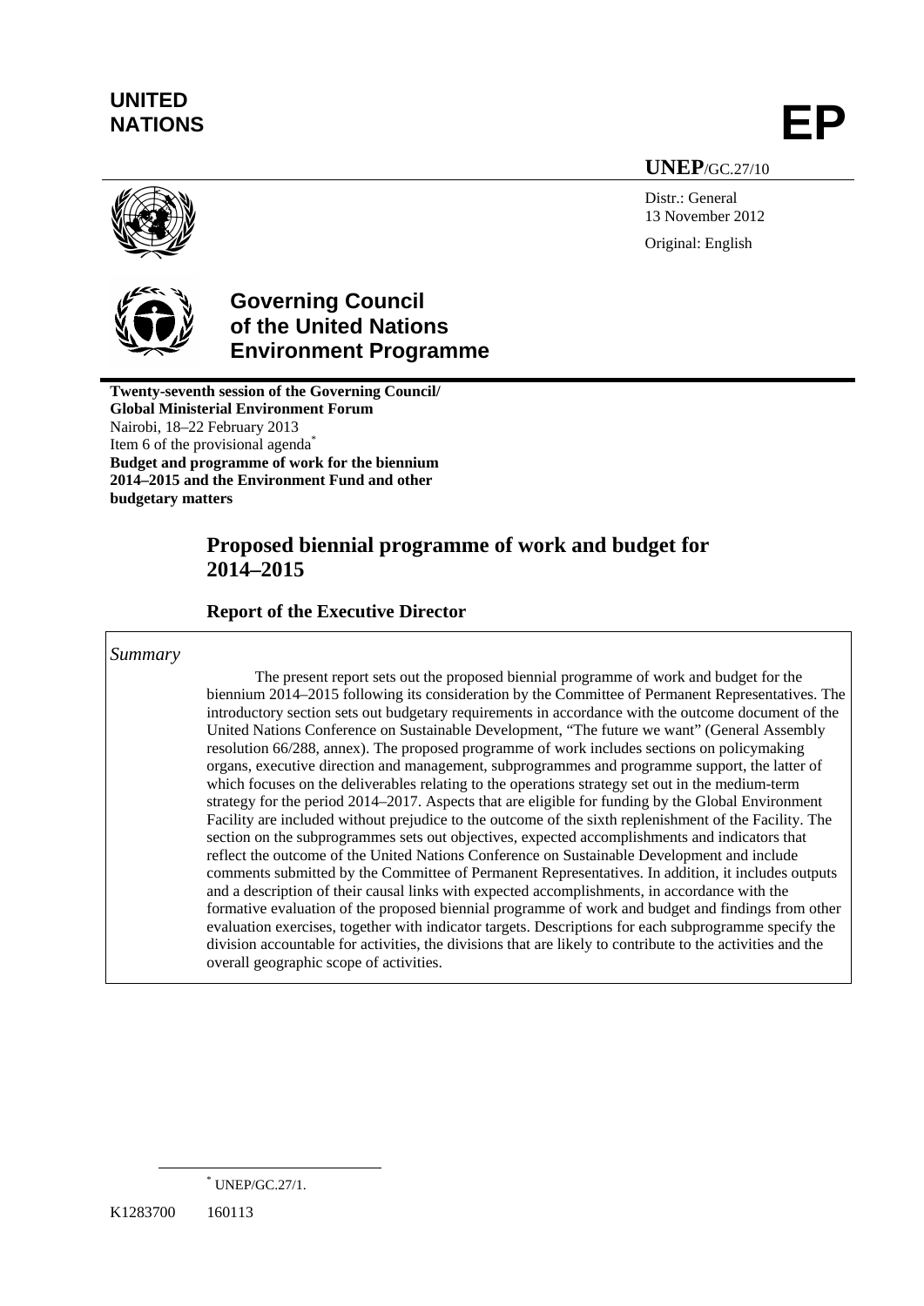**UNITED NATIONS**

**EP**

**UNEP**/GC.27/10

Distr.: General
13 November 2012

Original: English

# Governing Council of the United Nations Environment Programme

**Twenty-seventh session of the Governing Council/ Global Ministerial Environment Forum**
Nairobi, 18–22 February 2013
Item 6 of the provisional agenda[*]
**Budget and programme of work for the biennium 2014–2015 and the Environment Fund and other budgetary matters**

## Proposed biennial programme of work and budget for 2014–2015

### Report of the Executive Director

*Summary*

The present report sets out the proposed biennial programme of work and budget for the biennium 2014–2015 following its consideration by the Committee of Permanent Representatives. The introductory section sets out budgetary requirements in accordance with the outcome document of the United Nations Conference on Sustainable Development, "The future we want" (General Assembly resolution 66/288, annex). The proposed programme of work includes sections on policymaking organs, executive direction and management, subprogrammes and programme support, the latter of which focuses on the deliverables relating to the operations strategy set out in the medium-term strategy for the period 2014–2017. Aspects that are eligible for funding by the Global Environment Facility are included without prejudice to the outcome of the sixth replenishment of the Facility. The section on the subprogrammes sets out objectives, expected accomplishments and indicators that reflect the outcome of the United Nations Conference on Sustainable Development and include comments submitted by the Committee of Permanent Representatives. In addition, it includes outputs and a description of their causal links with expected accomplishments, in accordance with the formative evaluation of the proposed biennial programme of work and budget and findings from other evaluation exercises, together with indicator targets. Descriptions for each subprogramme specify the division accountable for activities, the divisions that are likely to contribute to the activities and the overall geographic scope of activities.

[*] UNEP/GC.27/1.

K1283700 160113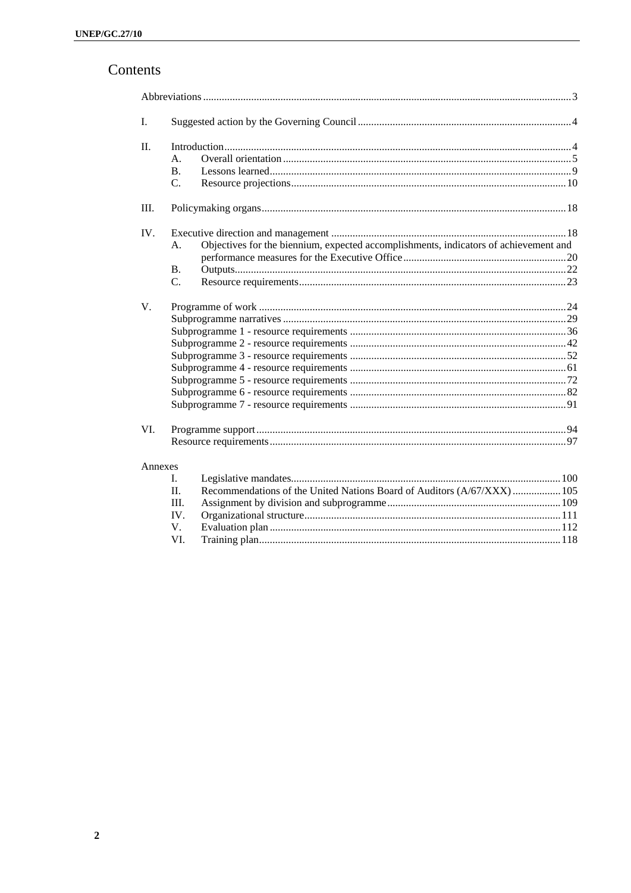# Contents

Abbreviations ........ 3

I. Suggested action by the Governing Council ........ 4

II. Introduction ........ 4
- A. Overall orientation ........ 5
- B. Lessons learned ........ 9
- C. Resource projections ........ 10

III. Policymaking organs ........ 18

IV. Executive direction and management ........ 18
- A. Objectives for the biennium, expected accomplishments, indicators of achievement and performance measures for the Executive Office ........ 20
- B. Outputs ........ 22
- C. Resource requirements ........ 23

V. Programme of work ........ 24
- Subprogramme narratives ........ 29
- Subprogramme 1 - resource requirements ........ 36
- Subprogramme 2 - resource requirements ........ 42
- Subprogramme 3 - resource requirements ........ 52
- Subprogramme 4 - resource requirements ........ 61
- Subprogramme 5 - resource requirements ........ 72
- Subprogramme 6 - resource requirements ........ 82
- Subprogramme 7 - resource requirements ........ 91

VI. Programme support ........ 94
- Resource requirements ........ 97

Annexes
- I. Legislative mandates ........ 100
- II. Recommendations of the United Nations Board of Auditors (A/67/XXX) ........ 105
- III. Assignment by division and subprogramme ........ 109
- IV. Organizational structure ........ 111
- V. Evaluation plan ........ 112
- VI. Training plan ........ 118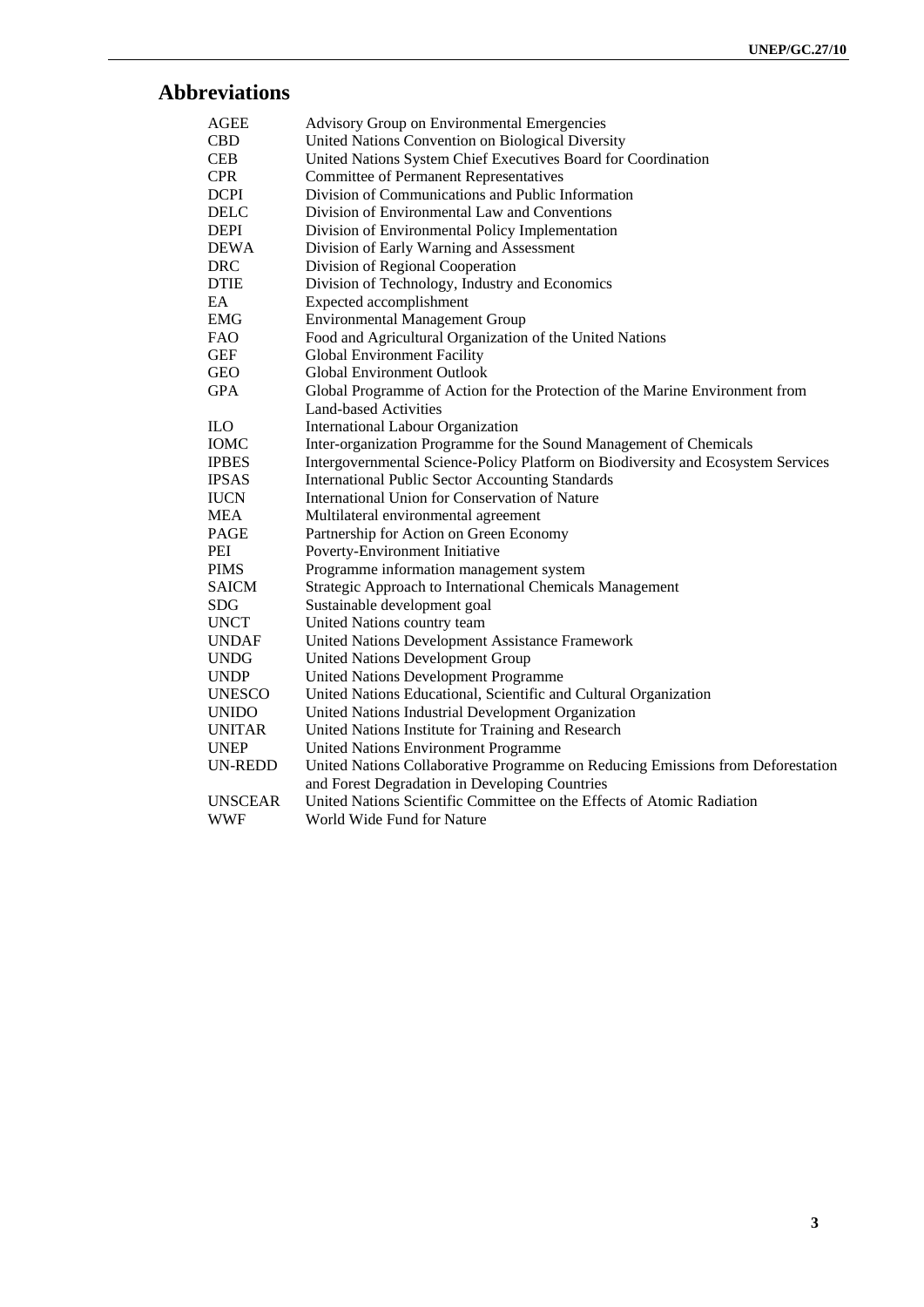# Abbreviations

| | |
|---|---|
| AGEE | Advisory Group on Environmental Emergencies |
| CBD | United Nations Convention on Biological Diversity |
| CEB | United Nations System Chief Executives Board for Coordination |
| CPR | Committee of Permanent Representatives |
| DCPI | Division of Communications and Public Information |
| DELC | Division of Environmental Law and Conventions |
| DEPI | Division of Environmental Policy Implementation |
| DEWA | Division of Early Warning and Assessment |
| DRC | Division of Regional Cooperation |
| DTIE | Division of Technology, Industry and Economics |
| EA | Expected accomplishment |
| EMG | Environmental Management Group |
| FAO | Food and Agricultural Organization of the United Nations |
| GEF | Global Environment Facility |
| GEO | Global Environment Outlook |
| GPA | Global Programme of Action for the Protection of the Marine Environment from Land-based Activities |
| ILO | International Labour Organization |
| IOMC | Inter-organization Programme for the Sound Management of Chemicals |
| IPBES | Intergovernmental Science-Policy Platform on Biodiversity and Ecosystem Services |
| IPSAS | International Public Sector Accounting Standards |
| IUCN | International Union for Conservation of Nature |
| MEA | Multilateral environmental agreement |
| PAGE | Partnership for Action on Green Economy |
| PEI | Poverty-Environment Initiative |
| PIMS | Programme information management system |
| SAICM | Strategic Approach to International Chemicals Management |
| SDG | Sustainable development goal |
| UNCT | United Nations country team |
| UNDAF | United Nations Development Assistance Framework |
| UNDG | United Nations Development Group |
| UNDP | United Nations Development Programme |
| UNESCO | United Nations Educational, Scientific and Cultural Organization |
| UNIDO | United Nations Industrial Development Organization |
| UNITAR | United Nations Institute for Training and Research |
| UNEP | United Nations Environment Programme |
| UN-REDD | United Nations Collaborative Programme on Reducing Emissions from Deforestation and Forest Degradation in Developing Countries |
| UNSCEAR | United Nations Scientific Committee on the Effects of Atomic Radiation |
| WWF | World Wide Fund for Nature |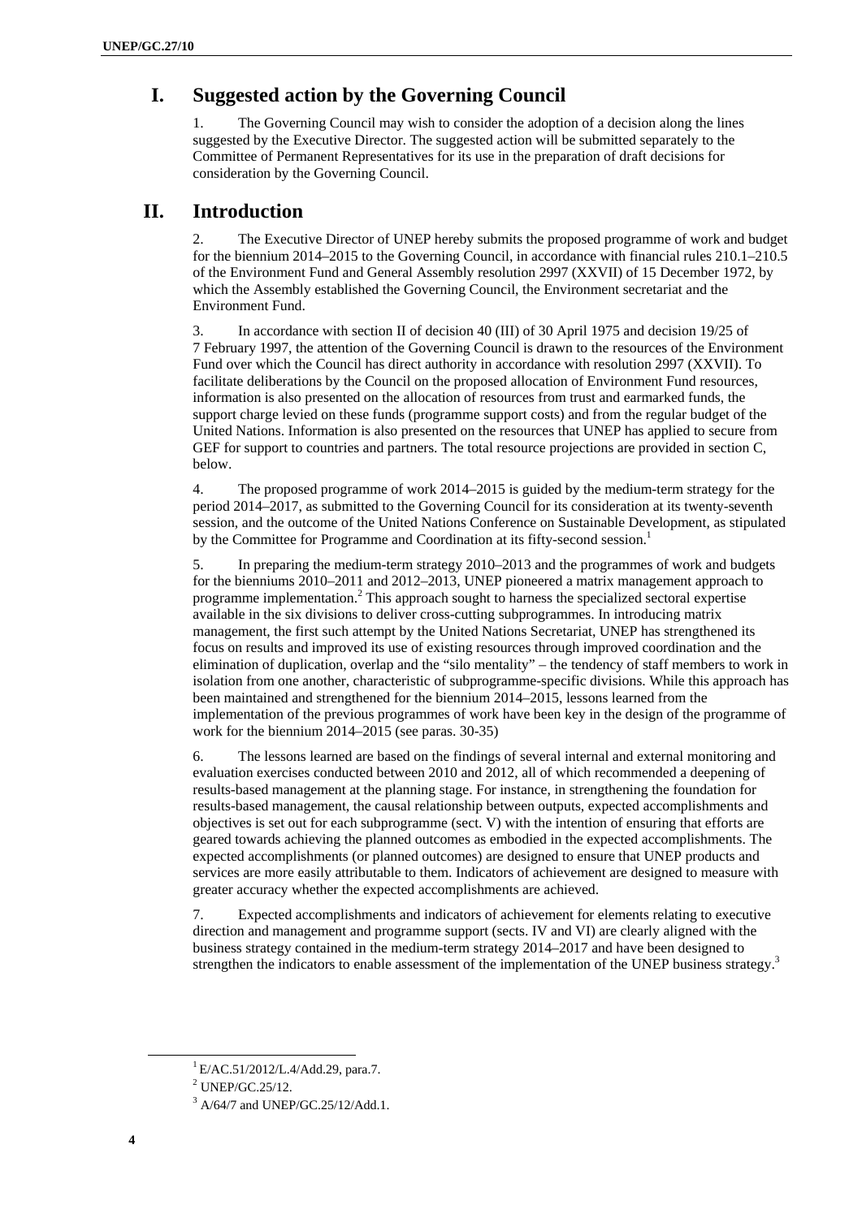## I. Suggested action by the Governing Council

1. The Governing Council may wish to consider the adoption of a decision along the lines suggested by the Executive Director. The suggested action will be submitted separately to the Committee of Permanent Representatives for its use in the preparation of draft decisions for consideration by the Governing Council.

## II. Introduction

2. The Executive Director of UNEP hereby submits the proposed programme of work and budget for the biennium 2014–2015 to the Governing Council, in accordance with financial rules 210.1–210.5 of the Environment Fund and General Assembly resolution 2997 (XXVII) of 15 December 1972, by which the Assembly established the Governing Council, the Environment secretariat and the Environment Fund.

3. In accordance with section II of decision 40 (III) of 30 April 1975 and decision 19/25 of 7 February 1997, the attention of the Governing Council is drawn to the resources of the Environment Fund over which the Council has direct authority in accordance with resolution 2997 (XXVII). To facilitate deliberations by the Council on the proposed allocation of Environment Fund resources, information is also presented on the allocation of resources from trust and earmarked funds, the support charge levied on these funds (programme support costs) and from the regular budget of the United Nations. Information is also presented on the resources that UNEP has applied to secure from GEF for support to countries and partners. The total resource projections are provided in section C, below.

4. The proposed programme of work 2014–2015 is guided by the medium-term strategy for the period 2014–2017, as submitted to the Governing Council for its consideration at its twenty-seventh session, and the outcome of the United Nations Conference on Sustainable Development, as stipulated by the Committee for Programme and Coordination at its fifty-second session.[1]

5. In preparing the medium-term strategy 2010–2013 and the programmes of work and budgets for the bienniums 2010–2011 and 2012–2013, UNEP pioneered a matrix management approach to programme implementation.[2] This approach sought to harness the specialized sectoral expertise available in the six divisions to deliver cross-cutting subprogrammes. In introducing matrix management, the first such attempt by the United Nations Secretariat, UNEP has strengthened its focus on results and improved its use of existing resources through improved coordination and the elimination of duplication, overlap and the "silo mentality" – the tendency of staff members to work in isolation from one another, characteristic of subprogramme-specific divisions. While this approach has been maintained and strengthened for the biennium 2014–2015, lessons learned from the implementation of the previous programmes of work have been key in the design of the programme of work for the biennium 2014–2015 (see paras. 30-35)

6. The lessons learned are based on the findings of several internal and external monitoring and evaluation exercises conducted between 2010 and 2012, all of which recommended a deepening of results-based management at the planning stage. For instance, in strengthening the foundation for results-based management, the causal relationship between outputs, expected accomplishments and objectives is set out for each subprogramme (sect. V) with the intention of ensuring that efforts are geared towards achieving the planned outcomes as embodied in the expected accomplishments. The expected accomplishments (or planned outcomes) are designed to ensure that UNEP products and services are more easily attributable to them. Indicators of achievement are designed to measure with greater accuracy whether the expected accomplishments are achieved.

7. Expected accomplishments and indicators of achievement for elements relating to executive direction and management and programme support (sects. IV and VI) are clearly aligned with the business strategy contained in the medium-term strategy 2014–2017 and have been designed to strengthen the indicators to enable assessment of the implementation of the UNEP business strategy.[3]

---

[1] E/AC.51/2012/L.4/Add.29, para.7.

[2] UNEP/GC.25/12.

[3] A/64/7 and UNEP/GC.25/12/Add.1.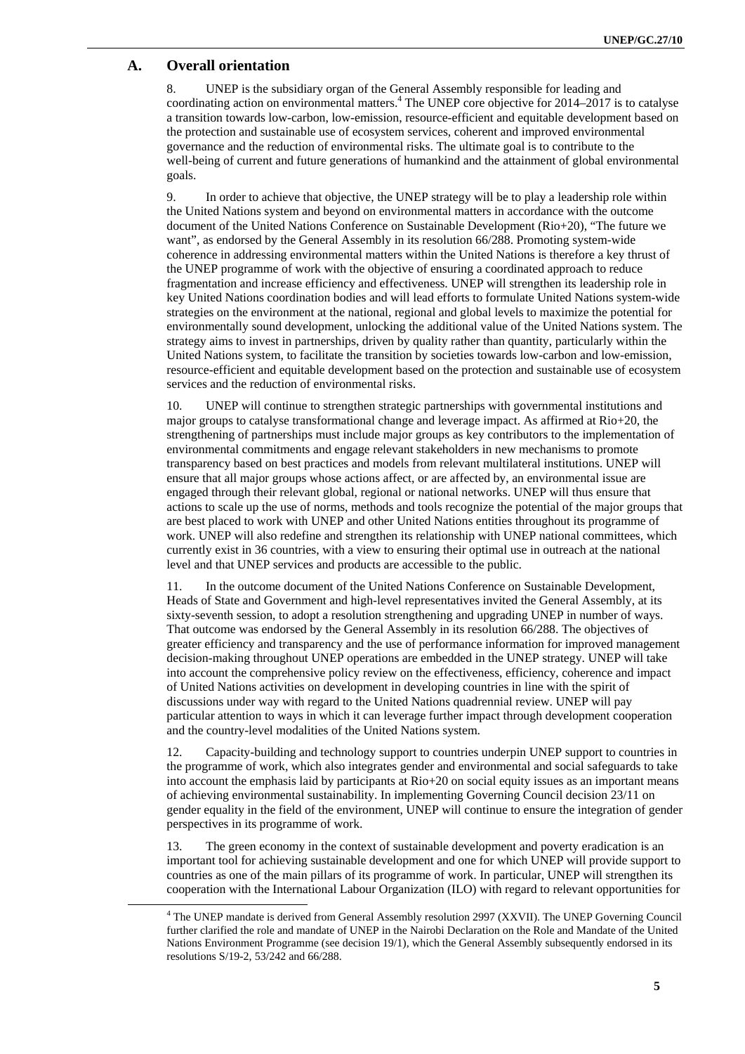## A. Overall orientation

8. UNEP is the subsidiary organ of the General Assembly responsible for leading and coordinating action on environmental matters.[4] The UNEP core objective for 2014–2017 is to catalyse a transition towards low-carbon, low-emission, resource-efficient and equitable development based on the protection and sustainable use of ecosystem services, coherent and improved environmental governance and the reduction of environmental risks. The ultimate goal is to contribute to the well-being of current and future generations of humankind and the attainment of global environmental goals.

9. In order to achieve that objective, the UNEP strategy will be to play a leadership role within the United Nations system and beyond on environmental matters in accordance with the outcome document of the United Nations Conference on Sustainable Development (Rio+20), "The future we want", as endorsed by the General Assembly in its resolution 66/288. Promoting system-wide coherence in addressing environmental matters within the United Nations is therefore a key thrust of the UNEP programme of work with the objective of ensuring a coordinated approach to reduce fragmentation and increase efficiency and effectiveness. UNEP will strengthen its leadership role in key United Nations coordination bodies and will lead efforts to formulate United Nations system-wide strategies on the environment at the national, regional and global levels to maximize the potential for environmentally sound development, unlocking the additional value of the United Nations system. The strategy aims to invest in partnerships, driven by quality rather than quantity, particularly within the United Nations system, to facilitate the transition by societies towards low-carbon and low-emission, resource-efficient and equitable development based on the protection and sustainable use of ecosystem services and the reduction of environmental risks.

10. UNEP will continue to strengthen strategic partnerships with governmental institutions and major groups to catalyse transformational change and leverage impact. As affirmed at Rio+20, the strengthening of partnerships must include major groups as key contributors to the implementation of environmental commitments and engage relevant stakeholders in new mechanisms to promote transparency based on best practices and models from relevant multilateral institutions. UNEP will ensure that all major groups whose actions affect, or are affected by, an environmental issue are engaged through their relevant global, regional or national networks. UNEP will thus ensure that actions to scale up the use of norms, methods and tools recognize the potential of the major groups that are best placed to work with UNEP and other United Nations entities throughout its programme of work. UNEP will also redefine and strengthen its relationship with UNEP national committees, which currently exist in 36 countries, with a view to ensuring their optimal use in outreach at the national level and that UNEP services and products are accessible to the public.

11. In the outcome document of the United Nations Conference on Sustainable Development, Heads of State and Government and high-level representatives invited the General Assembly, at its sixty-seventh session, to adopt a resolution strengthening and upgrading UNEP in number of ways. That outcome was endorsed by the General Assembly in its resolution 66/288. The objectives of greater efficiency and transparency and the use of performance information for improved management decision-making throughout UNEP operations are embedded in the UNEP strategy. UNEP will take into account the comprehensive policy review on the effectiveness, efficiency, coherence and impact of United Nations activities on development in developing countries in line with the spirit of discussions under way with regard to the United Nations quadrennial review. UNEP will pay particular attention to ways in which it can leverage further impact through development cooperation and the country-level modalities of the United Nations system.

12. Capacity-building and technology support to countries underpin UNEP support to countries in the programme of work, which also integrates gender and environmental and social safeguards to take into account the emphasis laid by participants at Rio+20 on social equity issues as an important means of achieving environmental sustainability. In implementing Governing Council decision 23/11 on gender equality in the field of the environment, UNEP will continue to ensure the integration of gender perspectives in its programme of work.

13. The green economy in the context of sustainable development and poverty eradication is an important tool for achieving sustainable development and one for which UNEP will provide support to countries as one of the main pillars of its programme of work. In particular, UNEP will strengthen its cooperation with the International Labour Organization (ILO) with regard to relevant opportunities for

---

[4] The UNEP mandate is derived from General Assembly resolution 2997 (XXVII). The UNEP Governing Council further clarified the role and mandate of UNEP in the Nairobi Declaration on the Role and Mandate of the United Nations Environment Programme (see decision 19/1), which the General Assembly subsequently endorsed in its resolutions S/19-2, 53/242 and 66/288.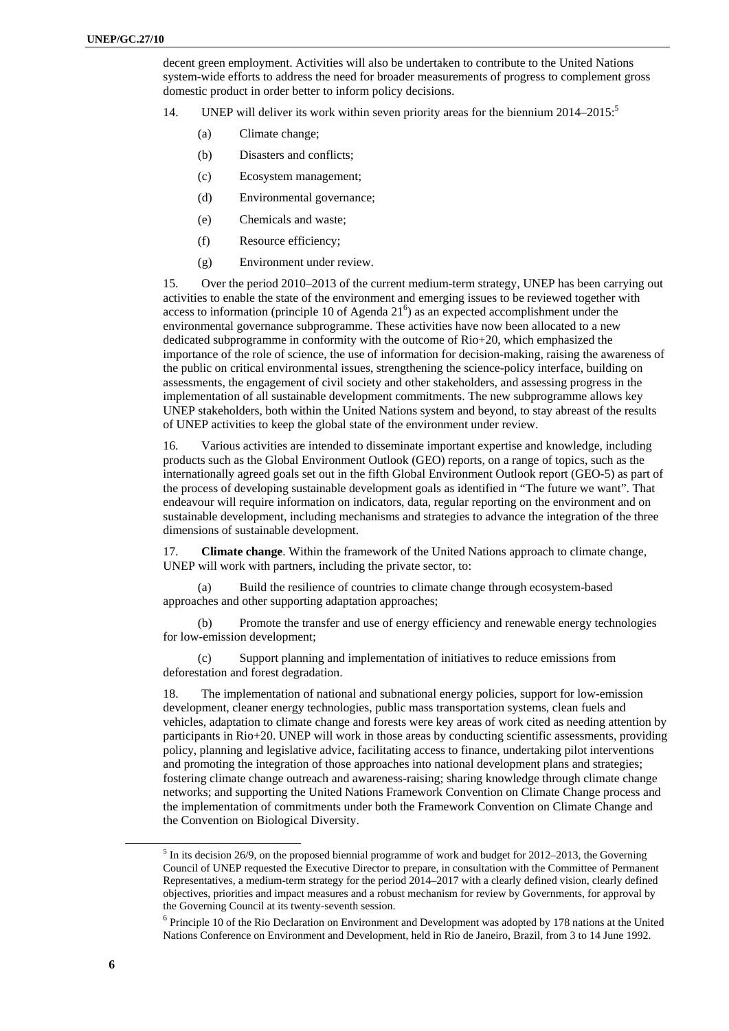decent green employment. Activities will also be undertaken to contribute to the United Nations system-wide efforts to address the need for broader measurements of progress to complement gross domestic product in order better to inform policy decisions.

14. UNEP will deliver its work within seven priority areas for the biennium 2014–2015:[5]

(a) Climate change;

(b) Disasters and conflicts;

(c) Ecosystem management;

(d) Environmental governance;

(e) Chemicals and waste;

(f) Resource efficiency;

(g) Environment under review.

15. Over the period 2010–2013 of the current medium-term strategy, UNEP has been carrying out activities to enable the state of the environment and emerging issues to be reviewed together with access to information (principle 10 of Agenda 21[6]) as an expected accomplishment under the environmental governance subprogramme. These activities have now been allocated to a new dedicated subprogramme in conformity with the outcome of Rio+20, which emphasized the importance of the role of science, the use of information for decision-making, raising the awareness of the public on critical environmental issues, strengthening the science-policy interface, building on assessments, the engagement of civil society and other stakeholders, and assessing progress in the implementation of all sustainable development commitments. The new subprogramme allows key UNEP stakeholders, both within the United Nations system and beyond, to stay abreast of the results of UNEP activities to keep the global state of the environment under review.

16. Various activities are intended to disseminate important expertise and knowledge, including products such as the Global Environment Outlook (GEO) reports, on a range of topics, such as the internationally agreed goals set out in the fifth Global Environment Outlook report (GEO-5) as part of the process of developing sustainable development goals as identified in "The future we want". That endeavour will require information on indicators, data, regular reporting on the environment and on sustainable development, including mechanisms and strategies to advance the integration of the three dimensions of sustainable development.

17. **Climate change**. Within the framework of the United Nations approach to climate change, UNEP will work with partners, including the private sector, to:

(a) Build the resilience of countries to climate change through ecosystem-based approaches and other supporting adaptation approaches;

(b) Promote the transfer and use of energy efficiency and renewable energy technologies for low-emission development;

(c) Support planning and implementation of initiatives to reduce emissions from deforestation and forest degradation.

18. The implementation of national and subnational energy policies, support for low-emission development, cleaner energy technologies, public mass transportation systems, clean fuels and vehicles, adaptation to climate change and forests were key areas of work cited as needing attention by participants in Rio+20. UNEP will work in those areas by conducting scientific assessments, providing policy, planning and legislative advice, facilitating access to finance, undertaking pilot interventions and promoting the integration of those approaches into national development plans and strategies; fostering climate change outreach and awareness-raising; sharing knowledge through climate change networks; and supporting the United Nations Framework Convention on Climate Change process and the implementation of commitments under both the Framework Convention on Climate Change and the Convention on Biological Diversity.

---

[5] In its decision 26/9, on the proposed biennial programme of work and budget for 2012–2013, the Governing Council of UNEP requested the Executive Director to prepare, in consultation with the Committee of Permanent Representatives, a medium-term strategy for the period 2014–2017 with a clearly defined vision, clearly defined objectives, priorities and impact measures and a robust mechanism for review by Governments, for approval by the Governing Council at its twenty-seventh session.

[6] Principle 10 of the Rio Declaration on Environment and Development was adopted by 178 nations at the United Nations Conference on Environment and Development, held in Rio de Janeiro, Brazil, from 3 to 14 June 1992.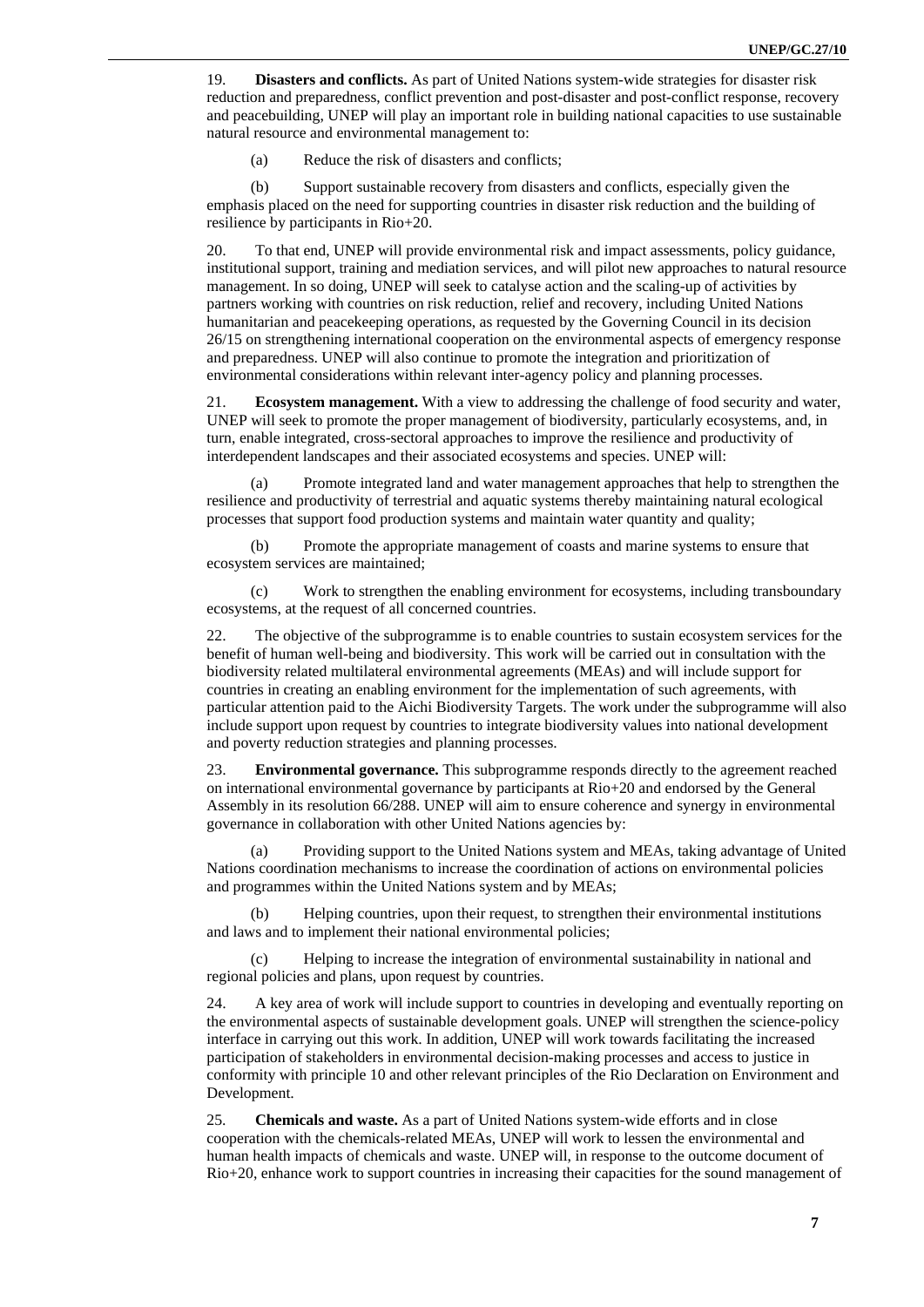19. **Disasters and conflicts.** As part of United Nations system-wide strategies for disaster risk reduction and preparedness, conflict prevention and post-disaster and post-conflict response, recovery and peacebuilding, UNEP will play an important role in building national capacities to use sustainable natural resource and environmental management to:

(a) Reduce the risk of disasters and conflicts;

(b) Support sustainable recovery from disasters and conflicts, especially given the emphasis placed on the need for supporting countries in disaster risk reduction and the building of resilience by participants in Rio+20.

20. To that end, UNEP will provide environmental risk and impact assessments, policy guidance, institutional support, training and mediation services, and will pilot new approaches to natural resource management. In so doing, UNEP will seek to catalyse action and the scaling-up of activities by partners working with countries on risk reduction, relief and recovery, including United Nations humanitarian and peacekeeping operations, as requested by the Governing Council in its decision 26/15 on strengthening international cooperation on the environmental aspects of emergency response and preparedness. UNEP will also continue to promote the integration and prioritization of environmental considerations within relevant inter-agency policy and planning processes.

21. **Ecosystem management.** With a view to addressing the challenge of food security and water, UNEP will seek to promote the proper management of biodiversity, particularly ecosystems, and, in turn, enable integrated, cross-sectoral approaches to improve the resilience and productivity of interdependent landscapes and their associated ecosystems and species. UNEP will:

(a) Promote integrated land and water management approaches that help to strengthen the resilience and productivity of terrestrial and aquatic systems thereby maintaining natural ecological processes that support food production systems and maintain water quantity and quality;

(b) Promote the appropriate management of coasts and marine systems to ensure that ecosystem services are maintained;

(c) Work to strengthen the enabling environment for ecosystems, including transboundary ecosystems, at the request of all concerned countries.

22. The objective of the subprogramme is to enable countries to sustain ecosystem services for the benefit of human well-being and biodiversity. This work will be carried out in consultation with the biodiversity related multilateral environmental agreements (MEAs) and will include support for countries in creating an enabling environment for the implementation of such agreements, with particular attention paid to the Aichi Biodiversity Targets. The work under the subprogramme will also include support upon request by countries to integrate biodiversity values into national development and poverty reduction strategies and planning processes.

23. **Environmental governance.** This subprogramme responds directly to the agreement reached on international environmental governance by participants at Rio+20 and endorsed by the General Assembly in its resolution 66/288. UNEP will aim to ensure coherence and synergy in environmental governance in collaboration with other United Nations agencies by:

(a) Providing support to the United Nations system and MEAs, taking advantage of United Nations coordination mechanisms to increase the coordination of actions on environmental policies and programmes within the United Nations system and by MEAs;

(b) Helping countries, upon their request, to strengthen their environmental institutions and laws and to implement their national environmental policies;

(c) Helping to increase the integration of environmental sustainability in national and regional policies and plans, upon request by countries.

24. A key area of work will include support to countries in developing and eventually reporting on the environmental aspects of sustainable development goals. UNEP will strengthen the science-policy interface in carrying out this work. In addition, UNEP will work towards facilitating the increased participation of stakeholders in environmental decision-making processes and access to justice in conformity with principle 10 and other relevant principles of the Rio Declaration on Environment and Development.

25. **Chemicals and waste.** As a part of United Nations system-wide efforts and in close cooperation with the chemicals-related MEAs, UNEP will work to lessen the environmental and human health impacts of chemicals and waste. UNEP will, in response to the outcome document of Rio+20, enhance work to support countries in increasing their capacities for the sound management of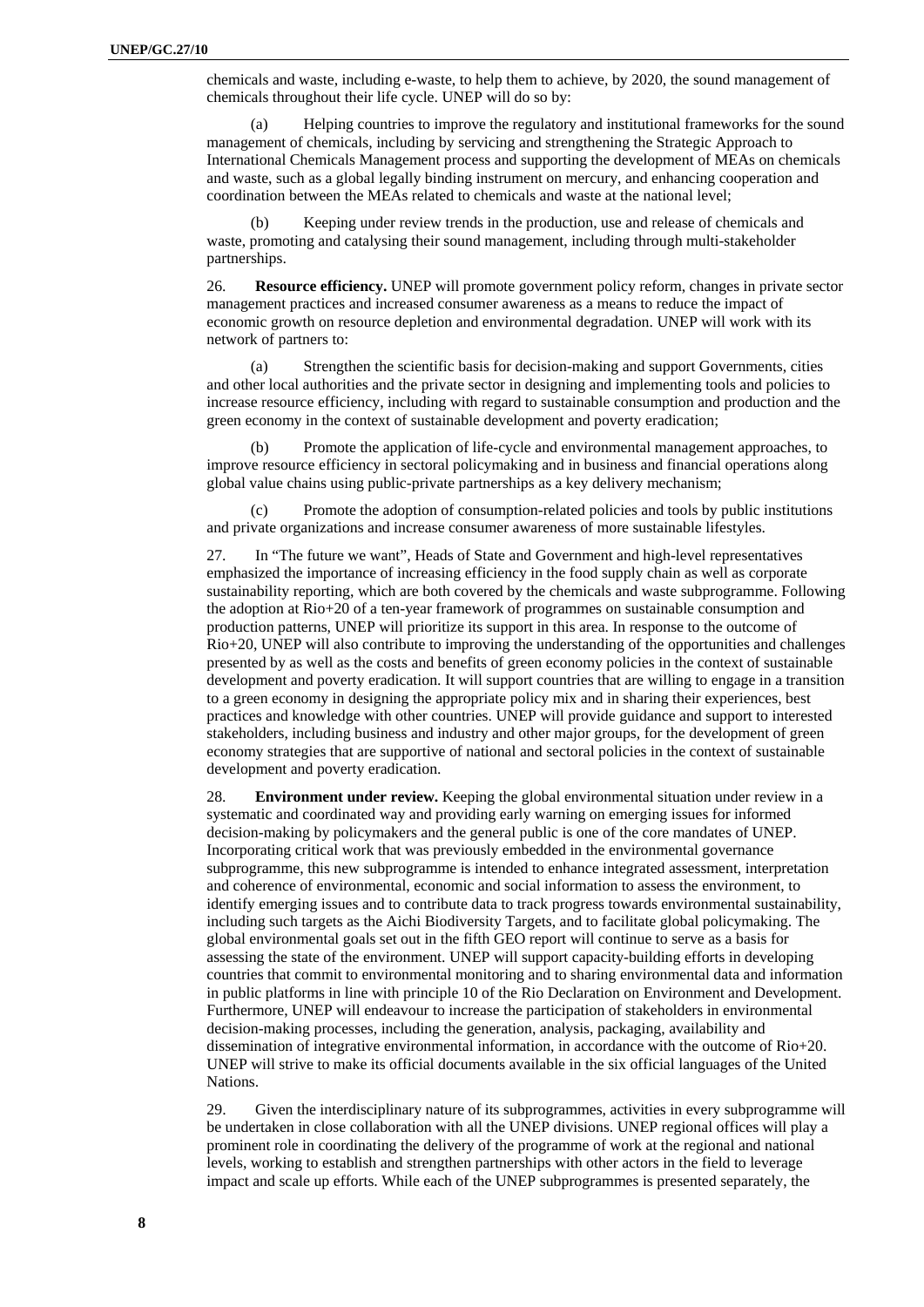chemicals and waste, including e-waste, to help them to achieve, by 2020, the sound management of chemicals throughout their life cycle. UNEP will do so by:

(a) Helping countries to improve the regulatory and institutional frameworks for the sound management of chemicals, including by servicing and strengthening the Strategic Approach to International Chemicals Management process and supporting the development of MEAs on chemicals and waste, such as a global legally binding instrument on mercury, and enhancing cooperation and coordination between the MEAs related to chemicals and waste at the national level;

(b) Keeping under review trends in the production, use and release of chemicals and waste, promoting and catalysing their sound management, including through multi-stakeholder partnerships.

26. **Resource efficiency.** UNEP will promote government policy reform, changes in private sector management practices and increased consumer awareness as a means to reduce the impact of economic growth on resource depletion and environmental degradation. UNEP will work with its network of partners to:

(a) Strengthen the scientific basis for decision-making and support Governments, cities and other local authorities and the private sector in designing and implementing tools and policies to increase resource efficiency, including with regard to sustainable consumption and production and the green economy in the context of sustainable development and poverty eradication;

(b) Promote the application of life-cycle and environmental management approaches, to improve resource efficiency in sectoral policymaking and in business and financial operations along global value chains using public-private partnerships as a key delivery mechanism;

(c) Promote the adoption of consumption-related policies and tools by public institutions and private organizations and increase consumer awareness of more sustainable lifestyles.

27. In "The future we want", Heads of State and Government and high-level representatives emphasized the importance of increasing efficiency in the food supply chain as well as corporate sustainability reporting, which are both covered by the chemicals and waste subprogramme. Following the adoption at Rio+20 of a ten-year framework of programmes on sustainable consumption and production patterns, UNEP will prioritize its support in this area. In response to the outcome of Rio+20, UNEP will also contribute to improving the understanding of the opportunities and challenges presented by as well as the costs and benefits of green economy policies in the context of sustainable development and poverty eradication. It will support countries that are willing to engage in a transition to a green economy in designing the appropriate policy mix and in sharing their experiences, best practices and knowledge with other countries. UNEP will provide guidance and support to interested stakeholders, including business and industry and other major groups, for the development of green economy strategies that are supportive of national and sectoral policies in the context of sustainable development and poverty eradication.

28. **Environment under review.** Keeping the global environmental situation under review in a systematic and coordinated way and providing early warning on emerging issues for informed decision-making by policymakers and the general public is one of the core mandates of UNEP. Incorporating critical work that was previously embedded in the environmental governance subprogramme, this new subprogramme is intended to enhance integrated assessment, interpretation and coherence of environmental, economic and social information to assess the environment, to identify emerging issues and to contribute data to track progress towards environmental sustainability, including such targets as the Aichi Biodiversity Targets, and to facilitate global policymaking. The global environmental goals set out in the fifth GEO report will continue to serve as a basis for assessing the state of the environment. UNEP will support capacity-building efforts in developing countries that commit to environmental monitoring and to sharing environmental data and information in public platforms in line with principle 10 of the Rio Declaration on Environment and Development. Furthermore, UNEP will endeavour to increase the participation of stakeholders in environmental decision-making processes, including the generation, analysis, packaging, availability and dissemination of integrative environmental information, in accordance with the outcome of Rio+20. UNEP will strive to make its official documents available in the six official languages of the United Nations.

29. Given the interdisciplinary nature of its subprogrammes, activities in every subprogramme will be undertaken in close collaboration with all the UNEP divisions. UNEP regional offices will play a prominent role in coordinating the delivery of the programme of work at the regional and national levels, working to establish and strengthen partnerships with other actors in the field to leverage impact and scale up efforts. While each of the UNEP subprogrammes is presented separately, the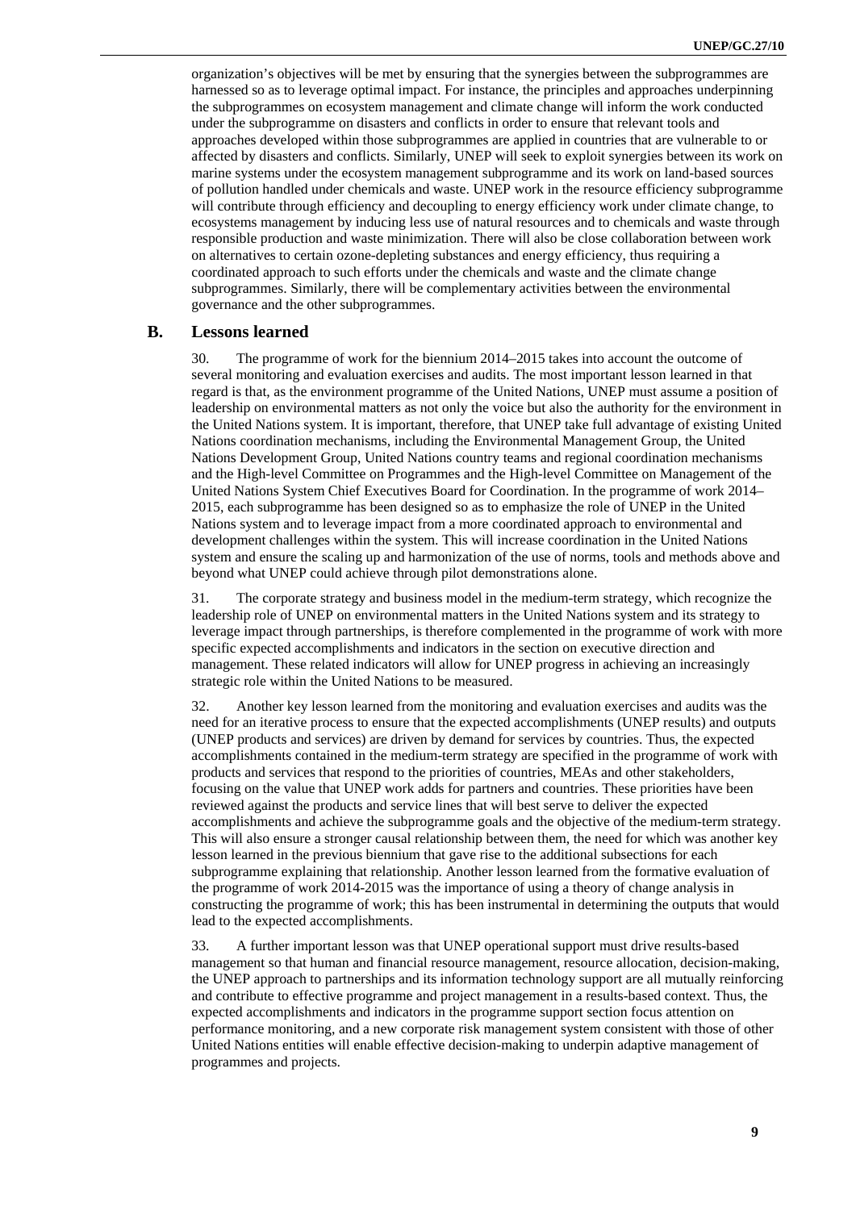organization's objectives will be met by ensuring that the synergies between the subprogrammes are harnessed so as to leverage optimal impact. For instance, the principles and approaches underpinning the subprogrammes on ecosystem management and climate change will inform the work conducted under the subprogramme on disasters and conflicts in order to ensure that relevant tools and approaches developed within those subprogrammes are applied in countries that are vulnerable to or affected by disasters and conflicts. Similarly, UNEP will seek to exploit synergies between its work on marine systems under the ecosystem management subprogramme and its work on land-based sources of pollution handled under chemicals and waste. UNEP work in the resource efficiency subprogramme will contribute through efficiency and decoupling to energy efficiency work under climate change, to ecosystems management by inducing less use of natural resources and to chemicals and waste through responsible production and waste minimization. There will also be close collaboration between work on alternatives to certain ozone-depleting substances and energy efficiency, thus requiring a coordinated approach to such efforts under the chemicals and waste and the climate change subprogrammes. Similarly, there will be complementary activities between the environmental governance and the other subprogrammes.

## B. Lessons learned

30. The programme of work for the biennium 2014–2015 takes into account the outcome of several monitoring and evaluation exercises and audits. The most important lesson learned in that regard is that, as the environment programme of the United Nations, UNEP must assume a position of leadership on environmental matters as not only the voice but also the authority for the environment in the United Nations system. It is important, therefore, that UNEP take full advantage of existing United Nations coordination mechanisms, including the Environmental Management Group, the United Nations Development Group, United Nations country teams and regional coordination mechanisms and the High-level Committee on Programmes and the High-level Committee on Management of the United Nations System Chief Executives Board for Coordination. In the programme of work 2014–2015, each subprogramme has been designed so as to emphasize the role of UNEP in the United Nations system and to leverage impact from a more coordinated approach to environmental and development challenges within the system. This will increase coordination in the United Nations system and ensure the scaling up and harmonization of the use of norms, tools and methods above and beyond what UNEP could achieve through pilot demonstrations alone.

31. The corporate strategy and business model in the medium-term strategy, which recognize the leadership role of UNEP on environmental matters in the United Nations system and its strategy to leverage impact through partnerships, is therefore complemented in the programme of work with more specific expected accomplishments and indicators in the section on executive direction and management. These related indicators will allow for UNEP progress in achieving an increasingly strategic role within the United Nations to be measured.

32. Another key lesson learned from the monitoring and evaluation exercises and audits was the need for an iterative process to ensure that the expected accomplishments (UNEP results) and outputs (UNEP products and services) are driven by demand for services by countries. Thus, the expected accomplishments contained in the medium-term strategy are specified in the programme of work with products and services that respond to the priorities of countries, MEAs and other stakeholders, focusing on the value that UNEP work adds for partners and countries. These priorities have been reviewed against the products and service lines that will best serve to deliver the expected accomplishments and achieve the subprogramme goals and the objective of the medium-term strategy. This will also ensure a stronger causal relationship between them, the need for which was another key lesson learned in the previous biennium that gave rise to the additional subsections for each subprogramme explaining that relationship. Another lesson learned from the formative evaluation of the programme of work 2014-2015 was the importance of using a theory of change analysis in constructing the programme of work; this has been instrumental in determining the outputs that would lead to the expected accomplishments.

33. A further important lesson was that UNEP operational support must drive results-based management so that human and financial resource management, resource allocation, decision-making, the UNEP approach to partnerships and its information technology support are all mutually reinforcing and contribute to effective programme and project management in a results-based context. Thus, the expected accomplishments and indicators in the programme support section focus attention on performance monitoring, and a new corporate risk management system consistent with those of other United Nations entities will enable effective decision-making to underpin adaptive management of programmes and projects.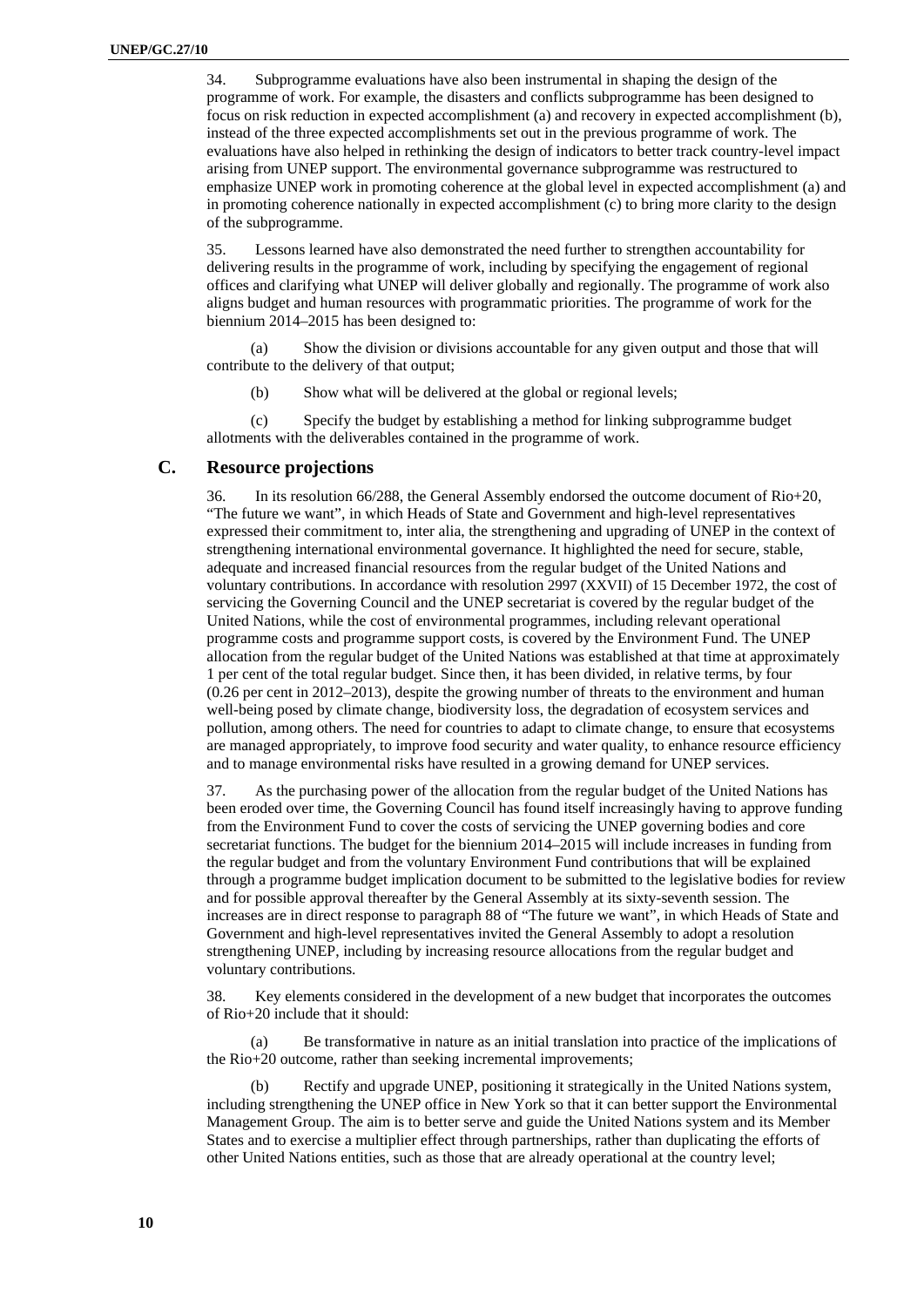34. Subprogramme evaluations have also been instrumental in shaping the design of the programme of work. For example, the disasters and conflicts subprogramme has been designed to focus on risk reduction in expected accomplishment (a) and recovery in expected accomplishment (b), instead of the three expected accomplishments set out in the previous programme of work. The evaluations have also helped in rethinking the design of indicators to better track country-level impact arising from UNEP support. The environmental governance subprogramme was restructured to emphasize UNEP work in promoting coherence at the global level in expected accomplishment (a) and in promoting coherence nationally in expected accomplishment (c) to bring more clarity to the design of the subprogramme.

35. Lessons learned have also demonstrated the need further to strengthen accountability for delivering results in the programme of work, including by specifying the engagement of regional offices and clarifying what UNEP will deliver globally and regionally. The programme of work also aligns budget and human resources with programmatic priorities. The programme of work for the biennium 2014–2015 has been designed to:

(a) Show the division or divisions accountable for any given output and those that will contribute to the delivery of that output;

(b) Show what will be delivered at the global or regional levels;

(c) Specify the budget by establishing a method for linking subprogramme budget allotments with the deliverables contained in the programme of work.

## C. Resource projections

36. In its resolution 66/288, the General Assembly endorsed the outcome document of Rio+20, "The future we want", in which Heads of State and Government and high-level representatives expressed their commitment to, inter alia, the strengthening and upgrading of UNEP in the context of strengthening international environmental governance. It highlighted the need for secure, stable, adequate and increased financial resources from the regular budget of the United Nations and voluntary contributions. In accordance with resolution 2997 (XXVII) of 15 December 1972, the cost of servicing the Governing Council and the UNEP secretariat is covered by the regular budget of the United Nations, while the cost of environmental programmes, including relevant operational programme costs and programme support costs, is covered by the Environment Fund. The UNEP allocation from the regular budget of the United Nations was established at that time at approximately 1 per cent of the total regular budget. Since then, it has been divided, in relative terms, by four (0.26 per cent in 2012–2013), despite the growing number of threats to the environment and human well-being posed by climate change, biodiversity loss, the degradation of ecosystem services and pollution, among others. The need for countries to adapt to climate change, to ensure that ecosystems are managed appropriately, to improve food security and water quality, to enhance resource efficiency and to manage environmental risks have resulted in a growing demand for UNEP services.

37. As the purchasing power of the allocation from the regular budget of the United Nations has been eroded over time, the Governing Council has found itself increasingly having to approve funding from the Environment Fund to cover the costs of servicing the UNEP governing bodies and core secretariat functions. The budget for the biennium 2014–2015 will include increases in funding from the regular budget and from the voluntary Environment Fund contributions that will be explained through a programme budget implication document to be submitted to the legislative bodies for review and for possible approval thereafter by the General Assembly at its sixty-seventh session. The increases are in direct response to paragraph 88 of "The future we want", in which Heads of State and Government and high-level representatives invited the General Assembly to adopt a resolution strengthening UNEP, including by increasing resource allocations from the regular budget and voluntary contributions.

38. Key elements considered in the development of a new budget that incorporates the outcomes of Rio+20 include that it should:

(a) Be transformative in nature as an initial translation into practice of the implications of the Rio+20 outcome, rather than seeking incremental improvements;

(b) Rectify and upgrade UNEP, positioning it strategically in the United Nations system, including strengthening the UNEP office in New York so that it can better support the Environmental Management Group. The aim is to better serve and guide the United Nations system and its Member States and to exercise a multiplier effect through partnerships, rather than duplicating the efforts of other United Nations entities, such as those that are already operational at the country level;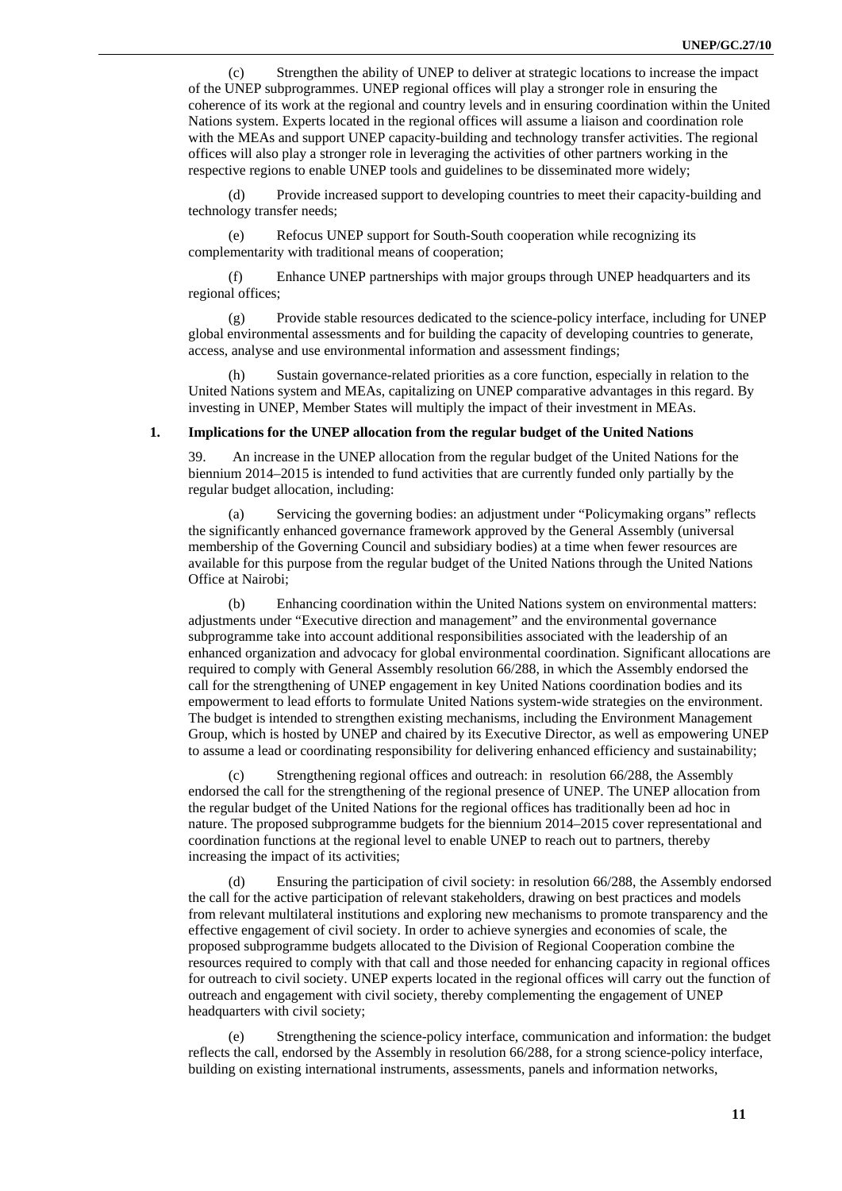(c) Strengthen the ability of UNEP to deliver at strategic locations to increase the impact of the UNEP subprogrammes. UNEP regional offices will play a stronger role in ensuring the coherence of its work at the regional and country levels and in ensuring coordination within the United Nations system. Experts located in the regional offices will assume a liaison and coordination role with the MEAs and support UNEP capacity-building and technology transfer activities. The regional offices will also play a stronger role in leveraging the activities of other partners working in the respective regions to enable UNEP tools and guidelines to be disseminated more widely;

(d) Provide increased support to developing countries to meet their capacity-building and technology transfer needs;

(e) Refocus UNEP support for South-South cooperation while recognizing its complementarity with traditional means of cooperation;

(f) Enhance UNEP partnerships with major groups through UNEP headquarters and its regional offices;

(g) Provide stable resources dedicated to the science-policy interface, including for UNEP global environmental assessments and for building the capacity of developing countries to generate, access, analyse and use environmental information and assessment findings;

(h) Sustain governance-related priorities as a core function, especially in relation to the United Nations system and MEAs, capitalizing on UNEP comparative advantages in this regard. By investing in UNEP, Member States will multiply the impact of their investment in MEAs.

### 1. Implications for the UNEP allocation from the regular budget of the United Nations

39. An increase in the UNEP allocation from the regular budget of the United Nations for the biennium 2014–2015 is intended to fund activities that are currently funded only partially by the regular budget allocation, including:

(a) Servicing the governing bodies: an adjustment under "Policymaking organs" reflects the significantly enhanced governance framework approved by the General Assembly (universal membership of the Governing Council and subsidiary bodies) at a time when fewer resources are available for this purpose from the regular budget of the United Nations through the United Nations Office at Nairobi;

(b) Enhancing coordination within the United Nations system on environmental matters: adjustments under "Executive direction and management" and the environmental governance subprogramme take into account additional responsibilities associated with the leadership of an enhanced organization and advocacy for global environmental coordination. Significant allocations are required to comply with General Assembly resolution 66/288, in which the Assembly endorsed the call for the strengthening of UNEP engagement in key United Nations coordination bodies and its empowerment to lead efforts to formulate United Nations system-wide strategies on the environment. The budget is intended to strengthen existing mechanisms, including the Environment Management Group, which is hosted by UNEP and chaired by its Executive Director, as well as empowering UNEP to assume a lead or coordinating responsibility for delivering enhanced efficiency and sustainability;

(c) Strengthening regional offices and outreach: in resolution 66/288, the Assembly endorsed the call for the strengthening of the regional presence of UNEP. The UNEP allocation from the regular budget of the United Nations for the regional offices has traditionally been ad hoc in nature. The proposed subprogramme budgets for the biennium 2014–2015 cover representational and coordination functions at the regional level to enable UNEP to reach out to partners, thereby increasing the impact of its activities;

(d) Ensuring the participation of civil society: in resolution 66/288, the Assembly endorsed the call for the active participation of relevant stakeholders, drawing on best practices and models from relevant multilateral institutions and exploring new mechanisms to promote transparency and the effective engagement of civil society. In order to achieve synergies and economies of scale, the proposed subprogramme budgets allocated to the Division of Regional Cooperation combine the resources required to comply with that call and those needed for enhancing capacity in regional offices for outreach to civil society. UNEP experts located in the regional offices will carry out the function of outreach and engagement with civil society, thereby complementing the engagement of UNEP headquarters with civil society;

(e) Strengthening the science-policy interface, communication and information: the budget reflects the call, endorsed by the Assembly in resolution 66/288, for a strong science-policy interface, building on existing international instruments, assessments, panels and information networks,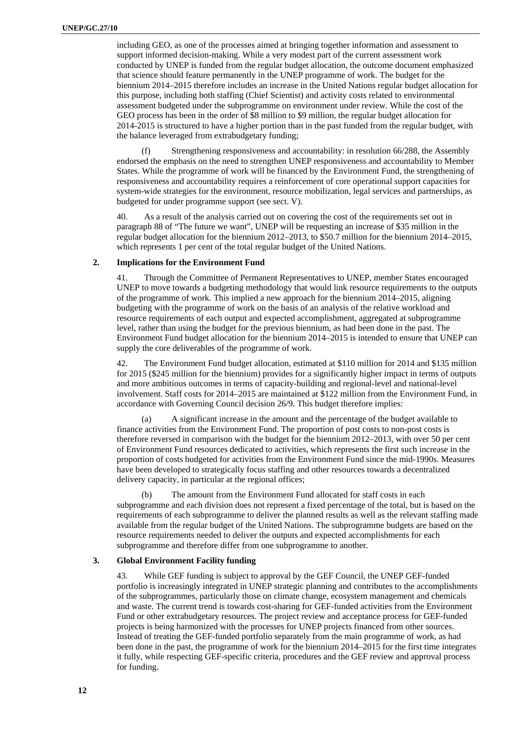including GEO, as one of the processes aimed at bringing together information and assessment to support informed decision-making. While a very modest part of the current assessment work conducted by UNEP is funded from the regular budget allocation, the outcome document emphasized that science should feature permanently in the UNEP programme of work. The budget for the biennium 2014–2015 therefore includes an increase in the United Nations regular budget allocation for this purpose, including both staffing (Chief Scientist) and activity costs related to environmental assessment budgeted under the subprogramme on environment under review. While the cost of the GEO process has been in the order of $8 million to $9 million, the regular budget allocation for 2014-2015 is structured to have a higher portion than in the past funded from the regular budget, with the balance leveraged from extrabudgetary funding;

(f) Strengthening responsiveness and accountability: in resolution 66/288, the Assembly endorsed the emphasis on the need to strengthen UNEP responsiveness and accountability to Member States. While the programme of work will be financed by the Environment Fund, the strengthening of responsiveness and accountability requires a reinforcement of core operational support capacities for system-wide strategies for the environment, resource mobilization, legal services and partnerships, as budgeted for under programme support (see sect. V).

40. As a result of the analysis carried out on covering the cost of the requirements set out in paragraph 88 of "The future we want", UNEP will be requesting an increase of $35 million in the regular budget allocation for the biennium 2012–2013, to $50.7 million for the biennium 2014–2015, which represents 1 per cent of the total regular budget of the United Nations.

### 2. Implications for the Environment Fund

41. Through the Committee of Permanent Representatives to UNEP, member States encouraged UNEP to move towards a budgeting methodology that would link resource requirements to the outputs of the programme of work. This implied a new approach for the biennium 2014–2015, aligning budgeting with the programme of work on the basis of an analysis of the relative workload and resource requirements of each output and expected accomplishment, aggregated at subprogramme level, rather than using the budget for the previous biennium, as had been done in the past. The Environment Fund budget allocation for the biennium 2014–2015 is intended to ensure that UNEP can supply the core deliverables of the programme of work.

42. The Environment Fund budget allocation, estimated at $110 million for 2014 and $135 million for 2015 ($245 million for the biennium) provides for a significantly higher impact in terms of outputs and more ambitious outcomes in terms of capacity-building and regional-level and national-level involvement. Staff costs for 2014–2015 are maintained at $122 million from the Environment Fund, in accordance with Governing Council decision 26/9. This budget therefore implies:

(a) A significant increase in the amount and the percentage of the budget available to finance activities from the Environment Fund. The proportion of post costs to non-post costs is therefore reversed in comparison with the budget for the biennium 2012–2013, with over 50 per cent of Environment Fund resources dedicated to activities, which represents the first such increase in the proportion of costs budgeted for activities from the Environment Fund since the mid-1990s. Measures have been developed to strategically focus staffing and other resources towards a decentralized delivery capacity, in particular at the regional offices;

(b) The amount from the Environment Fund allocated for staff costs in each subprogramme and each division does not represent a fixed percentage of the total, but is based on the requirements of each subprogramme to deliver the planned results as well as the relevant staffing made available from the regular budget of the United Nations. The subprogramme budgets are based on the resource requirements needed to deliver the outputs and expected accomplishments for each subprogramme and therefore differ from one subprogramme to another.

### 3. Global Environment Facility funding

43. While GEF funding is subject to approval by the GEF Council, the UNEP GEF-funded portfolio is increasingly integrated in UNEP strategic planning and contributes to the accomplishments of the subprogrammes, particularly those on climate change, ecosystem management and chemicals and waste. The current trend is towards cost-sharing for GEF-funded activities from the Environment Fund or other extrabudgetary resources. The project review and acceptance process for GEF-funded projects is being harmonized with the processes for UNEP projects financed from other sources. Instead of treating the GEF-funded portfolio separately from the main programme of work, as had been done in the past, the programme of work for the biennium 2014–2015 for the first time integrates it fully, while respecting GEF-specific criteria, procedures and the GEF review and approval process for funding.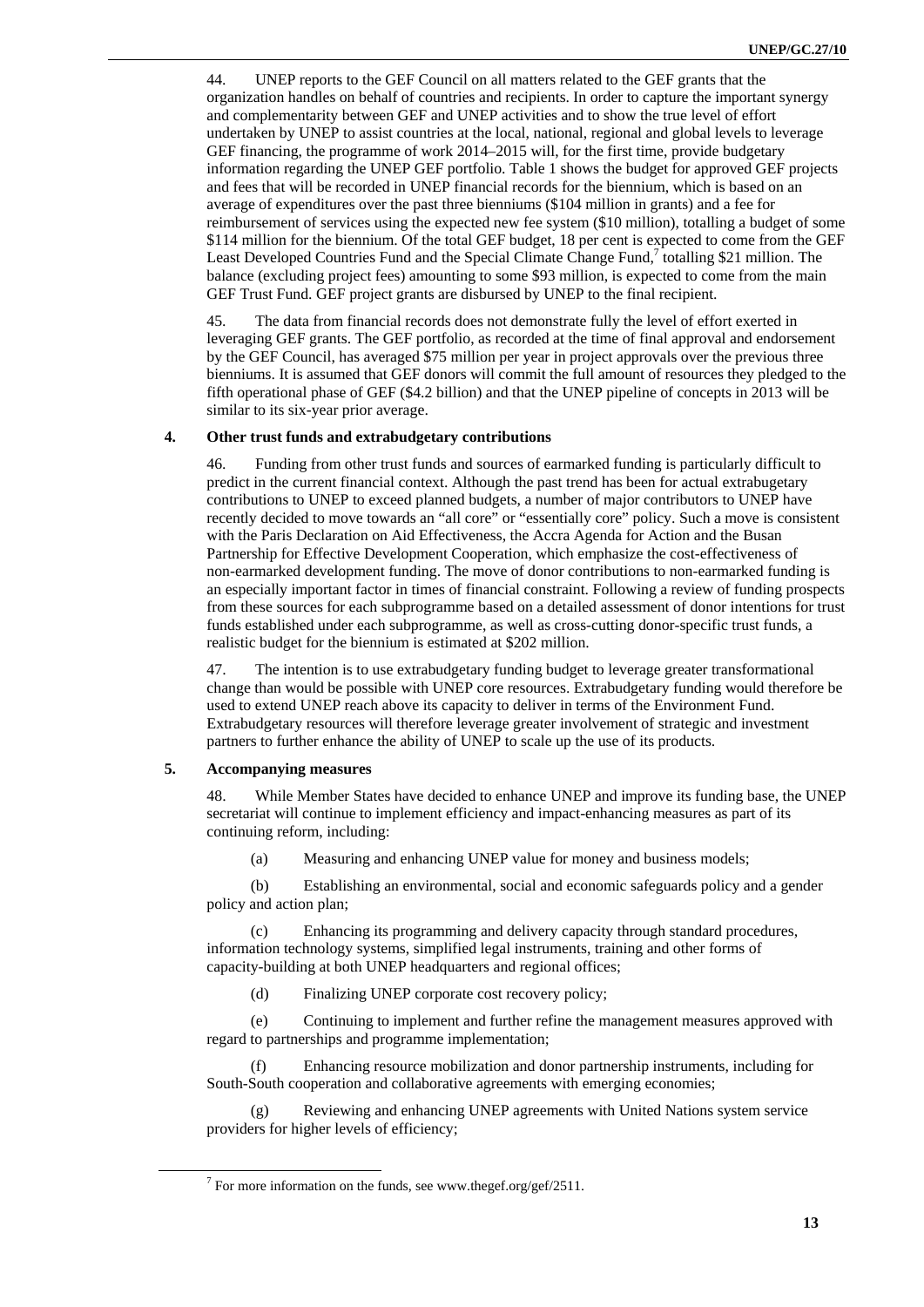44. UNEP reports to the GEF Council on all matters related to the GEF grants that the organization handles on behalf of countries and recipients. In order to capture the important synergy and complementarity between GEF and UNEP activities and to show the true level of effort undertaken by UNEP to assist countries at the local, national, regional and global levels to leverage GEF financing, the programme of work 2014–2015 will, for the first time, provide budgetary information regarding the UNEP GEF portfolio. Table 1 shows the budget for approved GEF projects and fees that will be recorded in UNEP financial records for the biennium, which is based on an average of expenditures over the past three bienniums ($104 million in grants) and a fee for reimbursement of services using the expected new fee system ($10 million), totalling a budget of some $114 million for the biennium. Of the total GEF budget, 18 per cent is expected to come from the GEF Least Developed Countries Fund and the Special Climate Change Fund,[7] totalling $21 million. The balance (excluding project fees) amounting to some $93 million, is expected to come from the main GEF Trust Fund. GEF project grants are disbursed by UNEP to the final recipient.

45. The data from financial records does not demonstrate fully the level of effort exerted in leveraging GEF grants. The GEF portfolio, as recorded at the time of final approval and endorsement by the GEF Council, has averaged $75 million per year in project approvals over the previous three bienniums. It is assumed that GEF donors will commit the full amount of resources they pledged to the fifth operational phase of GEF ($4.2 billion) and that the UNEP pipeline of concepts in 2013 will be similar to its six-year prior average.

### 4. Other trust funds and extrabudgetary contributions

46. Funding from other trust funds and sources of earmarked funding is particularly difficult to predict in the current financial context. Although the past trend has been for actual extrabugetary contributions to UNEP to exceed planned budgets, a number of major contributors to UNEP have recently decided to move towards an "all core" or "essentially core" policy. Such a move is consistent with the Paris Declaration on Aid Effectiveness, the Accra Agenda for Action and the Busan Partnership for Effective Development Cooperation, which emphasize the cost-effectiveness of non-earmarked development funding. The move of donor contributions to non-earmarked funding is an especially important factor in times of financial constraint. Following a review of funding prospects from these sources for each subprogramme based on a detailed assessment of donor intentions for trust funds established under each subprogramme, as well as cross-cutting donor-specific trust funds, a realistic budget for the biennium is estimated at $202 million.

47. The intention is to use extrabudgetary funding budget to leverage greater transformational change than would be possible with UNEP core resources. Extrabudgetary funding would therefore be used to extend UNEP reach above its capacity to deliver in terms of the Environment Fund. Extrabudgetary resources will therefore leverage greater involvement of strategic and investment partners to further enhance the ability of UNEP to scale up the use of its products.

### 5. Accompanying measures

48. While Member States have decided to enhance UNEP and improve its funding base, the UNEP secretariat will continue to implement efficiency and impact-enhancing measures as part of its continuing reform, including:

(a) Measuring and enhancing UNEP value for money and business models;

(b) Establishing an environmental, social and economic safeguards policy and a gender policy and action plan;

(c) Enhancing its programming and delivery capacity through standard procedures, information technology systems, simplified legal instruments, training and other forms of capacity-building at both UNEP headquarters and regional offices;

(d) Finalizing UNEP corporate cost recovery policy;

(e) Continuing to implement and further refine the management measures approved with regard to partnerships and programme implementation;

(f) Enhancing resource mobilization and donor partnership instruments, including for South-South cooperation and collaborative agreements with emerging economies;

(g) Reviewing and enhancing UNEP agreements with United Nations system service providers for higher levels of efficiency;

---

[7] For more information on the funds, see www.thegef.org/gef/2511.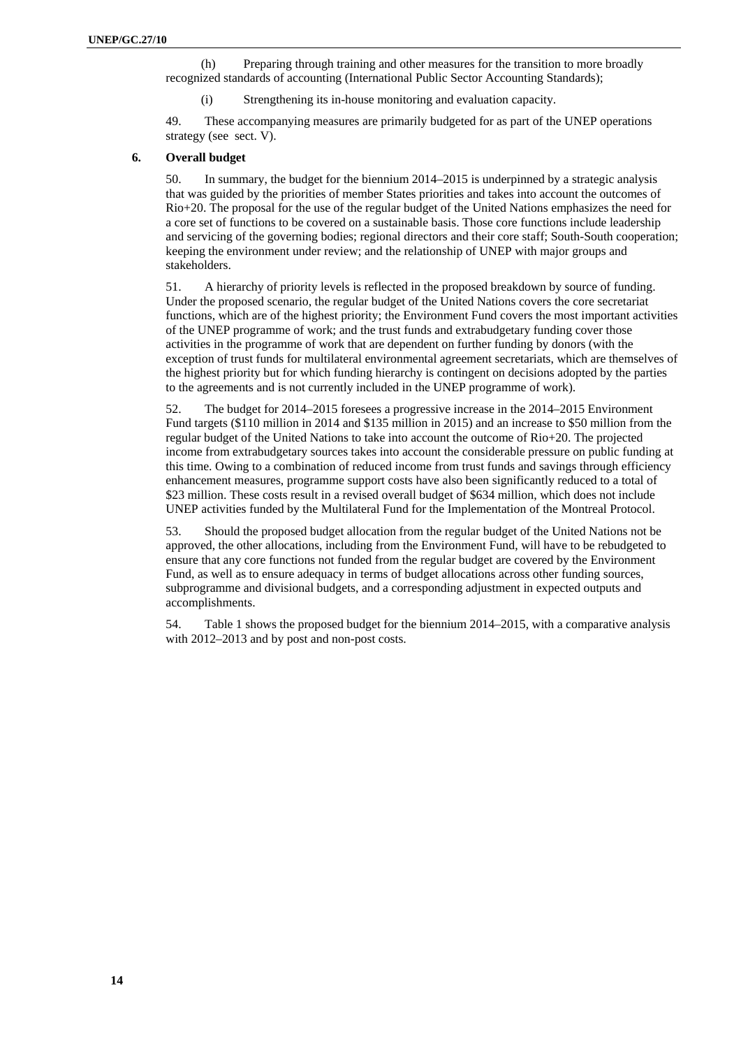(h) Preparing through training and other measures for the transition to more broadly recognized standards of accounting (International Public Sector Accounting Standards);

(i) Strengthening its in-house monitoring and evaluation capacity.

49. These accompanying measures are primarily budgeted for as part of the UNEP operations strategy (see sect. V).

### 6. Overall budget

50. In summary, the budget for the biennium 2014–2015 is underpinned by a strategic analysis that was guided by the priorities of member States priorities and takes into account the outcomes of Rio+20. The proposal for the use of the regular budget of the United Nations emphasizes the need for a core set of functions to be covered on a sustainable basis. Those core functions include leadership and servicing of the governing bodies; regional directors and their core staff; South-South cooperation; keeping the environment under review; and the relationship of UNEP with major groups and stakeholders.

51. A hierarchy of priority levels is reflected in the proposed breakdown by source of funding. Under the proposed scenario, the regular budget of the United Nations covers the core secretariat functions, which are of the highest priority; the Environment Fund covers the most important activities of the UNEP programme of work; and the trust funds and extrabudgetary funding cover those activities in the programme of work that are dependent on further funding by donors (with the exception of trust funds for multilateral environmental agreement secretariats, which are themselves of the highest priority but for which funding hierarchy is contingent on decisions adopted by the parties to the agreements and is not currently included in the UNEP programme of work).

52. The budget for 2014–2015 foresees a progressive increase in the 2014–2015 Environment Fund targets ($110 million in 2014 and $135 million in 2015) and an increase to $50 million from the regular budget of the United Nations to take into account the outcome of Rio+20. The projected income from extrabudgetary sources takes into account the considerable pressure on public funding at this time. Owing to a combination of reduced income from trust funds and savings through efficiency enhancement measures, programme support costs have also been significantly reduced to a total of $23 million. These costs result in a revised overall budget of $634 million, which does not include UNEP activities funded by the Multilateral Fund for the Implementation of the Montreal Protocol.

53. Should the proposed budget allocation from the regular budget of the United Nations not be approved, the other allocations, including from the Environment Fund, will have to be rebudgeted to ensure that any core functions not funded from the regular budget are covered by the Environment Fund, as well as to ensure adequacy in terms of budget allocations across other funding sources, subprogramme and divisional budgets, and a corresponding adjustment in expected outputs and accomplishments.

54. Table 1 shows the proposed budget for the biennium 2014–2015, with a comparative analysis with 2012–2013 and by post and non-post costs.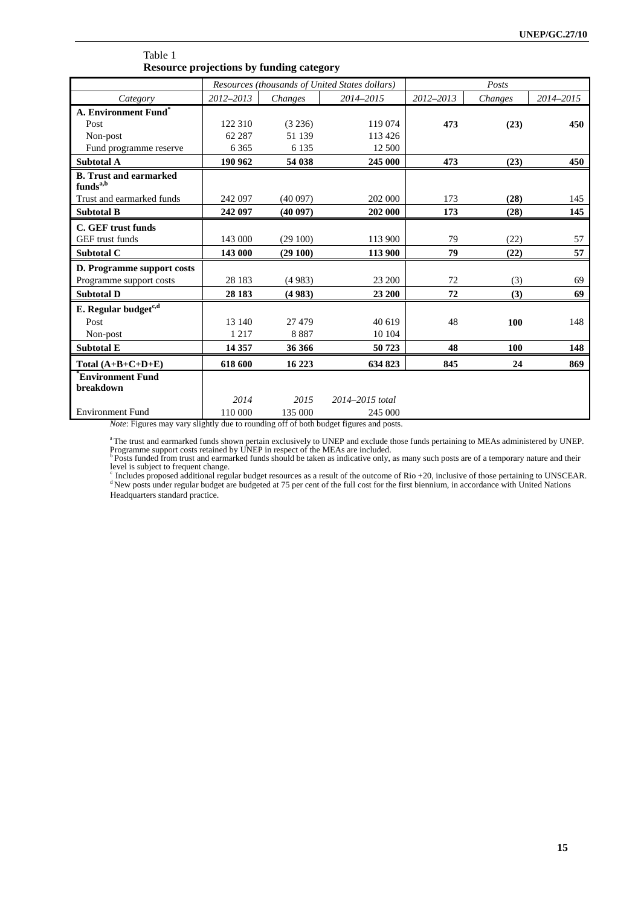Table 1
**Resource projections by funding category**

| | *Resources (thousands of United States dollars)* | | | *Posts* | | |
|---|---|---|---|---|---|---|
| *Category* | *2012–2013* | *Changes* | *2014–2015* | *2012–2013* | *Changes* | *2014–2015* |
| **A. Environment Fund*** | | | | | | |
| Post | 122 310 | (3 236) | 119 074 | **473** | **(23)** | **450** |
| Non-post | 62 287 | 51 139 | 113 426 | | | |
| Fund programme reserve | 6 365 | 6 135 | 12 500 | | | |
| **Subtotal A** | **190 962** | **54 038** | **245 000** | **473** | **(23)** | **450** |
| **B. Trust and earmarked funds[a,b]** | | | | | | |
| Trust and earmarked funds | 242 097 | (40 097) | 202 000 | 173 | **(28)** | 145 |
| **Subtotal B** | **242 097** | **(40 097)** | **202 000** | **173** | **(28)** | **145** |
| **C. GEF trust funds** | | | | | | |
| GEF trust funds | 143 000 | (29 100) | 113 900 | 79 | (22) | 57 |
| **Subtotal C** | **143 000** | **(29 100)** | **113 900** | **79** | **(22)** | **57** |
| **D. Programme support costs** | | | | | | |
| Programme support costs | 28 183 | (4 983) | 23 200 | 72 | (3) | 69 |
| **Subtotal D** | **28 183** | **(4 983)** | **23 200** | **72** | **(3)** | **69** |
| **E. Regular budget[c,d]** | | | | | | |
| Post | 13 140 | 27 479 | 40 619 | 48 | **100** | 148 |
| Non-post | 1 217 | 8 887 | 10 104 | | | |
| **Subtotal E** | **14 357** | **36 366** | **50 723** | **48** | **100** | **148** |
| **Total (A+B+C+D+E)** | **618 600** | **16 223** | **634 823** | **845** | **24** | **869** |
| ***Environment Fund breakdown** | | | | | | |
| | *2014* | *2015* | *2014–2015 total* | | | |
| Environment Fund | 110 000 | 135 000 | 245 000 | | | |

*Note*: Figures may vary slightly due to rounding off of both budget figures and posts.

[a] The trust and earmarked funds shown pertain exclusively to UNEP and exclude those funds pertaining to MEAs administered by UNEP. Programme support costs retained by UNEP in respect of the MEAs are included.
[b] Posts funded from trust and earmarked funds should be taken as indicative only, as many such posts are of a temporary nature and their level is subject to frequent change.
[c] Includes proposed additional regular budget resources as a result of the outcome of Rio +20, inclusive of those pertaining to UNSCEAR.
[d] New posts under regular budget are budgeted at 75 per cent of the full cost for the first biennium, in accordance with United Nations Headquarters standard practice.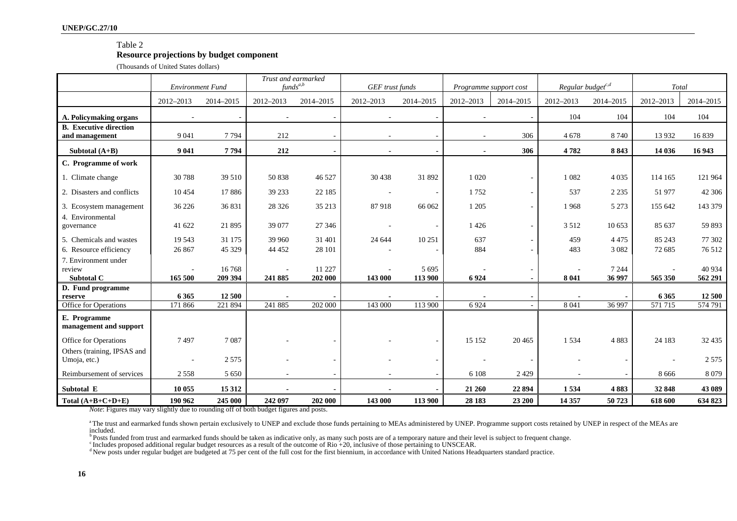Table 2
**Resource projections by budget component**

(Thousands of United States dollars)

| | *Environment Fund* | | *Trust and earmarked funds*[a,b] | | *GEF trust funds* | | *Programme support cost* | | *Regular budget*[c,d] | | *Total* | |
|---|---|---|---|---|---|---|---|---|---|---|---|---|
| | 2012–2013 | 2014–2015 | 2012–2013 | 2014–2015 | 2012–2013 | 2014–2015 | 2012–2013 | 2014–2015 | 2012–2013 | 2014–2015 | 2012–2013 | 2014–2015 |
| **A. Policymaking organs** | - | - | - | - | - | - | - | - | 104 | 104 | 104 | 104 |
| **B. Executive direction and management** | 9 041 | 7 794 | 212 | - | - | - | - | 306 | 4 678 | 8 740 | 13 932 | 16 839 |
| **Subtotal (A+B)** | **9 041** | **7 794** | **212** | **-** | **-** | **-** | **-** | **306** | **4 782** | **8 843** | **14 036** | **16 943** |
| **C. Programme of work** | | | | | | | | | | | | |
| 1. Climate change | 30 788 | 39 510 | 50 838 | 46 527 | 30 438 | 31 892 | 1 020 | - | 1 082 | 4 035 | 114 165 | 121 964 |
| 2. Disasters and conflicts | 10 454 | 17 886 | 39 233 | 22 185 | - | - | 1 752 | - | 537 | 2 235 | 51 977 | 42 306 |
| 3. Ecosystem management | 36 226 | 36 831 | 28 326 | 35 213 | 87 918 | 66 062 | 1 205 | - | 1 968 | 5 273 | 155 642 | 143 379 |
| 4. Environmental governance | 41 622 | 21 895 | 39 077 | 27 346 | - | - | 1 426 | - | 3 512 | 10 653 | 85 637 | 59 893 |
| 5. Chemicals and wastes | 19 543 | 31 175 | 39 960 | 31 401 | 24 644 | 10 251 | 637 | - | 459 | 4 475 | 85 243 | 77 302 |
| 6. Resource efficiency | 26 867 | 45 329 | 44 452 | 28 101 | - | - | 884 | - | 483 | 3 082 | 72 685 | 76 512 |
| 7. Environment under review | - | 16 768 | - | 11 227 | - | 5 695 | - | - | - | 7 244 | - | 40 934 |
| **Subtotal C** | **165 500** | **209 394** | **241 885** | **202 000** | **143 000** | **113 900** | **6 924** | **-** | **8 041** | **36 997** | **565 350** | **562 291** |
| **D. Fund programme reserve** | **6 365** | **12 500** | **-** | **-** | **-** | **-** | **-** | **-** | **-** | **-** | **6 365** | **12 500** |
| Office for Operations | 171 866 | 221 894 | 241 885 | 202 000 | 143 000 | 113 900 | 6 924 | - | 8 041 | 36 997 | 571 715 | 574 791 |
| **E. Programme management and support** | | | | | | | | | | | | |
| Office for Operations | 7 497 | 7 087 | - | - | - | - | 15 152 | 20 465 | 1 534 | 4 883 | 24 183 | 32 435 |
| Others (training, IPSAS and Umoja, etc.) | - | 2 575 | - | - | - | - | - | - | - | - | - | 2 575 |
| Reimbursement of services | 2 558 | 5 650 | - | - | - | - | 6 108 | 2 429 | - | - | 8 666 | 8 079 |
| **Subtotal E** | **10 055** | **15 312** | **-** | **-** | **-** | **-** | **21 260** | **22 894** | **1 534** | **4 883** | **32 848** | **43 089** |
| **Total (A+B+C+D+E)** | **190 962** | **245 000** | **242 097** | **202 000** | **143 000** | **113 900** | **28 183** | **23 200** | **14 357** | **50 723** | **618 600** | **634 823** |

*Note*: Figures may vary slightly due to rounding off of both budget figures and posts.

[a] The trust and earmarked funds shown pertain exclusively to UNEP and exclude those funds pertaining to MEAs administered by UNEP. Programme support costs retained by UNEP in respect of the MEAs are included.

[b] Posts funded from trust and earmarked funds should be taken as indicative only, as many such posts are of a temporary nature and their level is subject to frequent change.

[c] Includes proposed additional regular budget resources as a result of the outcome of Rio +20, inclusive of those pertaining to UNSCEAR.

[d] New posts under regular budget are budgeted at 75 per cent of the full cost for the first biennium, in accordance with United Nations Headquarters standard practice.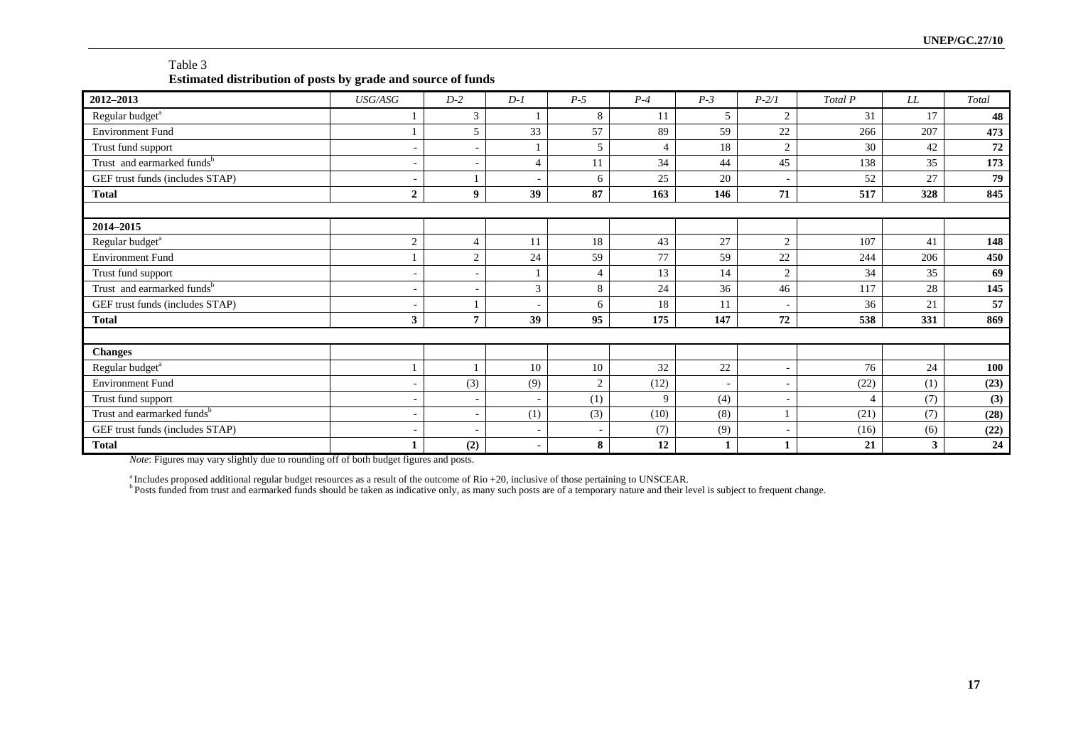Table 3
**Estimated distribution of posts by grade and source of funds**

| **2012–2013** | *USG/ASG* | *D-2* | *D-1* | *P-5* | *P-4* | *P-3* | *P-2/1* | *Total P* | *LL* | *Total* |
|---|---|---|---|---|---|---|---|---|---|---|
| Regular budget[a] | 1 | 3 | 1 | 8 | 11 | 5 | 2 | 31 | 17 | **48** |
| Environment Fund | 1 | 5 | 33 | 57 | 89 | 59 | 22 | 266 | 207 | **473** |
| Trust fund support | - | - | 1 | 5 | 4 | 18 | 2 | 30 | 42 | **72** |
| Trust and earmarked funds[b] | - | - | 4 | 11 | 34 | 44 | 45 | 138 | 35 | **173** |
| GEF trust funds (includes STAP) | - | 1 | - | 6 | 25 | 20 | - | 52 | 27 | **79** |
| **Total** | **2** | **9** | **39** | **87** | **163** | **146** | **71** | **517** | **328** | **845** |
| | | | | | | | | | | |
| **2014–2015** | | | | | | | | | | |
| Regular budget[a] | 2 | 4 | 11 | 18 | 43 | 27 | 2 | 107 | 41 | **148** |
| Environment Fund | 1 | 2 | 24 | 59 | 77 | 59 | 22 | 244 | 206 | **450** |
| Trust fund support | - | - | 1 | 4 | 13 | 14 | 2 | 34 | 35 | **69** |
| Trust and earmarked funds[b] | - | - | 3 | 8 | 24 | 36 | 46 | 117 | 28 | **145** |
| GEF trust funds (includes STAP) | - | 1 | - | 6 | 18 | 11 | - | 36 | 21 | **57** |
| **Total** | **3** | **7** | **39** | **95** | **175** | **147** | **72** | **538** | **331** | **869** |
| | | | | | | | | | | |
| **Changes** | | | | | | | | | | |
| Regular budget[a] | 1 | 1 | 10 | 10 | 32 | 22 | - | 76 | 24 | **100** |
| Environment Fund | - | (3) | (9) | 2 | (12) | - | - | (22) | (1) | **(23)** |
| Trust fund support | - | - | - | (1) | 9 | (4) | - | 4 | (7) | **(3)** |
| Trust and earmarked funds[b] | - | - | (1) | (3) | (10) | (8) | 1 | (21) | (7) | **(28)** |
| GEF trust funds (includes STAP) | - | - | - | - | (7) | (9) | - | (16) | (6) | **(22)** |
| **Total** | **1** | **(2)** | **-** | **8** | **12** | **1** | **1** | **21** | **3** | **24** |

*Note*: Figures may vary slightly due to rounding off of both budget figures and posts.

[a] Includes proposed additional regular budget resources as a result of the outcome of Rio +20, inclusive of those pertaining to UNSCEAR.
[b] Posts funded from trust and earmarked funds should be taken as indicative only, as many such posts are of a temporary nature and their level is subject to frequent change.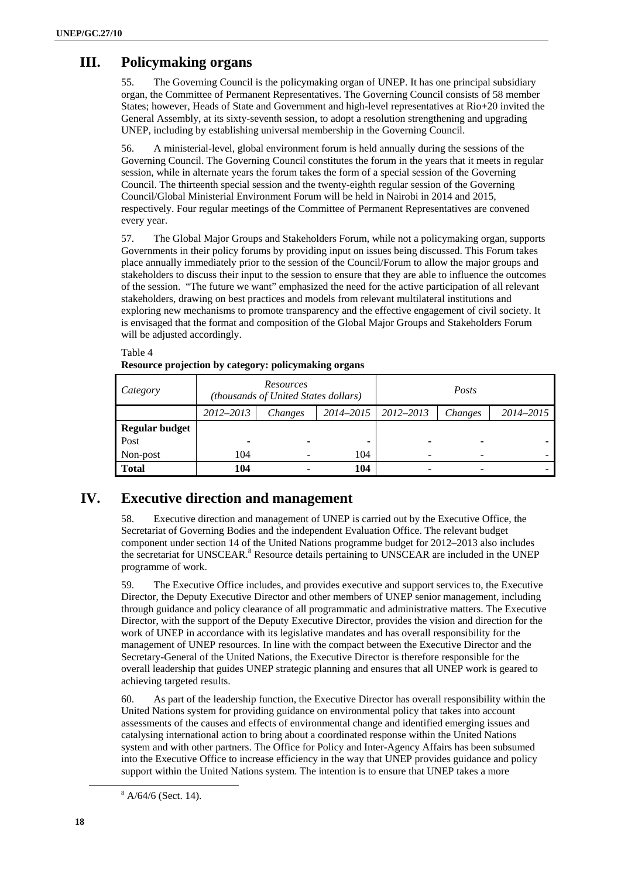# III. Policymaking organs

55. The Governing Council is the policymaking organ of UNEP. It has one principal subsidiary organ, the Committee of Permanent Representatives. The Governing Council consists of 58 member States; however, Heads of State and Government and high-level representatives at Rio+20 invited the General Assembly, at its sixty-seventh session, to adopt a resolution strengthening and upgrading UNEP, including by establishing universal membership in the Governing Council.

56. A ministerial-level, global environment forum is held annually during the sessions of the Governing Council. The Governing Council constitutes the forum in the years that it meets in regular session, while in alternate years the forum takes the form of a special session of the Governing Council. The thirteenth special session and the twenty-eighth regular session of the Governing Council/Global Ministerial Environment Forum will be held in Nairobi in 2014 and 2015, respectively. Four regular meetings of the Committee of Permanent Representatives are convened every year.

57. The Global Major Groups and Stakeholders Forum, while not a policymaking organ, supports Governments in their policy forums by providing input on issues being discussed. This Forum takes place annually immediately prior to the session of the Council/Forum to allow the major groups and stakeholders to discuss their input to the session to ensure that they are able to influence the outcomes of the session. "The future we want" emphasized the need for the active participation of all relevant stakeholders, drawing on best practices and models from relevant multilateral institutions and exploring new mechanisms to promote transparency and the effective engagement of civil society. It is envisaged that the format and composition of the Global Major Groups and Stakeholders Forum will be adjusted accordingly.

Table 4
**Resource projection by category: policymaking organs**

| *Category* | *Resources (thousands of United States dollars)* | | | *Posts* | | |
|---|---|---|---|---|---|---|
| | *2012–2013* | *Changes* | *2014–2015* | *2012–2013* | *Changes* | *2014–2015* |
| **Regular budget** | | | | | | |
| Post | - | - | - | - | - | - |
| Non-post | 104 | - | 104 | - | - | - |
| **Total** | **104** | **-** | **104** | **-** | **-** | **-** |

# IV. Executive direction and management

58. Executive direction and management of UNEP is carried out by the Executive Office, the Secretariat of Governing Bodies and the independent Evaluation Office. The relevant budget component under section 14 of the United Nations programme budget for 2012–2013 also includes the secretariat for UNSCEAR.[8] Resource details pertaining to UNSCEAR are included in the UNEP programme of work.

59. The Executive Office includes, and provides executive and support services to, the Executive Director, the Deputy Executive Director and other members of UNEP senior management, including through guidance and policy clearance of all programmatic and administrative matters. The Executive Director, with the support of the Deputy Executive Director, provides the vision and direction for the work of UNEP in accordance with its legislative mandates and has overall responsibility for the management of UNEP resources. In line with the compact between the Executive Director and the Secretary-General of the United Nations, the Executive Director is therefore responsible for the overall leadership that guides UNEP strategic planning and ensures that all UNEP work is geared to achieving targeted results.

60. As part of the leadership function, the Executive Director has overall responsibility within the United Nations system for providing guidance on environmental policy that takes into account assessments of the causes and effects of environmental change and identified emerging issues and catalysing international action to bring about a coordinated response within the United Nations system and with other partners. The Office for Policy and Inter-Agency Affairs has been subsumed into the Executive Office to increase efficiency in the way that UNEP provides guidance and policy support within the United Nations system. The intention is to ensure that UNEP takes a more

[8] A/64/6 (Sect. 14).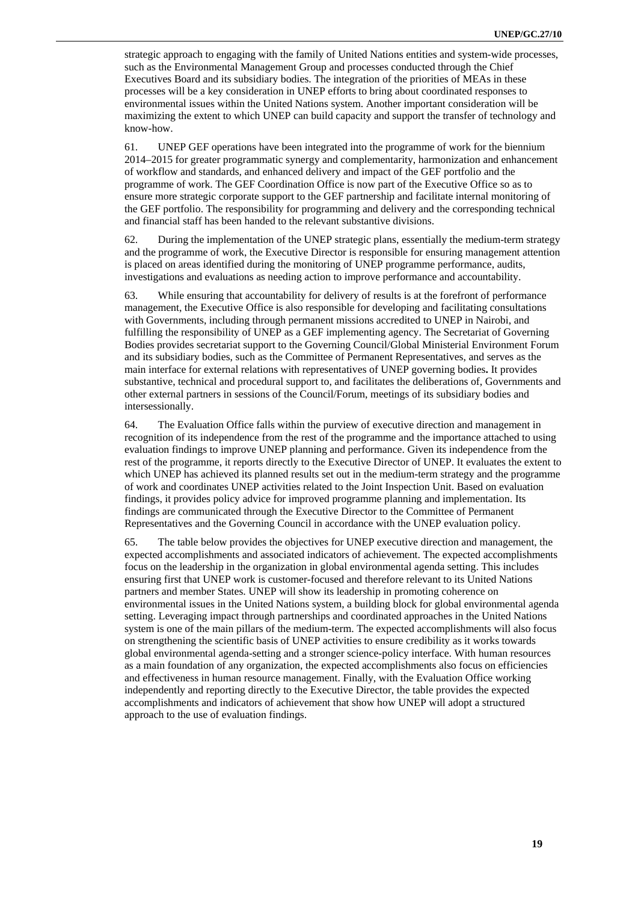strategic approach to engaging with the family of United Nations entities and system-wide processes, such as the Environmental Management Group and processes conducted through the Chief Executives Board and its subsidiary bodies. The integration of the priorities of MEAs in these processes will be a key consideration in UNEP efforts to bring about coordinated responses to environmental issues within the United Nations system. Another important consideration will be maximizing the extent to which UNEP can build capacity and support the transfer of technology and know-how.

61. UNEP GEF operations have been integrated into the programme of work for the biennium 2014–2015 for greater programmatic synergy and complementarity, harmonization and enhancement of workflow and standards, and enhanced delivery and impact of the GEF portfolio and the programme of work. The GEF Coordination Office is now part of the Executive Office so as to ensure more strategic corporate support to the GEF partnership and facilitate internal monitoring of the GEF portfolio. The responsibility for programming and delivery and the corresponding technical and financial staff has been handed to the relevant substantive divisions.

62. During the implementation of the UNEP strategic plans, essentially the medium-term strategy and the programme of work, the Executive Director is responsible for ensuring management attention is placed on areas identified during the monitoring of UNEP programme performance, audits, investigations and evaluations as needing action to improve performance and accountability.

63. While ensuring that accountability for delivery of results is at the forefront of performance management, the Executive Office is also responsible for developing and facilitating consultations with Governments, including through permanent missions accredited to UNEP in Nairobi, and fulfilling the responsibility of UNEP as a GEF implementing agency. The Secretariat of Governing Bodies provides secretariat support to the Governing Council/Global Ministerial Environment Forum and its subsidiary bodies, such as the Committee of Permanent Representatives, and serves as the main interface for external relations with representatives of UNEP governing bodies**.** It provides substantive, technical and procedural support to, and facilitates the deliberations of, Governments and other external partners in sessions of the Council/Forum, meetings of its subsidiary bodies and intersessionally.

64. The Evaluation Office falls within the purview of executive direction and management in recognition of its independence from the rest of the programme and the importance attached to using evaluation findings to improve UNEP planning and performance. Given its independence from the rest of the programme, it reports directly to the Executive Director of UNEP. It evaluates the extent to which UNEP has achieved its planned results set out in the medium-term strategy and the programme of work and coordinates UNEP activities related to the Joint Inspection Unit. Based on evaluation findings, it provides policy advice for improved programme planning and implementation. Its findings are communicated through the Executive Director to the Committee of Permanent Representatives and the Governing Council in accordance with the UNEP evaluation policy.

65. The table below provides the objectives for UNEP executive direction and management, the expected accomplishments and associated indicators of achievement. The expected accomplishments focus on the leadership in the organization in global environmental agenda setting. This includes ensuring first that UNEP work is customer-focused and therefore relevant to its United Nations partners and member States. UNEP will show its leadership in promoting coherence on environmental issues in the United Nations system, a building block for global environmental agenda setting. Leveraging impact through partnerships and coordinated approaches in the United Nations system is one of the main pillars of the medium-term. The expected accomplishments will also focus on strengthening the scientific basis of UNEP activities to ensure credibility as it works towards global environmental agenda-setting and a stronger science-policy interface. With human resources as a main foundation of any organization, the expected accomplishments also focus on efficiencies and effectiveness in human resource management. Finally, with the Evaluation Office working independently and reporting directly to the Executive Director, the table provides the expected accomplishments and indicators of achievement that show how UNEP will adopt a structured approach to the use of evaluation findings.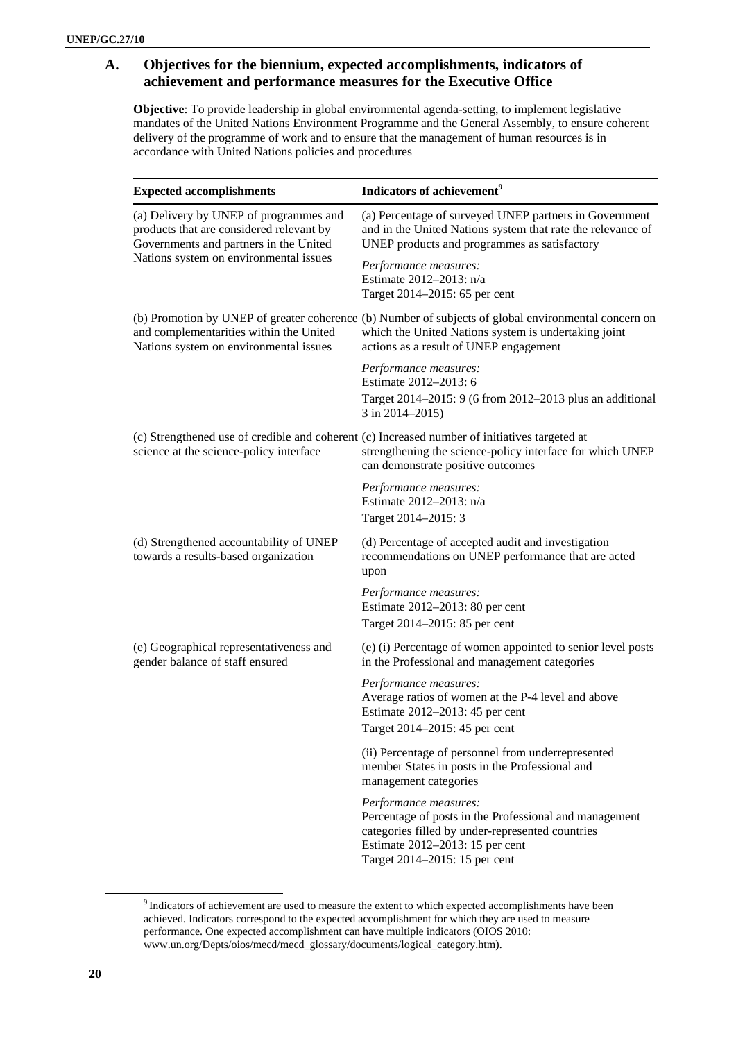## A. Objectives for the biennium, expected accomplishments, indicators of achievement and performance measures for the Executive Office

**Objective**: To provide leadership in global environmental agenda-setting, to implement legislative mandates of the United Nations Environment Programme and the General Assembly, to ensure coherent delivery of the programme of work and to ensure that the management of human resources is in accordance with United Nations policies and procedures

| Expected accomplishments | Indicators of achievement[9] |
|---|---|
| (a) Delivery by UNEP of programmes and products that are considered relevant by Governments and partners in the United Nations system on environmental issues | (a) Percentage of surveyed UNEP partners in Government and in the United Nations system that rate the relevance of UNEP products and programmes as satisfactory |
| | *Performance measures:*<br>Estimate 2012–2013: n/a<br>Target 2014–2015: 65 per cent |
| (b) Promotion by UNEP of greater coherence and complementarities within the United Nations system on environmental issues | (b) Number of subjects of global environmental concern on which the United Nations system is undertaking joint actions as a result of UNEP engagement |
| | *Performance measures:*<br>Estimate 2012–2013: 6<br>Target 2014–2015: 9 (6 from 2012–2013 plus an additional 3 in 2014–2015) |
| (c) Strengthened use of credible and coherent science at the science-policy interface | (c) Increased number of initiatives targeted at strengthening the science-policy interface for which UNEP can demonstrate positive outcomes |
| | *Performance measures:*<br>Estimate 2012–2013: n/a<br>Target 2014–2015: 3 |
| (d) Strengthened accountability of UNEP towards a results-based organization | (d) Percentage of accepted audit and investigation recommendations on UNEP performance that are acted upon |
| | *Performance measures:*<br>Estimate 2012–2013: 80 per cent<br>Target 2014–2015: 85 per cent |
| (e) Geographical representativeness and gender balance of staff ensured | (e) (i) Percentage of women appointed to senior level posts in the Professional and management categories |
| | *Performance measures:*<br>Average ratios of women at the P-4 level and above<br>Estimate 2012–2013: 45 per cent<br>Target 2014–2015: 45 per cent |
| | (ii) Percentage of personnel from underrepresented member States in posts in the Professional and management categories |
| | *Performance measures:*<br>Percentage of posts in the Professional and management categories filled by under-represented countries<br>Estimate 2012–2013: 15 per cent<br>Target 2014–2015: 15 per cent |

[9] Indicators of achievement are used to measure the extent to which expected accomplishments have been achieved. Indicators correspond to the expected accomplishment for which they are used to measure performance. One expected accomplishment can have multiple indicators (OIOS 2010: www.un.org/Depts/oios/mecd/mecd_glossary/documents/logical_category.htm).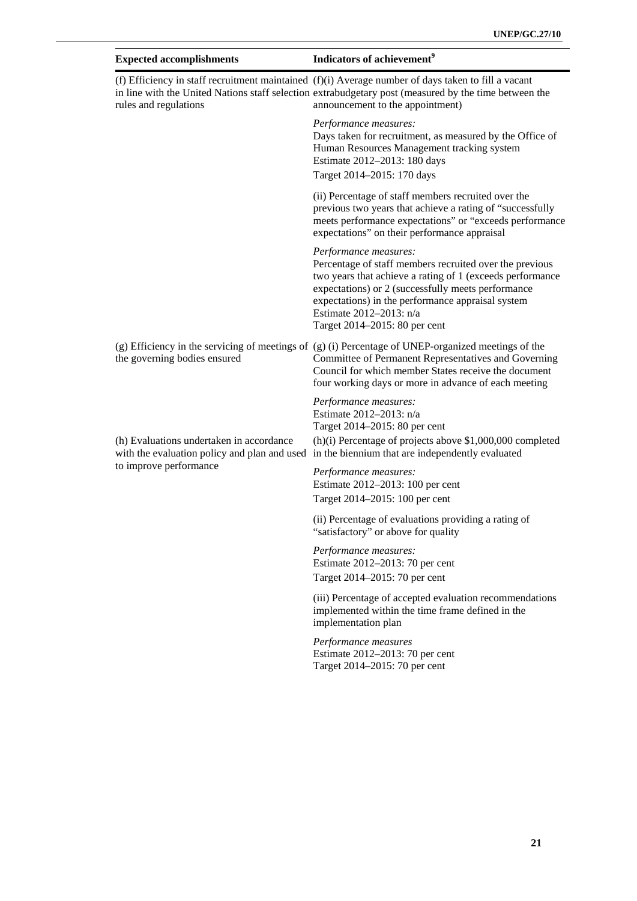| Expected accomplishments | Indicators of achievement[9] |
|---|---|
| (f) Efficiency in staff recruitment maintained in line with the United Nations staff selection rules and regulations | (f)(i) Average number of days taken to fill a vacant extrabudgetary post (measured by the time between the announcement to the appointment)<br><br>*Performance measures:*<br>Days taken for recruitment, as measured by the Office of Human Resources Management tracking system<br>Estimate 2012–2013: 180 days<br>Target 2014–2015: 170 days<br><br>(ii) Percentage of staff members recruited over the previous two years that achieve a rating of "successfully meets performance expectations" or "exceeds performance expectations" on their performance appraisal<br><br>*Performance measures:*<br>Percentage of staff members recruited over the previous two years that achieve a rating of 1 (exceeds performance expectations) or 2 (successfully meets performance expectations) in the performance appraisal system<br>Estimate 2012–2013: n/a<br>Target 2014–2015: 80 per cent |
| (g) Efficiency in the servicing of meetings of the governing bodies ensured | (g) (i) Percentage of UNEP-organized meetings of the Committee of Permanent Representatives and Governing Council for which member States receive the document four working days or more in advance of each meeting<br><br>*Performance measures:*<br>Estimate 2012–2013: n/a<br>Target 2014–2015: 80 per cent |
| (h) Evaluations undertaken in accordance with the evaluation policy and plan and used to improve performance | (h)(i) Percentage of projects above $1,000,000 completed in the biennium that are independently evaluated<br><br>*Performance measures:*<br>Estimate 2012–2013: 100 per cent<br>Target 2014–2015: 100 per cent<br><br>(ii) Percentage of evaluations providing a rating of "satisfactory" or above for quality<br><br>*Performance measures:*<br>Estimate 2012–2013: 70 per cent<br>Target 2014–2015: 70 per cent<br><br>(iii) Percentage of accepted evaluation recommendations implemented within the time frame defined in the implementation plan<br><br>*Performance measures*<br>Estimate 2012–2013: 70 per cent<br>Target 2014–2015: 70 per cent |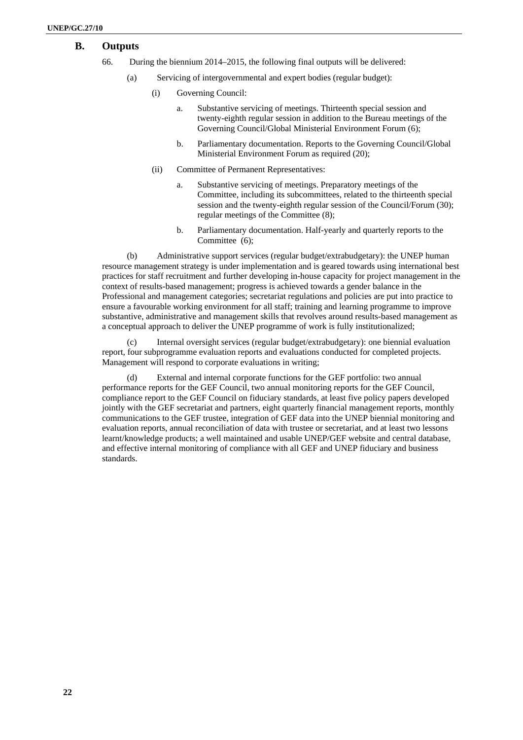## B. Outputs

66. During the biennium 2014–2015, the following final outputs will be delivered:

(a) Servicing of intergovernmental and expert bodies (regular budget):

(i) Governing Council:

a. Substantive servicing of meetings. Thirteenth special session and twenty-eighth regular session in addition to the Bureau meetings of the Governing Council/Global Ministerial Environment Forum (6);

b. Parliamentary documentation. Reports to the Governing Council/Global Ministerial Environment Forum as required (20);

(ii) Committee of Permanent Representatives:

a. Substantive servicing of meetings. Preparatory meetings of the Committee, including its subcommittees, related to the thirteenth special session and the twenty-eighth regular session of the Council/Forum (30); regular meetings of the Committee (8);

b. Parliamentary documentation. Half-yearly and quarterly reports to the Committee (6);

(b) Administrative support services (regular budget/extrabudgetary): the UNEP human resource management strategy is under implementation and is geared towards using international best practices for staff recruitment and further developing in-house capacity for project management in the context of results-based management; progress is achieved towards a gender balance in the Professional and management categories; secretariat regulations and policies are put into practice to ensure a favourable working environment for all staff; training and learning programme to improve substantive, administrative and management skills that revolves around results-based management as a conceptual approach to deliver the UNEP programme of work is fully institutionalized;

(c) Internal oversight services (regular budget/extrabudgetary): one biennial evaluation report, four subprogramme evaluation reports and evaluations conducted for completed projects. Management will respond to corporate evaluations in writing;

(d) External and internal corporate functions for the GEF portfolio: two annual performance reports for the GEF Council, two annual monitoring reports for the GEF Council, compliance report to the GEF Council on fiduciary standards, at least five policy papers developed jointly with the GEF secretariat and partners, eight quarterly financial management reports, monthly communications to the GEF trustee, integration of GEF data into the UNEP biennial monitoring and evaluation reports, annual reconciliation of data with trustee or secretariat, and at least two lessons learnt/knowledge products; a well maintained and usable UNEP/GEF website and central database, and effective internal monitoring of compliance with all GEF and UNEP fiduciary and business standards.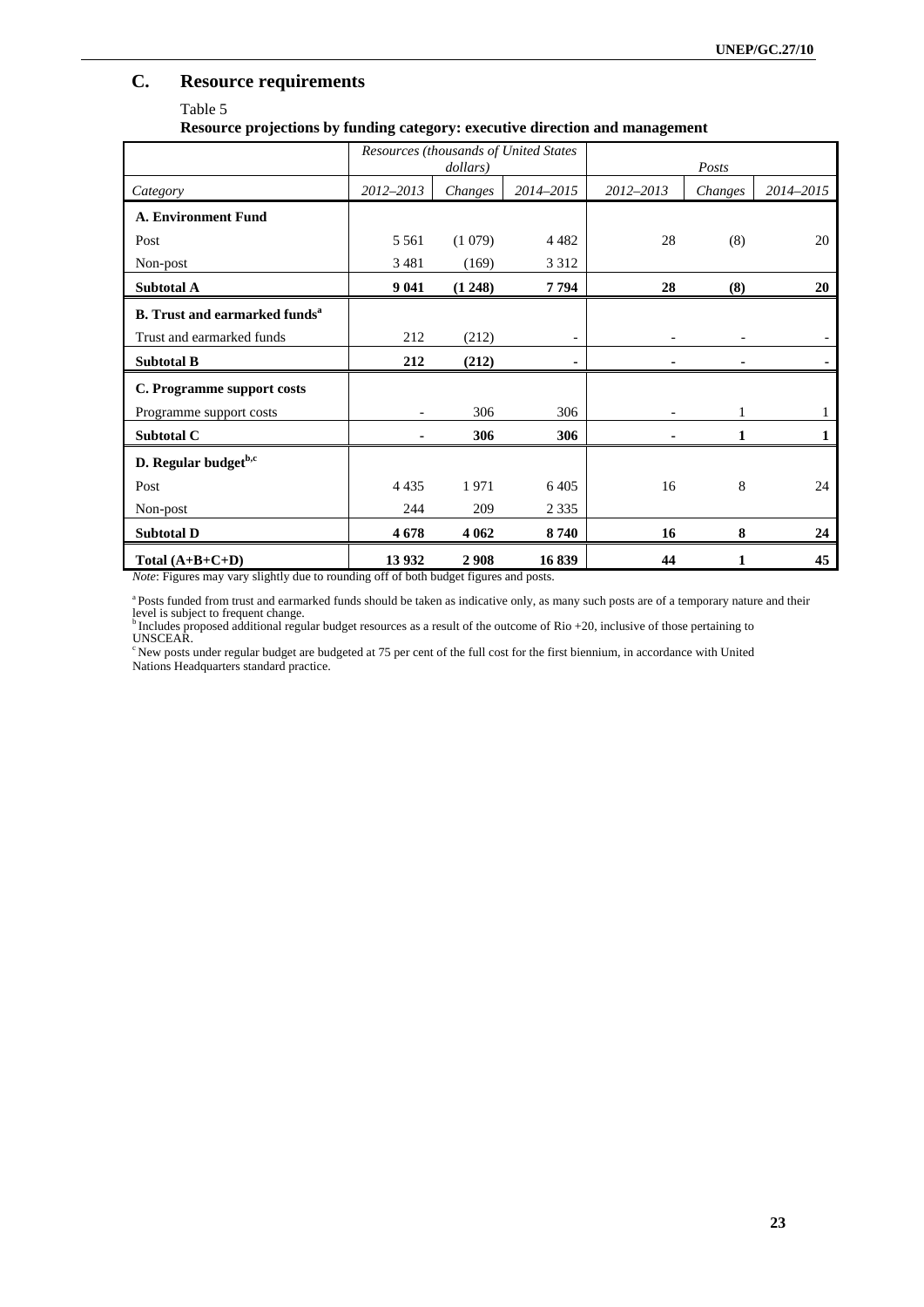## C. Resource requirements

Table 5

**Resource projections by funding category: executive direction and management**

| | *Resources (thousands of United States dollars)* | | | *Posts* | | |
|---|---|---|---|---|---|---|
| *Category* | *2012–2013* | *Changes* | *2014–2015* | *2012–2013* | *Changes* | *2014–2015* |
| **A. Environment Fund** | | | | | | |
| Post | 5 561 | (1 079) | 4 482 | 28 | (8) | 20 |
| Non-post | 3 481 | (169) | 3 312 | | | |
| **Subtotal A** | **9 041** | **(1 248)** | **7 794** | **28** | **(8)** | **20** |
| **B. Trust and earmarked funds[a]** | | | | | | |
| Trust and earmarked funds | 212 | (212) | - | - | - | - |
| **Subtotal B** | **212** | **(212)** | **-** | **-** | **-** | **-** |
| **C. Programme support costs** | | | | | | |
| Programme support costs | - | 306 | 306 | - | 1 | 1 |
| **Subtotal C** | **-** | **306** | **306** | **-** | **1** | **1** |
| **D. Regular budget[b,c]** | | | | | | |
| Post | 4 435 | 1 971 | 6 405 | 16 | 8 | 24 |
| Non-post | 244 | 209 | 2 335 | | | |
| **Subtotal D** | **4 678** | **4 062** | **8 740** | **16** | **8** | **24** |
| **Total (A+B+C+D)** | **13 932** | **2 908** | **16 839** | **44** | **1** | **45** |

*Note*: Figures may vary slightly due to rounding off of both budget figures and posts.

[a] Posts funded from trust and earmarked funds should be taken as indicative only, as many such posts are of a temporary nature and their level is subject to frequent change.

[b] Includes proposed additional regular budget resources as a result of the outcome of Rio +20, inclusive of those pertaining to UNSCEAR.

[c] New posts under regular budget are budgeted at 75 per cent of the full cost for the first biennium, in accordance with United Nations Headquarters standard practice.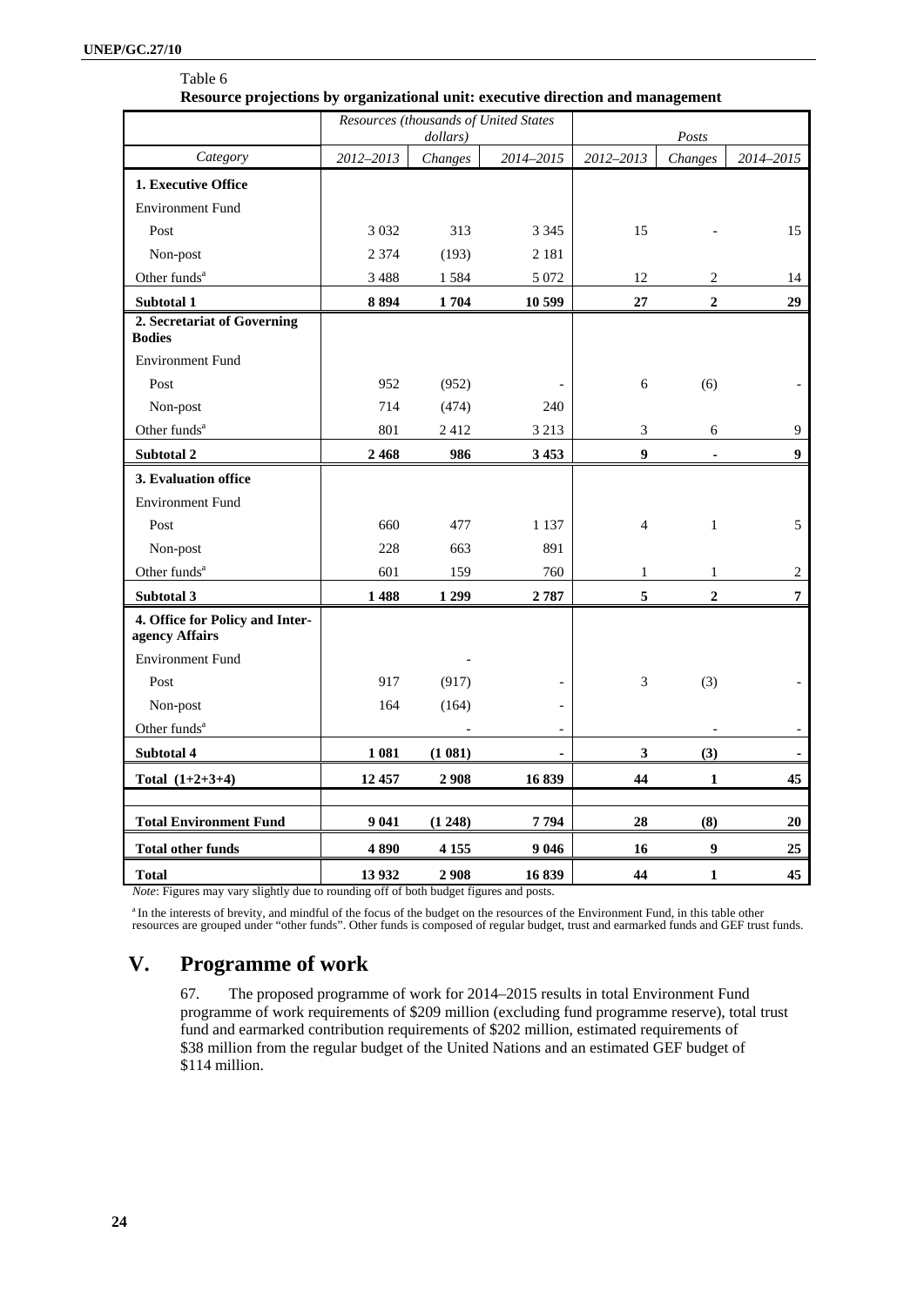Table 6

**Resource projections by organizational unit: executive direction and management**

| | Resources (thousands of United States dollars) | | | Posts | | |
|---|---|---|---|---|---|---|
| *Category* | *2012–2013* | *Changes* | *2014–2015* | *2012–2013* | *Changes* | *2014–2015* |
| **1. Executive Office** | | | | | | |
| Environment Fund | | | | | | |
| Post | 3 032 | 313 | 3 345 | 15 | - | 15 |
| Non-post | 2 374 | (193) | 2 181 | | | |
| Other funds[a] | 3 488 | 1 584 | 5 072 | 12 | 2 | 14 |
| **Subtotal 1** | **8 894** | **1 704** | **10 599** | **27** | **2** | **29** |
| **2. Secretariat of Governing Bodies** | | | | | | |
| Environment Fund | | | | | | |
| Post | 952 | (952) | - | 6 | (6) | - |
| Non-post | 714 | (474) | 240 | | | |
| Other funds[a] | 801 | 2 412 | 3 213 | 3 | 6 | 9 |
| **Subtotal 2** | **2 468** | **986** | **3 453** | **9** | **-** | **9** |
| **3. Evaluation office** | | | | | | |
| Environment Fund | | | | | | |
| Post | 660 | 477 | 1 137 | 4 | 1 | 5 |
| Non-post | 228 | 663 | 891 | | | |
| Other funds[a] | 601 | 159 | 760 | 1 | 1 | 2 |
| **Subtotal 3** | **1 488** | **1 299** | **2 787** | **5** | **2** | **7** |
| **4. Office for Policy and Inter-agency Affairs** | | | | | | |
| Environment Fund | | - | | | | |
| Post | 917 | (917) | - | 3 | (3) | - |
| Non-post | 164 | (164) | - | | | |
| Other funds[a] | | - | - | | - | - |
| **Subtotal 4** | **1 081** | **(1 081)** | **-** | **3** | **(3)** | **-** |
| **Total (1+2+3+4)** | **12 457** | **2 908** | **16 839** | **44** | **1** | **45** |
| | | | | | | |
| **Total Environment Fund** | **9 041** | **(1 248)** | **7 794** | **28** | **(8)** | **20** |
| **Total other funds** | **4 890** | **4 155** | **9 046** | **16** | **9** | **25** |
| **Total** | **13 932** | **2 908** | **16 839** | **44** | **1** | **45** |

*Note*: Figures may vary slightly due to rounding off of both budget figures and posts.

[a] In the interests of brevity, and mindful of the focus of the budget on the resources of the Environment Fund, in this table other resources are grouped under "other funds". Other funds is composed of regular budget, trust and earmarked funds and GEF trust funds.

# V. Programme of work

67. The proposed programme of work for 2014–2015 results in total Environment Fund programme of work requirements of $209 million (excluding fund programme reserve), total trust fund and earmarked contribution requirements of $202 million, estimated requirements of $38 million from the regular budget of the United Nations and an estimated GEF budget of $114 million.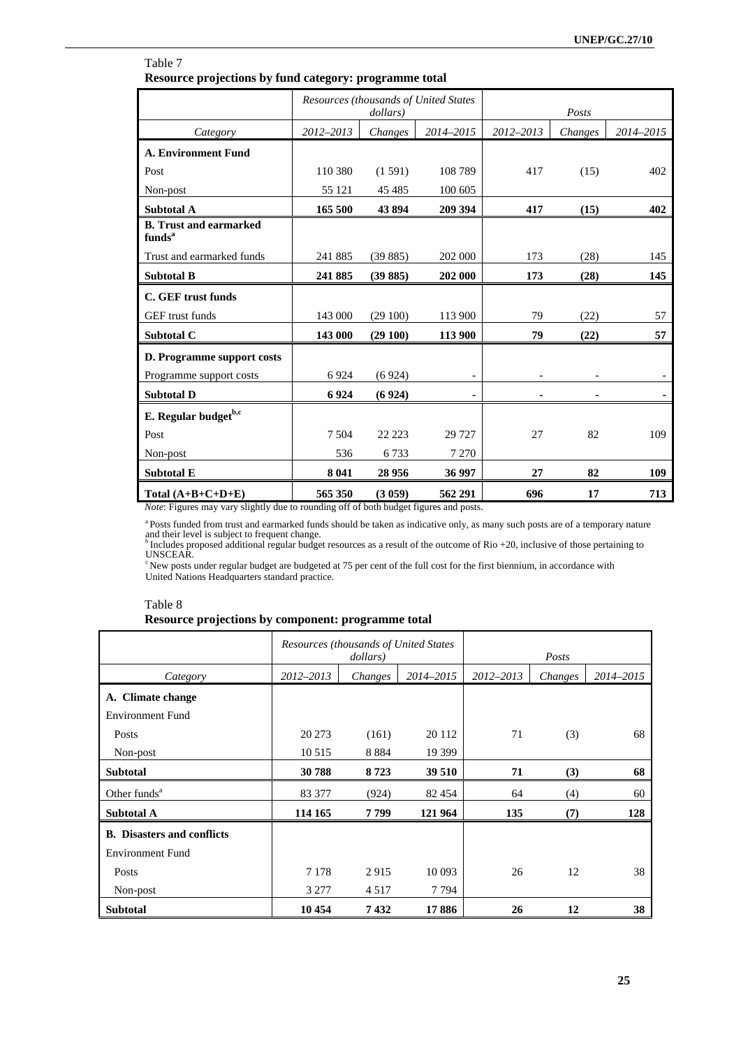Table 7
**Resource projections by fund category: programme total**

| | *Resources (thousands of United States dollars)* | | | *Posts* | | |
|---|---|---|---|---|---|---|
| *Category* | *2012–2013* | *Changes* | *2014–2015* | *2012–2013* | *Changes* | *2014–2015* |
| **A. Environment Fund** | | | | | | |
| Post | 110 380 | (1 591) | 108 789 | 417 | (15) | 402 |
| Non-post | 55 121 | 45 485 | 100 605 | | | |
| **Subtotal A** | **165 500** | **43 894** | **209 394** | **417** | **(15)** | **402** |
| **B. Trust and earmarked funds**[a] | | | | | | |
| Trust and earmarked funds | 241 885 | (39 885) | 202 000 | 173 | (28) | 145 |
| **Subtotal B** | **241 885** | **(39 885)** | **202 000** | **173** | **(28)** | **145** |
| **C. GEF trust funds** | | | | | | |
| GEF trust funds | 143 000 | (29 100) | 113 900 | 79 | (22) | 57 |
| **Subtotal C** | **143 000** | **(29 100)** | **113 900** | **79** | **(22)** | **57** |
| **D. Programme support costs** | | | | | | |
| Programme support costs | 6 924 | (6 924) | - | - | - | - |
| **Subtotal D** | **6 924** | **(6 924)** | **-** | **-** | **-** | **-** |
| **E. Regular budget**[b,c] | | | | | | |
| Post | 7 504 | 22 223 | 29 727 | 27 | 82 | 109 |
| Non-post | 536 | 6 733 | 7 270 | | | |
| **Subtotal E** | **8 041** | **28 956** | **36 997** | **27** | **82** | **109** |
| **Total (A+B+C+D+E)** | **565 350** | **(3 059)** | **562 291** | **696** | **17** | **713** |

*Note*: Figures may vary slightly due to rounding off of both budget figures and posts.

[a] Posts funded from trust and earmarked funds should be taken as indicative only, as many such posts are of a temporary nature and their level is subject to frequent change.

[b] Includes proposed additional regular budget resources as a result of the outcome of Rio +20, inclusive of those pertaining to UNSCEAR.

[c] New posts under regular budget are budgeted at 75 per cent of the full cost for the first biennium, in accordance with United Nations Headquarters standard practice.

Table 8
**Resource projections by component: programme total**

| | *Resources (thousands of United States dollars)* | | | *Posts* | | |
|---|---|---|---|---|---|---|
| *Category* | *2012–2013* | *Changes* | *2014–2015* | *2012–2013* | *Changes* | *2014–2015* |
| **A. Climate change** | | | | | | |
| Environment Fund | | | | | | |
| Posts | 20 273 | (161) | 20 112 | 71 | (3) | 68 |
| Non-post | 10 515 | 8 884 | 19 399 | | | |
| **Subtotal** | **30 788** | **8 723** | **39 510** | **71** | **(3)** | **68** |
| Other funds[a] | 83 377 | (924) | 82 454 | 64 | (4) | 60 |
| **Subtotal A** | **114 165** | **7 799** | **121 964** | **135** | **(7)** | **128** |
| **B. Disasters and conflicts** | | | | | | |
| Environment Fund | | | | | | |
| Posts | 7 178 | 2 915 | 10 093 | 26 | 12 | 38 |
| Non-post | 3 277 | 4 517 | 7 794 | | | |
| **Subtotal** | **10 454** | **7 432** | **17 886** | **26** | **12** | **38** |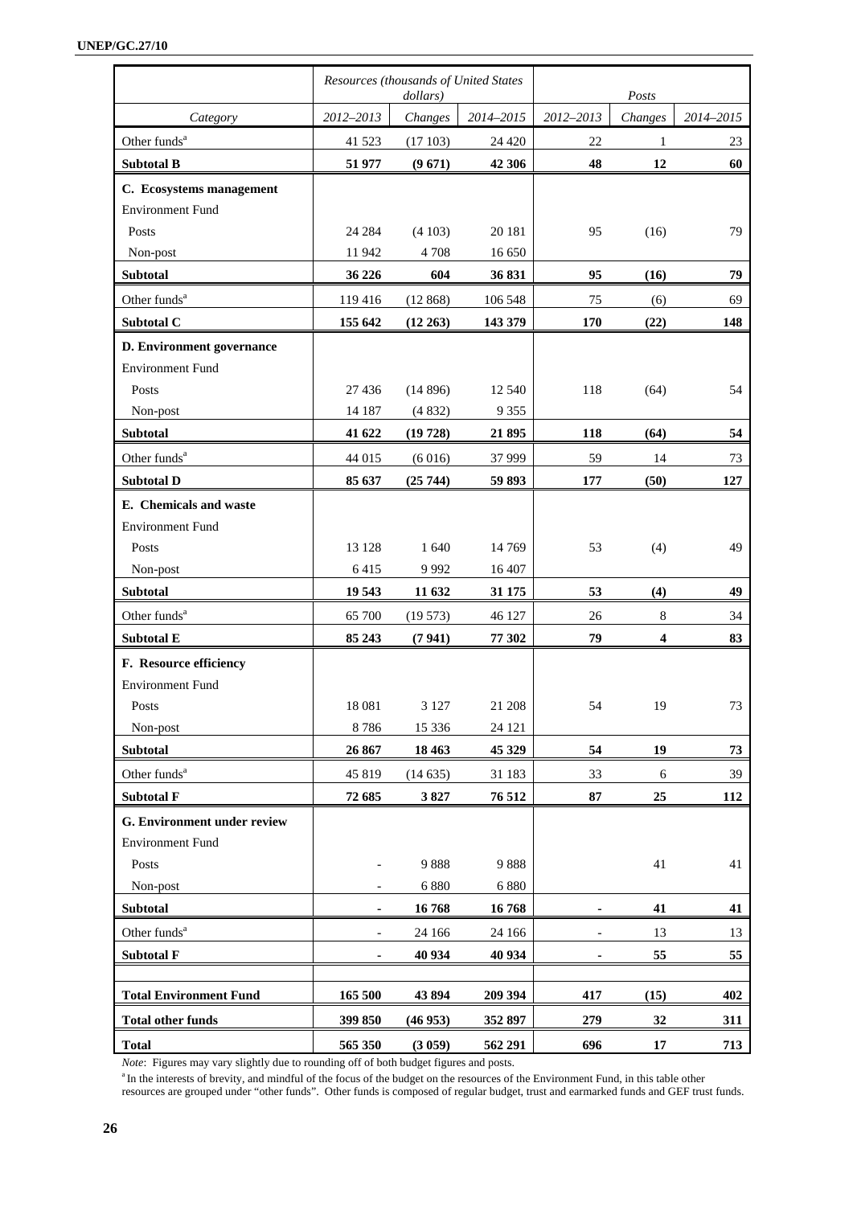| | Resources (thousands of United States dollars) | | | Posts | | |
|---|---|---|---|---|---|---|
| *Category* | *2012–2013* | *Changes* | *2014–2015* | *2012–2013* | *Changes* | *2014–2015* |
| Other funds[a] | 41 523 | (17 103) | 24 420 | 22 | 1 | 23 |
| **Subtotal B** | **51 977** | **(9 671)** | **42 306** | **48** | **12** | **60** |
| **C. Ecosystems management** | | | | | | |
| Environment Fund | | | | | | |
| Posts | 24 284 | (4 103) | 20 181 | 95 | (16) | 79 |
| Non-post | 11 942 | 4 708 | 16 650 | | | |
| **Subtotal** | **36 226** | **604** | **36 831** | **95** | **(16)** | **79** |
| Other funds[a] | 119 416 | (12 868) | 106 548 | 75 | (6) | 69 |
| **Subtotal C** | **155 642** | **(12 263)** | **143 379** | **170** | **(22)** | **148** |
| **D. Environment governance** | | | | | | |
| Environment Fund | | | | | | |
| Posts | 27 436 | (14 896) | 12 540 | 118 | (64) | 54 |
| Non-post | 14 187 | (4 832) | 9 355 | | | |
| **Subtotal** | **41 622** | **(19 728)** | **21 895** | **118** | **(64)** | **54** |
| Other funds[a] | 44 015 | (6 016) | 37 999 | 59 | 14 | 73 |
| **Subtotal D** | **85 637** | **(25 744)** | **59 893** | **177** | **(50)** | **127** |
| **E. Chemicals and waste** | | | | | | |
| Environment Fund | | | | | | |
| Posts | 13 128 | 1 640 | 14 769 | 53 | (4) | 49 |
| Non-post | 6 415 | 9 992 | 16 407 | | | |
| **Subtotal** | **19 543** | **11 632** | **31 175** | **53** | **(4)** | **49** |
| Other funds[a] | 65 700 | (19 573) | 46 127 | 26 | 8 | 34 |
| **Subtotal E** | **85 243** | **(7 941)** | **77 302** | **79** | **4** | **83** |
| **F. Resource efficiency** | | | | | | |
| Environment Fund | | | | | | |
| Posts | 18 081 | 3 127 | 21 208 | 54 | 19 | 73 |
| Non-post | 8 786 | 15 336 | 24 121 | | | |
| **Subtotal** | **26 867** | **18 463** | **45 329** | **54** | **19** | **73** |
| Other funds[a] | 45 819 | (14 635) | 31 183 | 33 | 6 | 39 |
| **Subtotal F** | **72 685** | **3 827** | **76 512** | **87** | **25** | **112** |
| **G. Environment under review** | | | | | | |
| Environment Fund | | | | | | |
| Posts | - | 9 888 | 9 888 | | 41 | 41 |
| Non-post | - | 6 880 | 6 880 | | | |
| **Subtotal** | **-** | **16 768** | **16 768** | **-** | **41** | **41** |
| Other funds[a] | - | 24 166 | 24 166 | - | 13 | 13 |
| **Subtotal F** | **-** | **40 934** | **40 934** | **-** | **55** | **55** |
| | | | | | | |
| **Total Environment Fund** | **165 500** | **43 894** | **209 394** | **417** | **(15)** | **402** |
| **Total other funds** | **399 850** | **(46 953)** | **352 897** | **279** | **32** | **311** |
| **Total** | **565 350** | **(3 059)** | **562 291** | **696** | **17** | **713** |

*Note*: Figures may vary slightly due to rounding off of both budget figures and posts.

[a] In the interests of brevity, and mindful of the focus of the budget on the resources of the Environment Fund, in this table other resources are grouped under "other funds". Other funds is composed of regular budget, trust and earmarked funds and GEF trust funds.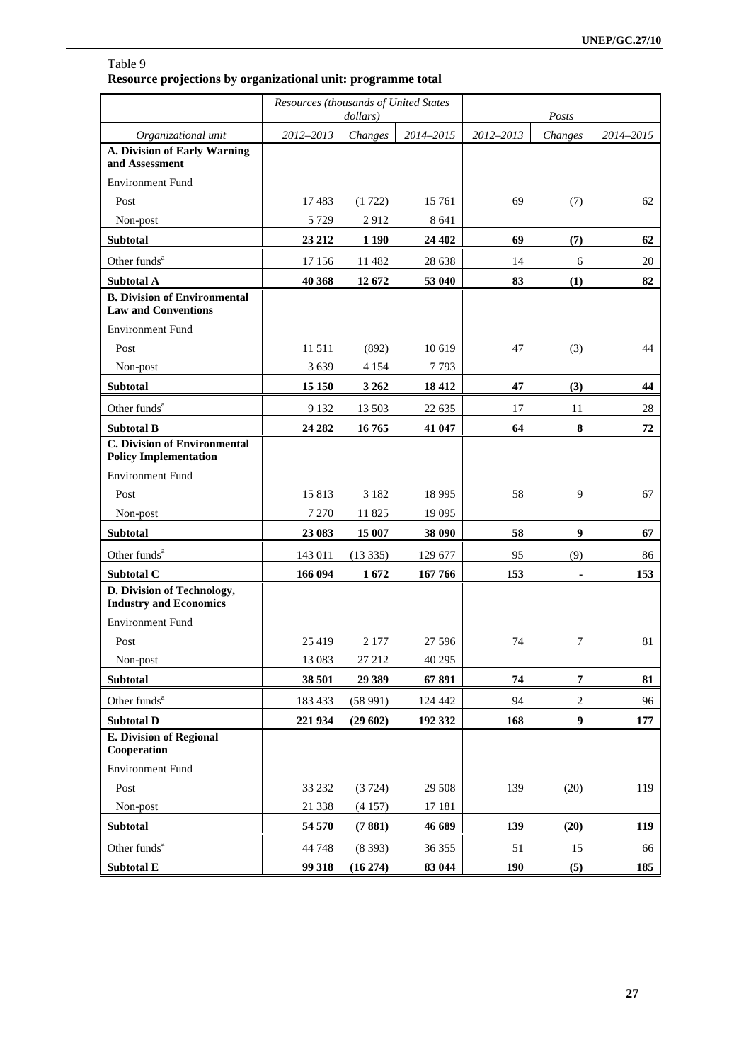Table 9
**Resource projections by organizational unit: programme total**

| | Resources (thousands of United States dollars) | | | Posts | | |
|---|---|---|---|---|---|---|
| *Organizational unit* | *2012–2013* | *Changes* | *2014–2015* | *2012–2013* | *Changes* | *2014–2015* |
| **A. Division of Early Warning and Assessment** | | | | | | |
| Environment Fund | | | | | | |
| Post | 17 483 | (1 722) | 15 761 | 69 | (7) | 62 |
| Non-post | 5 729 | 2 912 | 8 641 | | | |
| **Subtotal** | **23 212** | **1 190** | **24 402** | **69** | **(7)** | **62** |
| Other funds[a] | 17 156 | 11 482 | 28 638 | 14 | 6 | 20 |
| **Subtotal A** | **40 368** | **12 672** | **53 040** | **83** | **(1)** | **82** |
| **B. Division of Environmental Law and Conventions** | | | | | | |
| Environment Fund | | | | | | |
| Post | 11 511 | (892) | 10 619 | 47 | (3) | 44 |
| Non-post | 3 639 | 4 154 | 7 793 | | | |
| **Subtotal** | **15 150** | **3 262** | **18 412** | **47** | **(3)** | **44** |
| Other funds[a] | 9 132 | 13 503 | 22 635 | 17 | 11 | 28 |
| **Subtotal B** | **24 282** | **16 765** | **41 047** | **64** | **8** | **72** |
| **C. Division of Environmental Policy Implementation** | | | | | | |
| Environment Fund | | | | | | |
| Post | 15 813 | 3 182 | 18 995 | 58 | 9 | 67 |
| Non-post | 7 270 | 11 825 | 19 095 | | | |
| **Subtotal** | **23 083** | **15 007** | **38 090** | **58** | **9** | **67** |
| Other funds[a] | 143 011 | (13 335) | 129 677 | 95 | (9) | 86 |
| **Subtotal C** | **166 094** | **1 672** | **167 766** | **153** | **-** | **153** |
| **D. Division of Technology, Industry and Economics** | | | | | | |
| Environment Fund | | | | | | |
| Post | 25 419 | 2 177 | 27 596 | 74 | 7 | 81 |
| Non-post | 13 083 | 27 212 | 40 295 | | | |
| **Subtotal** | **38 501** | **29 389** | **67 891** | **74** | **7** | **81** |
| Other funds[a] | 183 433 | (58 991) | 124 442 | 94 | 2 | 96 |
| **Subtotal D** | **221 934** | **(29 602)** | **192 332** | **168** | **9** | **177** |
| **E. Division of Regional Cooperation** | | | | | | |
| Environment Fund | | | | | | |
| Post | 33 232 | (3 724) | 29 508 | 139 | (20) | 119 |
| Non-post | 21 338 | (4 157) | 17 181 | | | |
| **Subtotal** | **54 570** | **(7 881)** | **46 689** | **139** | **(20)** | **119** |
| Other funds[a] | 44 748 | (8 393) | 36 355 | 51 | 15 | 66 |
| **Subtotal E** | **99 318** | **(16 274)** | **83 044** | **190** | **(5)** | **185** |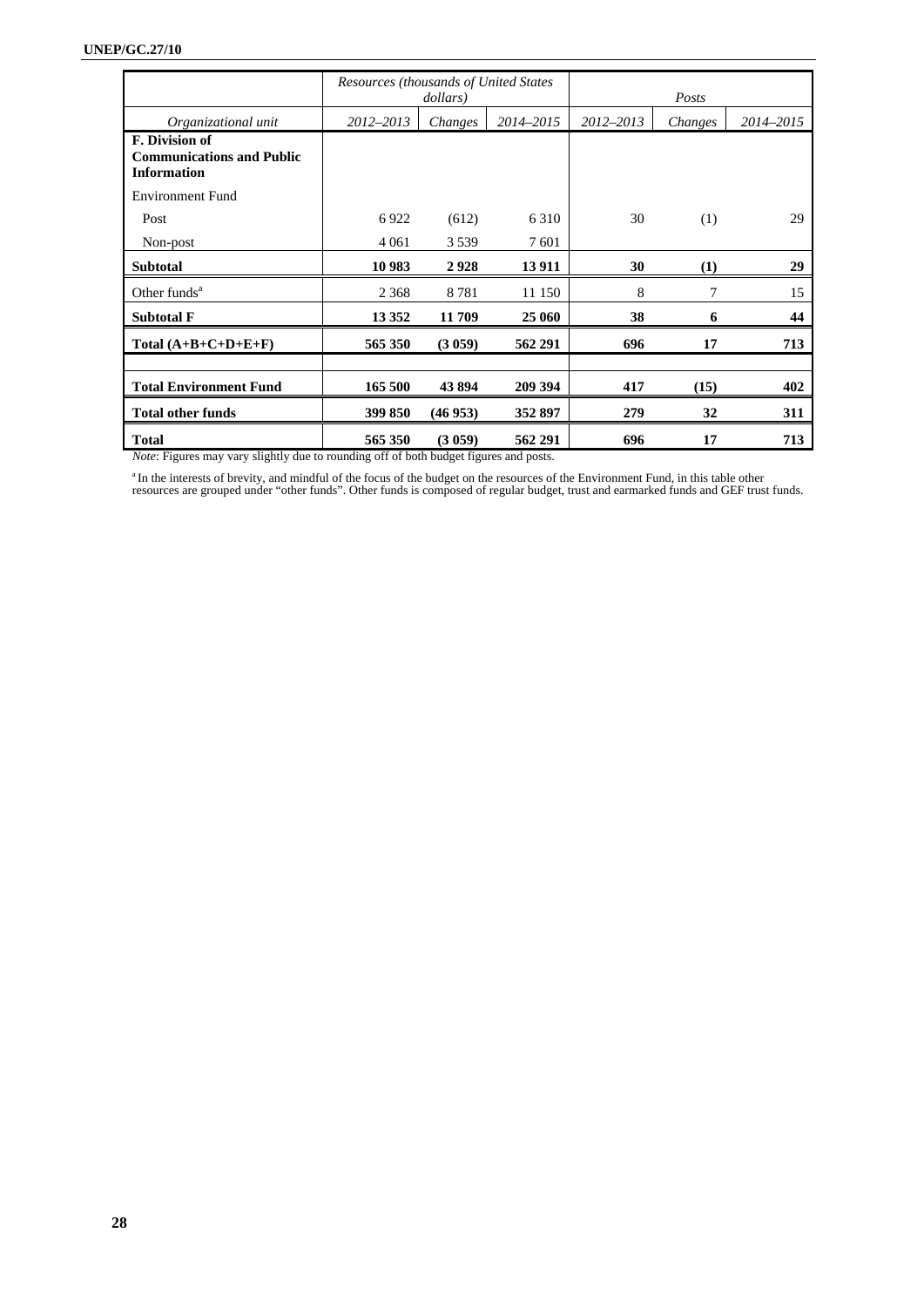| | Resources (thousands of United States dollars) | | | Posts | | |
|---|---|---|---|---|---|---|
| *Organizational unit* | *2012–2013* | *Changes* | *2014–2015* | *2012–2013* | *Changes* | *2014–2015* |
| **F. Division of Communications and Public Information** | | | | | | |
| Environment Fund | | | | | | |
| Post | 6 922 | (612) | 6 310 | 30 | (1) | 29 |
| Non-post | 4 061 | 3 539 | 7 601 | | | |
| **Subtotal** | **10 983** | **2 928** | **13 911** | **30** | **(1)** | **29** |
| Other funds[a] | 2 368 | 8 781 | 11 150 | 8 | 7 | 15 |
| **Subtotal F** | **13 352** | **11 709** | **25 060** | **38** | **6** | **44** |
| **Total (A+B+C+D+E+F)** | **565 350** | **(3 059)** | **562 291** | **696** | **17** | **713** |
| | | | | | | |
| **Total Environment Fund** | **165 500** | **43 894** | **209 394** | **417** | **(15)** | **402** |
| **Total other funds** | **399 850** | **(46 953)** | **352 897** | **279** | **32** | **311** |
| **Total** | **565 350** | **(3 059)** | **562 291** | **696** | **17** | **713** |

*Note*: Figures may vary slightly due to rounding off of both budget figures and posts.

[a] In the interests of brevity, and mindful of the focus of the budget on the resources of the Environment Fund, in this table other resources are grouped under "other funds". Other funds is composed of regular budget, trust and earmarked funds and GEF trust funds.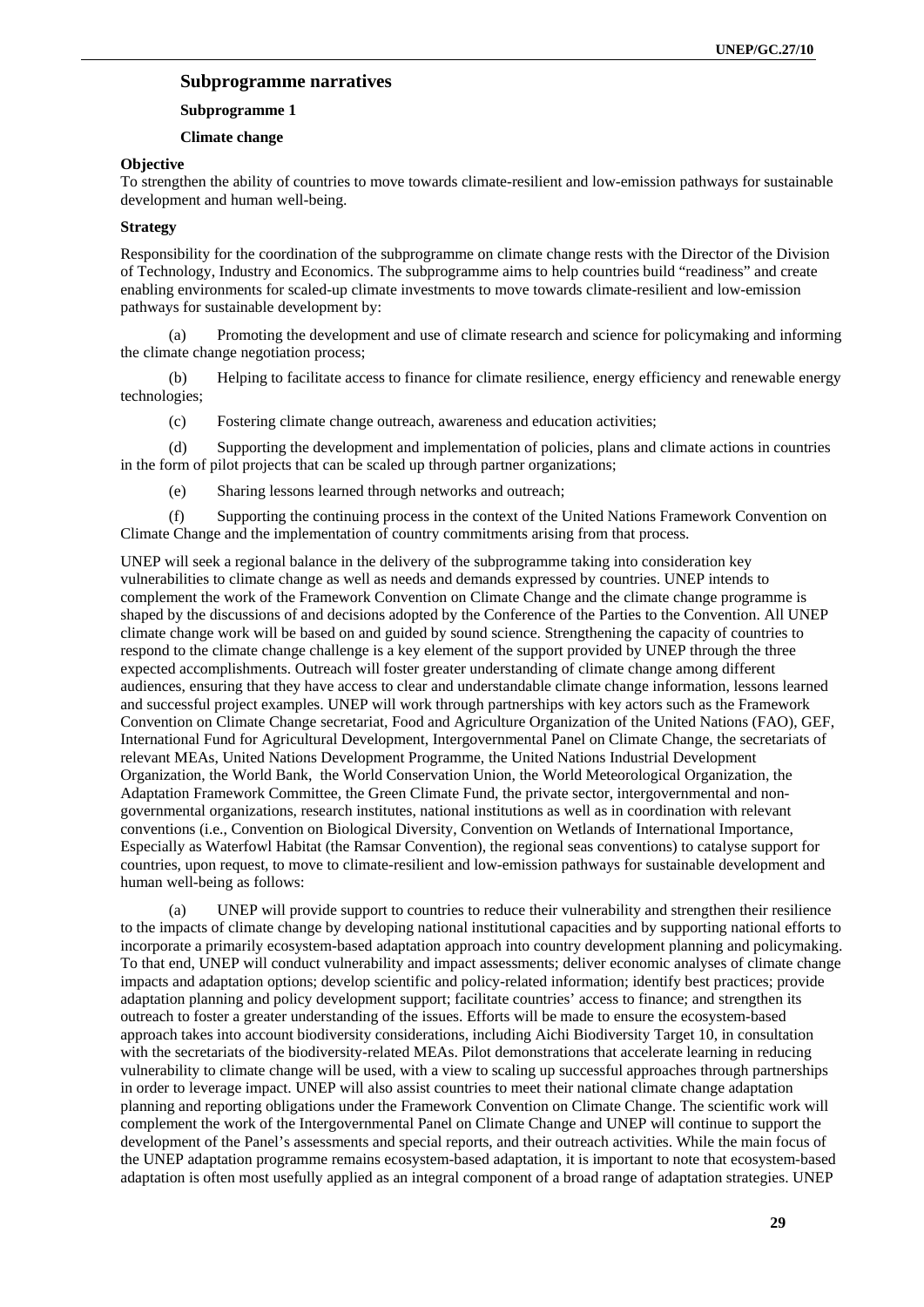## Subprogramme narratives

### Subprogramme 1

### Climate change

**Objective**

To strengthen the ability of countries to move towards climate-resilient and low-emission pathways for sustainable development and human well-being.

**Strategy**

Responsibility for the coordination of the subprogramme on climate change rests with the Director of the Division of Technology, Industry and Economics. The subprogramme aims to help countries build "readiness" and create enabling environments for scaled-up climate investments to move towards climate-resilient and low-emission pathways for sustainable development by:

(a) Promoting the development and use of climate research and science for policymaking and informing the climate change negotiation process;

(b) Helping to facilitate access to finance for climate resilience, energy efficiency and renewable energy technologies;

(c) Fostering climate change outreach, awareness and education activities;

(d) Supporting the development and implementation of policies, plans and climate actions in countries in the form of pilot projects that can be scaled up through partner organizations;

(e) Sharing lessons learned through networks and outreach;

(f) Supporting the continuing process in the context of the United Nations Framework Convention on Climate Change and the implementation of country commitments arising from that process.

UNEP will seek a regional balance in the delivery of the subprogramme taking into consideration key vulnerabilities to climate change as well as needs and demands expressed by countries. UNEP intends to complement the work of the Framework Convention on Climate Change and the climate change programme is shaped by the discussions of and decisions adopted by the Conference of the Parties to the Convention. All UNEP climate change work will be based on and guided by sound science. Strengthening the capacity of countries to respond to the climate change challenge is a key element of the support provided by UNEP through the three expected accomplishments. Outreach will foster greater understanding of climate change among different audiences, ensuring that they have access to clear and understandable climate change information, lessons learned and successful project examples. UNEP will work through partnerships with key actors such as the Framework Convention on Climate Change secretariat, Food and Agriculture Organization of the United Nations (FAO), GEF, International Fund for Agricultural Development, Intergovernmental Panel on Climate Change, the secretariats of relevant MEAs, United Nations Development Programme, the United Nations Industrial Development Organization, the World Bank, the World Conservation Union, the World Meteorological Organization, the Adaptation Framework Committee, the Green Climate Fund, the private sector, intergovernmental and non-governmental organizations, research institutes, national institutions as well as in coordination with relevant conventions (i.e., Convention on Biological Diversity, Convention on Wetlands of International Importance, Especially as Waterfowl Habitat (the Ramsar Convention), the regional seas conventions) to catalyse support for countries, upon request, to move to climate-resilient and low-emission pathways for sustainable development and human well-being as follows:

(a) UNEP will provide support to countries to reduce their vulnerability and strengthen their resilience to the impacts of climate change by developing national institutional capacities and by supporting national efforts to incorporate a primarily ecosystem-based adaptation approach into country development planning and policymaking. To that end, UNEP will conduct vulnerability and impact assessments; deliver economic analyses of climate change impacts and adaptation options; develop scientific and policy-related information; identify best practices; provide adaptation planning and policy development support; facilitate countries' access to finance; and strengthen its outreach to foster a greater understanding of the issues. Efforts will be made to ensure the ecosystem-based approach takes into account biodiversity considerations, including Aichi Biodiversity Target 10, in consultation with the secretariats of the biodiversity-related MEAs. Pilot demonstrations that accelerate learning in reducing vulnerability to climate change will be used, with a view to scaling up successful approaches through partnerships in order to leverage impact. UNEP will also assist countries to meet their national climate change adaptation planning and reporting obligations under the Framework Convention on Climate Change. The scientific work will complement the work of the Intergovernmental Panel on Climate Change and UNEP will continue to support the development of the Panel's assessments and special reports, and their outreach activities. While the main focus of the UNEP adaptation programme remains ecosystem-based adaptation, it is important to note that ecosystem-based adaptation is often most usefully applied as an integral component of a broad range of adaptation strategies. UNEP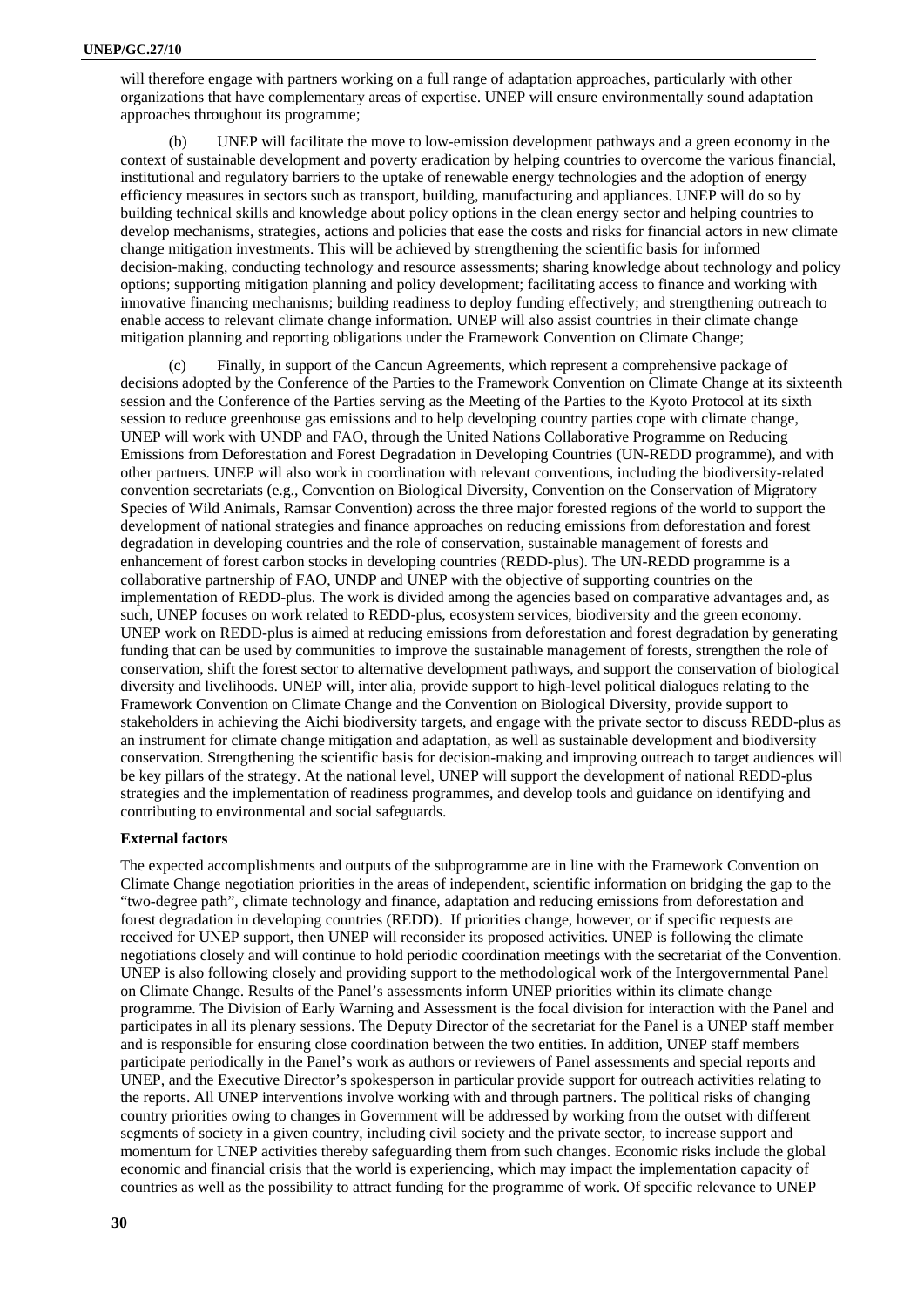will therefore engage with partners working on a full range of adaptation approaches, particularly with other organizations that have complementary areas of expertise. UNEP will ensure environmentally sound adaptation approaches throughout its programme;

(b) UNEP will facilitate the move to low-emission development pathways and a green economy in the context of sustainable development and poverty eradication by helping countries to overcome the various financial, institutional and regulatory barriers to the uptake of renewable energy technologies and the adoption of energy efficiency measures in sectors such as transport, building, manufacturing and appliances. UNEP will do so by building technical skills and knowledge about policy options in the clean energy sector and helping countries to develop mechanisms, strategies, actions and policies that ease the costs and risks for financial actors in new climate change mitigation investments. This will be achieved by strengthening the scientific basis for informed decision-making, conducting technology and resource assessments; sharing knowledge about technology and policy options; supporting mitigation planning and policy development; facilitating access to finance and working with innovative financing mechanisms; building readiness to deploy funding effectively; and strengthening outreach to enable access to relevant climate change information. UNEP will also assist countries in their climate change mitigation planning and reporting obligations under the Framework Convention on Climate Change;

(c) Finally, in support of the Cancun Agreements, which represent a comprehensive package of decisions adopted by the Conference of the Parties to the Framework Convention on Climate Change at its sixteenth session and the Conference of the Parties serving as the Meeting of the Parties to the Kyoto Protocol at its sixth session to reduce greenhouse gas emissions and to help developing country parties cope with climate change, UNEP will work with UNDP and FAO, through the United Nations Collaborative Programme on Reducing Emissions from Deforestation and Forest Degradation in Developing Countries (UN-REDD programme), and with other partners. UNEP will also work in coordination with relevant conventions, including the biodiversity-related convention secretariats (e.g., Convention on Biological Diversity, Convention on the Conservation of Migratory Species of Wild Animals, Ramsar Convention) across the three major forested regions of the world to support the development of national strategies and finance approaches on reducing emissions from deforestation and forest degradation in developing countries and the role of conservation, sustainable management of forests and enhancement of forest carbon stocks in developing countries (REDD-plus). The UN-REDD programme is a collaborative partnership of FAO, UNDP and UNEP with the objective of supporting countries on the implementation of REDD-plus. The work is divided among the agencies based on comparative advantages and, as such, UNEP focuses on work related to REDD-plus, ecosystem services, biodiversity and the green economy. UNEP work on REDD-plus is aimed at reducing emissions from deforestation and forest degradation by generating funding that can be used by communities to improve the sustainable management of forests, strengthen the role of conservation, shift the forest sector to alternative development pathways, and support the conservation of biological diversity and livelihoods. UNEP will, inter alia, provide support to high-level political dialogues relating to the Framework Convention on Climate Change and the Convention on Biological Diversity, provide support to stakeholders in achieving the Aichi biodiversity targets, and engage with the private sector to discuss REDD-plus as an instrument for climate change mitigation and adaptation, as well as sustainable development and biodiversity conservation. Strengthening the scientific basis for decision-making and improving outreach to target audiences will be key pillars of the strategy. At the national level, UNEP will support the development of national REDD-plus strategies and the implementation of readiness programmes, and develop tools and guidance on identifying and contributing to environmental and social safeguards.

**External factors**

The expected accomplishments and outputs of the subprogramme are in line with the Framework Convention on Climate Change negotiation priorities in the areas of independent, scientific information on bridging the gap to the "two-degree path", climate technology and finance, adaptation and reducing emissions from deforestation and forest degradation in developing countries (REDD). If priorities change, however, or if specific requests are received for UNEP support, then UNEP will reconsider its proposed activities. UNEP is following the climate negotiations closely and will continue to hold periodic coordination meetings with the secretariat of the Convention. UNEP is also following closely and providing support to the methodological work of the Intergovernmental Panel on Climate Change. Results of the Panel's assessments inform UNEP priorities within its climate change programme. The Division of Early Warning and Assessment is the focal division for interaction with the Panel and participates in all its plenary sessions. The Deputy Director of the secretariat for the Panel is a UNEP staff member and is responsible for ensuring close coordination between the two entities. In addition, UNEP staff members participate periodically in the Panel's work as authors or reviewers of Panel assessments and special reports and UNEP, and the Executive Director's spokesperson in particular provide support for outreach activities relating to the reports. All UNEP interventions involve working with and through partners. The political risks of changing country priorities owing to changes in Government will be addressed by working from the outset with different segments of society in a given country, including civil society and the private sector, to increase support and momentum for UNEP activities thereby safeguarding them from such changes. Economic risks include the global economic and financial crisis that the world is experiencing, which may impact the implementation capacity of countries as well as the possibility to attract funding for the programme of work. Of specific relevance to UNEP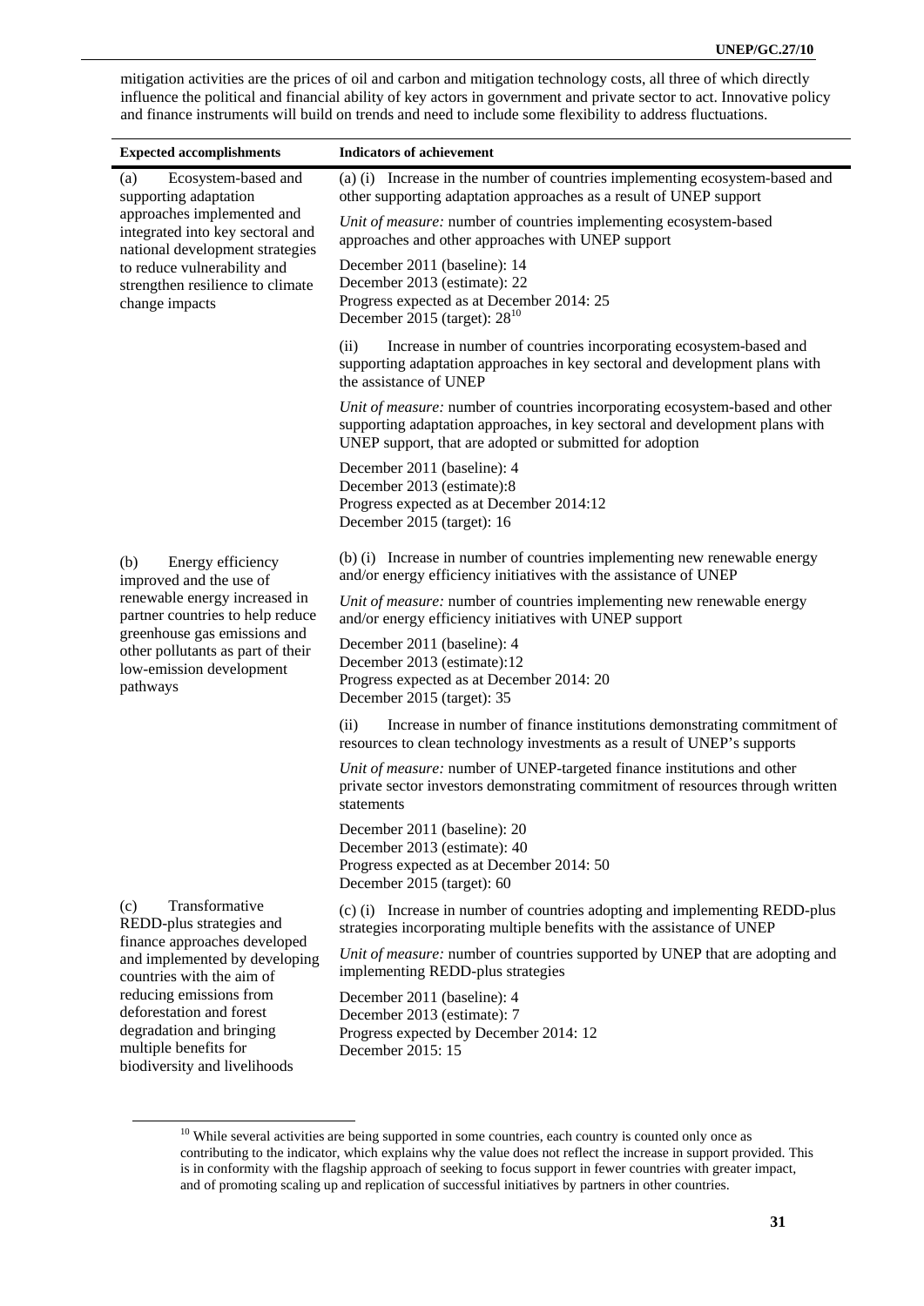mitigation activities are the prices of oil and carbon and mitigation technology costs, all three of which directly influence the political and financial ability of key actors in government and private sector to act. Innovative policy and finance instruments will build on trends and need to include some flexibility to address fluctuations.

| Expected accomplishments | Indicators of achievement |
|---|---|
| (a) Ecosystem-based and supporting adaptation approaches implemented and integrated into key sectoral and national development strategies to reduce vulnerability and strengthen resilience to climate change impacts | (a) (i) Increase in the number of countries implementing ecosystem-based and other supporting adaptation approaches as a result of UNEP support<br><br>*Unit of measure:* number of countries implementing ecosystem-based approaches and other approaches with UNEP support<br><br>December 2011 (baseline): 14<br>December 2013 (estimate): 22<br>Progress expected as at December 2014: 25<br>December 2015 (target): 28[10] |
| | (ii) Increase in number of countries incorporating ecosystem-based and supporting adaptation approaches in key sectoral and development plans with the assistance of UNEP<br><br>*Unit of measure:* number of countries incorporating ecosystem-based and other supporting adaptation approaches, in key sectoral and development plans with UNEP support, that are adopted or submitted for adoption<br><br>December 2011 (baseline): 4<br>December 2013 (estimate):8<br>Progress expected as at December 2014:12<br>December 2015 (target): 16 |
| (b) Energy efficiency improved and the use of renewable energy increased in partner countries to help reduce greenhouse gas emissions and other pollutants as part of their low-emission development pathways | (b) (i) Increase in number of countries implementing new renewable energy and/or energy efficiency initiatives with the assistance of UNEP<br><br>*Unit of measure:* number of countries implementing new renewable energy and/or energy efficiency initiatives with UNEP support<br><br>December 2011 (baseline): 4<br>December 2013 (estimate):12<br>Progress expected as at December 2014: 20<br>December 2015 (target): 35 |
| | (ii) Increase in number of finance institutions demonstrating commitment of resources to clean technology investments as a result of UNEP's supports<br><br>*Unit of measure:* number of UNEP-targeted finance institutions and other private sector investors demonstrating commitment of resources through written statements<br><br>December 2011 (baseline): 20<br>December 2013 (estimate): 40<br>Progress expected as at December 2014: 50<br>December 2015 (target): 60 |
| (c) Transformative REDD-plus strategies and finance approaches developed and implemented by developing countries with the aim of reducing emissions from deforestation and forest degradation and bringing multiple benefits for biodiversity and livelihoods | (c) (i) Increase in number of countries adopting and implementing REDD-plus strategies incorporating multiple benefits with the assistance of UNEP<br><br>*Unit of measure:* number of countries supported by UNEP that are adopting and implementing REDD-plus strategies<br><br>December 2011 (baseline): 4<br>December 2013 (estimate): 7<br>Progress expected by December 2014: 12<br>December 2015: 15 |

[10] While several activities are being supported in some countries, each country is counted only once as contributing to the indicator, which explains why the value does not reflect the increase in support provided. This is in conformity with the flagship approach of seeking to focus support in fewer countries with greater impact, and of promoting scaling up and replication of successful initiatives by partners in other countries.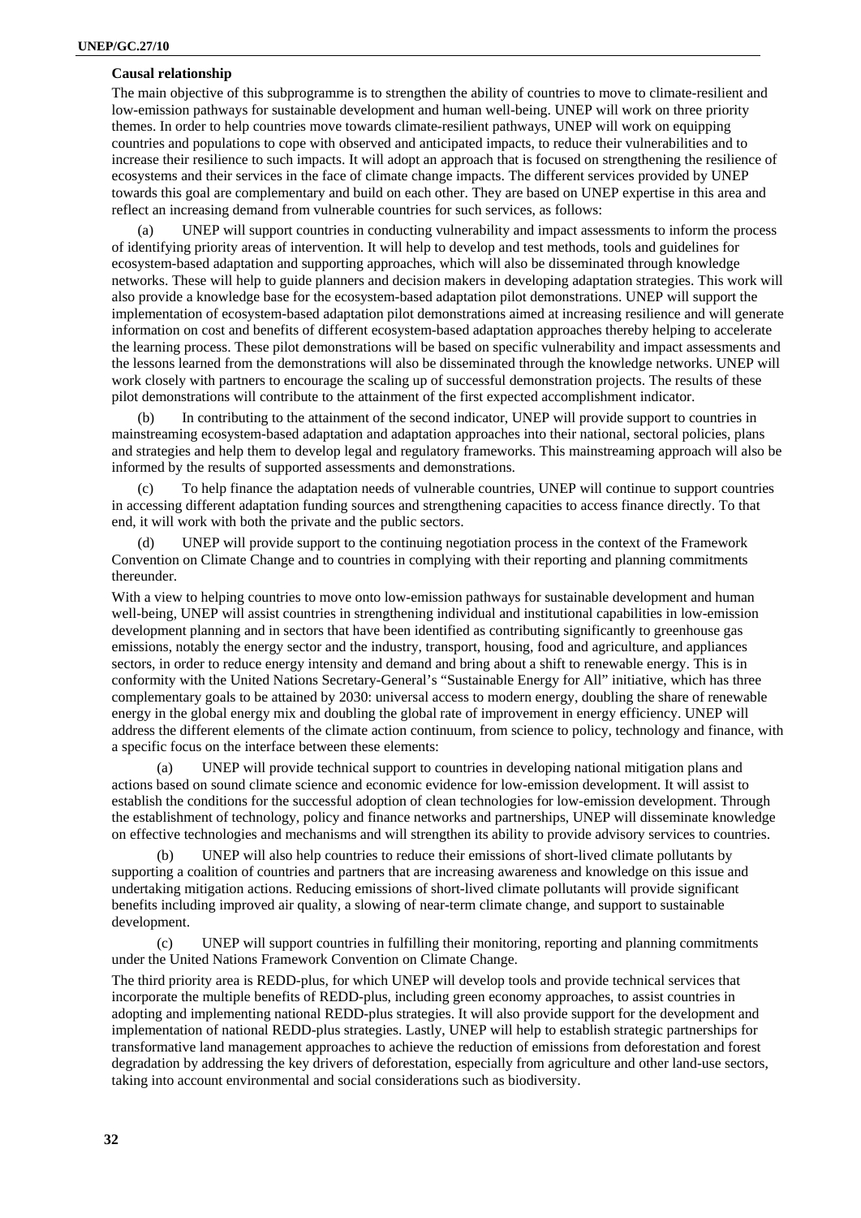**Causal relationship**

The main objective of this subprogramme is to strengthen the ability of countries to move to climate-resilient and low-emission pathways for sustainable development and human well-being. UNEP will work on three priority themes. In order to help countries move towards climate-resilient pathways, UNEP will work on equipping countries and populations to cope with observed and anticipated impacts, to reduce their vulnerabilities and to increase their resilience to such impacts. It will adopt an approach that is focused on strengthening the resilience of ecosystems and their services in the face of climate change impacts. The different services provided by UNEP towards this goal are complementary and build on each other. They are based on UNEP expertise in this area and reflect an increasing demand from vulnerable countries for such services, as follows:

(a) UNEP will support countries in conducting vulnerability and impact assessments to inform the process of identifying priority areas of intervention. It will help to develop and test methods, tools and guidelines for ecosystem-based adaptation and supporting approaches, which will also be disseminated through knowledge networks. These will help to guide planners and decision makers in developing adaptation strategies. This work will also provide a knowledge base for the ecosystem-based adaptation pilot demonstrations. UNEP will support the implementation of ecosystem-based adaptation pilot demonstrations aimed at increasing resilience and will generate information on cost and benefits of different ecosystem-based adaptation approaches thereby helping to accelerate the learning process. These pilot demonstrations will be based on specific vulnerability and impact assessments and the lessons learned from the demonstrations will also be disseminated through the knowledge networks. UNEP will work closely with partners to encourage the scaling up of successful demonstration projects. The results of these pilot demonstrations will contribute to the attainment of the first expected accomplishment indicator.

(b) In contributing to the attainment of the second indicator, UNEP will provide support to countries in mainstreaming ecosystem-based adaptation and adaptation approaches into their national, sectoral policies, plans and strategies and help them to develop legal and regulatory frameworks. This mainstreaming approach will also be informed by the results of supported assessments and demonstrations.

(c) To help finance the adaptation needs of vulnerable countries, UNEP will continue to support countries in accessing different adaptation funding sources and strengthening capacities to access finance directly. To that end, it will work with both the private and the public sectors.

(d) UNEP will provide support to the continuing negotiation process in the context of the Framework Convention on Climate Change and to countries in complying with their reporting and planning commitments thereunder.

With a view to helping countries to move onto low-emission pathways for sustainable development and human well-being, UNEP will assist countries in strengthening individual and institutional capabilities in low-emission development planning and in sectors that have been identified as contributing significantly to greenhouse gas emissions, notably the energy sector and the industry, transport, housing, food and agriculture, and appliances sectors, in order to reduce energy intensity and demand and bring about a shift to renewable energy. This is in conformity with the United Nations Secretary-General's "Sustainable Energy for All" initiative, which has three complementary goals to be attained by 2030: universal access to modern energy, doubling the share of renewable energy in the global energy mix and doubling the global rate of improvement in energy efficiency. UNEP will address the different elements of the climate action continuum, from science to policy, technology and finance, with a specific focus on the interface between these elements:

(a) UNEP will provide technical support to countries in developing national mitigation plans and actions based on sound climate science and economic evidence for low-emission development. It will assist to establish the conditions for the successful adoption of clean technologies for low-emission development. Through the establishment of technology, policy and finance networks and partnerships, UNEP will disseminate knowledge on effective technologies and mechanisms and will strengthen its ability to provide advisory services to countries.

(b) UNEP will also help countries to reduce their emissions of short-lived climate pollutants by supporting a coalition of countries and partners that are increasing awareness and knowledge on this issue and undertaking mitigation actions. Reducing emissions of short-lived climate pollutants will provide significant benefits including improved air quality, a slowing of near-term climate change, and support to sustainable development.

(c) UNEP will support countries in fulfilling their monitoring, reporting and planning commitments under the United Nations Framework Convention on Climate Change.

The third priority area is REDD-plus, for which UNEP will develop tools and provide technical services that incorporate the multiple benefits of REDD-plus, including green economy approaches, to assist countries in adopting and implementing national REDD-plus strategies. It will also provide support for the development and implementation of national REDD-plus strategies. Lastly, UNEP will help to establish strategic partnerships for transformative land management approaches to achieve the reduction of emissions from deforestation and forest degradation by addressing the key drivers of deforestation, especially from agriculture and other land-use sectors, taking into account environmental and social considerations such as biodiversity.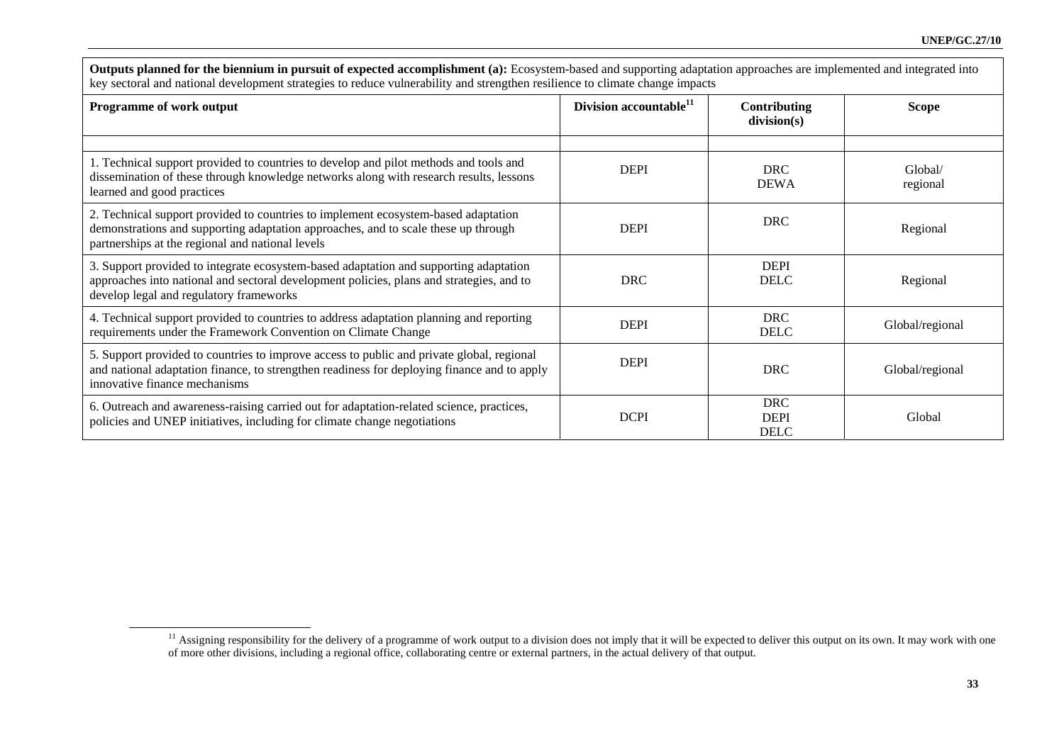**Outputs planned for the biennium in pursuit of expected accomplishment (a):** Ecosystem-based and supporting adaptation approaches are implemented and integrated into key sectoral and national development strategies to reduce vulnerability and strengthen resilience to climate change impacts

| Programme of work output | Division accountable[11] | Contributing division(s) | Scope |
|---|---|---|---|
| | | | |
| 1. Technical support provided to countries to develop and pilot methods and tools and dissemination of these through knowledge networks along with research results, lessons learned and good practices | DEPI | DRC<br>DEWA | Global/<br>regional |
| 2. Technical support provided to countries to implement ecosystem-based adaptation demonstrations and supporting adaptation approaches, and to scale these up through partnerships at the regional and national levels | DEPI | DRC | Regional |
| 3. Support provided to integrate ecosystem-based adaptation and supporting adaptation approaches into national and sectoral development policies, plans and strategies, and to develop legal and regulatory frameworks | DRC | DEPI<br>DELC | Regional |
| 4. Technical support provided to countries to address adaptation planning and reporting requirements under the Framework Convention on Climate Change | DEPI | DRC<br>DELC | Global/regional |
| 5. Support provided to countries to improve access to public and private global, regional and national adaptation finance, to strengthen readiness for deploying finance and to apply innovative finance mechanisms | DEPI | DRC | Global/regional |
| 6. Outreach and awareness-raising carried out for adaptation-related science, practices, policies and UNEP initiatives, including for climate change negotiations | DCPI | DRC<br>DEPI<br>DELC | Global |

[11] Assigning responsibility for the delivery of a programme of work output to a division does not imply that it will be expected to deliver this output on its own. It may work with one of more other divisions, including a regional office, collaborating centre or external partners, in the actual delivery of that output.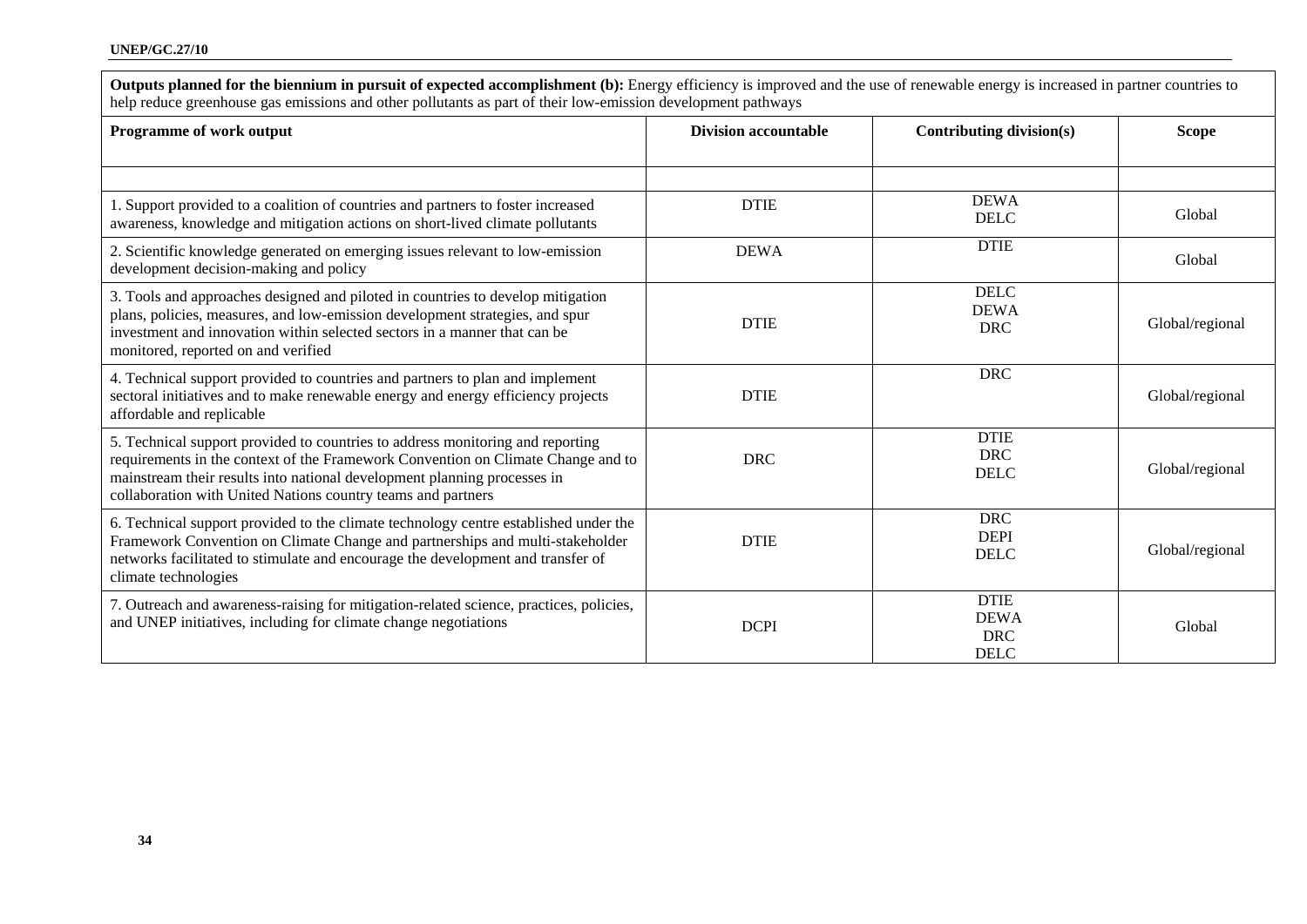**Outputs planned for the biennium in pursuit of expected accomplishment (b):** Energy efficiency is improved and the use of renewable energy is increased in partner countries to help reduce greenhouse gas emissions and other pollutants as part of their low-emission development pathways

| Programme of work output | Division accountable | Contributing division(s) | Scope |
|---|---|---|---|
| | | | |
| 1. Support provided to a coalition of countries and partners to foster increased awareness, knowledge and mitigation actions on short-lived climate pollutants | DTIE | DEWA<br>DELC | Global |
| 2. Scientific knowledge generated on emerging issues relevant to low-emission development decision-making and policy | DEWA | DTIE | Global |
| 3. Tools and approaches designed and piloted in countries to develop mitigation plans, policies, measures, and low-emission development strategies, and spur investment and innovation within selected sectors in a manner that can be monitored, reported on and verified | DTIE | DELC<br>DEWA<br>DRC | Global/regional |
| 4. Technical support provided to countries and partners to plan and implement sectoral initiatives and to make renewable energy and energy efficiency projects affordable and replicable | DTIE | DRC | Global/regional |
| 5. Technical support provided to countries to address monitoring and reporting requirements in the context of the Framework Convention on Climate Change and to mainstream their results into national development planning processes in collaboration with United Nations country teams and partners | DRC | DTIE<br>DRC<br>DELC | Global/regional |
| 6. Technical support provided to the climate technology centre established under the Framework Convention on Climate Change and partnerships and multi-stakeholder networks facilitated to stimulate and encourage the development and transfer of climate technologies | DTIE | DRC<br>DEPI<br>DELC | Global/regional |
| 7. Outreach and awareness-raising for mitigation-related science, practices, policies, and UNEP initiatives, including for climate change negotiations | DCPI | DTIE<br>DEWA<br>DRC<br>DELC | Global |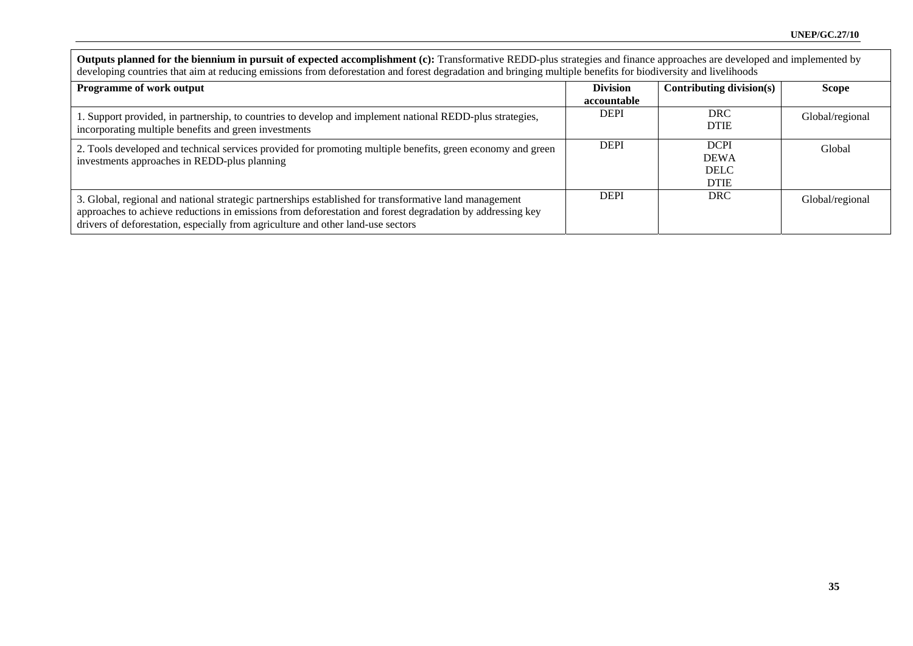**Outputs planned for the biennium in pursuit of expected accomplishment (c):** Transformative REDD-plus strategies and finance approaches are developed and implemented by developing countries that aim at reducing emissions from deforestation and forest degradation and bringing multiple benefits for biodiversity and livelihoods

| Programme of work output | Division accountable | Contributing division(s) | Scope |
|---|---|---|---|
| 1. Support provided, in partnership, to countries to develop and implement national REDD-plus strategies, incorporating multiple benefits and green investments | DEPI | DRC<br>DTIE | Global/regional |
| 2. Tools developed and technical services provided for promoting multiple benefits, green economy and green investments approaches in REDD-plus planning | DEPI | DCPI<br>DEWA<br>DELC<br>DTIE | Global |
| 3. Global, regional and national strategic partnerships established for transformative land management approaches to achieve reductions in emissions from deforestation and forest degradation by addressing key drivers of deforestation, especially from agriculture and other land-use sectors | DEPI | DRC | Global/regional |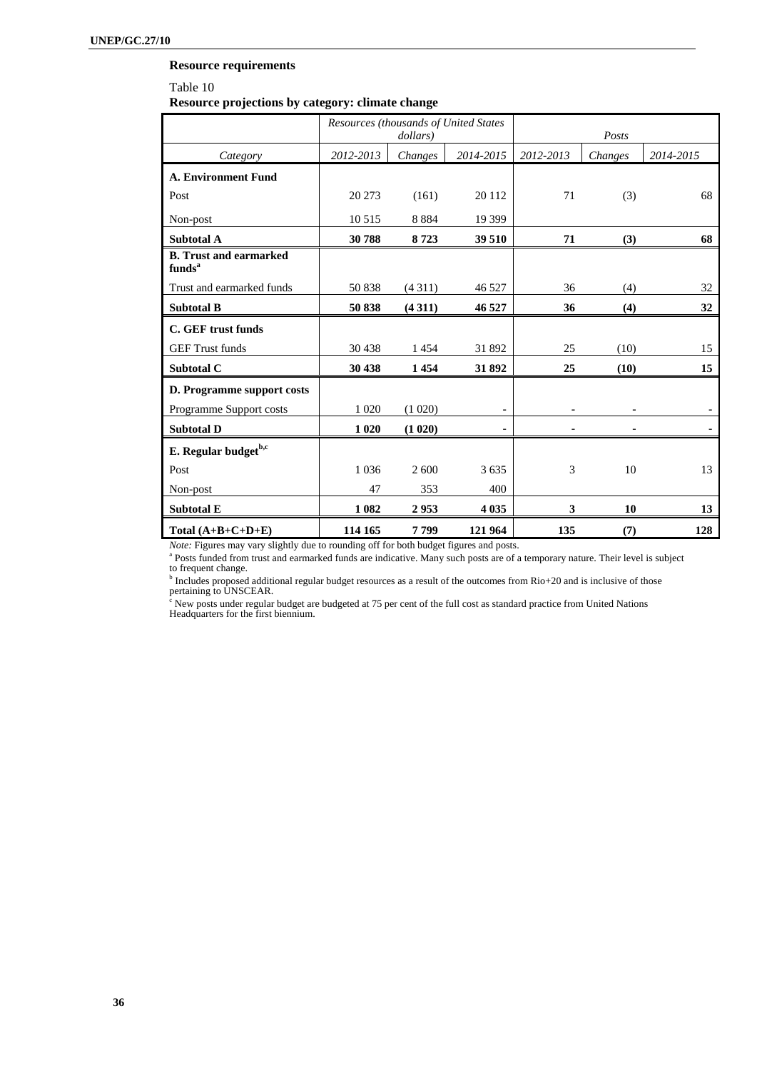**Resource requirements**

Table 10

**Resource projections by category: climate change**

| | *Resources (thousands of United States dollars)* | | | *Posts* | | |
|---|---|---|---|---|---|---|
| *Category* | *2012-2013* | *Changes* | *2014-2015* | *2012-2013* | *Changes* | *2014-2015* |
| **A. Environment Fund** | | | | | | |
| Post | 20 273 | (161) | 20 112 | 71 | (3) | 68 |
| Non-post | 10 515 | 8 884 | 19 399 | | | |
| **Subtotal A** | **30 788** | **8 723** | **39 510** | **71** | **(3)** | **68** |
| **B. Trust and earmarked funds[a]** | | | | | | |
| Trust and earmarked funds | 50 838 | (4 311) | 46 527 | 36 | (4) | 32 |
| **Subtotal B** | **50 838** | **(4 311)** | **46 527** | **36** | **(4)** | **32** |
| **C. GEF trust funds** | | | | | | |
| GEF Trust funds | 30 438 | 1 454 | 31 892 | 25 | (10) | 15 |
| **Subtotal C** | **30 438** | **1 454** | **31 892** | **25** | **(10)** | **15** |
| **D. Programme support costs** | | | | | | |
| Programme Support costs | 1 020 | (1 020) | - | - | - | - |
| **Subtotal D** | **1 020** | **(1 020)** | - | - | - | - |
| **E. Regular budget[b,c]** | | | | | | |
| Post | 1 036 | 2 600 | 3 635 | 3 | 10 | 13 |
| Non-post | 47 | 353 | 400 | | | |
| **Subtotal E** | **1 082** | **2 953** | **4 035** | **3** | **10** | **13** |
| **Total (A+B+C+D+E)** | **114 165** | **7 799** | **121 964** | **135** | **(7)** | **128** |

*Note:* Figures may vary slightly due to rounding off for both budget figures and posts.

[a] Posts funded from trust and earmarked funds are indicative. Many such posts are of a temporary nature. Their level is subject to frequent change.

[b] Includes proposed additional regular budget resources as a result of the outcomes from Rio+20 and is inclusive of those pertaining to UNSCEAR.

[c] New posts under regular budget are budgeted at 75 per cent of the full cost as standard practice from United Nations Headquarters for the first biennium.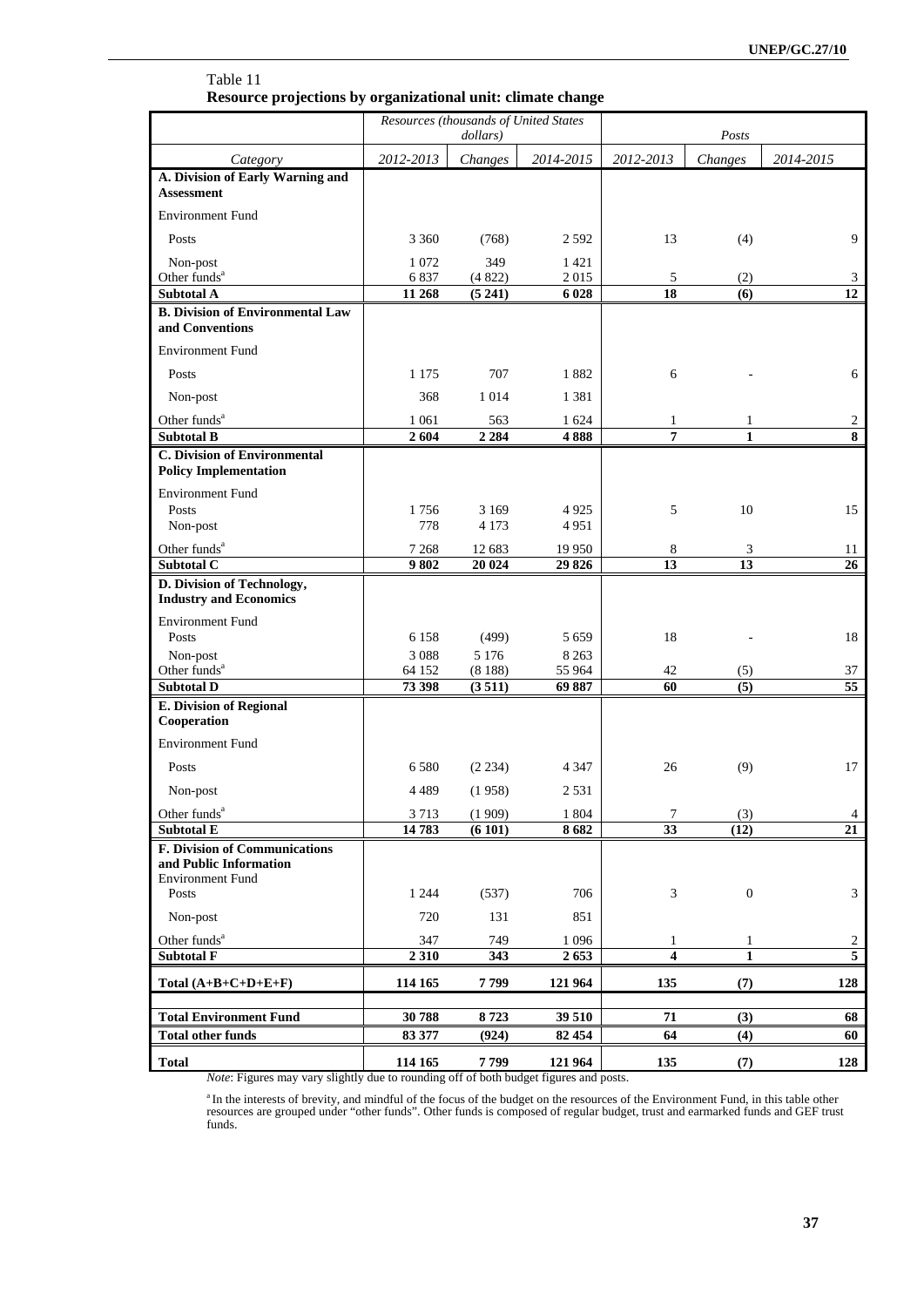Table 11
**Resource projections by organizational unit: climate change**

| | Resources (thousands of United States dollars) | | | Posts | | |
|---|---|---|---|---|---|---|
| *Category* | *2012-2013* | *Changes* | *2014-2015* | *2012-2013* | *Changes* | *2014-2015* |
| **A. Division of Early Warning and Assessment** | | | | | | |
| Environment Fund | | | | | | |
| Posts | 3 360 | (768) | 2 592 | 13 | (4) | 9 |
| Non-post | 1 072 | 349 | 1 421 | | | |
| Other funds[a] | 6 837 | (4 822) | 2 015 | 5 | (2) | 3 |
| **Subtotal A** | **11 268** | **(5 241)** | **6 028** | **18** | **(6)** | **12** |
| **B. Division of Environmental Law and Conventions** | | | | | | |
| Environment Fund | | | | | | |
| Posts | 1 175 | 707 | 1 882 | 6 | - | 6 |
| Non-post | 368 | 1 014 | 1 381 | | | |
| Other funds[a] | 1 061 | 563 | 1 624 | 1 | 1 | 2 |
| **Subtotal B** | **2 604** | **2 284** | **4 888** | **7** | **1** | **8** |
| **C. Division of Environmental Policy Implementation** | | | | | | |
| Environment Fund | | | | | | |
| Posts | 1 756 | 3 169 | 4 925 | 5 | 10 | 15 |
| Non-post | 778 | 4 173 | 4 951 | | | |
| Other funds[a] | 7 268 | 12 683 | 19 950 | 8 | 3 | 11 |
| **Subtotal C** | **9 802** | **20 024** | **29 826** | **13** | **13** | **26** |
| **D. Division of Technology, Industry and Economics** | | | | | | |
| Environment Fund | | | | | | |
| Posts | 6 158 | (499) | 5 659 | 18 | - | 18 |
| Non-post | 3 088 | 5 176 | 8 263 | | | |
| Other funds[a] | 64 152 | (8 188) | 55 964 | 42 | (5) | 37 |
| **Subtotal D** | **73 398** | **(3 511)** | **69 887** | **60** | **(5)** | **55** |
| **E. Division of Regional Cooperation** | | | | | | |
| Environment Fund | | | | | | |
| Posts | 6 580 | (2 234) | 4 347 | 26 | (9) | 17 |
| Non-post | 4 489 | (1 958) | 2 531 | | | |
| Other funds[a] | 3 713 | (1 909) | 1 804 | 7 | (3) | 4 |
| **Subtotal E** | **14 783** | **(6 101)** | **8 682** | **33** | **(12)** | **21** |
| **F. Division of Communications and Public Information** | | | | | | |
| Environment Fund | | | | | | |
| Posts | 1 244 | (537) | 706 | 3 | 0 | 3 |
| Non-post | 720 | 131 | 851 | | | |
| Other funds[a] | 347 | 749 | 1 096 | 1 | 1 | 2 |
| **Subtotal F** | **2 310** | **343** | **2 653** | **4** | **1** | **5** |
| **Total (A+B+C+D+E+F)** | **114 165** | **7 799** | **121 964** | **135** | **(7)** | **128** |
| **Total Environment Fund** | **30 788** | **8 723** | **39 510** | **71** | **(3)** | **68** |
| **Total other funds** | **83 377** | **(924)** | **82 454** | **64** | **(4)** | **60** |
| **Total** | **114 165** | **7 799** | **121 964** | **135** | **(7)** | **128** |

*Note*: Figures may vary slightly due to rounding off of both budget figures and posts.

[a] In the interests of brevity, and mindful of the focus of the budget on the resources of the Environment Fund, in this table other resources are grouped under "other funds". Other funds is composed of regular budget, trust and earmarked funds and GEF trust funds.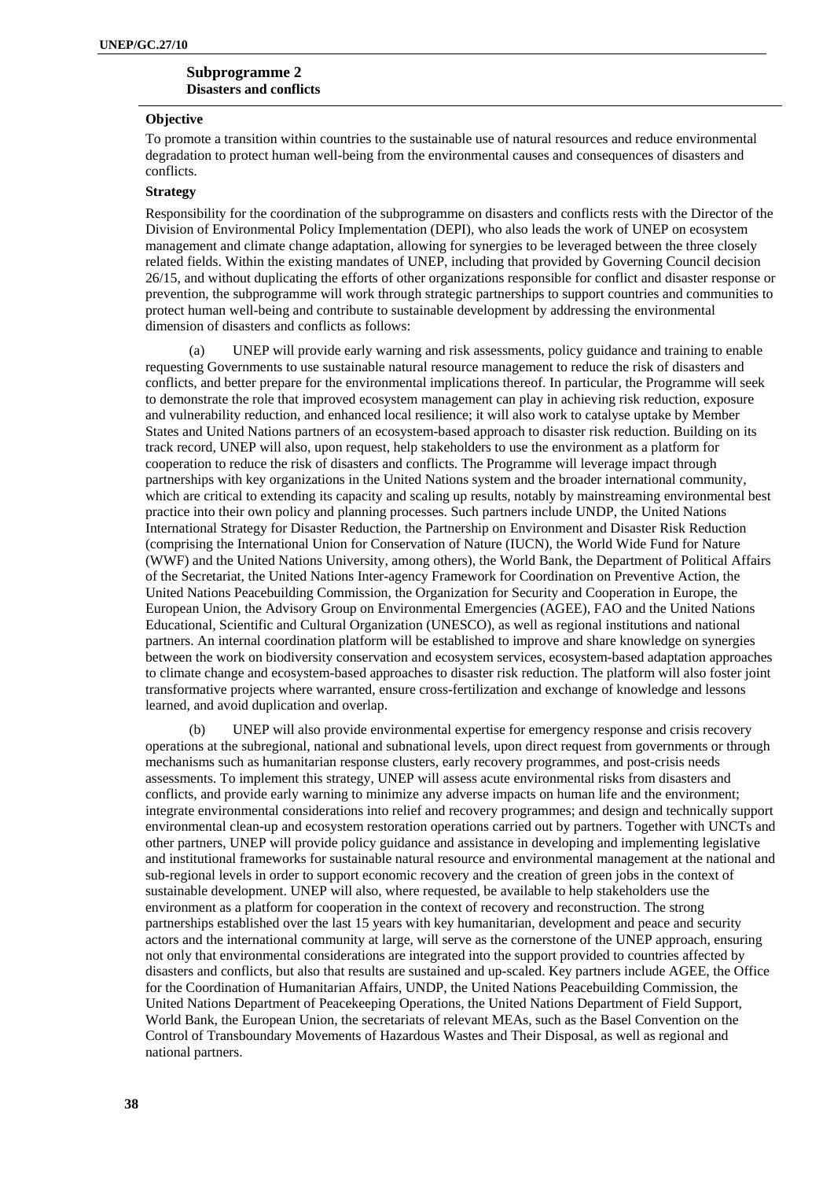## Subprogramme 2
### Disasters and conflicts

**Objective**

To promote a transition within countries to the sustainable use of natural resources and reduce environmental degradation to protect human well-being from the environmental causes and consequences of disasters and conflicts.

**Strategy**

Responsibility for the coordination of the subprogramme on disasters and conflicts rests with the Director of the Division of Environmental Policy Implementation (DEPI), who also leads the work of UNEP on ecosystem management and climate change adaptation, allowing for synergies to be leveraged between the three closely related fields. Within the existing mandates of UNEP, including that provided by Governing Council decision 26/15, and without duplicating the efforts of other organizations responsible for conflict and disaster response or prevention, the subprogramme will work through strategic partnerships to support countries and communities to protect human well-being and contribute to sustainable development by addressing the environmental dimension of disasters and conflicts as follows:

(a) UNEP will provide early warning and risk assessments, policy guidance and training to enable requesting Governments to use sustainable natural resource management to reduce the risk of disasters and conflicts, and better prepare for the environmental implications thereof. In particular, the Programme will seek to demonstrate the role that improved ecosystem management can play in achieving risk reduction, exposure and vulnerability reduction, and enhanced local resilience; it will also work to catalyse uptake by Member States and United Nations partners of an ecosystem-based approach to disaster risk reduction. Building on its track record, UNEP will also, upon request, help stakeholders to use the environment as a platform for cooperation to reduce the risk of disasters and conflicts. The Programme will leverage impact through partnerships with key organizations in the United Nations system and the broader international community, which are critical to extending its capacity and scaling up results, notably by mainstreaming environmental best practice into their own policy and planning processes. Such partners include UNDP, the United Nations International Strategy for Disaster Reduction, the Partnership on Environment and Disaster Risk Reduction (comprising the International Union for Conservation of Nature (IUCN), the World Wide Fund for Nature (WWF) and the United Nations University, among others), the World Bank, the Department of Political Affairs of the Secretariat, the United Nations Inter-agency Framework for Coordination on Preventive Action, the United Nations Peacebuilding Commission, the Organization for Security and Cooperation in Europe, the European Union, the Advisory Group on Environmental Emergencies (AGEE), FAO and the United Nations Educational, Scientific and Cultural Organization (UNESCO), as well as regional institutions and national partners. An internal coordination platform will be established to improve and share knowledge on synergies between the work on biodiversity conservation and ecosystem services, ecosystem-based adaptation approaches to climate change and ecosystem-based approaches to disaster risk reduction. The platform will also foster joint transformative projects where warranted, ensure cross-fertilization and exchange of knowledge and lessons learned, and avoid duplication and overlap.

(b) UNEP will also provide environmental expertise for emergency response and crisis recovery operations at the subregional, national and subnational levels, upon direct request from governments or through mechanisms such as humanitarian response clusters, early recovery programmes, and post-crisis needs assessments. To implement this strategy, UNEP will assess acute environmental risks from disasters and conflicts, and provide early warning to minimize any adverse impacts on human life and the environment; integrate environmental considerations into relief and recovery programmes; and design and technically support environmental clean-up and ecosystem restoration operations carried out by partners. Together with UNCTs and other partners, UNEP will provide policy guidance and assistance in developing and implementing legislative and institutional frameworks for sustainable natural resource and environmental management at the national and sub-regional levels in order to support economic recovery and the creation of green jobs in the context of sustainable development. UNEP will also, where requested, be available to help stakeholders use the environment as a platform for cooperation in the context of recovery and reconstruction. The strong partnerships established over the last 15 years with key humanitarian, development and peace and security actors and the international community at large, will serve as the cornerstone of the UNEP approach, ensuring not only that environmental considerations are integrated into the support provided to countries affected by disasters and conflicts, but also that results are sustained and up-scaled. Key partners include AGEE, the Office for the Coordination of Humanitarian Affairs, UNDP, the United Nations Peacebuilding Commission, the United Nations Department of Peacekeeping Operations, the United Nations Department of Field Support, World Bank, the European Union, the secretariats of relevant MEAs, such as the Basel Convention on the Control of Transboundary Movements of Hazardous Wastes and Their Disposal, as well as regional and national partners.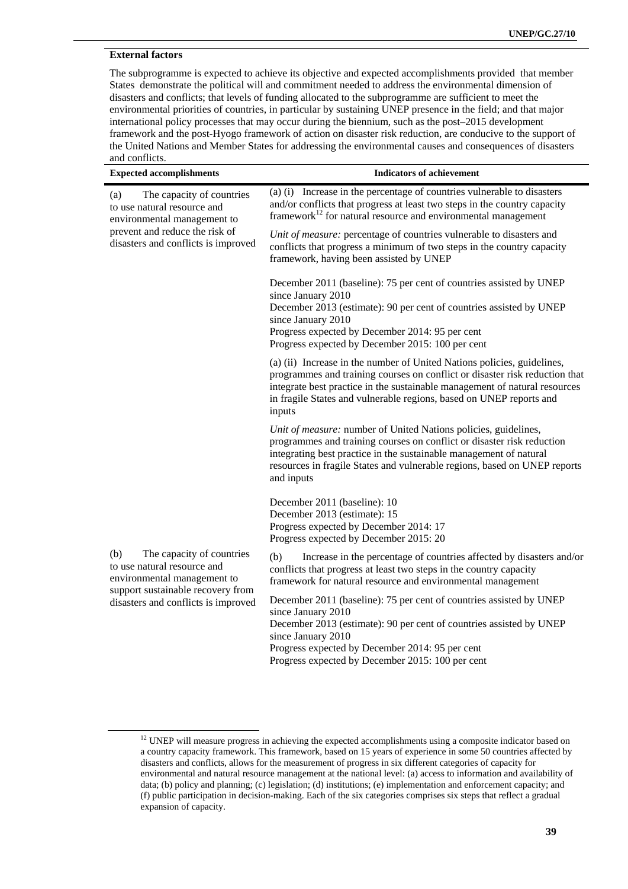**External factors**

The subprogramme is expected to achieve its objective and expected accomplishments provided that member States demonstrate the political will and commitment needed to address the environmental dimension of disasters and conflicts; that levels of funding allocated to the subprogramme are sufficient to meet the environmental priorities of countries, in particular by sustaining UNEP presence in the field; and that major international policy processes that may occur during the biennium, such as the post–2015 development framework and the post-Hyogo framework of action on disaster risk reduction, are conducive to the support of the United Nations and Member States for addressing the environmental causes and consequences of disasters and conflicts.

| Expected accomplishments | Indicators of achievement |
|---|---|
| (a) The capacity of countries to use natural resource and environmental management to prevent and reduce the risk of disasters and conflicts is improved | (a) (i) Increase in the percentage of countries vulnerable to disasters and/or conflicts that progress at least two steps in the country capacity framework[12] for natural resource and environmental management<br><br>*Unit of measure:* percentage of countries vulnerable to disasters and conflicts that progress a minimum of two steps in the country capacity framework, having been assisted by UNEP<br><br>December 2011 (baseline): 75 per cent of countries assisted by UNEP since January 2010<br>December 2013 (estimate): 90 per cent of countries assisted by UNEP since January 2010<br>Progress expected by December 2014: 95 per cent<br>Progress expected by December 2015: 100 per cent<br><br>(a) (ii) Increase in the number of United Nations policies, guidelines, programmes and training courses on conflict or disaster risk reduction that integrate best practice in the sustainable management of natural resources in fragile States and vulnerable regions, based on UNEP reports and inputs<br><br>*Unit of measure:* number of United Nations policies, guidelines, programmes and training courses on conflict or disaster risk reduction integrating best practice in the sustainable management of natural resources in fragile States and vulnerable regions, based on UNEP reports and inputs<br><br>December 2011 (baseline): 10<br>December 2013 (estimate): 15<br>Progress expected by December 2014: 17<br>Progress expected by December 2015: 20 |
| (b) The capacity of countries to use natural resource and environmental management to support sustainable recovery from disasters and conflicts is improved | (b) Increase in the percentage of countries affected by disasters and/or conflicts that progress at least two steps in the country capacity framework for natural resource and environmental management<br><br>December 2011 (baseline): 75 per cent of countries assisted by UNEP since January 2010<br>December 2013 (estimate): 90 per cent of countries assisted by UNEP since January 2010<br>Progress expected by December 2014: 95 per cent<br>Progress expected by December 2015: 100 per cent |

[12] UNEP will measure progress in achieving the expected accomplishments using a composite indicator based on a country capacity framework. This framework, based on 15 years of experience in some 50 countries affected by disasters and conflicts, allows for the measurement of progress in six different categories of capacity for environmental and natural resource management at the national level: (a) access to information and availability of data; (b) policy and planning; (c) legislation; (d) institutions; (e) implementation and enforcement capacity; and (f) public participation in decision-making. Each of the six categories comprises six steps that reflect a gradual expansion of capacity.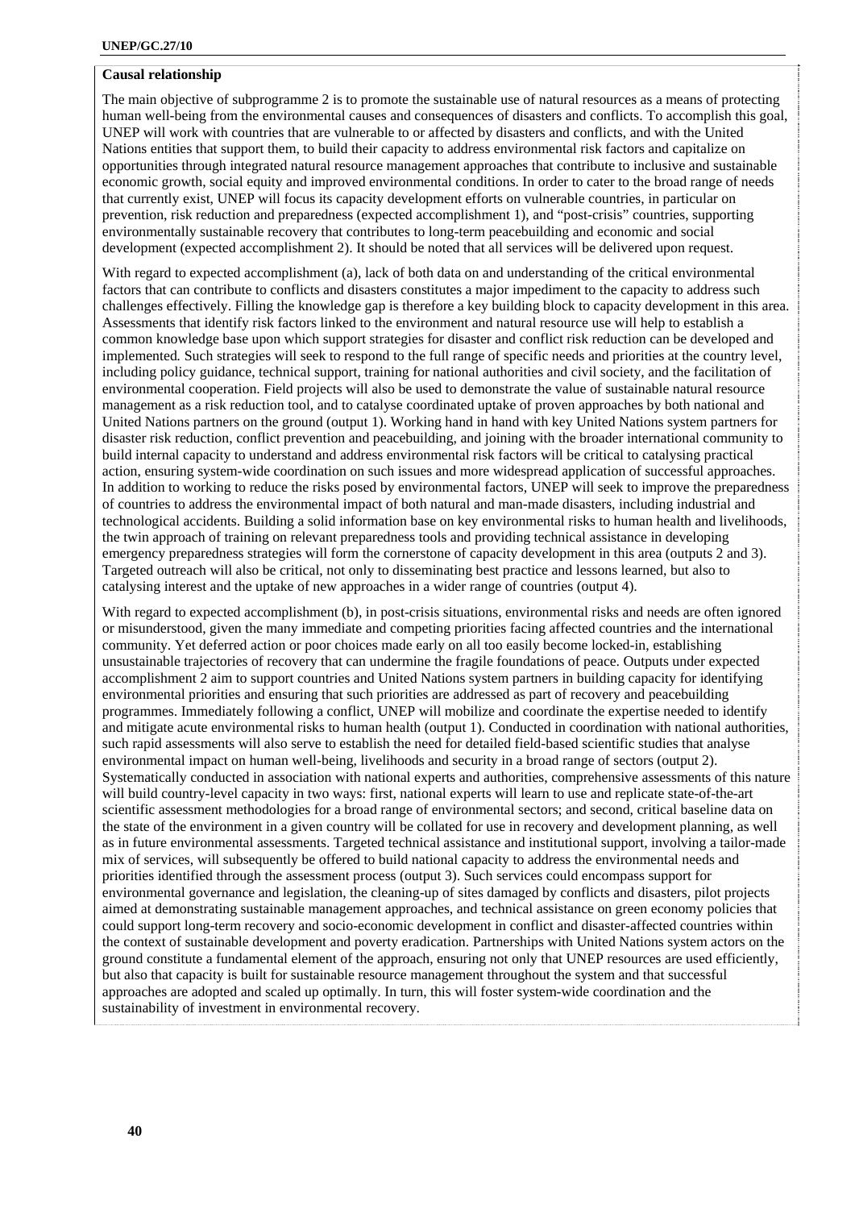**Causal relationship**

The main objective of subprogramme 2 is to promote the sustainable use of natural resources as a means of protecting human well-being from the environmental causes and consequences of disasters and conflicts. To accomplish this goal, UNEP will work with countries that are vulnerable to or affected by disasters and conflicts, and with the United Nations entities that support them, to build their capacity to address environmental risk factors and capitalize on opportunities through integrated natural resource management approaches that contribute to inclusive and sustainable economic growth, social equity and improved environmental conditions. In order to cater to the broad range of needs that currently exist, UNEP will focus its capacity development efforts on vulnerable countries, in particular on prevention, risk reduction and preparedness (expected accomplishment 1), and "post-crisis" countries, supporting environmentally sustainable recovery that contributes to long-term peacebuilding and economic and social development (expected accomplishment 2). It should be noted that all services will be delivered upon request.

With regard to expected accomplishment (a), lack of both data on and understanding of the critical environmental factors that can contribute to conflicts and disasters constitutes a major impediment to the capacity to address such challenges effectively. Filling the knowledge gap is therefore a key building block to capacity development in this area. Assessments that identify risk factors linked to the environment and natural resource use will help to establish a common knowledge base upon which support strategies for disaster and conflict risk reduction can be developed and implemented. Such strategies will seek to respond to the full range of specific needs and priorities at the country level, including policy guidance, technical support, training for national authorities and civil society, and the facilitation of environmental cooperation. Field projects will also be used to demonstrate the value of sustainable natural resource management as a risk reduction tool, and to catalyse coordinated uptake of proven approaches by both national and United Nations partners on the ground (output 1). Working hand in hand with key United Nations system partners for disaster risk reduction, conflict prevention and peacebuilding, and joining with the broader international community to build internal capacity to understand and address environmental risk factors will be critical to catalysing practical action, ensuring system-wide coordination on such issues and more widespread application of successful approaches. In addition to working to reduce the risks posed by environmental factors, UNEP will seek to improve the preparedness of countries to address the environmental impact of both natural and man-made disasters, including industrial and technological accidents. Building a solid information base on key environmental risks to human health and livelihoods, the twin approach of training on relevant preparedness tools and providing technical assistance in developing emergency preparedness strategies will form the cornerstone of capacity development in this area (outputs 2 and 3). Targeted outreach will also be critical, not only to disseminating best practice and lessons learned, but also to catalysing interest and the uptake of new approaches in a wider range of countries (output 4).

With regard to expected accomplishment (b), in post-crisis situations, environmental risks and needs are often ignored or misunderstood, given the many immediate and competing priorities facing affected countries and the international community. Yet deferred action or poor choices made early on all too easily become locked-in, establishing unsustainable trajectories of recovery that can undermine the fragile foundations of peace. Outputs under expected accomplishment 2 aim to support countries and United Nations system partners in building capacity for identifying environmental priorities and ensuring that such priorities are addressed as part of recovery and peacebuilding programmes. Immediately following a conflict, UNEP will mobilize and coordinate the expertise needed to identify and mitigate acute environmental risks to human health (output 1). Conducted in coordination with national authorities, such rapid assessments will also serve to establish the need for detailed field-based scientific studies that analyse environmental impact on human well-being, livelihoods and security in a broad range of sectors (output 2). Systematically conducted in association with national experts and authorities, comprehensive assessments of this nature will build country-level capacity in two ways: first, national experts will learn to use and replicate state-of-the-art scientific assessment methodologies for a broad range of environmental sectors; and second, critical baseline data on the state of the environment in a given country will be collated for use in recovery and development planning, as well as in future environmental assessments. Targeted technical assistance and institutional support, involving a tailor-made mix of services, will subsequently be offered to build national capacity to address the environmental needs and priorities identified through the assessment process (output 3). Such services could encompass support for environmental governance and legislation, the cleaning-up of sites damaged by conflicts and disasters, pilot projects aimed at demonstrating sustainable management approaches, and technical assistance on green economy policies that could support long-term recovery and socio-economic development in conflict and disaster-affected countries within the context of sustainable development and poverty eradication. Partnerships with United Nations system actors on the ground constitute a fundamental element of the approach, ensuring not only that UNEP resources are used efficiently, but also that capacity is built for sustainable resource management throughout the system and that successful approaches are adopted and scaled up optimally. In turn, this will foster system-wide coordination and the sustainability of investment in environmental recovery.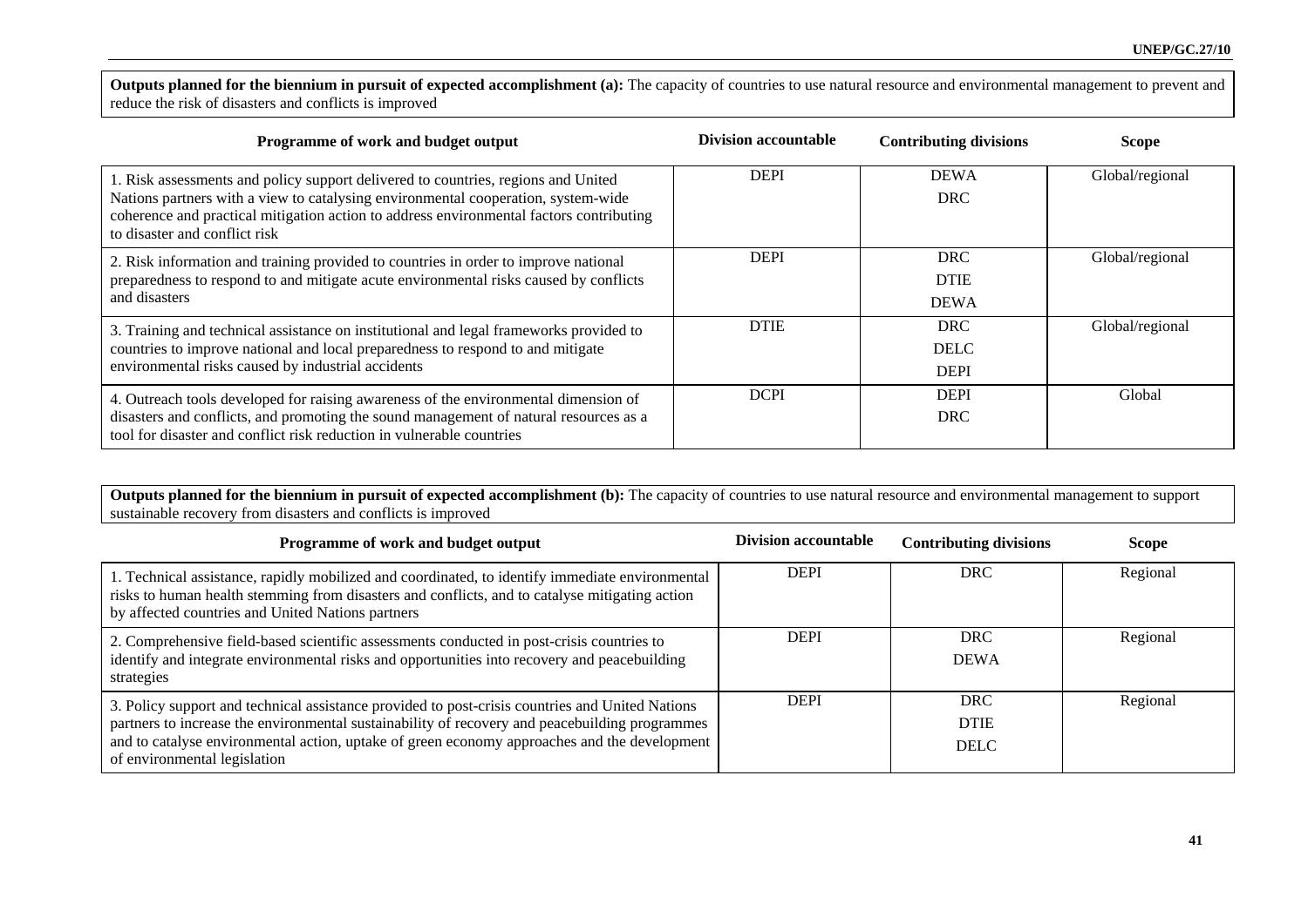**Outputs planned for the biennium in pursuit of expected accomplishment (a):** The capacity of countries to use natural resource and environmental management to prevent and reduce the risk of disasters and conflicts is improved

| Programme of work and budget output | Division accountable | Contributing divisions | Scope |
|---|---|---|---|
| 1. Risk assessments and policy support delivered to countries, regions and United Nations partners with a view to catalysing environmental cooperation, system-wide coherence and practical mitigation action to address environmental factors contributing to disaster and conflict risk | DEPI | DEWA<br>DRC | Global/regional |
| 2. Risk information and training provided to countries in order to improve national preparedness to respond to and mitigate acute environmental risks caused by conflicts and disasters | DEPI | DRC<br>DTIE<br>DEWA | Global/regional |
| 3. Training and technical assistance on institutional and legal frameworks provided to countries to improve national and local preparedness to respond to and mitigate environmental risks caused by industrial accidents | DTIE | DRC<br>DELC<br>DEPI | Global/regional |
| 4. Outreach tools developed for raising awareness of the environmental dimension of disasters and conflicts, and promoting the sound management of natural resources as a tool for disaster and conflict risk reduction in vulnerable countries | DCPI | DEPI<br>DRC | Global |

**Outputs planned for the biennium in pursuit of expected accomplishment (b):** The capacity of countries to use natural resource and environmental management to support sustainable recovery from disasters and conflicts is improved

| Programme of work and budget output | Division accountable | Contributing divisions | Scope |
|---|---|---|---|
| 1. Technical assistance, rapidly mobilized and coordinated, to identify immediate environmental risks to human health stemming from disasters and conflicts, and to catalyse mitigating action by affected countries and United Nations partners | DEPI | DRC | Regional |
| 2. Comprehensive field-based scientific assessments conducted in post-crisis countries to identify and integrate environmental risks and opportunities into recovery and peacebuilding strategies | DEPI | DRC<br>DEWA | Regional |
| 3. Policy support and technical assistance provided to post-crisis countries and United Nations partners to increase the environmental sustainability of recovery and peacebuilding programmes and to catalyse environmental action, uptake of green economy approaches and the development of environmental legislation | DEPI | DRC<br>DTIE<br>DELC | Regional |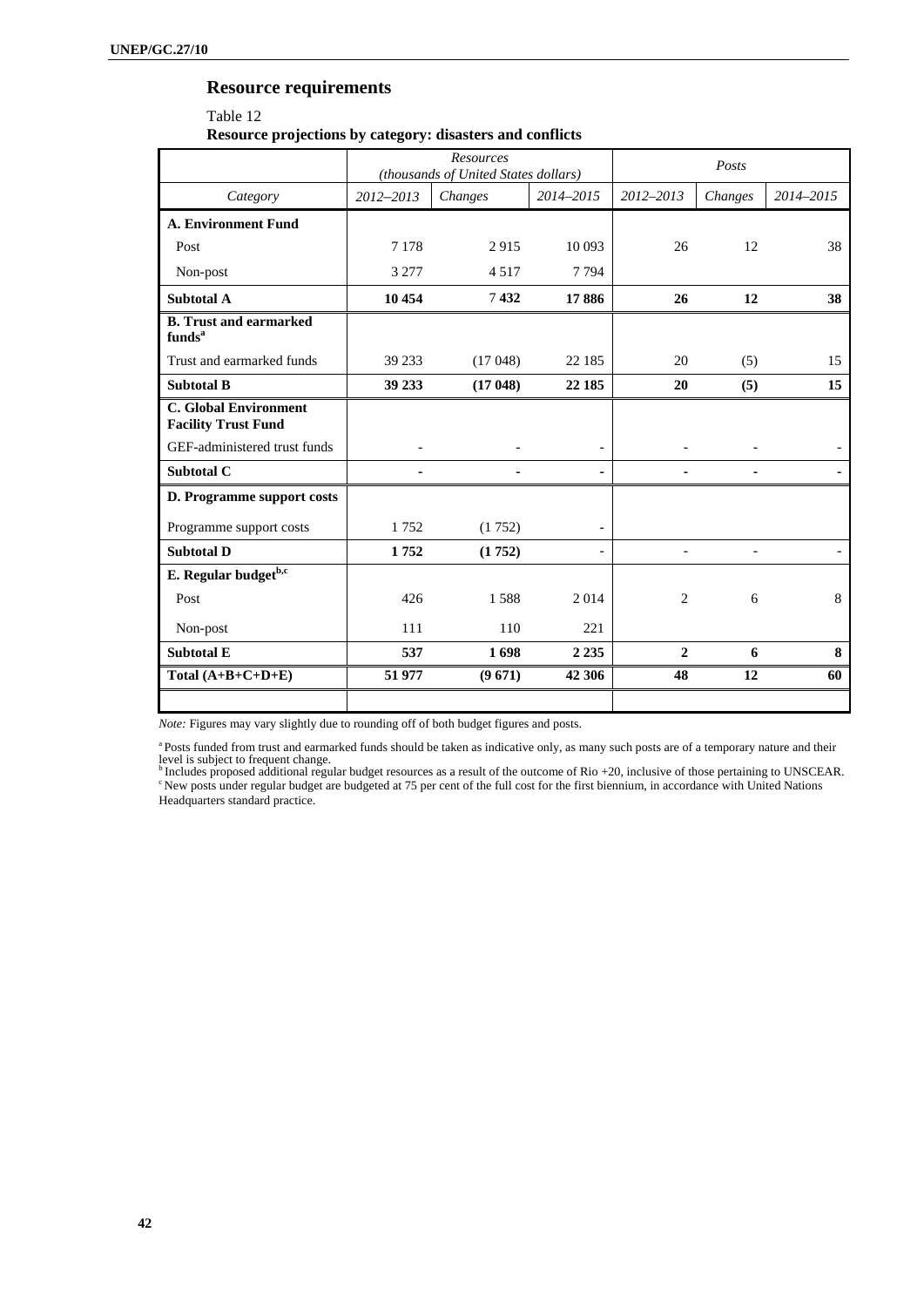## Resource requirements

Table 12

**Resource projections by category: disasters and conflicts**

| | *Resources (thousands of United States dollars)* | | | *Posts* | | |
|---|---|---|---|---|---|---|
| *Category* | *2012–2013* | *Changes* | *2014–2015* | *2012–2013* | *Changes* | *2014–2015* |
| **A. Environment Fund** | | | | | | |
| Post | 7 178 | 2 915 | 10 093 | 26 | 12 | 38 |
| Non-post | 3 277 | 4 517 | 7 794 | | | |
| **Subtotal A** | **10 454** | 7 **432** | **17 886** | **26** | **12** | **38** |
| **B. Trust and earmarked funds**[a] | | | | | | |
| Trust and earmarked funds | 39 233 | (17 048) | 22 185 | 20 | (5) | 15 |
| **Subtotal B** | **39 233** | **(17 048)** | **22 185** | **20** | **(5)** | **15** |
| **C. Global Environment Facility Trust Fund** | | | | | | |
| GEF-administered trust funds | - | - | - | - | - | - |
| **Subtotal C** | **-** | **-** | **-** | **-** | **-** | **-** |
| **D. Programme support costs** | | | | | | |
| Programme support costs | 1 752 | (1 752) | - | | | |
| **Subtotal D** | **1 752** | **(1 752)** | **-** | - | - | - |
| **E. Regular budget**[b,c] | | | | | | |
| Post | 426 | 1 588 | 2 014 | 2 | 6 | 8 |
| Non-post | 111 | 110 | 221 | | | |
| **Subtotal E** | **537** | **1 698** | **2 235** | **2** | **6** | **8** |
| **Total (A+B+C+D+E)** | **51 977** | **(9 671)** | **42 306** | **48** | **12** | **60** |

*Note:* Figures may vary slightly due to rounding off of both budget figures and posts.

[a] Posts funded from trust and earmarked funds should be taken as indicative only, as many such posts are of a temporary nature and their level is subject to frequent change.

[b] Includes proposed additional regular budget resources as a result of the outcome of Rio +20, inclusive of those pertaining to UNSCEAR.

[c] New posts under regular budget are budgeted at 75 per cent of the full cost for the first biennium, in accordance with United Nations Headquarters standard practice.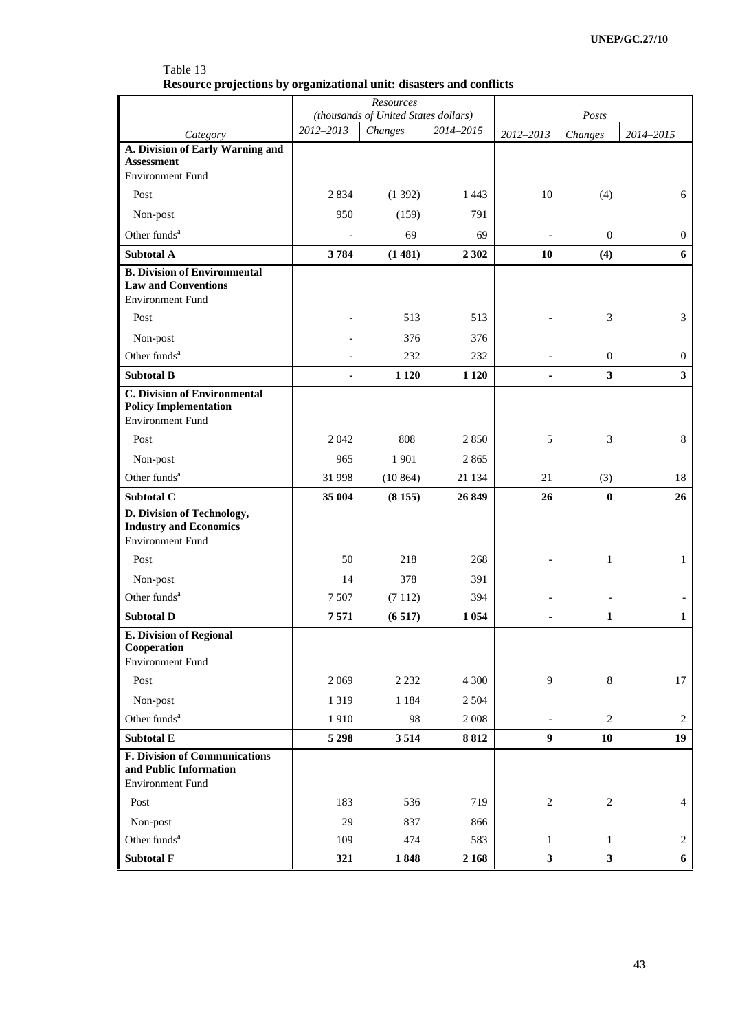Table 13
**Resource projections by organizational unit: disasters and conflicts**

| Category | Resources (thousands of United States dollars) | | | Posts | | |
|---|---|---|---|---|---|---|
| | 2012–2013 | Changes | 2014–2015 | 2012–2013 | Changes | 2014–2015 |
| **A. Division of Early Warning and Assessment** | | | | | | |
| Environment Fund | | | | | | |
| Post | 2 834 | (1 392) | 1 443 | 10 | (4) | 6 |
| Non-post | 950 | (159) | 791 | | | |
| Other funds[a] | - | 69 | 69 | - | 0 | 0 |
| **Subtotal A** | **3 784** | **(1 481)** | **2 302** | **10** | **(4)** | **6** |
| **B. Division of Environmental Law and Conventions** | | | | | | |
| Environment Fund | | | | | | |
| Post | - | 513 | 513 | - | 3 | 3 |
| Non-post | - | 376 | 376 | | | |
| Other funds[a] | - | 232 | 232 | - | 0 | 0 |
| **Subtotal B** | **-** | **1 120** | **1 120** | **-** | **3** | **3** |
| **C. Division of Environmental Policy Implementation** | | | | | | |
| Environment Fund | | | | | | |
| Post | 2 042 | 808 | 2 850 | 5 | 3 | 8 |
| Non-post | 965 | 1 901 | 2 865 | | | |
| Other funds[a] | 31 998 | (10 864) | 21 134 | 21 | (3) | 18 |
| **Subtotal C** | **35 004** | **(8 155)** | **26 849** | **26** | **0** | **26** |
| **D. Division of Technology, Industry and Economics** | | | | | | |
| Environment Fund | | | | | | |
| Post | 50 | 218 | 268 | - | 1 | 1 |
| Non-post | 14 | 378 | 391 | | | |
| Other funds[a] | 7 507 | (7 112) | 394 | - | - | - |
| **Subtotal D** | **7 571** | **(6 517)** | **1 054** | **-** | **1** | **1** |
| **E. Division of Regional Cooperation** | | | | | | |
| Environment Fund | | | | | | |
| Post | 2 069 | 2 232 | 4 300 | 9 | 8 | 17 |
| Non-post | 1 319 | 1 184 | 2 504 | | | |
| Other funds[a] | 1 910 | 98 | 2 008 | - | 2 | 2 |
| **Subtotal E** | **5 298** | **3 514** | **8 812** | **9** | **10** | **19** |
| **F. Division of Communications and Public Information** | | | | | | |
| Environment Fund | | | | | | |
| Post | 183 | 536 | 719 | 2 | 2 | 4 |
| Non-post | 29 | 837 | 866 | | | |
| Other funds[a] | 109 | 474 | 583 | 1 | 1 | 2 |
| **Subtotal F** | **321** | **1 848** | **2 168** | **3** | **3** | **6** |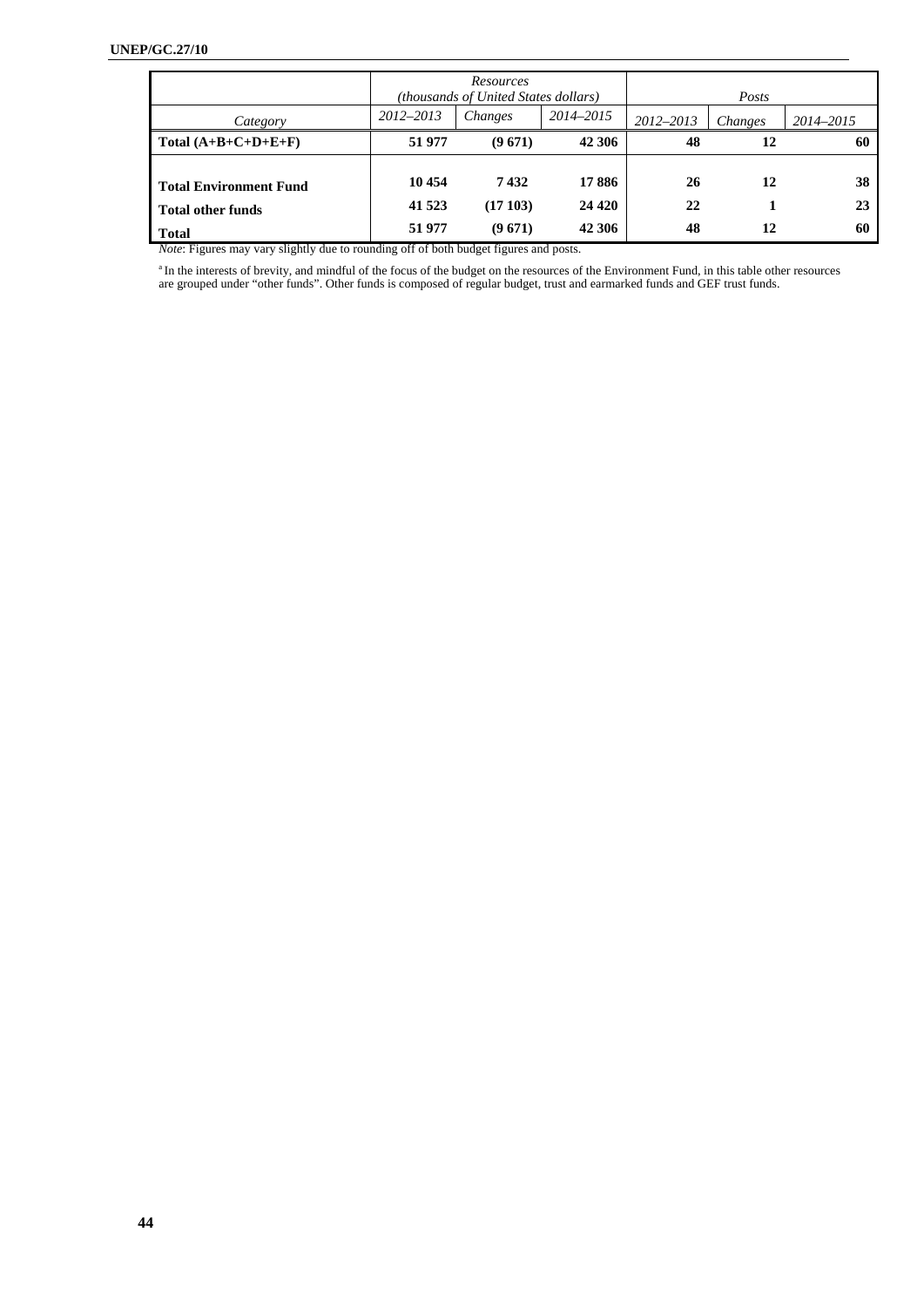| Category | *Resources (thousands of United States dollars)* | | | *Posts* | | |
|---|---|---|---|---|---|---|
| | *2012–2013* | *Changes* | *2014–2015* | *2012–2013* | *Changes* | *2014–2015* |
| **Total (A+B+C+D+E+F)** | **51 977** | **(9 671)** | **42 306** | **48** | **12** | **60** |
| **Total Environment Fund** | **10 454** | **7 432** | **17 886** | **26** | **12** | **38** |
| **Total other funds** | **41 523** | **(17 103)** | **24 420** | **22** | **1** | **23** |
| **Total** | **51 977** | **(9 671)** | **42 306** | **48** | **12** | **60** |

*Note*: Figures may vary slightly due to rounding off of both budget figures and posts.

[a] In the interests of brevity, and mindful of the focus of the budget on the resources of the Environment Fund, in this table other resources are grouped under "other funds". Other funds is composed of regular budget, trust and earmarked funds and GEF trust funds.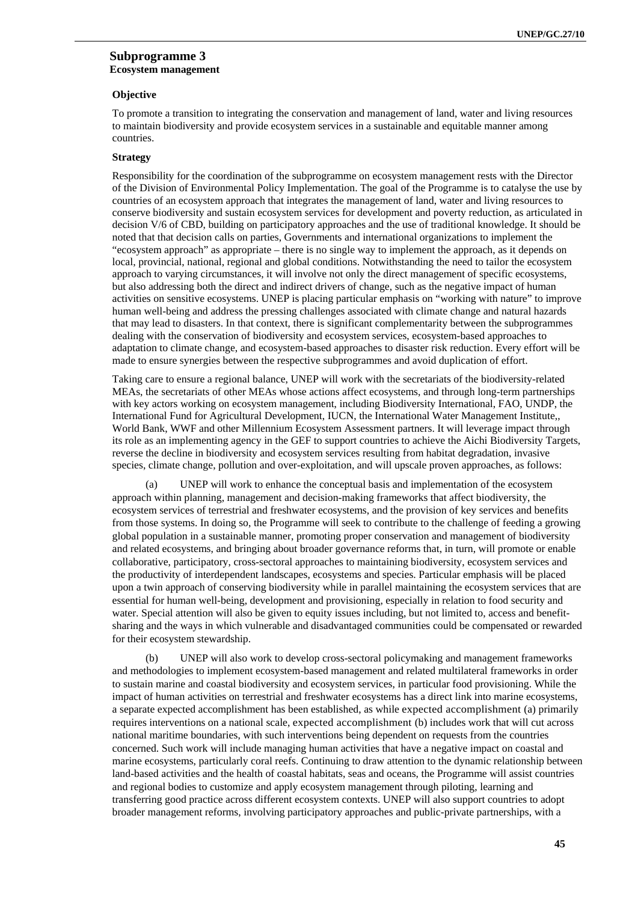## Subprogramme 3

### Ecosystem management

**Objective**

To promote a transition to integrating the conservation and management of land, water and living resources to maintain biodiversity and provide ecosystem services in a sustainable and equitable manner among countries.

**Strategy**

Responsibility for the coordination of the subprogramme on ecosystem management rests with the Director of the Division of Environmental Policy Implementation. The goal of the Programme is to catalyse the use by countries of an ecosystem approach that integrates the management of land, water and living resources to conserve biodiversity and sustain ecosystem services for development and poverty reduction, as articulated in decision V/6 of CBD, building on participatory approaches and the use of traditional knowledge. It should be noted that that decision calls on parties, Governments and international organizations to implement the "ecosystem approach" as appropriate – there is no single way to implement the approach, as it depends on local, provincial, national, regional and global conditions. Notwithstanding the need to tailor the ecosystem approach to varying circumstances, it will involve not only the direct management of specific ecosystems, but also addressing both the direct and indirect drivers of change, such as the negative impact of human activities on sensitive ecosystems. UNEP is placing particular emphasis on "working with nature" to improve human well-being and address the pressing challenges associated with climate change and natural hazards that may lead to disasters. In that context, there is significant complementarity between the subprogrammes dealing with the conservation of biodiversity and ecosystem services, ecosystem-based approaches to adaptation to climate change, and ecosystem-based approaches to disaster risk reduction. Every effort will be made to ensure synergies between the respective subprogrammes and avoid duplication of effort.

Taking care to ensure a regional balance, UNEP will work with the secretariats of the biodiversity-related MEAs, the secretariats of other MEAs whose actions affect ecosystems, and through long-term partnerships with key actors working on ecosystem management, including Biodiversity International, FAO, UNDP, the International Fund for Agricultural Development, IUCN, the International Water Management Institute,, World Bank, WWF and other Millennium Ecosystem Assessment partners. It will leverage impact through its role as an implementing agency in the GEF to support countries to achieve the Aichi Biodiversity Targets, reverse the decline in biodiversity and ecosystem services resulting from habitat degradation, invasive species, climate change, pollution and over-exploitation, and will upscale proven approaches, as follows:

(a) UNEP will work to enhance the conceptual basis and implementation of the ecosystem approach within planning, management and decision-making frameworks that affect biodiversity, the ecosystem services of terrestrial and freshwater ecosystems, and the provision of key services and benefits from those systems. In doing so, the Programme will seek to contribute to the challenge of feeding a growing global population in a sustainable manner, promoting proper conservation and management of biodiversity and related ecosystems, and bringing about broader governance reforms that, in turn, will promote or enable collaborative, participatory, cross-sectoral approaches to maintaining biodiversity, ecosystem services and the productivity of interdependent landscapes, ecosystems and species. Particular emphasis will be placed upon a twin approach of conserving biodiversity while in parallel maintaining the ecosystem services that are essential for human well-being, development and provisioning, especially in relation to food security and water. Special attention will also be given to equity issues including, but not limited to, access and benefit-sharing and the ways in which vulnerable and disadvantaged communities could be compensated or rewarded for their ecosystem stewardship.

(b) UNEP will also work to develop cross-sectoral policymaking and management frameworks and methodologies to implement ecosystem-based management and related multilateral frameworks in order to sustain marine and coastal biodiversity and ecosystem services, in particular food provisioning. While the impact of human activities on terrestrial and freshwater ecosystems has a direct link into marine ecosystems, a separate expected accomplishment has been established, as while expected accomplishment (a) primarily requires interventions on a national scale, expected accomplishment (b) includes work that will cut across national maritime boundaries, with such interventions being dependent on requests from the countries concerned. Such work will include managing human activities that have a negative impact on coastal and marine ecosystems, particularly coral reefs. Continuing to draw attention to the dynamic relationship between land-based activities and the health of coastal habitats, seas and oceans, the Programme will assist countries and regional bodies to customize and apply ecosystem management through piloting, learning and transferring good practice across different ecosystem contexts. UNEP will also support countries to adopt broader management reforms, involving participatory approaches and public-private partnerships, with a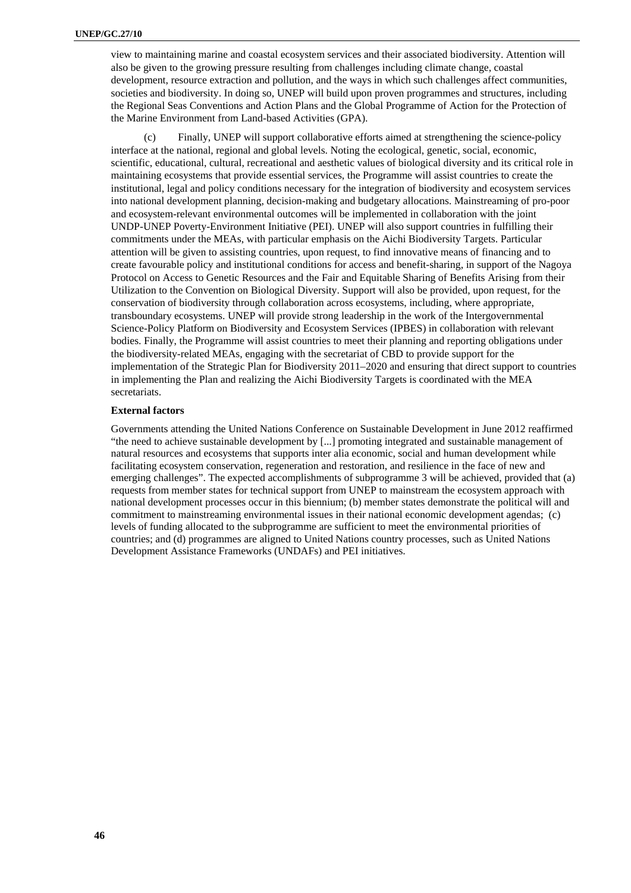view to maintaining marine and coastal ecosystem services and their associated biodiversity. Attention will also be given to the growing pressure resulting from challenges including climate change, coastal development, resource extraction and pollution, and the ways in which such challenges affect communities, societies and biodiversity. In doing so, UNEP will build upon proven programmes and structures, including the Regional Seas Conventions and Action Plans and the Global Programme of Action for the Protection of the Marine Environment from Land-based Activities (GPA).

(c) Finally, UNEP will support collaborative efforts aimed at strengthening the science-policy interface at the national, regional and global levels. Noting the ecological, genetic, social, economic, scientific, educational, cultural, recreational and aesthetic values of biological diversity and its critical role in maintaining ecosystems that provide essential services, the Programme will assist countries to create the institutional, legal and policy conditions necessary for the integration of biodiversity and ecosystem services into national development planning, decision-making and budgetary allocations. Mainstreaming of pro-poor and ecosystem-relevant environmental outcomes will be implemented in collaboration with the joint UNDP-UNEP Poverty-Environment Initiative (PEI). UNEP will also support countries in fulfilling their commitments under the MEAs, with particular emphasis on the Aichi Biodiversity Targets. Particular attention will be given to assisting countries, upon request, to find innovative means of financing and to create favourable policy and institutional conditions for access and benefit-sharing, in support of the Nagoya Protocol on Access to Genetic Resources and the Fair and Equitable Sharing of Benefits Arising from their Utilization to the Convention on Biological Diversity. Support will also be provided, upon request, for the conservation of biodiversity through collaboration across ecosystems, including, where appropriate, transboundary ecosystems. UNEP will provide strong leadership in the work of the Intergovernmental Science-Policy Platform on Biodiversity and Ecosystem Services (IPBES) in collaboration with relevant bodies. Finally, the Programme will assist countries to meet their planning and reporting obligations under the biodiversity-related MEAs, engaging with the secretariat of CBD to provide support for the implementation of the Strategic Plan for Biodiversity 2011–2020 and ensuring that direct support to countries in implementing the Plan and realizing the Aichi Biodiversity Targets is coordinated with the MEA secretariats.

**External factors**

Governments attending the United Nations Conference on Sustainable Development in June 2012 reaffirmed "the need to achieve sustainable development by [...] promoting integrated and sustainable management of natural resources and ecosystems that supports inter alia economic, social and human development while facilitating ecosystem conservation, regeneration and restoration, and resilience in the face of new and emerging challenges". The expected accomplishments of subprogramme 3 will be achieved, provided that (a) requests from member states for technical support from UNEP to mainstream the ecosystem approach with national development processes occur in this biennium; (b) member states demonstrate the political will and commitment to mainstreaming environmental issues in their national economic development agendas; (c) levels of funding allocated to the subprogramme are sufficient to meet the environmental priorities of countries; and (d) programmes are aligned to United Nations country processes, such as United Nations Development Assistance Frameworks (UNDAFs) and PEI initiatives.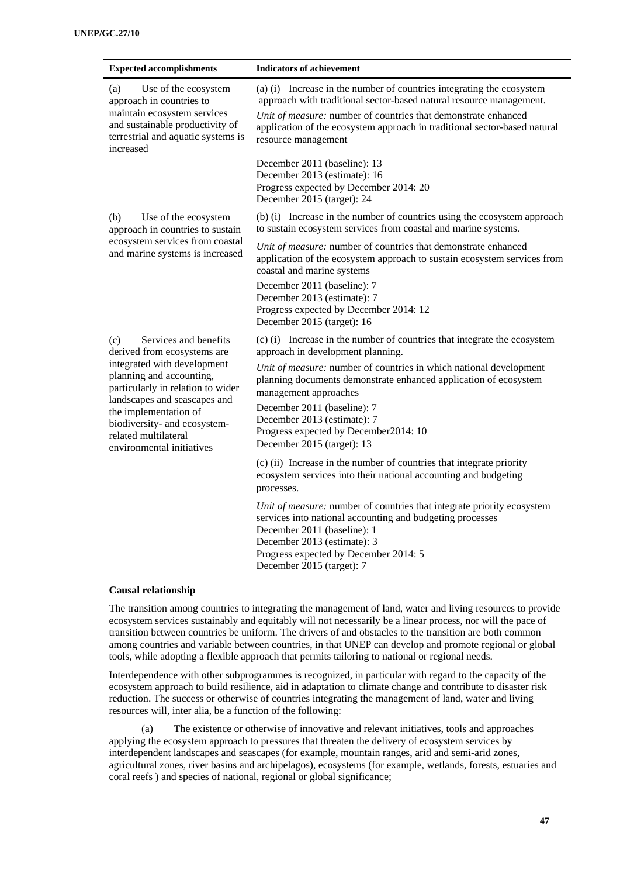| Expected accomplishments | Indicators of achievement |
|---|---|
| (a) Use of the ecosystem approach in countries to maintain ecosystem services and sustainable productivity of terrestrial and aquatic systems is increased | (a) (i) Increase in the number of countries integrating the ecosystem approach with traditional sector-based natural resource management.<br>*Unit of measure:* number of countries that demonstrate enhanced application of the ecosystem approach in traditional sector-based natural resource management<br>December 2011 (baseline): 13<br>December 2013 (estimate): 16<br>Progress expected by December 2014: 20<br>December 2015 (target): 24 |
| (b) Use of the ecosystem approach in countries to sustain ecosystem services from coastal and marine systems is increased | (b) (i) Increase in the number of countries using the ecosystem approach to sustain ecosystem services from coastal and marine systems.<br>*Unit of measure:* number of countries that demonstrate enhanced application of the ecosystem approach to sustain ecosystem services from coastal and marine systems<br>December 2011 (baseline): 7<br>December 2013 (estimate): 7<br>Progress expected by December 2014: 12<br>December 2015 (target): 16 |
| (c) Services and benefits derived from ecosystems are integrated with development planning and accounting, particularly in relation to wider landscapes and seascapes and the implementation of biodiversity- and ecosystem-related multilateral environmental initiatives | (c) (i) Increase in the number of countries that integrate the ecosystem approach in development planning.<br>*Unit of measure:* number of countries in which national development planning documents demonstrate enhanced application of ecosystem management approaches<br>December 2011 (baseline): 7<br>December 2013 (estimate): 7<br>Progress expected by December2014: 10<br>December 2015 (target): 13 |
| | (c) (ii) Increase in the number of countries that integrate priority ecosystem services into their national accounting and budgeting processes.<br>*Unit of measure:* number of countries that integrate priority ecosystem services into national accounting and budgeting processes<br>December 2011 (baseline): 1<br>December 2013 (estimate): 3<br>Progress expected by December 2014: 5<br>December 2015 (target): 7 |

**Causal relationship**

The transition among countries to integrating the management of land, water and living resources to provide ecosystem services sustainably and equitably will not necessarily be a linear process, nor will the pace of transition between countries be uniform. The drivers of and obstacles to the transition are both common among countries and variable between countries, in that UNEP can develop and promote regional or global tools, while adopting a flexible approach that permits tailoring to national or regional needs.

Interdependence with other subprogrammes is recognized, in particular with regard to the capacity of the ecosystem approach to build resilience, aid in adaptation to climate change and contribute to disaster risk reduction. The success or otherwise of countries integrating the management of land, water and living resources will, inter alia, be a function of the following:

(a) The existence or otherwise of innovative and relevant initiatives, tools and approaches applying the ecosystem approach to pressures that threaten the delivery of ecosystem services by interdependent landscapes and seascapes (for example, mountain ranges, arid and semi-arid zones, agricultural zones, river basins and archipelagos), ecosystems (for example, wetlands, forests, estuaries and coral reefs ) and species of national, regional or global significance;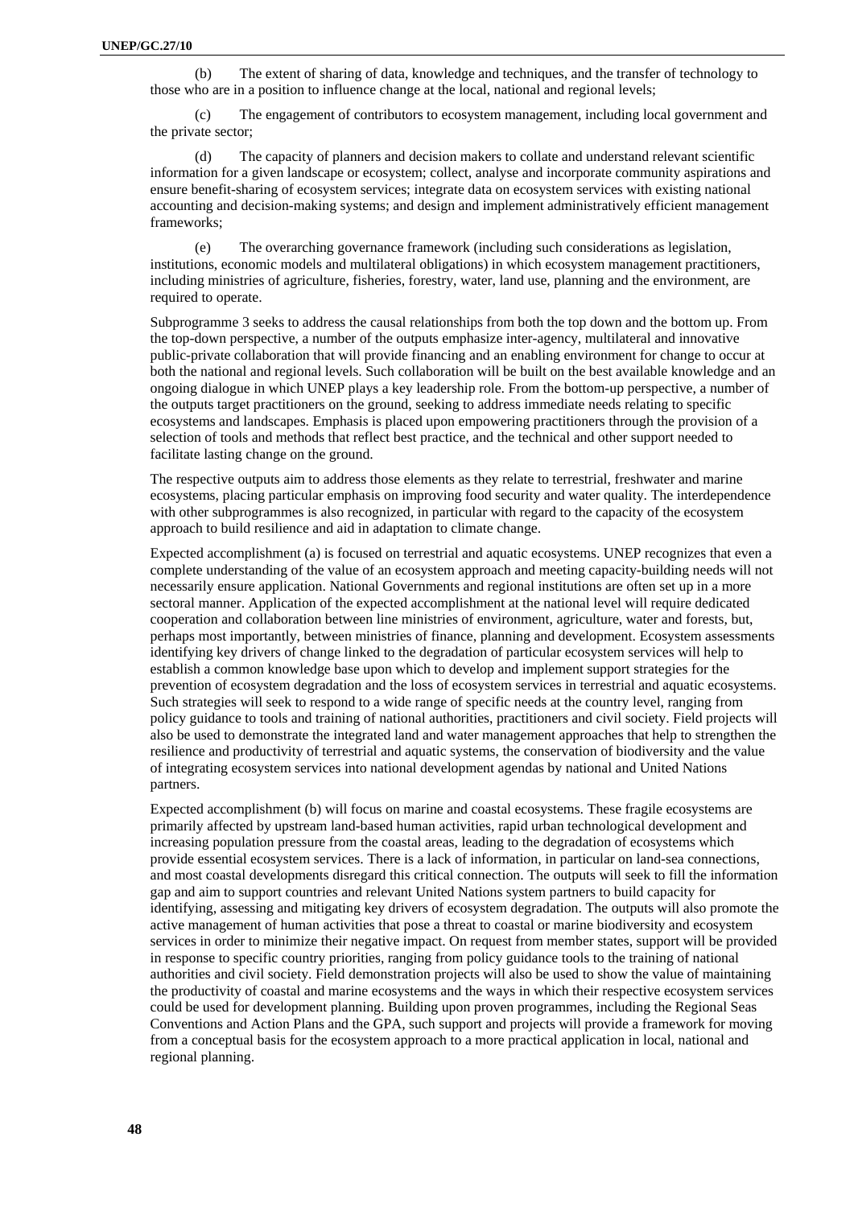(b) The extent of sharing of data, knowledge and techniques, and the transfer of technology to those who are in a position to influence change at the local, national and regional levels;

(c) The engagement of contributors to ecosystem management, including local government and the private sector;

(d) The capacity of planners and decision makers to collate and understand relevant scientific information for a given landscape or ecosystem; collect, analyse and incorporate community aspirations and ensure benefit-sharing of ecosystem services; integrate data on ecosystem services with existing national accounting and decision-making systems; and design and implement administratively efficient management frameworks;

(e) The overarching governance framework (including such considerations as legislation, institutions, economic models and multilateral obligations) in which ecosystem management practitioners, including ministries of agriculture, fisheries, forestry, water, land use, planning and the environment, are required to operate.

Subprogramme 3 seeks to address the causal relationships from both the top down and the bottom up. From the top-down perspective, a number of the outputs emphasize inter-agency, multilateral and innovative public-private collaboration that will provide financing and an enabling environment for change to occur at both the national and regional levels. Such collaboration will be built on the best available knowledge and an ongoing dialogue in which UNEP plays a key leadership role. From the bottom-up perspective, a number of the outputs target practitioners on the ground, seeking to address immediate needs relating to specific ecosystems and landscapes. Emphasis is placed upon empowering practitioners through the provision of a selection of tools and methods that reflect best practice, and the technical and other support needed to facilitate lasting change on the ground.

The respective outputs aim to address those elements as they relate to terrestrial, freshwater and marine ecosystems, placing particular emphasis on improving food security and water quality. The interdependence with other subprogrammes is also recognized, in particular with regard to the capacity of the ecosystem approach to build resilience and aid in adaptation to climate change.

Expected accomplishment (a) is focused on terrestrial and aquatic ecosystems. UNEP recognizes that even a complete understanding of the value of an ecosystem approach and meeting capacity-building needs will not necessarily ensure application. National Governments and regional institutions are often set up in a more sectoral manner. Application of the expected accomplishment at the national level will require dedicated cooperation and collaboration between line ministries of environment, agriculture, water and forests, but, perhaps most importantly, between ministries of finance, planning and development. Ecosystem assessments identifying key drivers of change linked to the degradation of particular ecosystem services will help to establish a common knowledge base upon which to develop and implement support strategies for the prevention of ecosystem degradation and the loss of ecosystem services in terrestrial and aquatic ecosystems. Such strategies will seek to respond to a wide range of specific needs at the country level, ranging from policy guidance to tools and training of national authorities, practitioners and civil society. Field projects will also be used to demonstrate the integrated land and water management approaches that help to strengthen the resilience and productivity of terrestrial and aquatic systems, the conservation of biodiversity and the value of integrating ecosystem services into national development agendas by national and United Nations partners.

Expected accomplishment (b) will focus on marine and coastal ecosystems. These fragile ecosystems are primarily affected by upstream land-based human activities, rapid urban technological development and increasing population pressure from the coastal areas, leading to the degradation of ecosystems which provide essential ecosystem services. There is a lack of information, in particular on land-sea connections, and most coastal developments disregard this critical connection. The outputs will seek to fill the information gap and aim to support countries and relevant United Nations system partners to build capacity for identifying, assessing and mitigating key drivers of ecosystem degradation. The outputs will also promote the active management of human activities that pose a threat to coastal or marine biodiversity and ecosystem services in order to minimize their negative impact. On request from member states, support will be provided in response to specific country priorities, ranging from policy guidance tools to the training of national authorities and civil society. Field demonstration projects will also be used to show the value of maintaining the productivity of coastal and marine ecosystems and the ways in which their respective ecosystem services could be used for development planning. Building upon proven programmes, including the Regional Seas Conventions and Action Plans and the GPA, such support and projects will provide a framework for moving from a conceptual basis for the ecosystem approach to a more practical application in local, national and regional planning.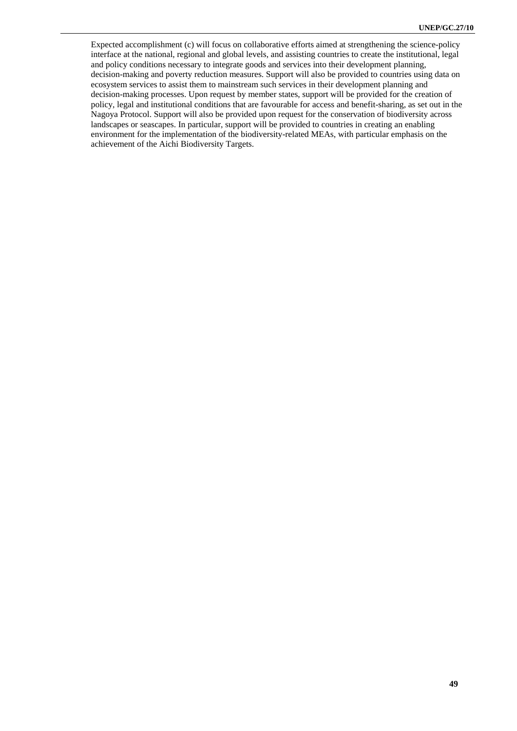Expected accomplishment (c) will focus on collaborative efforts aimed at strengthening the science-policy interface at the national, regional and global levels, and assisting countries to create the institutional, legal and policy conditions necessary to integrate goods and services into their development planning, decision-making and poverty reduction measures. Support will also be provided to countries using data on ecosystem services to assist them to mainstream such services in their development planning and decision-making processes. Upon request by member states, support will be provided for the creation of policy, legal and institutional conditions that are favourable for access and benefit-sharing, as set out in the Nagoya Protocol. Support will also be provided upon request for the conservation of biodiversity across landscapes or seascapes. In particular, support will be provided to countries in creating an enabling environment for the implementation of the biodiversity-related MEAs, with particular emphasis on the achievement of the Aichi Biodiversity Targets.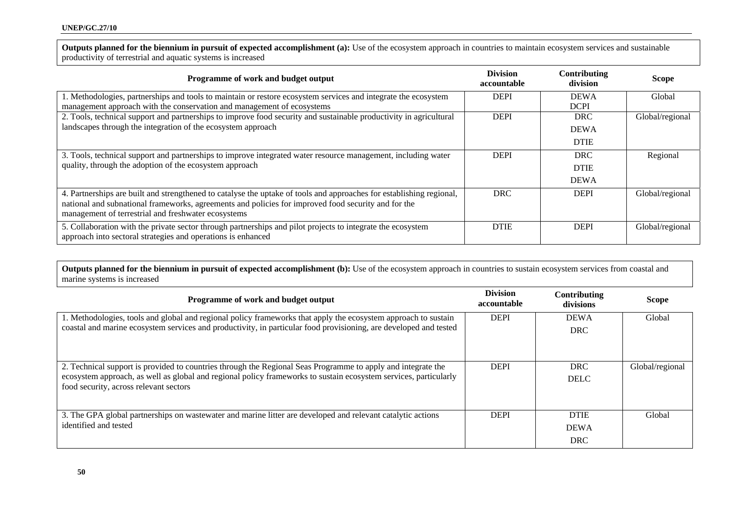**Outputs planned for the biennium in pursuit of expected accomplishment (a):** Use of the ecosystem approach in countries to maintain ecosystem services and sustainable productivity of terrestrial and aquatic systems is increased

| Programme of work and budget output | Division accountable | Contributing division | Scope |
| --- | --- | --- | --- |
| 1. Methodologies, partnerships and tools to maintain or restore ecosystem services and integrate the ecosystem management approach with the conservation and management of ecosystems | DEPI | DEWA<br>DCPI | Global |
| 2. Tools, technical support and partnerships to improve food security and sustainable productivity in agricultural landscapes through the integration of the ecosystem approach | DEPI | DRC<br>DEWA<br>DTIE | Global/regional |
| 3. Tools, technical support and partnerships to improve integrated water resource management, including water quality, through the adoption of the ecosystem approach | DEPI | DRC<br>DTIE<br>DEWA | Regional |
| 4. Partnerships are built and strengthened to catalyse the uptake of tools and approaches for establishing regional, national and subnational frameworks, agreements and policies for improved food security and for the management of terrestrial and freshwater ecosystems | DRC | DEPI | Global/regional |
| 5. Collaboration with the private sector through partnerships and pilot projects to integrate the ecosystem approach into sectoral strategies and operations is enhanced | DTIE | DEPI | Global/regional |

**Outputs planned for the biennium in pursuit of expected accomplishment (b):** Use of the ecosystem approach in countries to sustain ecosystem services from coastal and marine systems is increased

| Programme of work and budget output | Division accountable | Contributing divisions | Scope |
| --- | --- | --- | --- |
| 1. Methodologies, tools and global and regional policy frameworks that apply the ecosystem approach to sustain coastal and marine ecosystem services and productivity, in particular food provisioning, are developed and tested | DEPI | DEWA<br>DRC | Global |
| 2. Technical support is provided to countries through the Regional Seas Programme to apply and integrate the ecosystem approach, as well as global and regional policy frameworks to sustain ecosystem services, particularly food security, across relevant sectors | DEPI | DRC<br>DELC | Global/regional |
| 3. The GPA global partnerships on wastewater and marine litter are developed and relevant catalytic actions identified and tested | DEPI | DTIE<br>DEWA<br>DRC | Global |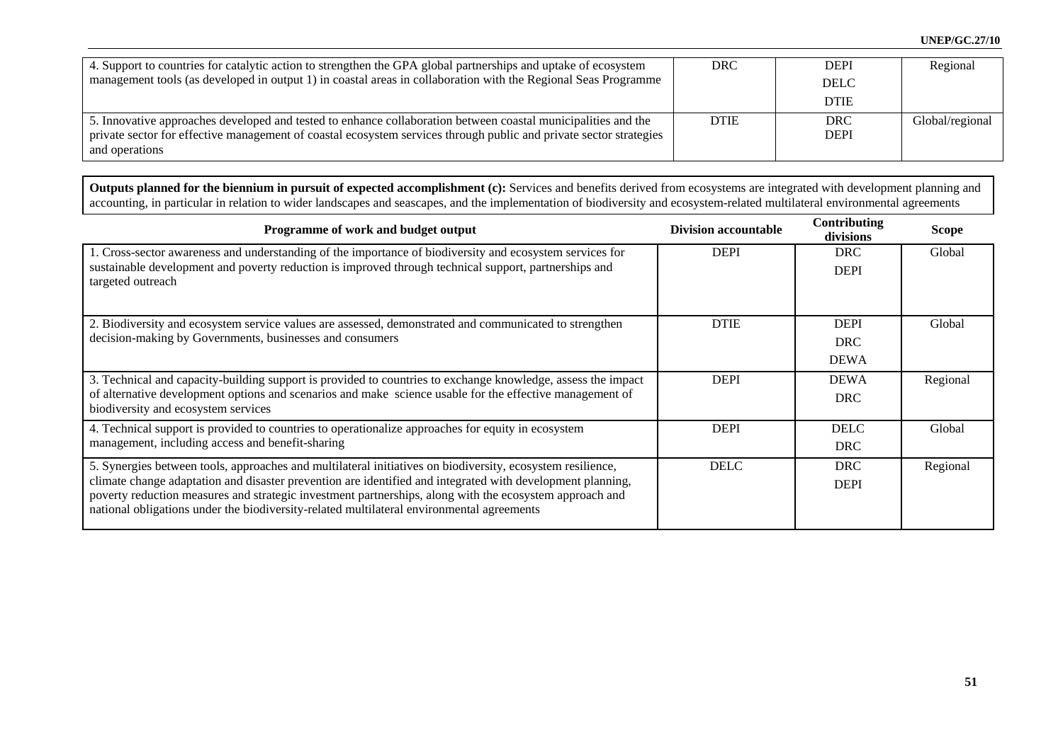| | | | |
|---|---|---|---|
| 4. Support to countries for catalytic action to strengthen the GPA global partnerships and uptake of ecosystem management tools (as developed in output 1) in coastal areas in collaboration with the Regional Seas Programme | DRC | DEPI<br>DELC<br>DTIE | Regional |
| 5. Innovative approaches developed and tested to enhance collaboration between coastal municipalities and the private sector for effective management of coastal ecosystem services through public and private sector strategies and operations | DTIE | DRC<br>DEPI | Global/regional |

**Outputs planned for the biennium in pursuit of expected accomplishment (c):** Services and benefits derived from ecosystems are integrated with development planning and accounting, in particular in relation to wider landscapes and seascapes, and the implementation of biodiversity and ecosystem-related multilateral environmental agreements

| Programme of work and budget output | Division accountable | Contributing divisions | Scope |
|---|---|---|---|
| 1. Cross-sector awareness and understanding of the importance of biodiversity and ecosystem services for sustainable development and poverty reduction is improved through technical support, partnerships and targeted outreach | DEPI | DRC<br>DEPI | Global |
| 2. Biodiversity and ecosystem service values are assessed, demonstrated and communicated to strengthen decision-making by Governments, businesses and consumers | DTIE | DEPI<br>DRC<br>DEWA | Global |
| 3. Technical and capacity-building support is provided to countries to exchange knowledge, assess the impact of alternative development options and scenarios and make science usable for the effective management of biodiversity and ecosystem services | DEPI | DEWA<br>DRC | Regional |
| 4. Technical support is provided to countries to operationalize approaches for equity in ecosystem management, including access and benefit-sharing | DEPI | DELC<br>DRC | Global |
| 5. Synergies between tools, approaches and multilateral initiatives on biodiversity, ecosystem resilience, climate change adaptation and disaster prevention are identified and integrated with development planning, poverty reduction measures and strategic investment partnerships, along with the ecosystem approach and national obligations under the biodiversity-related multilateral environmental agreements | DELC | DRC<br>DEPI | Regional |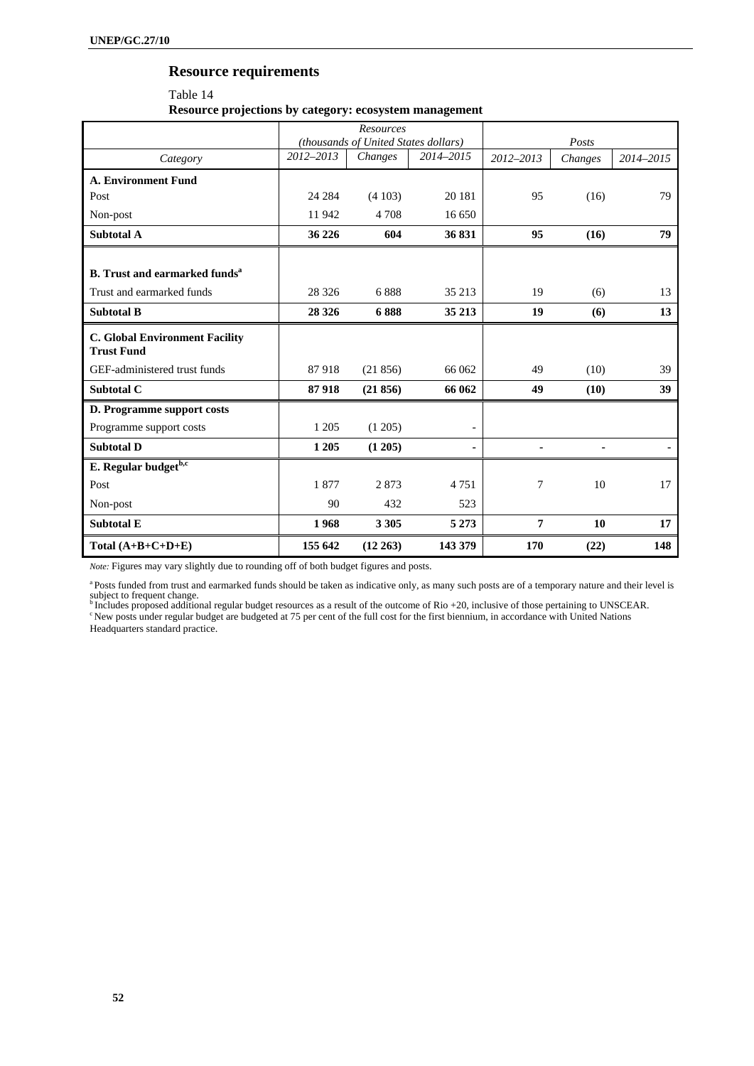## Resource requirements

Table 14

**Resource projections by category: ecosystem management**

| | *Resources (thousands of United States dollars)* | | | *Posts* | | |
|---|---|---|---|---|---|---|
| *Category* | *2012–2013* | *Changes* | *2014–2015* | *2012–2013* | *Changes* | *2014–2015* |
| **A. Environment Fund** | | | | | | |
| Post | 24 284 | (4 103) | 20 181 | 95 | (16) | 79 |
| Non-post | 11 942 | 4 708 | 16 650 | | | |
| **Subtotal A** | **36 226** | **604** | **36 831** | **95** | **(16)** | **79** |
| **B. Trust and earmarked funds[a]** | | | | | | |
| Trust and earmarked funds | 28 326 | 6 888 | 35 213 | 19 | (6) | 13 |
| **Subtotal B** | **28 326** | **6 888** | **35 213** | **19** | **(6)** | **13** |
| **C. Global Environment Facility Trust Fund** | | | | | | |
| GEF-administered trust funds | 87 918 | (21 856) | 66 062 | 49 | (10) | 39 |
| **Subtotal C** | **87 918** | **(21 856)** | **66 062** | **49** | **(10)** | **39** |
| **D. Programme support costs** | | | | | | |
| Programme support costs | 1 205 | (1 205) | - | | | |
| **Subtotal D** | **1 205** | **(1 205)** | **-** | **-** | **-** | **-** |
| **E. Regular budget[b,c]** | | | | | | |
| Post | 1 877 | 2 873 | 4 751 | 7 | 10 | 17 |
| Non-post | 90 | 432 | 523 | | | |
| **Subtotal E** | **1 968** | **3 305** | **5 273** | **7** | **10** | **17** |
| **Total (A+B+C+D+E)** | **155 642** | **(12 263)** | **143 379** | **170** | **(22)** | **148** |

*Note:* Figures may vary slightly due to rounding off of both budget figures and posts.

[a] Posts funded from trust and earmarked funds should be taken as indicative only, as many such posts are of a temporary nature and their level is subject to frequent change.

[b] Includes proposed additional regular budget resources as a result of the outcome of Rio +20, inclusive of those pertaining to UNSCEAR.

[c] New posts under regular budget are budgeted at 75 per cent of the full cost for the first biennium, in accordance with United Nations Headquarters standard practice.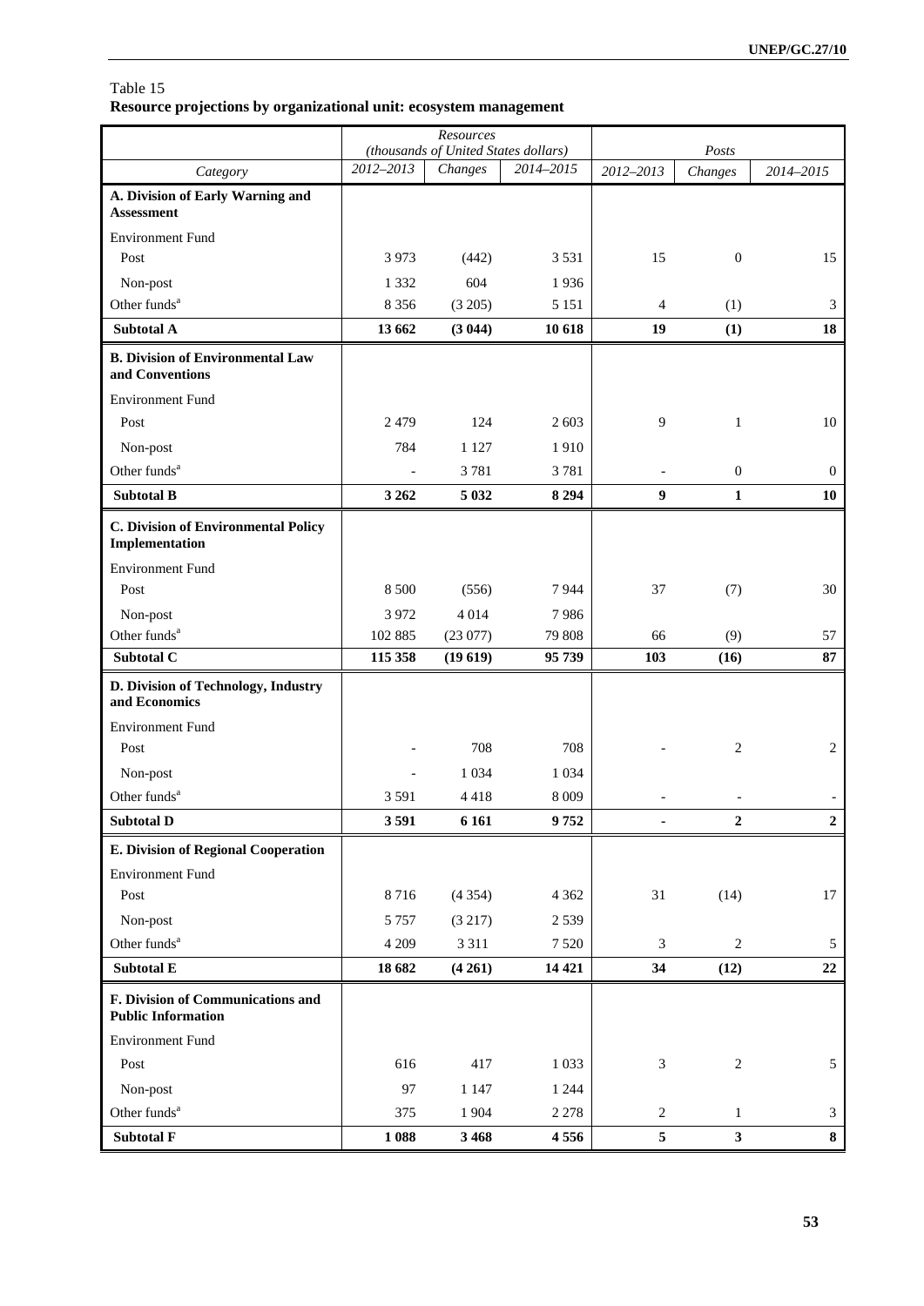Table 15
**Resource projections by organizational unit: ecosystem management**

| Category | Resources (thousands of United States dollars) | | | Posts | | |
|---|---|---|---|---|---|---|
| | 2012–2013 | Changes | 2014–2015 | 2012–2013 | Changes | 2014–2015 |
| **A. Division of Early Warning and Assessment** | | | | | | |
| Environment Fund | | | | | | |
| Post | 3 973 | (442) | 3 531 | 15 | 0 | 15 |
| Non-post | 1 332 | 604 | 1 936 | | | |
| Other funds[a] | 8 356 | (3 205) | 5 151 | 4 | (1) | 3 |
| **Subtotal A** | **13 662** | **(3 044)** | **10 618** | **19** | **(1)** | **18** |
| **B. Division of Environmental Law and Conventions** | | | | | | |
| Environment Fund | | | | | | |
| Post | 2 479 | 124 | 2 603 | 9 | 1 | 10 |
| Non-post | 784 | 1 127 | 1 910 | | | |
| Other funds[a] | - | 3 781 | 3 781 | - | 0 | 0 |
| **Subtotal B** | **3 262** | **5 032** | **8 294** | **9** | **1** | **10** |
| **C. Division of Environmental Policy Implementation** | | | | | | |
| Environment Fund | | | | | | |
| Post | 8 500 | (556) | 7 944 | 37 | (7) | 30 |
| Non-post | 3 972 | 4 014 | 7 986 | | | |
| Other funds[a] | 102 885 | (23 077) | 79 808 | 66 | (9) | 57 |
| **Subtotal C** | **115 358** | **(19 619)** | **95 739** | **103** | **(16)** | **87** |
| **D. Division of Technology, Industry and Economics** | | | | | | |
| Environment Fund | | | | | | |
| Post | - | 708 | 708 | - | 2 | 2 |
| Non-post | - | 1 034 | 1 034 | | | |
| Other funds[a] | 3 591 | 4 418 | 8 009 | - | - | - |
| **Subtotal D** | **3 591** | **6 161** | **9 752** | **-** | **2** | **2** |
| **E. Division of Regional Cooperation** | | | | | | |
| Environment Fund | | | | | | |
| Post | 8 716 | (4 354) | 4 362 | 31 | (14) | 17 |
| Non-post | 5 757 | (3 217) | 2 539 | | | |
| Other funds[a] | 4 209 | 3 311 | 7 520 | 3 | 2 | 5 |
| **Subtotal E** | **18 682** | **(4 261)** | **14 421** | **34** | **(12)** | **22** |
| **F. Division of Communications and Public Information** | | | | | | |
| Environment Fund | | | | | | |
| Post | 616 | 417 | 1 033 | 3 | 2 | 5 |
| Non-post | 97 | 1 147 | 1 244 | | | |
| Other funds[a] | 375 | 1 904 | 2 278 | 2 | 1 | 3 |
| **Subtotal F** | **1 088** | **3 468** | **4 556** | **5** | **3** | **8** |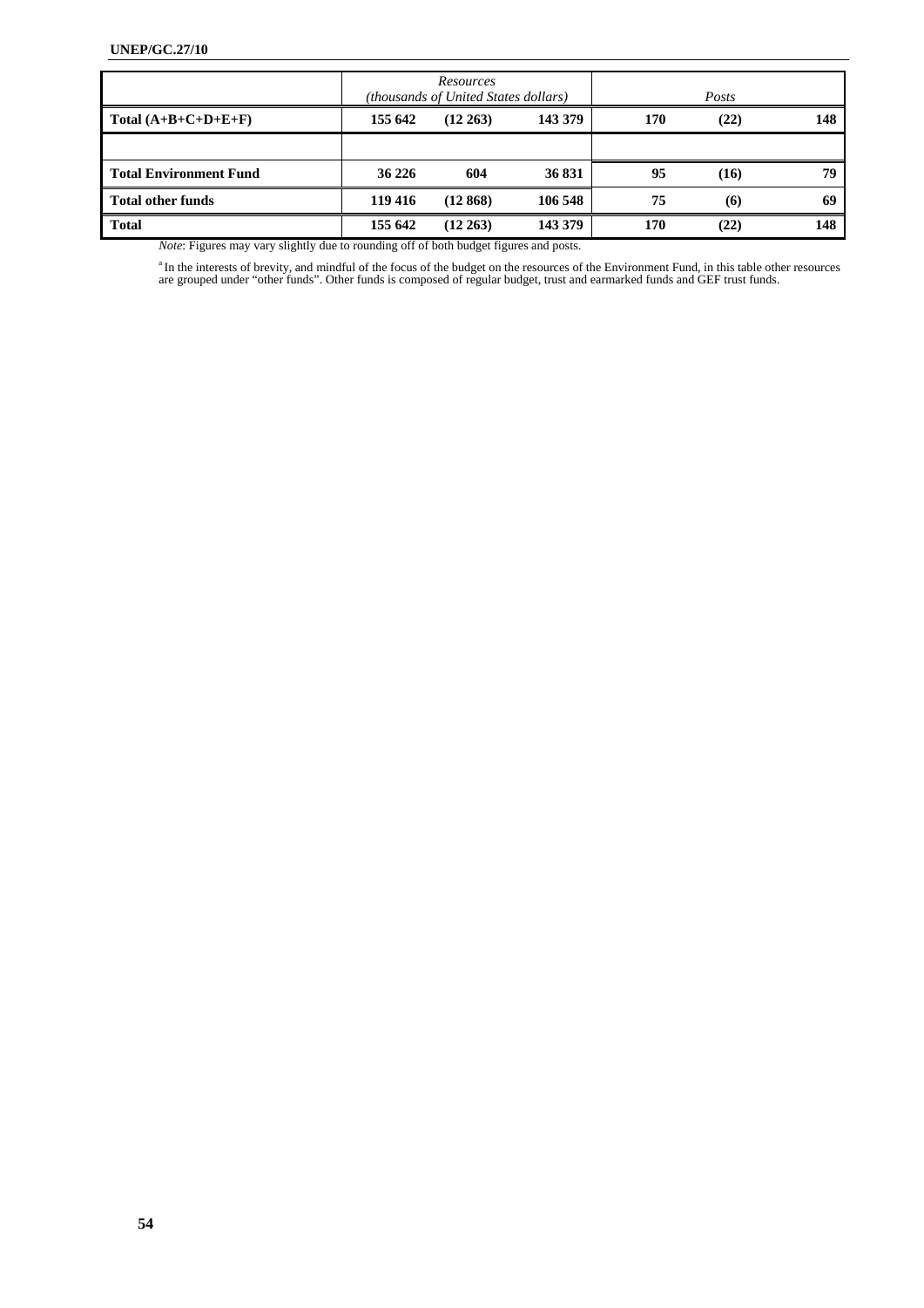| | *Resources* *(thousands of United States dollars)* | | | *Posts* | | |
|---|---|---|---|---|---|---|
| **Total (A+B+C+D+E+F)** | **155 642** | **(12 263)** | **143 379** | **170** | **(22)** | **148** |
| | | | | | | |
| **Total Environment Fund** | **36 226** | **604** | **36 831** | **95** | **(16)** | **79** |
| **Total other funds** | **119 416** | **(12 868)** | **106 548** | **75** | **(6)** | **69** |
| **Total** | **155 642** | **(12 263)** | **143 379** | **170** | **(22)** | **148** |

*Note*: Figures may vary slightly due to rounding off of both budget figures and posts.

[a] In the interests of brevity, and mindful of the focus of the budget on the resources of the Environment Fund, in this table other resources are grouped under "other funds". Other funds is composed of regular budget, trust and earmarked funds and GEF trust funds.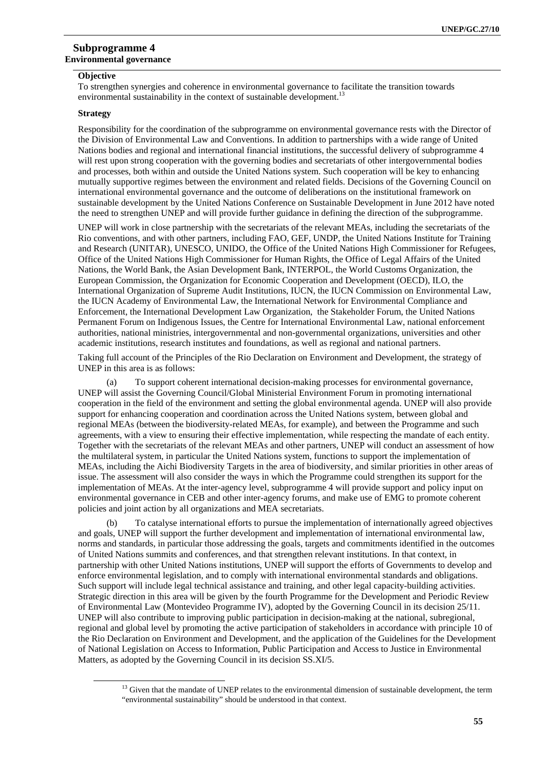## Subprogramme 4
### Environmental governance

**Objective**

To strengthen synergies and coherence in environmental governance to facilitate the transition towards environmental sustainability in the context of sustainable development.[13]

**Strategy**

Responsibility for the coordination of the subprogramme on environmental governance rests with the Director of the Division of Environmental Law and Conventions. In addition to partnerships with a wide range of United Nations bodies and regional and international financial institutions, the successful delivery of subprogramme 4 will rest upon strong cooperation with the governing bodies and secretariats of other intergovernmental bodies and processes, both within and outside the United Nations system. Such cooperation will be key to enhancing mutually supportive regimes between the environment and related fields. Decisions of the Governing Council on international environmental governance and the outcome of deliberations on the institutional framework on sustainable development by the United Nations Conference on Sustainable Development in June 2012 have noted the need to strengthen UNEP and will provide further guidance in defining the direction of the subprogramme.

UNEP will work in close partnership with the secretariats of the relevant MEAs, including the secretariats of the Rio conventions, and with other partners, including FAO, GEF, UNDP, the United Nations Institute for Training and Research (UNITAR), UNESCO, UNIDO, the Office of the United Nations High Commissioner for Refugees, Office of the United Nations High Commissioner for Human Rights, the Office of Legal Affairs of the United Nations, the World Bank, the Asian Development Bank, INTERPOL, the World Customs Organization, the European Commission, the Organization for Economic Cooperation and Development (OECD), ILO, the International Organization of Supreme Audit Institutions, IUCN, the IUCN Commission on Environmental Law, the IUCN Academy of Environmental Law, the International Network for Environmental Compliance and Enforcement, the International Development Law Organization, the Stakeholder Forum, the United Nations Permanent Forum on Indigenous Issues, the Centre for International Environmental Law, national enforcement authorities, national ministries, intergovernmental and non-governmental organizations, universities and other academic institutions, research institutes and foundations, as well as regional and national partners.

Taking full account of the Principles of the Rio Declaration on Environment and Development, the strategy of UNEP in this area is as follows:

(a) To support coherent international decision-making processes for environmental governance, UNEP will assist the Governing Council/Global Ministerial Environment Forum in promoting international cooperation in the field of the environment and setting the global environmental agenda. UNEP will also provide support for enhancing cooperation and coordination across the United Nations system, between global and regional MEAs (between the biodiversity-related MEAs, for example), and between the Programme and such agreements, with a view to ensuring their effective implementation, while respecting the mandate of each entity. Together with the secretariats of the relevant MEAs and other partners, UNEP will conduct an assessment of how the multilateral system, in particular the United Nations system, functions to support the implementation of MEAs, including the Aichi Biodiversity Targets in the area of biodiversity, and similar priorities in other areas of issue. The assessment will also consider the ways in which the Programme could strengthen its support for the implementation of MEAs. At the inter-agency level, subprogramme 4 will provide support and policy input on environmental governance in CEB and other inter-agency forums, and make use of EMG to promote coherent policies and joint action by all organizations and MEA secretariats.

(b) To catalyse international efforts to pursue the implementation of internationally agreed objectives and goals, UNEP will support the further development and implementation of international environmental law, norms and standards, in particular those addressing the goals, targets and commitments identified in the outcomes of United Nations summits and conferences, and that strengthen relevant institutions. In that context, in partnership with other United Nations institutions, UNEP will support the efforts of Governments to develop and enforce environmental legislation, and to comply with international environmental standards and obligations. Such support will include legal technical assistance and training, and other legal capacity-building activities. Strategic direction in this area will be given by the fourth Programme for the Development and Periodic Review of Environmental Law (Montevideo Programme IV), adopted by the Governing Council in its decision 25/11. UNEP will also contribute to improving public participation in decision-making at the national, subregional, regional and global level by promoting the active participation of stakeholders in accordance with principle 10 of the Rio Declaration on Environment and Development, and the application of the Guidelines for the Development of National Legislation on Access to Information, Public Participation and Access to Justice in Environmental Matters, as adopted by the Governing Council in its decision SS.XI/5.

[13] Given that the mandate of UNEP relates to the environmental dimension of sustainable development, the term "environmental sustainability" should be understood in that context.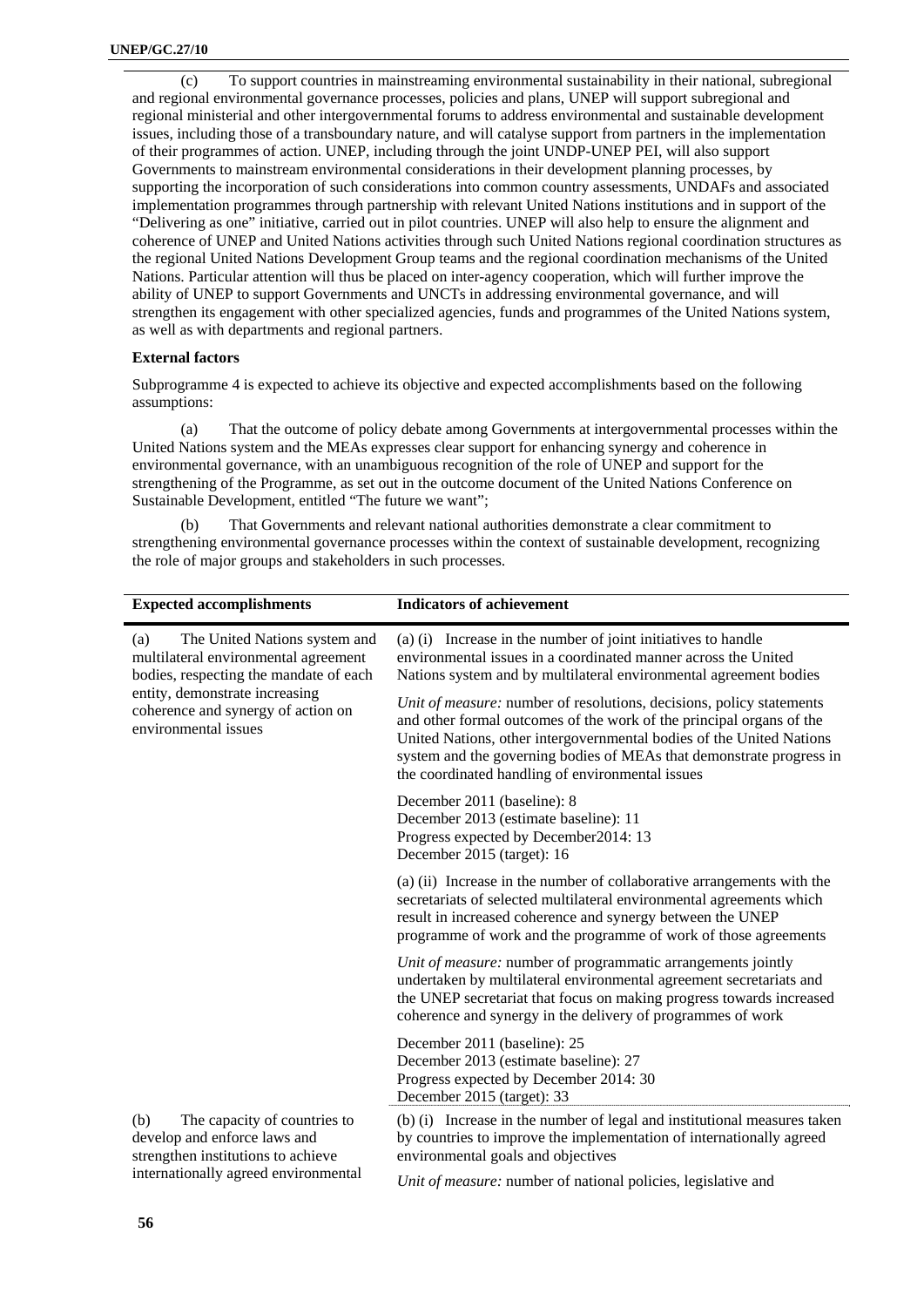(c) To support countries in mainstreaming environmental sustainability in their national, subregional and regional environmental governance processes, policies and plans, UNEP will support subregional and regional ministerial and other intergovernmental forums to address environmental and sustainable development issues, including those of a transboundary nature, and will catalyse support from partners in the implementation of their programmes of action. UNEP, including through the joint UNDP-UNEP PEI, will also support Governments to mainstream environmental considerations in their development planning processes, by supporting the incorporation of such considerations into common country assessments, UNDAFs and associated implementation programmes through partnership with relevant United Nations institutions and in support of the "Delivering as one" initiative, carried out in pilot countries. UNEP will also help to ensure the alignment and coherence of UNEP and United Nations activities through such United Nations regional coordination structures as the regional United Nations Development Group teams and the regional coordination mechanisms of the United Nations. Particular attention will thus be placed on inter-agency cooperation, which will further improve the ability of UNEP to support Governments and UNCTs in addressing environmental governance, and will strengthen its engagement with other specialized agencies, funds and programmes of the United Nations system, as well as with departments and regional partners.

**External factors**

Subprogramme 4 is expected to achieve its objective and expected accomplishments based on the following assumptions:

(a) That the outcome of policy debate among Governments at intergovernmental processes within the United Nations system and the MEAs expresses clear support for enhancing synergy and coherence in environmental governance, with an unambiguous recognition of the role of UNEP and support for the strengthening of the Programme, as set out in the outcome document of the United Nations Conference on Sustainable Development, entitled "The future we want";

(b) That Governments and relevant national authorities demonstrate a clear commitment to strengthening environmental governance processes within the context of sustainable development, recognizing the role of major groups and stakeholders in such processes.

| Expected accomplishments | Indicators of achievement |
|---|---|
| (a) The United Nations system and multilateral environmental agreement bodies, respecting the mandate of each entity, demonstrate increasing coherence and synergy of action on environmental issues | (a) (i) Increase in the number of joint initiatives to handle environmental issues in a coordinated manner across the United Nations system and by multilateral environmental agreement bodies |
| | *Unit of measure:* number of resolutions, decisions, policy statements and other formal outcomes of the work of the principal organs of the United Nations, other intergovernmental bodies of the United Nations system and the governing bodies of MEAs that demonstrate progress in the coordinated handling of environmental issues |
| | December 2011 (baseline): 8<br>December 2013 (estimate baseline): 11<br>Progress expected by December2014: 13<br>December 2015 (target): 16 |
| | (a) (ii) Increase in the number of collaborative arrangements with the secretariats of selected multilateral environmental agreements which result in increased coherence and synergy between the UNEP programme of work and the programme of work of those agreements |
| | *Unit of measure:* number of programmatic arrangements jointly undertaken by multilateral environmental agreement secretariats and the UNEP secretariat that focus on making progress towards increased coherence and synergy in the delivery of programmes of work |
| | December 2011 (baseline): 25<br>December 2013 (estimate baseline): 27<br>Progress expected by December 2014: 30<br>December 2015 (target): 33 |
| (b) The capacity of countries to develop and enforce laws and strengthen institutions to achieve internationally agreed environmental | (b) (i) Increase in the number of legal and institutional measures taken by countries to improve the implementation of internationally agreed environmental goals and objectives |
| | *Unit of measure:* number of national policies, legislative and |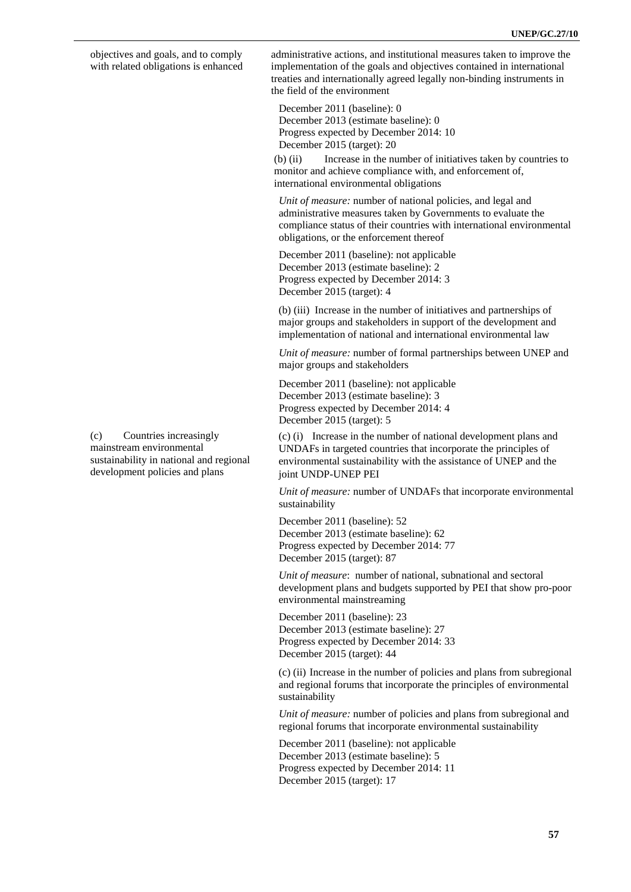| | |
|---|---|
| objectives and goals, and to comply with related obligations is enhanced | administrative actions, and institutional measures taken to improve the implementation of the goals and objectives contained in international treaties and internationally agreed legally non-binding instruments in the field of the environment<br><br>December 2011 (baseline): 0<br>December 2013 (estimate baseline): 0<br>Progress expected by December 2014: 10<br>December 2015 (target): 20<br><br>(b) (ii) Increase in the number of initiatives taken by countries to monitor and achieve compliance with, and enforcement of, international environmental obligations<br><br>*Unit of measure:* number of national policies, and legal and administrative measures taken by Governments to evaluate the compliance status of their countries with international environmental obligations, or the enforcement thereof<br><br>December 2011 (baseline): not applicable<br>December 2013 (estimate baseline): 2<br>Progress expected by December 2014: 3<br>December 2015 (target): 4<br><br>(b) (iii) Increase in the number of initiatives and partnerships of major groups and stakeholders in support of the development and implementation of national and international environmental law<br><br>*Unit of measure:* number of formal partnerships between UNEP and major groups and stakeholders<br><br>December 2011 (baseline): not applicable<br>December 2013 (estimate baseline): 3<br>Progress expected by December 2014: 4<br>December 2015 (target): 5 |
| (c) Countries increasingly mainstream environmental sustainability in national and regional development policies and plans | (c) (i) Increase in the number of national development plans and UNDAFs in targeted countries that incorporate the principles of environmental sustainability with the assistance of UNEP and the joint UNDP-UNEP PEI<br><br>*Unit of measure:* number of UNDAFs that incorporate environmental sustainability<br><br>December 2011 (baseline): 52<br>December 2013 (estimate baseline): 62<br>Progress expected by December 2014: 77<br>December 2015 (target): 87<br><br>*Unit of measure*: number of national, subnational and sectoral development plans and budgets supported by PEI that show pro-poor environmental mainstreaming<br><br>December 2011 (baseline): 23<br>December 2013 (estimate baseline): 27<br>Progress expected by December 2014: 33<br>December 2015 (target): 44<br><br>(c) (ii) Increase in the number of policies and plans from subregional and regional forums that incorporate the principles of environmental sustainability<br><br>*Unit of measure:* number of policies and plans from subregional and regional forums that incorporate environmental sustainability<br><br>December 2011 (baseline): not applicable<br>December 2013 (estimate baseline): 5<br>Progress expected by December 2014: 11<br>December 2015 (target): 17 |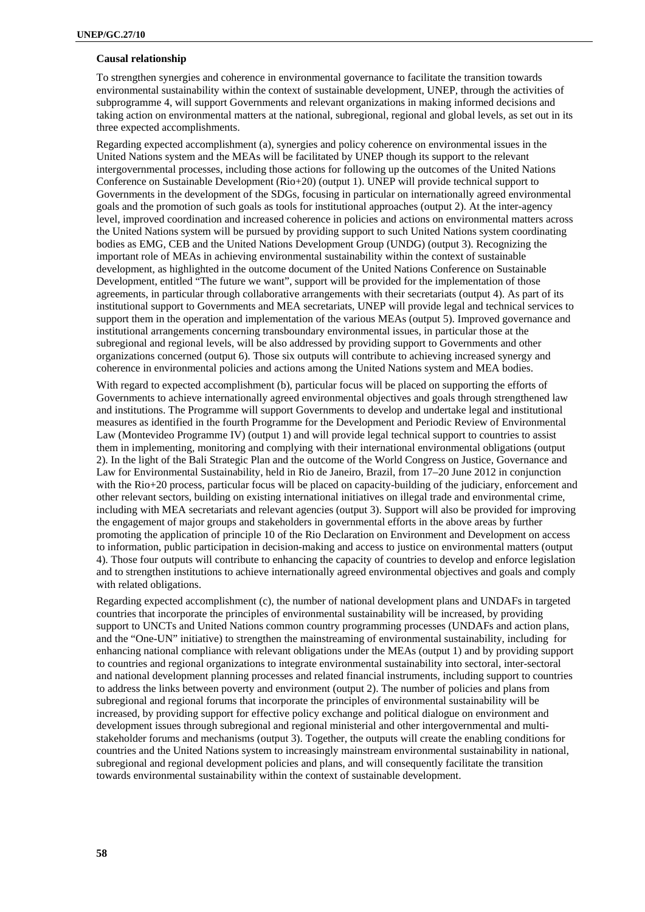**Causal relationship**

To strengthen synergies and coherence in environmental governance to facilitate the transition towards environmental sustainability within the context of sustainable development, UNEP, through the activities of subprogramme 4, will support Governments and relevant organizations in making informed decisions and taking action on environmental matters at the national, subregional, regional and global levels, as set out in its three expected accomplishments.

Regarding expected accomplishment (a), synergies and policy coherence on environmental issues in the United Nations system and the MEAs will be facilitated by UNEP though its support to the relevant intergovernmental processes, including those actions for following up the outcomes of the United Nations Conference on Sustainable Development (Rio+20) (output 1). UNEP will provide technical support to Governments in the development of the SDGs, focusing in particular on internationally agreed environmental goals and the promotion of such goals as tools for institutional approaches (output 2). At the inter-agency level, improved coordination and increased coherence in policies and actions on environmental matters across the United Nations system will be pursued by providing support to such United Nations system coordinating bodies as EMG, CEB and the United Nations Development Group (UNDG) (output 3). Recognizing the important role of MEAs in achieving environmental sustainability within the context of sustainable development, as highlighted in the outcome document of the United Nations Conference on Sustainable Development, entitled "The future we want", support will be provided for the implementation of those agreements, in particular through collaborative arrangements with their secretariats (output 4). As part of its institutional support to Governments and MEA secretariats, UNEP will provide legal and technical services to support them in the operation and implementation of the various MEAs (output 5). Improved governance and institutional arrangements concerning transboundary environmental issues, in particular those at the subregional and regional levels, will be also addressed by providing support to Governments and other organizations concerned (output 6). Those six outputs will contribute to achieving increased synergy and coherence in environmental policies and actions among the United Nations system and MEA bodies.

With regard to expected accomplishment (b), particular focus will be placed on supporting the efforts of Governments to achieve internationally agreed environmental objectives and goals through strengthened law and institutions. The Programme will support Governments to develop and undertake legal and institutional measures as identified in the fourth Programme for the Development and Periodic Review of Environmental Law (Montevideo Programme IV) (output 1) and will provide legal technical support to countries to assist them in implementing, monitoring and complying with their international environmental obligations (output 2). In the light of the Bali Strategic Plan and the outcome of the World Congress on Justice, Governance and Law for Environmental Sustainability, held in Rio de Janeiro, Brazil, from 17–20 June 2012 in conjunction with the Rio+20 process, particular focus will be placed on capacity-building of the judiciary, enforcement and other relevant sectors, building on existing international initiatives on illegal trade and environmental crime, including with MEA secretariats and relevant agencies (output 3). Support will also be provided for improving the engagement of major groups and stakeholders in governmental efforts in the above areas by further promoting the application of principle 10 of the Rio Declaration on Environment and Development on access to information, public participation in decision-making and access to justice on environmental matters (output 4). Those four outputs will contribute to enhancing the capacity of countries to develop and enforce legislation and to strengthen institutions to achieve internationally agreed environmental objectives and goals and comply with related obligations.

Regarding expected accomplishment (c), the number of national development plans and UNDAFs in targeted countries that incorporate the principles of environmental sustainability will be increased, by providing support to UNCTs and United Nations common country programming processes (UNDAFs and action plans, and the "One-UN" initiative) to strengthen the mainstreaming of environmental sustainability, including for enhancing national compliance with relevant obligations under the MEAs (output 1) and by providing support to countries and regional organizations to integrate environmental sustainability into sectoral, inter-sectoral and national development planning processes and related financial instruments, including support to countries to address the links between poverty and environment (output 2). The number of policies and plans from subregional and regional forums that incorporate the principles of environmental sustainability will be increased, by providing support for effective policy exchange and political dialogue on environment and development issues through subregional and regional ministerial and other intergovernmental and multi-stakeholder forums and mechanisms (output 3). Together, the outputs will create the enabling conditions for countries and the United Nations system to increasingly mainstream environmental sustainability in national, subregional and regional development policies and plans, and will consequently facilitate the transition towards environmental sustainability within the context of sustainable development.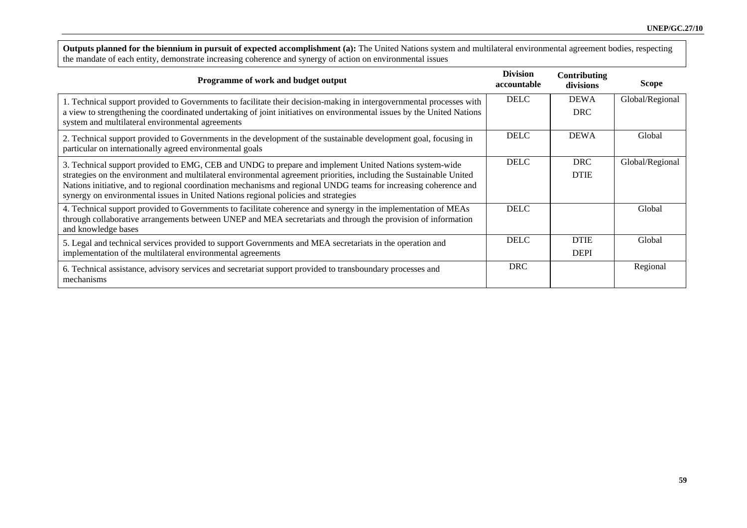**Outputs planned for the biennium in pursuit of expected accomplishment (a):** The United Nations system and multilateral environmental agreement bodies, respecting the mandate of each entity, demonstrate increasing coherence and synergy of action on environmental issues

| Programme of work and budget output | Division accountable | Contributing divisions | Scope |
|---|---|---|---|
| 1. Technical support provided to Governments to facilitate their decision-making in intergovernmental processes with a view to strengthening the coordinated undertaking of joint initiatives on environmental issues by the United Nations system and multilateral environmental agreements | DELC | DEWA<br>DRC | Global/Regional |
| 2. Technical support provided to Governments in the development of the sustainable development goal, focusing in particular on internationally agreed environmental goals | DELC | DEWA | Global |
| 3. Technical support provided to EMG, CEB and UNDG to prepare and implement United Nations system-wide strategies on the environment and multilateral environmental agreement priorities, including the Sustainable United Nations initiative, and to regional coordination mechanisms and regional UNDG teams for increasing coherence and synergy on environmental issues in United Nations regional policies and strategies | DELC | DRC<br>DTIE | Global/Regional |
| 4. Technical support provided to Governments to facilitate coherence and synergy in the implementation of MEAs through collaborative arrangements between UNEP and MEA secretariats and through the provision of information and knowledge bases | DELC | | Global |
| 5. Legal and technical services provided to support Governments and MEA secretariats in the operation and implementation of the multilateral environmental agreements | DELC | DTIE<br>DEPI | Global |
| 6. Technical assistance, advisory services and secretariat support provided to transboundary processes and mechanisms | DRC | | Regional |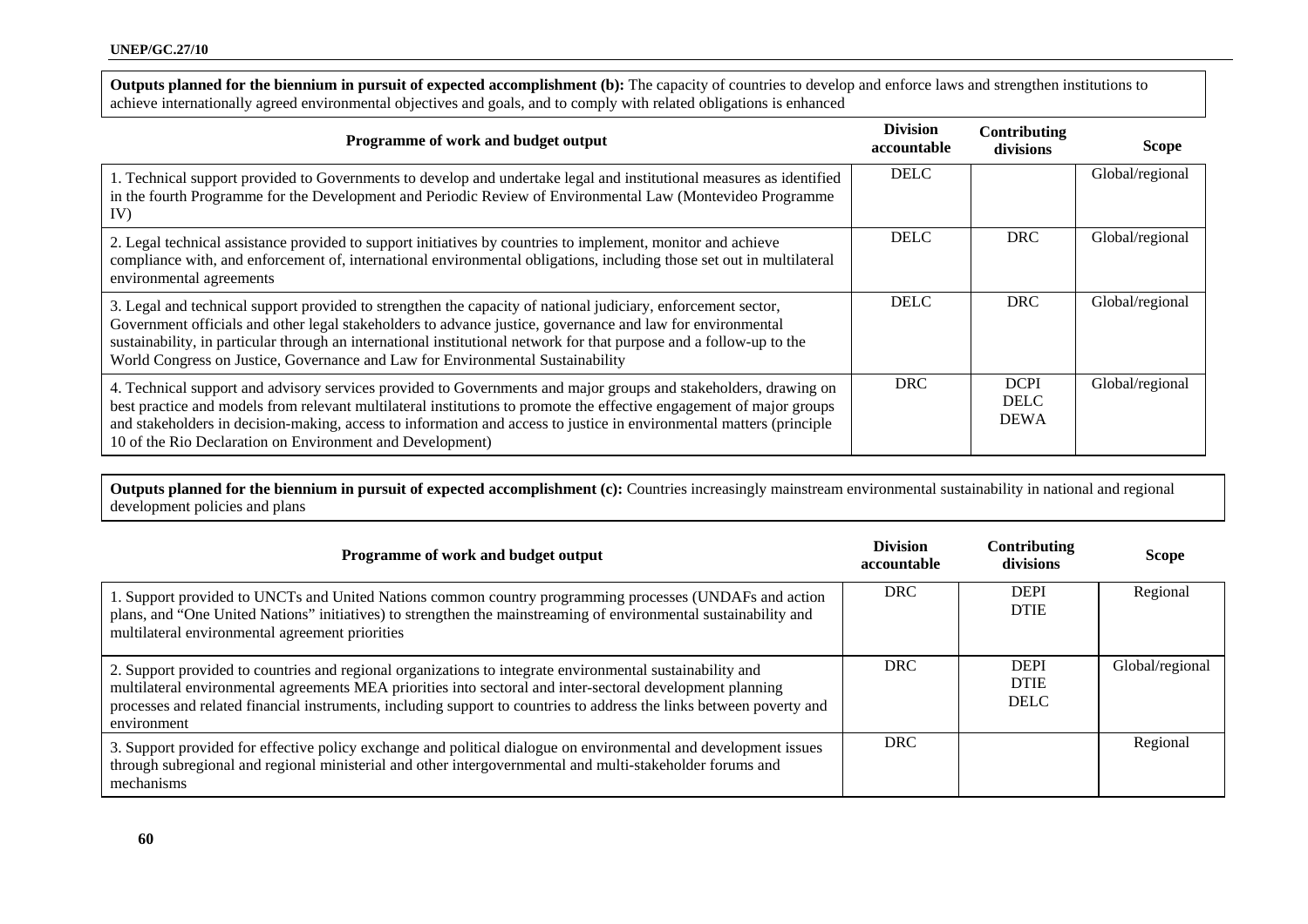**Outputs planned for the biennium in pursuit of expected accomplishment (b):** The capacity of countries to develop and enforce laws and strengthen institutions to achieve internationally agreed environmental objectives and goals, and to comply with related obligations is enhanced

| Programme of work and budget output | Division accountable | Contributing divisions | Scope |
|---|---|---|---|
| 1. Technical support provided to Governments to develop and undertake legal and institutional measures as identified in the fourth Programme for the Development and Periodic Review of Environmental Law (Montevideo Programme IV) | DELC | | Global/regional |
| 2. Legal technical assistance provided to support initiatives by countries to implement, monitor and achieve compliance with, and enforcement of, international environmental obligations, including those set out in multilateral environmental agreements | DELC | DRC | Global/regional |
| 3. Legal and technical support provided to strengthen the capacity of national judiciary, enforcement sector, Government officials and other legal stakeholders to advance justice, governance and law for environmental sustainability, in particular through an international institutional network for that purpose and a follow-up to the World Congress on Justice, Governance and Law for Environmental Sustainability | DELC | DRC | Global/regional |
| 4. Technical support and advisory services provided to Governments and major groups and stakeholders, drawing on best practice and models from relevant multilateral institutions to promote the effective engagement of major groups and stakeholders in decision-making, access to information and access to justice in environmental matters (principle 10 of the Rio Declaration on Environment and Development) | DRC | DCPI<br>DELC<br>DEWA | Global/regional |

**Outputs planned for the biennium in pursuit of expected accomplishment (c):** Countries increasingly mainstream environmental sustainability in national and regional development policies and plans

| Programme of work and budget output | Division accountable | Contributing divisions | Scope |
|---|---|---|---|
| 1. Support provided to UNCTs and United Nations common country programming processes (UNDAFs and action plans, and "One United Nations" initiatives) to strengthen the mainstreaming of environmental sustainability and multilateral environmental agreement priorities | DRC | DEPI<br>DTIE | Regional |
| 2. Support provided to countries and regional organizations to integrate environmental sustainability and multilateral environmental agreements MEA priorities into sectoral and inter-sectoral development planning processes and related financial instruments, including support to countries to address the links between poverty and environment | DRC | DEPI<br>DTIE<br>DELC | Global/regional |
| 3. Support provided for effective policy exchange and political dialogue on environmental and development issues through subregional and regional ministerial and other intergovernmental and multi-stakeholder forums and mechanisms | DRC | | Regional |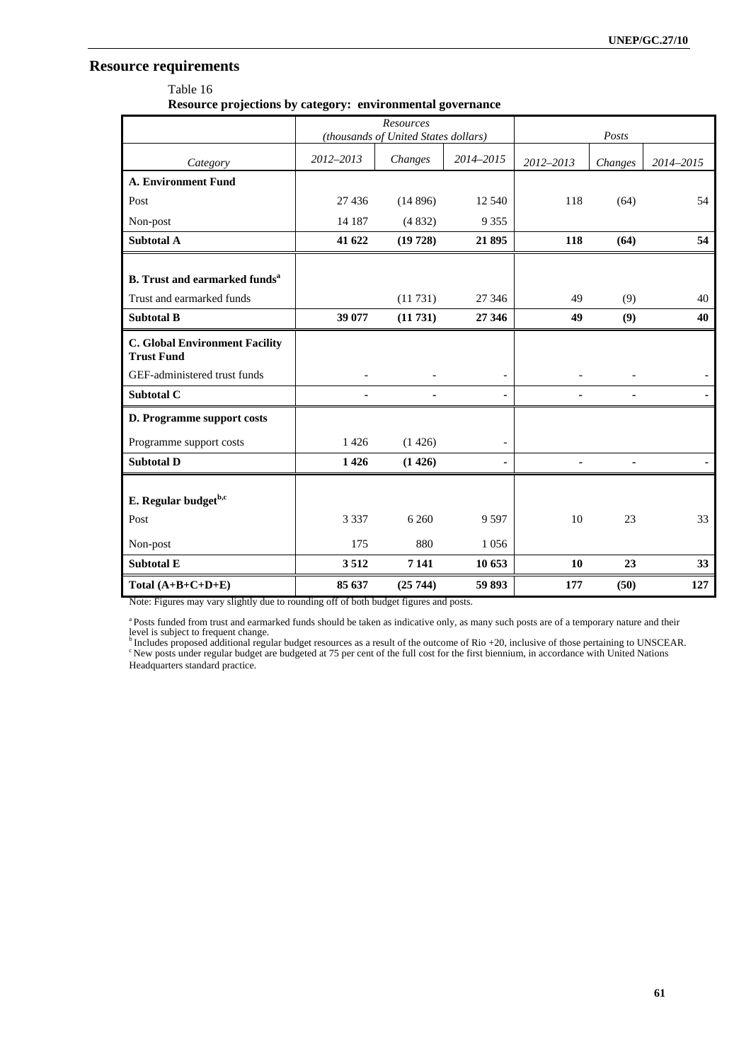## Resource requirements

Table 16

**Resource projections by category: environmental governance**

| | *Resources (thousands of United States dollars)* | | | *Posts* | | |
|---|---|---|---|---|---|---|
| *Category* | *2012–2013* | *Changes* | *2014–2015* | *2012–2013* | *Changes* | *2014–2015* |
| **A. Environment Fund** | | | | | | |
| Post | 27 436 | (14 896) | 12 540 | 118 | (64) | 54 |
| Non-post | 14 187 | (4 832) | 9 355 | | | |
| **Subtotal A** | **41 622** | **(19 728)** | **21 895** | **118** | **(64)** | **54** |
| **B. Trust and earmarked funds[a]** | | | | | | |
| Trust and earmarked funds | | (11 731) | 27 346 | 49 | (9) | 40 |
| **Subtotal B** | **39 077** | **(11 731)** | **27 346** | **49** | **(9)** | **40** |
| **C. Global Environment Facility Trust Fund** | | | | | | |
| GEF-administered trust funds | - | - | - | - | - | - |
| **Subtotal C** | **-** | **-** | **-** | **-** | **-** | **-** |
| **D. Programme support costs** | | | | | | |
| Programme support costs | 1 426 | (1 426) | - | | | |
| **Subtotal D** | **1 426** | **(1 426)** | **-** | **-** | **-** | **-** |
| **E. Regular budget[b,c]** | | | | | | |
| Post | 3 337 | 6 260 | 9 597 | 10 | 23 | 33 |
| Non-post | 175 | 880 | 1 056 | | | |
| **Subtotal E** | **3 512** | **7 141** | **10 653** | **10** | **23** | **33** |
| **Total (A+B+C+D+E)** | **85 637** | **(25 744)** | **59 893** | **177** | **(50)** | **127** |

Note: Figures may vary slightly due to rounding off of both budget figures and posts.

[a] Posts funded from trust and earmarked funds should be taken as indicative only, as many such posts are of a temporary nature and their level is subject to frequent change.

[b] Includes proposed additional regular budget resources as a result of the outcome of Rio +20, inclusive of those pertaining to UNSCEAR.

[c] New posts under regular budget are budgeted at 75 per cent of the full cost for the first biennium, in accordance with United Nations Headquarters standard practice.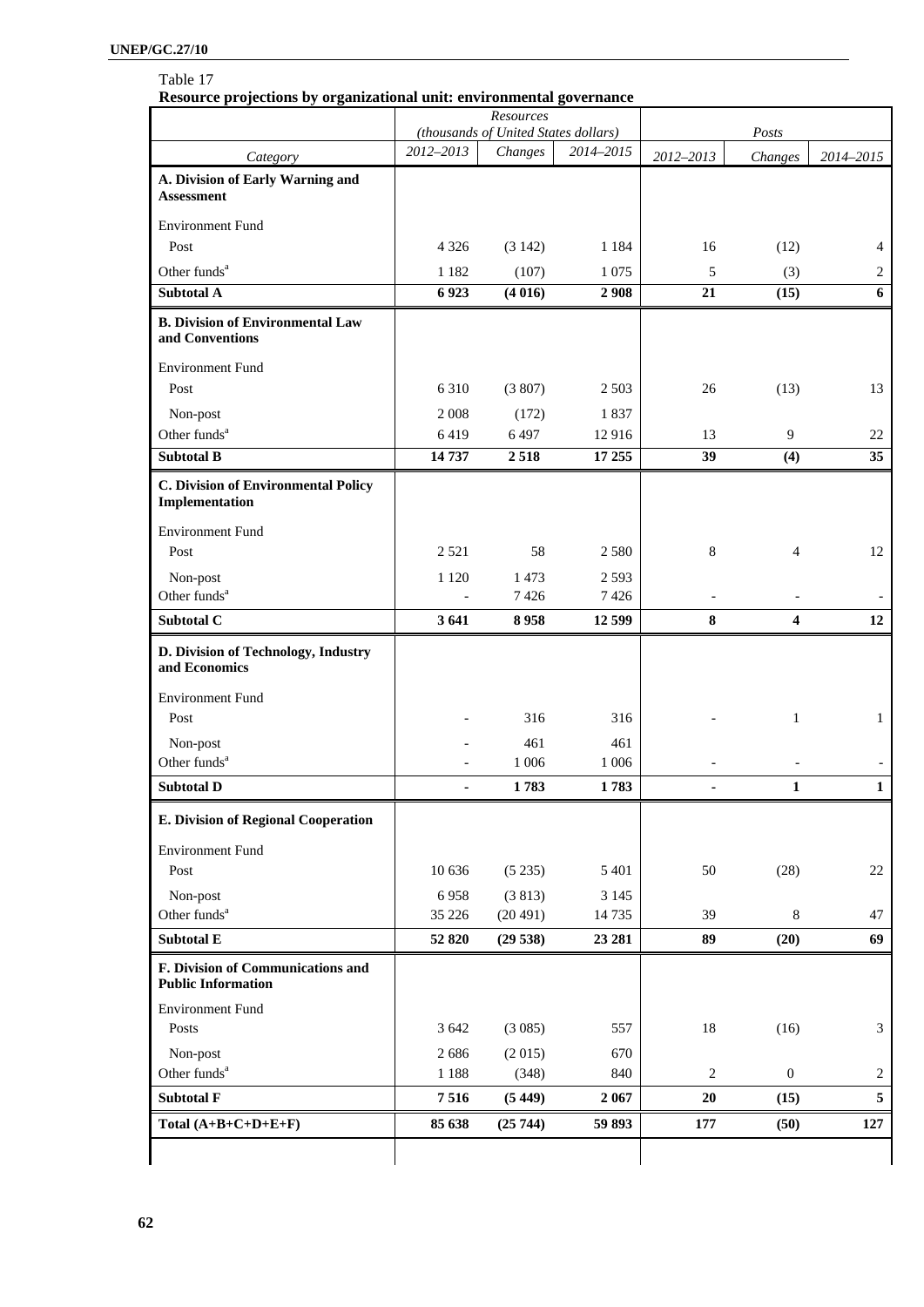Table 17

**Resource projections by organizational unit: environmental governance**

| | Resources (thousands of United States dollars) | | | Posts | | |
|---|---|---|---|---|---|---|
| *Category* | *2012–2013* | *Changes* | *2014–2015* | *2012–2013* | *Changes* | *2014–2015* |
| **A. Division of Early Warning and Assessment** | | | | | | |
| Environment Fund | | | | | | |
| Post | 4 326 | (3 142) | 1 184 | 16 | (12) | 4 |
| Other funds[a] | 1 182 | (107) | 1 075 | 5 | (3) | 2 |
| **Subtotal A** | **6 923** | **(4 016)** | **2 908** | **21** | **(15)** | **6** |
| **B. Division of Environmental Law and Conventions** | | | | | | |
| Environment Fund | | | | | | |
| Post | 6 310 | (3 807) | 2 503 | 26 | (13) | 13 |
| Non-post | 2 008 | (172) | 1 837 | | | |
| Other funds[a] | 6 419 | 6 497 | 12 916 | 13 | 9 | 22 |
| **Subtotal B** | **14 737** | **2 518** | **17 255** | **39** | **(4)** | **35** |
| **C. Division of Environmental Policy Implementation** | | | | | | |
| Environment Fund | | | | | | |
| Post | 2 521 | 58 | 2 580 | 8 | 4 | 12 |
| Non-post | 1 120 | 1 473 | 2 593 | | | |
| Other funds[a] | - | 7 426 | 7 426 | - | - | - |
| **Subtotal C** | **3 641** | **8 958** | **12 599** | **8** | **4** | **12** |
| **D. Division of Technology, Industry and Economics** | | | | | | |
| Environment Fund | | | | | | |
| Post | - | 316 | 316 | - | 1 | 1 |
| Non-post | - | 461 | 461 | | | |
| Other funds[a] | - | 1 006 | 1 006 | - | - | - |
| **Subtotal D** | **-** | **1 783** | **1 783** | **-** | **1** | **1** |
| **E. Division of Regional Cooperation** | | | | | | |
| Environment Fund | | | | | | |
| Post | 10 636 | (5 235) | 5 401 | 50 | (28) | 22 |
| Non-post | 6 958 | (3 813) | 3 145 | | | |
| Other funds[a] | 35 226 | (20 491) | 14 735 | 39 | 8 | 47 |
| **Subtotal E** | **52 820** | **(29 538)** | **23 281** | **89** | **(20)** | **69** |
| **F. Division of Communications and Public Information** | | | | | | |
| Environment Fund | | | | | | |
| Posts | 3 642 | (3 085) | 557 | 18 | (16) | 3 |
| Non-post | 2 686 | (2 015) | 670 | | | |
| Other funds[a] | 1 188 | (348) | 840 | 2 | 0 | 2 |
| **Subtotal F** | **7 516** | **(5 449)** | **2 067** | **20** | **(15)** | **5** |
| **Total (A+B+C+D+E+F)** | **85 638** | **(25 744)** | **59 893** | **177** | **(50)** | **127** |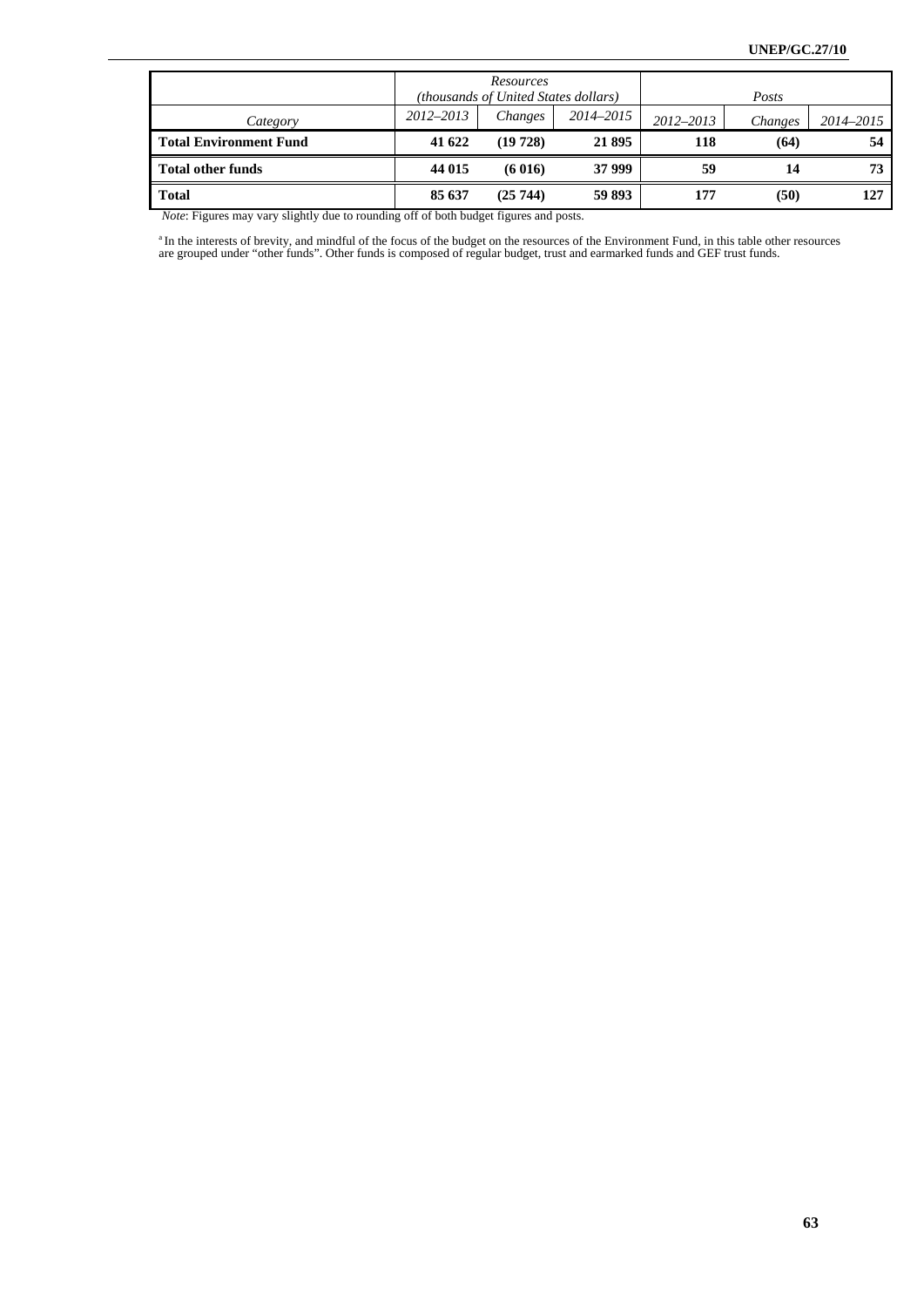| Category | *Resources (thousands of United States dollars)* | | | *Posts* | | |
|---|---|---|---|---|---|---|
| | *2012–2013* | *Changes* | *2014–2015* | *2012–2013* | *Changes* | *2014–2015* |
| **Total Environment Fund** | **41 622** | **(19 728)** | **21 895** | **118** | **(64)** | **54** |
| **Total other funds** | **44 015** | **(6 016)** | **37 999** | **59** | **14** | **73** |
| **Total** | **85 637** | **(25 744)** | **59 893** | **177** | **(50)** | **127** |

*Note*: Figures may vary slightly due to rounding off of both budget figures and posts.

[a] In the interests of brevity, and mindful of the focus of the budget on the resources of the Environment Fund, in this table other resources are grouped under "other funds". Other funds is composed of regular budget, trust and earmarked funds and GEF trust funds.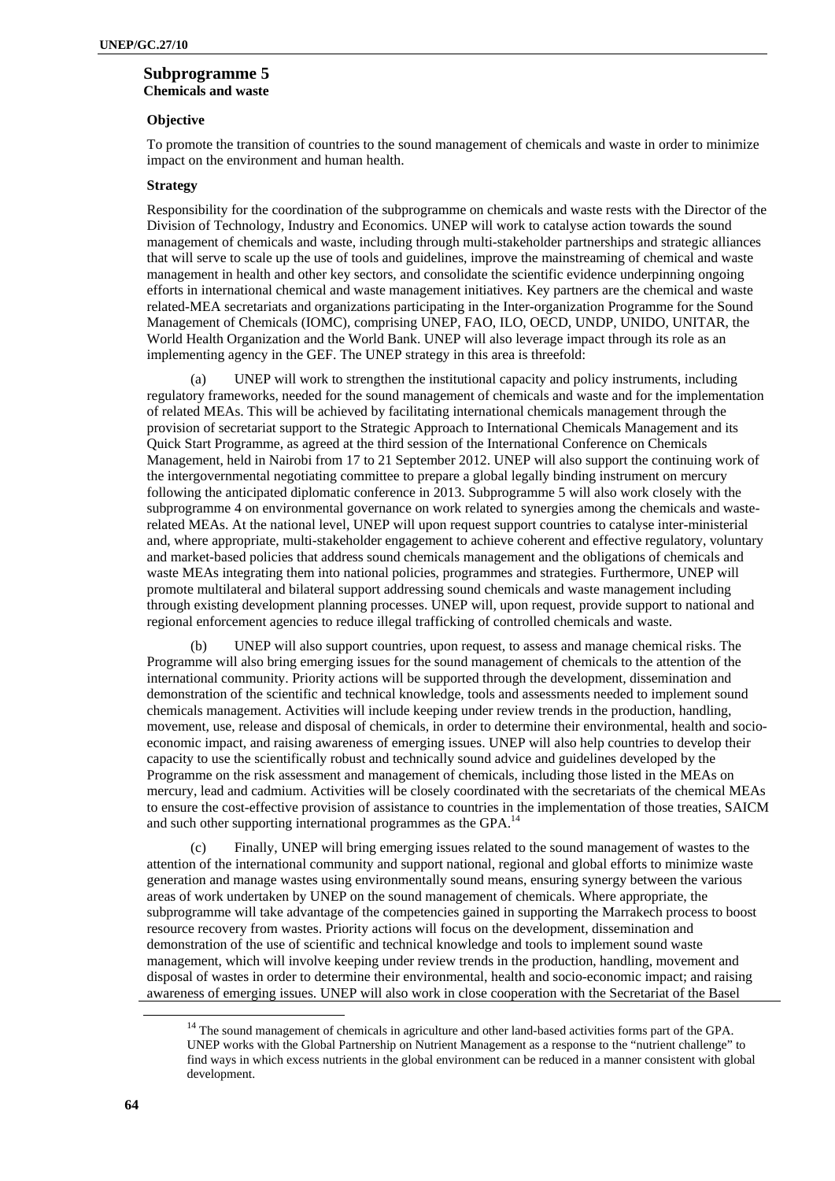## Subprogramme 5
### Chemicals and waste

**Objective**

To promote the transition of countries to the sound management of chemicals and waste in order to minimize impact on the environment and human health.

**Strategy**

Responsibility for the coordination of the subprogramme on chemicals and waste rests with the Director of the Division of Technology, Industry and Economics. UNEP will work to catalyse action towards the sound management of chemicals and waste, including through multi-stakeholder partnerships and strategic alliances that will serve to scale up the use of tools and guidelines, improve the mainstreaming of chemical and waste management in health and other key sectors, and consolidate the scientific evidence underpinning ongoing efforts in international chemical and waste management initiatives. Key partners are the chemical and waste related-MEA secretariats and organizations participating in the Inter-organization Programme for the Sound Management of Chemicals (IOMC), comprising UNEP, FAO, ILO, OECD, UNDP, UNIDO, UNITAR, the World Health Organization and the World Bank. UNEP will also leverage impact through its role as an implementing agency in the GEF. The UNEP strategy in this area is threefold:

(a) UNEP will work to strengthen the institutional capacity and policy instruments, including regulatory frameworks, needed for the sound management of chemicals and waste and for the implementation of related MEAs. This will be achieved by facilitating international chemicals management through the provision of secretariat support to the Strategic Approach to International Chemicals Management and its Quick Start Programme, as agreed at the third session of the International Conference on Chemicals Management, held in Nairobi from 17 to 21 September 2012. UNEP will also support the continuing work of the intergovernmental negotiating committee to prepare a global legally binding instrument on mercury following the anticipated diplomatic conference in 2013. Subprogramme 5 will also work closely with the subprogramme 4 on environmental governance on work related to synergies among the chemicals and waste-related MEAs. At the national level, UNEP will upon request support countries to catalyse inter-ministerial and, where appropriate, multi-stakeholder engagement to achieve coherent and effective regulatory, voluntary and market-based policies that address sound chemicals management and the obligations of chemicals and waste MEAs integrating them into national policies, programmes and strategies. Furthermore, UNEP will promote multilateral and bilateral support addressing sound chemicals and waste management including through existing development planning processes. UNEP will, upon request, provide support to national and regional enforcement agencies to reduce illegal trafficking of controlled chemicals and waste.

(b) UNEP will also support countries, upon request, to assess and manage chemical risks. The Programme will also bring emerging issues for the sound management of chemicals to the attention of the international community. Priority actions will be supported through the development, dissemination and demonstration of the scientific and technical knowledge, tools and assessments needed to implement sound chemicals management. Activities will include keeping under review trends in the production, handling, movement, use, release and disposal of chemicals, in order to determine their environmental, health and socio-economic impact, and raising awareness of emerging issues. UNEP will also help countries to develop their capacity to use the scientifically robust and technically sound advice and guidelines developed by the Programme on the risk assessment and management of chemicals, including those listed in the MEAs on mercury, lead and cadmium. Activities will be closely coordinated with the secretariats of the chemical MEAs to ensure the cost-effective provision of assistance to countries in the implementation of those treaties, SAICM and such other supporting international programmes as the GPA.[14]

(c) Finally, UNEP will bring emerging issues related to the sound management of wastes to the attention of the international community and support national, regional and global efforts to minimize waste generation and manage wastes using environmentally sound means, ensuring synergy between the various areas of work undertaken by UNEP on the sound management of chemicals. Where appropriate, the subprogramme will take advantage of the competencies gained in supporting the Marrakech process to boost resource recovery from wastes. Priority actions will focus on the development, dissemination and demonstration of the use of scientific and technical knowledge and tools to implement sound waste management, which will involve keeping under review trends in the production, handling, movement and disposal of wastes in order to determine their environmental, health and socio-economic impact; and raising awareness of emerging issues. UNEP will also work in close cooperation with the Secretariat of the Basel

[14] The sound management of chemicals in agriculture and other land-based activities forms part of the GPA. UNEP works with the Global Partnership on Nutrient Management as a response to the "nutrient challenge" to find ways in which excess nutrients in the global environment can be reduced in a manner consistent with global development.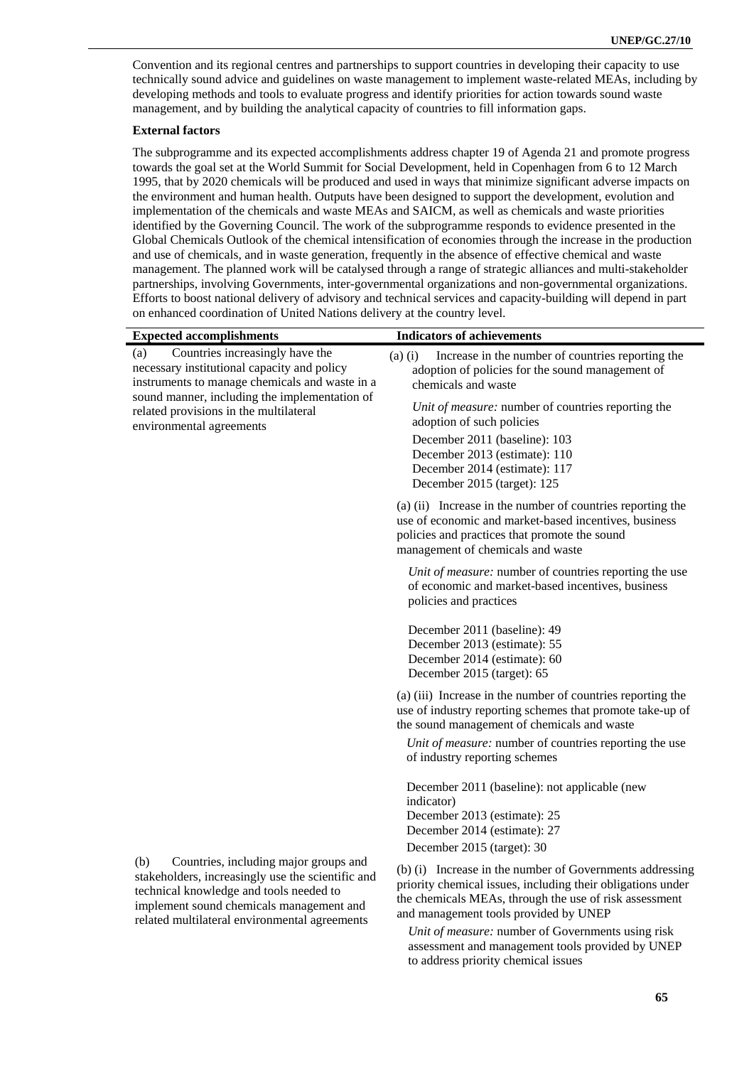Convention and its regional centres and partnerships to support countries in developing their capacity to use technically sound advice and guidelines on waste management to implement waste-related MEAs, including by developing methods and tools to evaluate progress and identify priorities for action towards sound waste management, and by building the analytical capacity of countries to fill information gaps.

**External factors**

The subprogramme and its expected accomplishments address chapter 19 of Agenda 21 and promote progress towards the goal set at the World Summit for Social Development, held in Copenhagen from 6 to 12 March 1995, that by 2020 chemicals will be produced and used in ways that minimize significant adverse impacts on the environment and human health. Outputs have been designed to support the development, evolution and implementation of the chemicals and waste MEAs and SAICM, as well as chemicals and waste priorities identified by the Governing Council. The work of the subprogramme responds to evidence presented in the Global Chemicals Outlook of the chemical intensification of economies through the increase in the production and use of chemicals, and in waste generation, frequently in the absence of effective chemical and waste management. The planned work will be catalysed through a range of strategic alliances and multi-stakeholder partnerships, involving Governments, inter-governmental organizations and non-governmental organizations. Efforts to boost national delivery of advisory and technical services and capacity-building will depend in part on enhanced coordination of United Nations delivery at the country level.

| Expected accomplishments | Indicators of achievements |
|---|---|
| (a) Countries increasingly have the necessary institutional capacity and policy instruments to manage chemicals and waste in a sound manner, including the implementation of related provisions in the multilateral environmental agreements | (a) (i) Increase in the number of countries reporting the adoption of policies for the sound management of chemicals and waste<br><br>*Unit of measure:* number of countries reporting the adoption of such policies<br>December 2011 (baseline): 103<br>December 2013 (estimate): 110<br>December 2014 (estimate): 117<br>December 2015 (target): 125<br><br>(a) (ii) Increase in the number of countries reporting the use of economic and market-based incentives, business policies and practices that promote the sound management of chemicals and waste<br><br>*Unit of measure:* number of countries reporting the use of economic and market-based incentives, business policies and practices<br><br>December 2011 (baseline): 49<br>December 2013 (estimate): 55<br>December 2014 (estimate): 60<br>December 2015 (target): 65<br><br>(a) (iii) Increase in the number of countries reporting the use of industry reporting schemes that promote take-up of the sound management of chemicals and waste<br><br>*Unit of measure:* number of countries reporting the use of industry reporting schemes<br><br>December 2011 (baseline): not applicable (new indicator)<br>December 2013 (estimate): 25<br>December 2014 (estimate): 27<br>December 2015 (target): 30 |
| (b) Countries, including major groups and stakeholders, increasingly use the scientific and technical knowledge and tools needed to implement sound chemicals management and related multilateral environmental agreements | (b) (i) Increase in the number of Governments addressing priority chemical issues, including their obligations under the chemicals MEAs, through the use of risk assessment and management tools provided by UNEP<br><br>*Unit of measure:* number of Governments using risk assessment and management tools provided by UNEP to address priority chemical issues |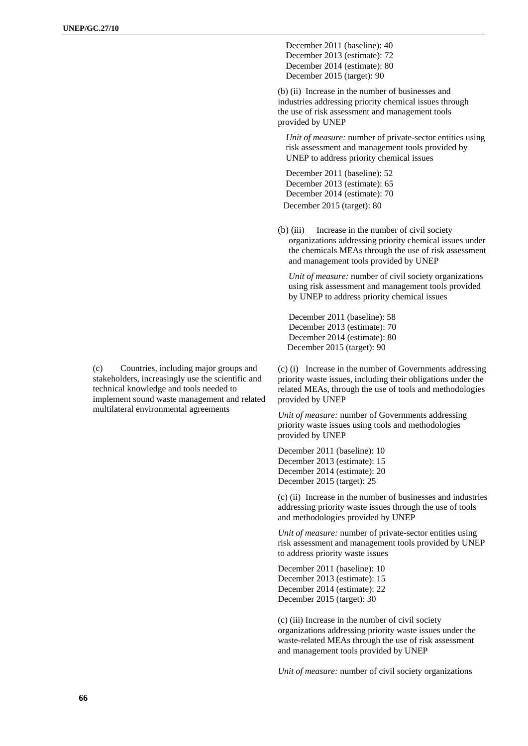| | |
|---|---|
| | December 2011 (baseline): 40<br>December 2013 (estimate): 72<br>December 2014 (estimate): 80<br>December 2015 (target): 90 |
| | (b) (ii) Increase in the number of businesses and industries addressing priority chemical issues through the use of risk assessment and management tools provided by UNEP<br><br>*Unit of measure:* number of private-sector entities using risk assessment and management tools provided by UNEP to address priority chemical issues<br><br>December 2011 (baseline): 52<br>December 2013 (estimate): 65<br>December 2014 (estimate): 70<br>December 2015 (target): 80 |
| | (b) (iii) Increase in the number of civil society organizations addressing priority chemical issues under the chemicals MEAs through the use of risk assessment and management tools provided by UNEP<br><br>*Unit of measure:* number of civil society organizations using risk assessment and management tools provided by UNEP to address priority chemical issues<br><br>December 2011 (baseline): 58<br>December 2013 (estimate): 70<br>December 2014 (estimate): 80<br>December 2015 (target): 90 |
| (c) Countries, including major groups and stakeholders, increasingly use the scientific and technical knowledge and tools needed to implement sound waste management and related multilateral environmental agreements | (c) (i) Increase in the number of Governments addressing priority waste issues, including their obligations under the related MEAs, through the use of tools and methodologies provided by UNEP<br><br>*Unit of measure:* number of Governments addressing priority waste issues using tools and methodologies provided by UNEP<br><br>December 2011 (baseline): 10<br>December 2013 (estimate): 15<br>December 2014 (estimate): 20<br>December 2015 (target): 25 |
| | (c) (ii) Increase in the number of businesses and industries addressing priority waste issues through the use of tools and methodologies provided by UNEP<br><br>*Unit of measure:* number of private-sector entities using risk assessment and management tools provided by UNEP to address priority waste issues<br><br>December 2011 (baseline): 10<br>December 2013 (estimate): 15<br>December 2014 (estimate): 22<br>December 2015 (target): 30 |
| | (c) (iii) Increase in the number of civil society organizations addressing priority waste issues under the waste-related MEAs through the use of risk assessment and management tools provided by UNEP<br><br>*Unit of measure:* number of civil society organizations |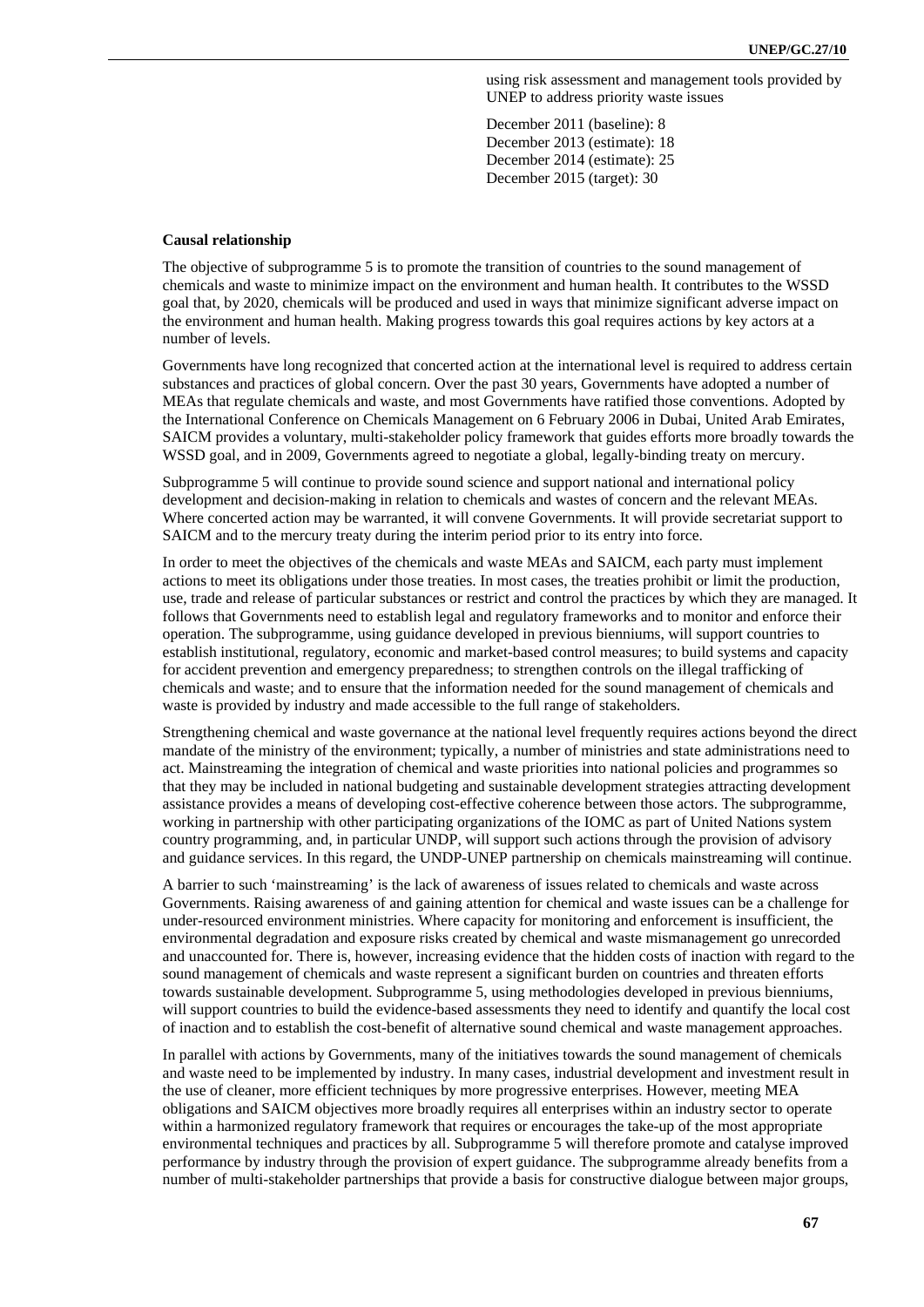using risk assessment and management tools provided by UNEP to address priority waste issues

December 2011 (baseline): 8
December 2013 (estimate): 18
December 2014 (estimate): 25
December 2015 (target): 30

**Causal relationship**

The objective of subprogramme 5 is to promote the transition of countries to the sound management of chemicals and waste to minimize impact on the environment and human health. It contributes to the WSSD goal that, by 2020, chemicals will be produced and used in ways that minimize significant adverse impact on the environment and human health. Making progress towards this goal requires actions by key actors at a number of levels.

Governments have long recognized that concerted action at the international level is required to address certain substances and practices of global concern. Over the past 30 years, Governments have adopted a number of MEAs that regulate chemicals and waste, and most Governments have ratified those conventions. Adopted by the International Conference on Chemicals Management on 6 February 2006 in Dubai, United Arab Emirates, SAICM provides a voluntary, multi-stakeholder policy framework that guides efforts more broadly towards the WSSD goal, and in 2009, Governments agreed to negotiate a global, legally-binding treaty on mercury.

Subprogramme 5 will continue to provide sound science and support national and international policy development and decision-making in relation to chemicals and wastes of concern and the relevant MEAs. Where concerted action may be warranted, it will convene Governments. It will provide secretariat support to SAICM and to the mercury treaty during the interim period prior to its entry into force.

In order to meet the objectives of the chemicals and waste MEAs and SAICM, each party must implement actions to meet its obligations under those treaties. In most cases, the treaties prohibit or limit the production, use, trade and release of particular substances or restrict and control the practices by which they are managed. It follows that Governments need to establish legal and regulatory frameworks and to monitor and enforce their operation. The subprogramme, using guidance developed in previous bienniums, will support countries to establish institutional, regulatory, economic and market-based control measures; to build systems and capacity for accident prevention and emergency preparedness; to strengthen controls on the illegal trafficking of chemicals and waste; and to ensure that the information needed for the sound management of chemicals and waste is provided by industry and made accessible to the full range of stakeholders.

Strengthening chemical and waste governance at the national level frequently requires actions beyond the direct mandate of the ministry of the environment; typically, a number of ministries and state administrations need to act. Mainstreaming the integration of chemical and waste priorities into national policies and programmes so that they may be included in national budgeting and sustainable development strategies attracting development assistance provides a means of developing cost-effective coherence between those actors. The subprogramme, working in partnership with other participating organizations of the IOMC as part of United Nations system country programming, and, in particular UNDP, will support such actions through the provision of advisory and guidance services. In this regard, the UNDP-UNEP partnership on chemicals mainstreaming will continue.

A barrier to such 'mainstreaming' is the lack of awareness of issues related to chemicals and waste across Governments. Raising awareness of and gaining attention for chemical and waste issues can be a challenge for under-resourced environment ministries. Where capacity for monitoring and enforcement is insufficient, the environmental degradation and exposure risks created by chemical and waste mismanagement go unrecorded and unaccounted for. There is, however, increasing evidence that the hidden costs of inaction with regard to the sound management of chemicals and waste represent a significant burden on countries and threaten efforts towards sustainable development. Subprogramme 5, using methodologies developed in previous bienniums, will support countries to build the evidence-based assessments they need to identify and quantify the local cost of inaction and to establish the cost-benefit of alternative sound chemical and waste management approaches.

In parallel with actions by Governments, many of the initiatives towards the sound management of chemicals and waste need to be implemented by industry. In many cases, industrial development and investment result in the use of cleaner, more efficient techniques by more progressive enterprises. However, meeting MEA obligations and SAICM objectives more broadly requires all enterprises within an industry sector to operate within a harmonized regulatory framework that requires or encourages the take-up of the most appropriate environmental techniques and practices by all. Subprogramme 5 will therefore promote and catalyse improved performance by industry through the provision of expert guidance. The subprogramme already benefits from a number of multi-stakeholder partnerships that provide a basis for constructive dialogue between major groups,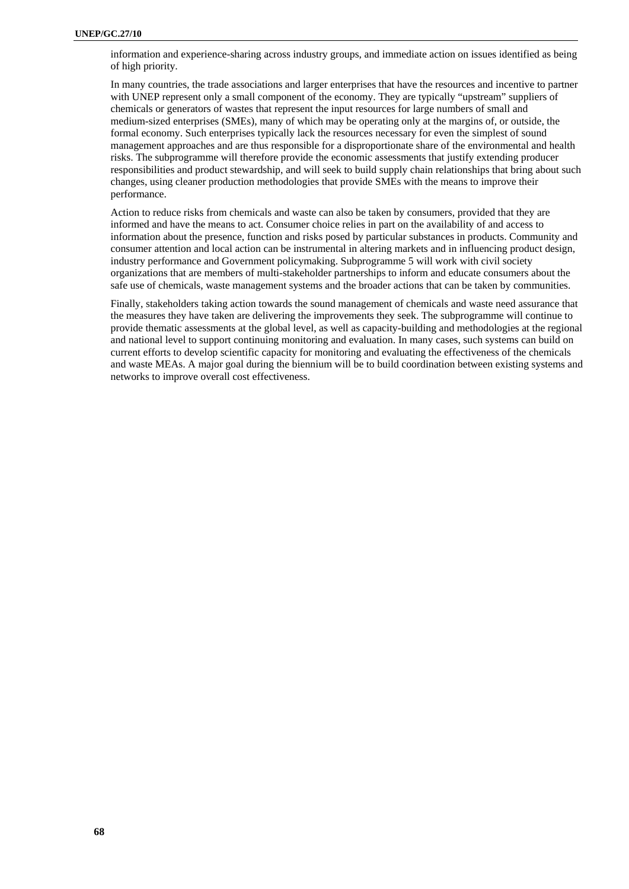information and experience-sharing across industry groups, and immediate action on issues identified as being of high priority.

In many countries, the trade associations and larger enterprises that have the resources and incentive to partner with UNEP represent only a small component of the economy. They are typically "upstream" suppliers of chemicals or generators of wastes that represent the input resources for large numbers of small and medium-sized enterprises (SMEs), many of which may be operating only at the margins of, or outside, the formal economy. Such enterprises typically lack the resources necessary for even the simplest of sound management approaches and are thus responsible for a disproportionate share of the environmental and health risks. The subprogramme will therefore provide the economic assessments that justify extending producer responsibilities and product stewardship, and will seek to build supply chain relationships that bring about such changes, using cleaner production methodologies that provide SMEs with the means to improve their performance.

Action to reduce risks from chemicals and waste can also be taken by consumers, provided that they are informed and have the means to act. Consumer choice relies in part on the availability of and access to information about the presence, function and risks posed by particular substances in products. Community and consumer attention and local action can be instrumental in altering markets and in influencing product design, industry performance and Government policymaking. Subprogramme 5 will work with civil society organizations that are members of multi-stakeholder partnerships to inform and educate consumers about the safe use of chemicals, waste management systems and the broader actions that can be taken by communities.

Finally, stakeholders taking action towards the sound management of chemicals and waste need assurance that the measures they have taken are delivering the improvements they seek. The subprogramme will continue to provide thematic assessments at the global level, as well as capacity-building and methodologies at the regional and national level to support continuing monitoring and evaluation. In many cases, such systems can build on current efforts to develop scientific capacity for monitoring and evaluating the effectiveness of the chemicals and waste MEAs. A major goal during the biennium will be to build coordination between existing systems and networks to improve overall cost effectiveness.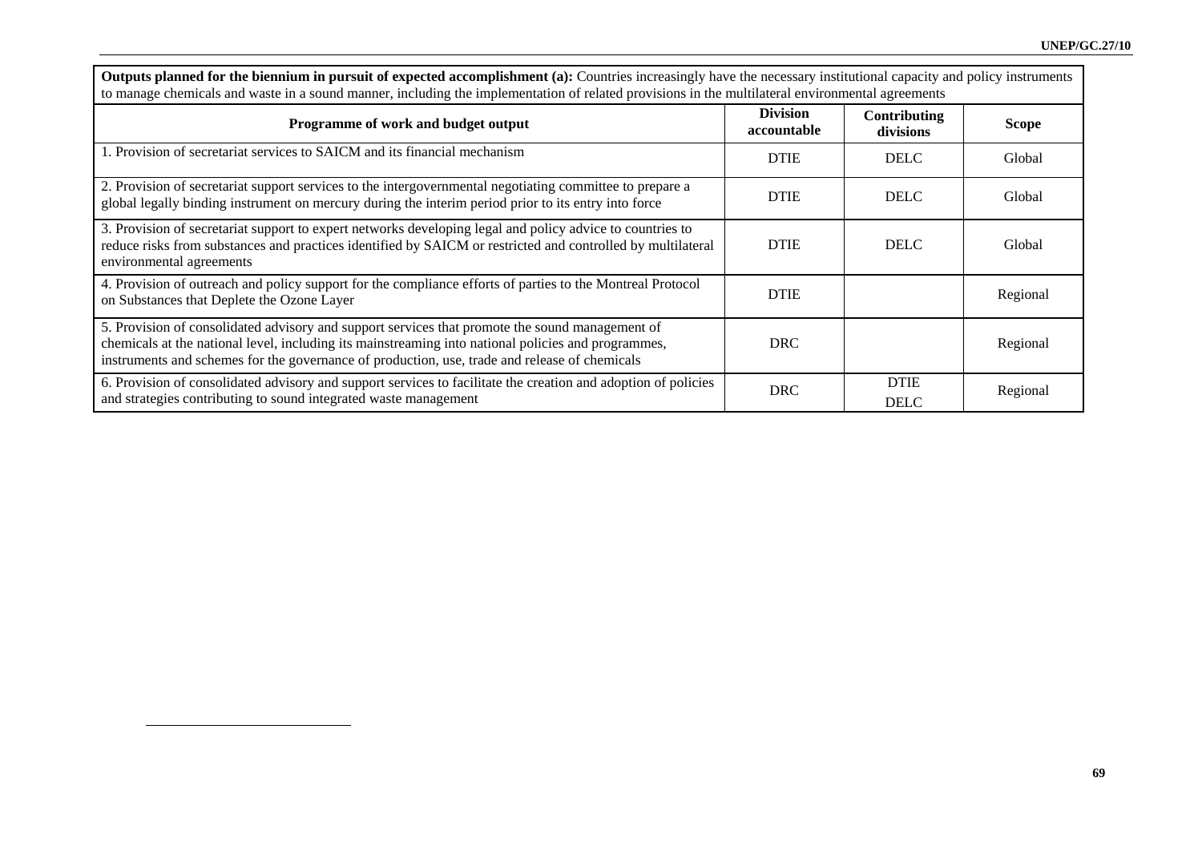**Outputs planned for the biennium in pursuit of expected accomplishment (a):** Countries increasingly have the necessary institutional capacity and policy instruments to manage chemicals and waste in a sound manner, including the implementation of related provisions in the multilateral environmental agreements

| Programme of work and budget output | Division accountable | Contributing divisions | Scope |
|---|---|---|---|
| 1. Provision of secretariat services to SAICM and its financial mechanism | DTIE | DELC | Global |
| 2. Provision of secretariat support services to the intergovernmental negotiating committee to prepare a global legally binding instrument on mercury during the interim period prior to its entry into force | DTIE | DELC | Global |
| 3. Provision of secretariat support to expert networks developing legal and policy advice to countries to reduce risks from substances and practices identified by SAICM or restricted and controlled by multilateral environmental agreements | DTIE | DELC | Global |
| 4. Provision of outreach and policy support for the compliance efforts of parties to the Montreal Protocol on Substances that Deplete the Ozone Layer | DTIE | | Regional |
| 5. Provision of consolidated advisory and support services that promote the sound management of chemicals at the national level, including its mainstreaming into national policies and programmes, instruments and schemes for the governance of production, use, trade and release of chemicals | DRC | | Regional |
| 6. Provision of consolidated advisory and support services to facilitate the creation and adoption of policies and strategies contributing to sound integrated waste management | DRC | DTIE<br>DELC | Regional |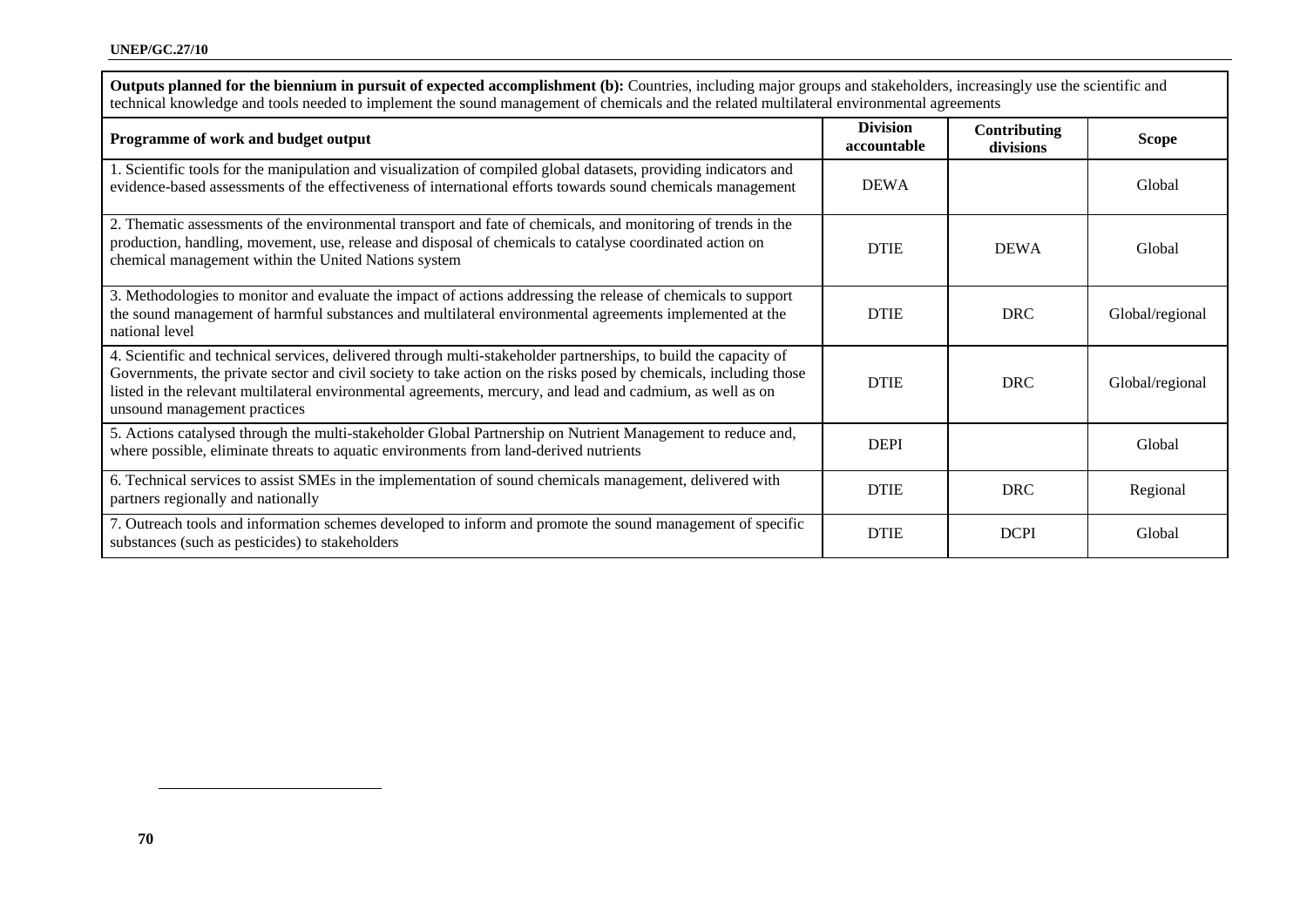**Outputs planned for the biennium in pursuit of expected accomplishment (b):** Countries, including major groups and stakeholders, increasingly use the scientific and technical knowledge and tools needed to implement the sound management of chemicals and the related multilateral environmental agreements

| Programme of work and budget output | Division accountable | Contributing divisions | Scope |
|---|---|---|---|
| 1. Scientific tools for the manipulation and visualization of compiled global datasets, providing indicators and evidence-based assessments of the effectiveness of international efforts towards sound chemicals management | DEWA | | Global |
| 2. Thematic assessments of the environmental transport and fate of chemicals, and monitoring of trends in the production, handling, movement, use, release and disposal of chemicals to catalyse coordinated action on chemical management within the United Nations system | DTIE | DEWA | Global |
| 3. Methodologies to monitor and evaluate the impact of actions addressing the release of chemicals to support the sound management of harmful substances and multilateral environmental agreements implemented at the national level | DTIE | DRC | Global/regional |
| 4. Scientific and technical services, delivered through multi-stakeholder partnerships, to build the capacity of Governments, the private sector and civil society to take action on the risks posed by chemicals, including those listed in the relevant multilateral environmental agreements, mercury, and lead and cadmium, as well as on unsound management practices | DTIE | DRC | Global/regional |
| 5. Actions catalysed through the multi-stakeholder Global Partnership on Nutrient Management to reduce and, where possible, eliminate threats to aquatic environments from land-derived nutrients | DEPI | | Global |
| 6. Technical services to assist SMEs in the implementation of sound chemicals management, delivered with partners regionally and nationally | DTIE | DRC | Regional |
| 7. Outreach tools and information schemes developed to inform and promote the sound management of specific substances (such as pesticides) to stakeholders | DTIE | DCPI | Global |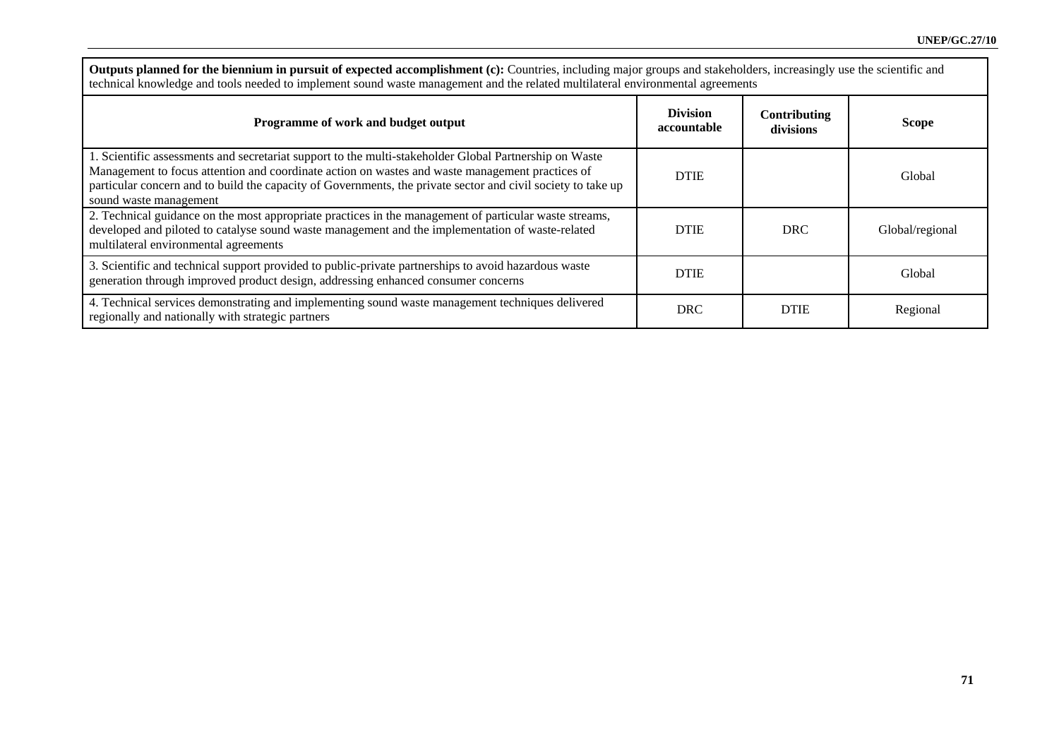| **Outputs planned for the biennium in pursuit of expected accomplishment (c):** Countries, including major groups and stakeholders, increasingly use the scientific and technical knowledge and tools needed to implement sound waste management and the related multilateral environmental agreements | | | |
|---|---|---|---|
| **Programme of work and budget output** | **Division accountable** | **Contributing divisions** | **Scope** |
| 1. Scientific assessments and secretariat support to the multi-stakeholder Global Partnership on Waste Management to focus attention and coordinate action on wastes and waste management practices of particular concern and to build the capacity of Governments, the private sector and civil society to take up sound waste management | DTIE | | Global |
| 2. Technical guidance on the most appropriate practices in the management of particular waste streams, developed and piloted to catalyse sound waste management and the implementation of waste-related multilateral environmental agreements | DTIE | DRC | Global/regional |
| 3. Scientific and technical support provided to public-private partnerships to avoid hazardous waste generation through improved product design, addressing enhanced consumer concerns | DTIE | | Global |
| 4. Technical services demonstrating and implementing sound waste management techniques delivered regionally and nationally with strategic partners | DRC | DTIE | Regional |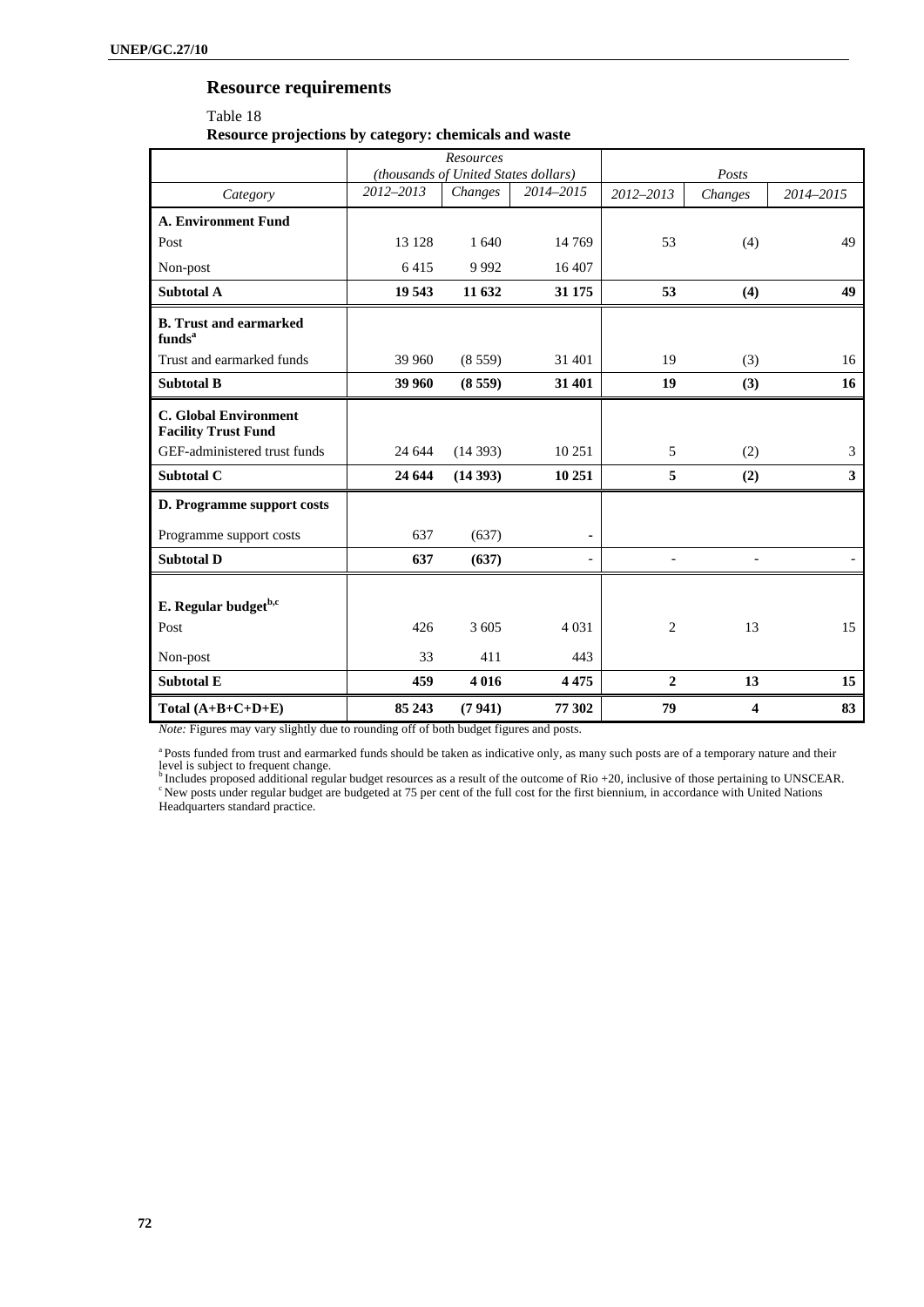## Resource requirements

Table 18

**Resource projections by category: chemicals and waste**

| | *Resources (thousands of United States dollars)* | | | *Posts* | | |
|---|---|---|---|---|---|---|
| *Category* | *2012–2013* | *Changes* | *2014–2015* | *2012–2013* | *Changes* | *2014–2015* |
| **A. Environment Fund** | | | | | | |
| Post | 13 128 | 1 640 | 14 769 | 53 | (4) | 49 |
| Non-post | 6 415 | 9 992 | 16 407 | | | |
| **Subtotal A** | **19 543** | **11 632** | **31 175** | **53** | **(4)** | **49** |
| **B. Trust and earmarked funds**[a] | | | | | | |
| Trust and earmarked funds | 39 960 | (8 559) | 31 401 | 19 | (3) | 16 |
| **Subtotal B** | **39 960** | **(8 559)** | **31 401** | **19** | **(3)** | **16** |
| **C. Global Environment Facility Trust Fund** | | | | | | |
| GEF-administered trust funds | 24 644 | (14 393) | 10 251 | 5 | (2) | 3 |
| **Subtotal C** | **24 644** | **(14 393)** | **10 251** | **5** | **(2)** | **3** |
| **D. Programme support costs** | | | | | | |
| Programme support costs | 637 | (637) | - | | | |
| **Subtotal D** | **637** | **(637)** | - | - | - | - |
| **E. Regular budget**[b,c] | | | | | | |
| Post | 426 | 3 605 | 4 031 | 2 | 13 | 15 |
| Non-post | 33 | 411 | 443 | | | |
| **Subtotal E** | **459** | **4 016** | **4 475** | **2** | **13** | **15** |
| **Total (A+B+C+D+E)** | **85 243** | **(7 941)** | **77 302** | **79** | **4** | **83** |

*Note:* Figures may vary slightly due to rounding off of both budget figures and posts.

[a] Posts funded from trust and earmarked funds should be taken as indicative only, as many such posts are of a temporary nature and their level is subject to frequent change.

[b] Includes proposed additional regular budget resources as a result of the outcome of Rio +20, inclusive of those pertaining to UNSCEAR.

[c] New posts under regular budget are budgeted at 75 per cent of the full cost for the first biennium, in accordance with United Nations Headquarters standard practice.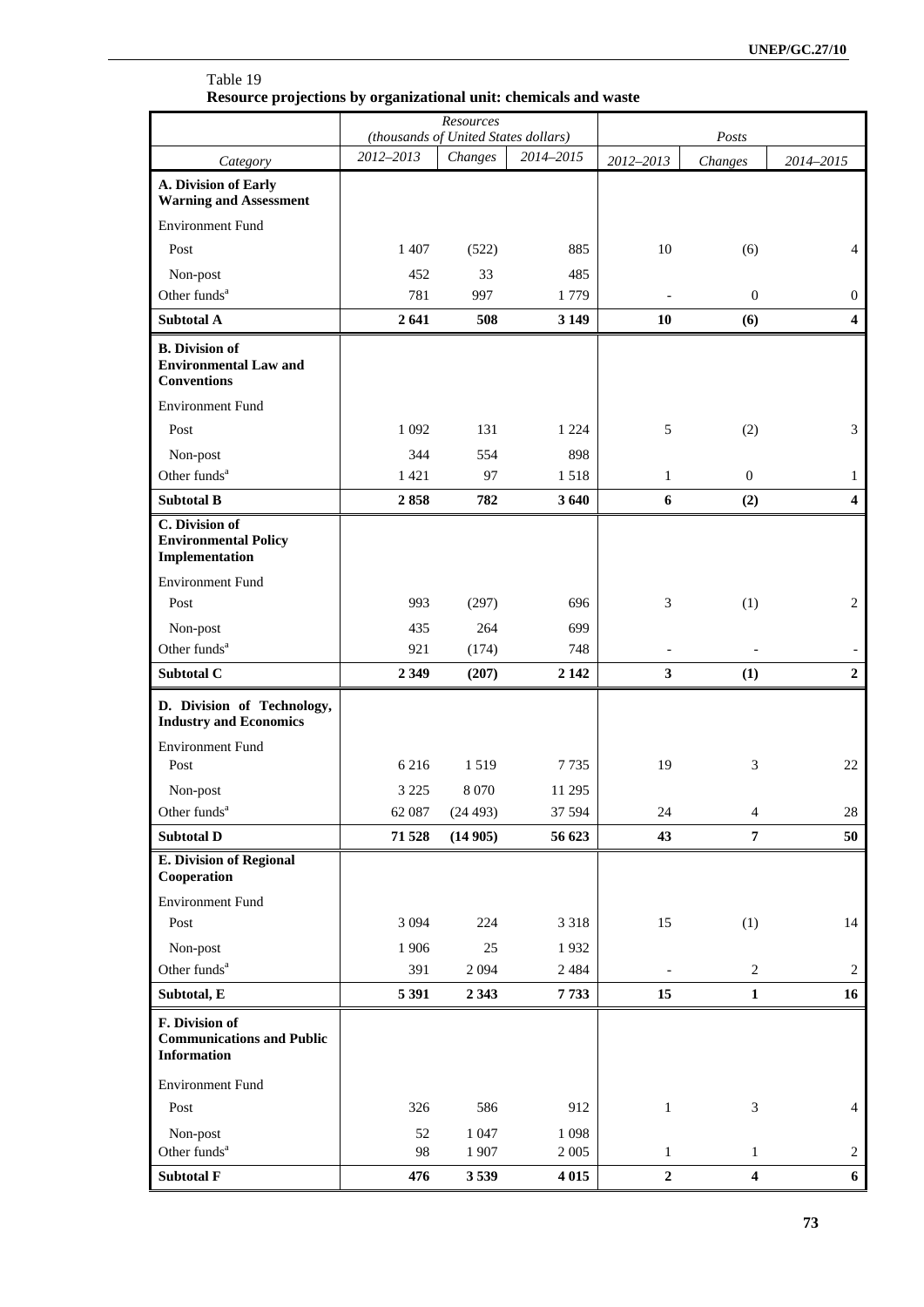Table 19
**Resource projections by organizational unit: chemicals and waste**

| Category | Resources (thousands of United States dollars) | | | Posts | | |
|---|---|---|---|---|---|---|
| | 2012–2013 | Changes | 2014–2015 | 2012–2013 | Changes | 2014–2015 |
| **A. Division of Early Warning and Assessment** | | | | | | |
| Environment Fund | | | | | | |
| Post | 1 407 | (522) | 885 | 10 | (6) | 4 |
| Non-post | 452 | 33 | 485 | | | |
| Other funds[a] | 781 | 997 | 1 779 | - | 0 | 0 |
| **Subtotal A** | **2 641** | **508** | **3 149** | **10** | **(6)** | **4** |
| **B. Division of Environmental Law and Conventions** | | | | | | |
| Environment Fund | | | | | | |
| Post | 1 092 | 131 | 1 224 | 5 | (2) | 3 |
| Non-post | 344 | 554 | 898 | | | |
| Other funds[a] | 1 421 | 97 | 1 518 | 1 | 0 | 1 |
| **Subtotal B** | **2 858** | **782** | **3 640** | **6** | **(2)** | **4** |
| **C. Division of Environmental Policy Implementation** | | | | | | |
| Environment Fund | | | | | | |
| Post | 993 | (297) | 696 | 3 | (1) | 2 |
| Non-post | 435 | 264 | 699 | | | |
| Other funds[a] | 921 | (174) | 748 | - | - | - |
| **Subtotal C** | **2 349** | **(207)** | **2 142** | **3** | **(1)** | **2** |
| **D. Division of Technology, Industry and Economics** | | | | | | |
| Environment Fund | | | | | | |
| Post | 6 216 | 1 519 | 7 735 | 19 | 3 | 22 |
| Non-post | 3 225 | 8 070 | 11 295 | | | |
| Other funds[a] | 62 087 | (24 493) | 37 594 | 24 | 4 | 28 |
| **Subtotal D** | **71 528** | **(14 905)** | **56 623** | **43** | **7** | **50** |
| **E. Division of Regional Cooperation** | | | | | | |
| Environment Fund | | | | | | |
| Post | 3 094 | 224 | 3 318 | 15 | (1) | 14 |
| Non-post | 1 906 | 25 | 1 932 | | | |
| Other funds[a] | 391 | 2 094 | 2 484 | - | 2 | 2 |
| **Subtotal, E** | **5 391** | **2 343** | **7 733** | **15** | **1** | **16** |
| **F. Division of Communications and Public Information** | | | | | | |
| Environment Fund | | | | | | |
| Post | 326 | 586 | 912 | 1 | 3 | 4 |
| Non-post | 52 | 1 047 | 1 098 | | | |
| Other funds[a] | 98 | 1 907 | 2 005 | 1 | 1 | 2 |
| **Subtotal F** | **476** | **3 539** | **4 015** | **2** | **4** | **6** |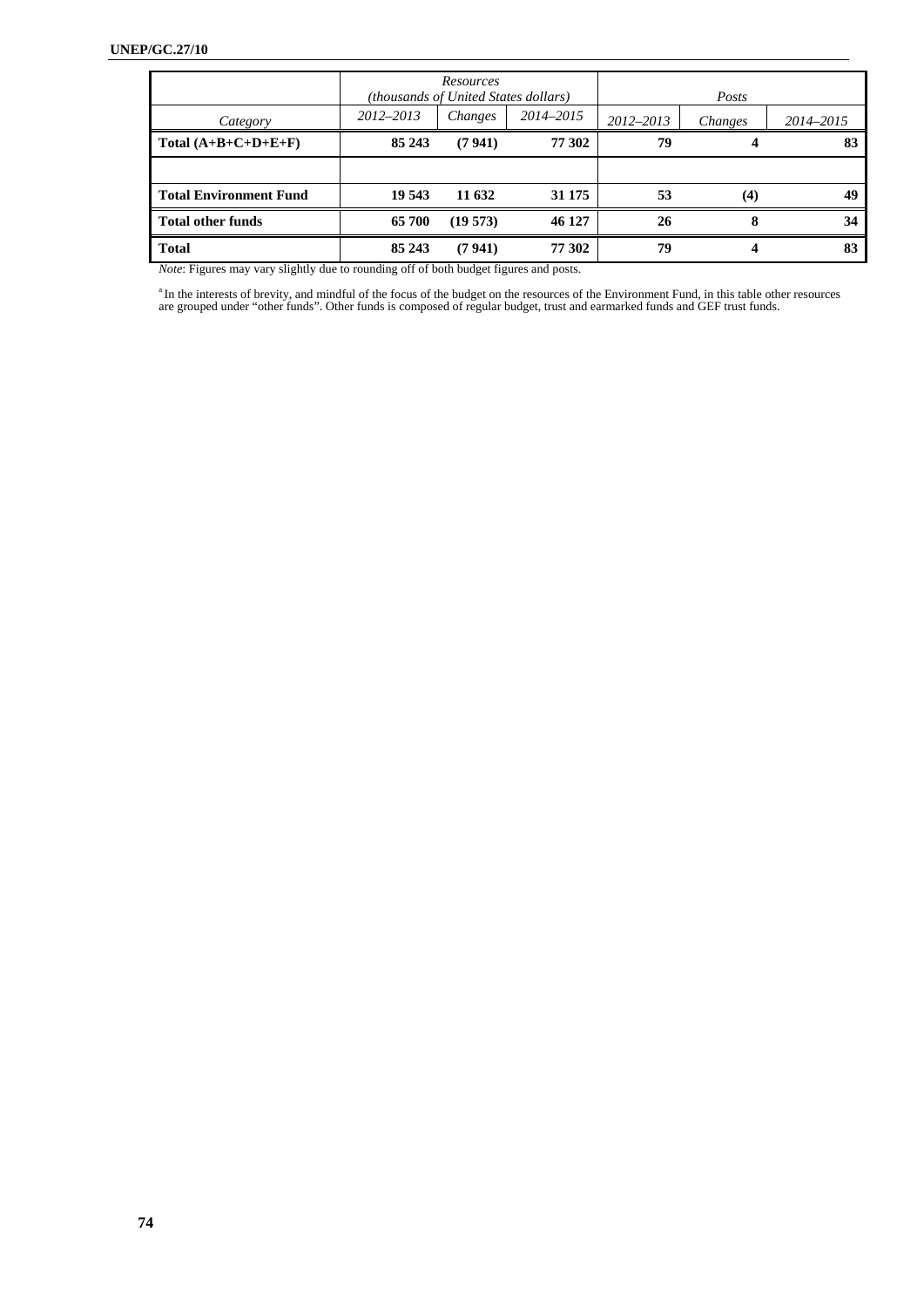| Category | Resources (thousands of United States dollars) | | | Posts | | |
|---|---|---|---|---|---|---|
| | 2012–2013 | Changes | 2014–2015 | 2012–2013 | Changes | 2014–2015 |
| **Total (A+B+C+D+E+F)** | **85 243** | **(7 941)** | **77 302** | **79** | **4** | **83** |
| | | | | | | |
| **Total Environment Fund** | **19 543** | **11 632** | **31 175** | **53** | **(4)** | **49** |
| **Total other funds** | **65 700** | **(19 573)** | **46 127** | **26** | **8** | **34** |
| **Total** | **85 243** | **(7 941)** | **77 302** | **79** | **4** | **83** |

*Note*: Figures may vary slightly due to rounding off of both budget figures and posts.

[a] In the interests of brevity, and mindful of the focus of the budget on the resources of the Environment Fund, in this table other resources are grouped under "other funds". Other funds is composed of regular budget, trust and earmarked funds and GEF trust funds.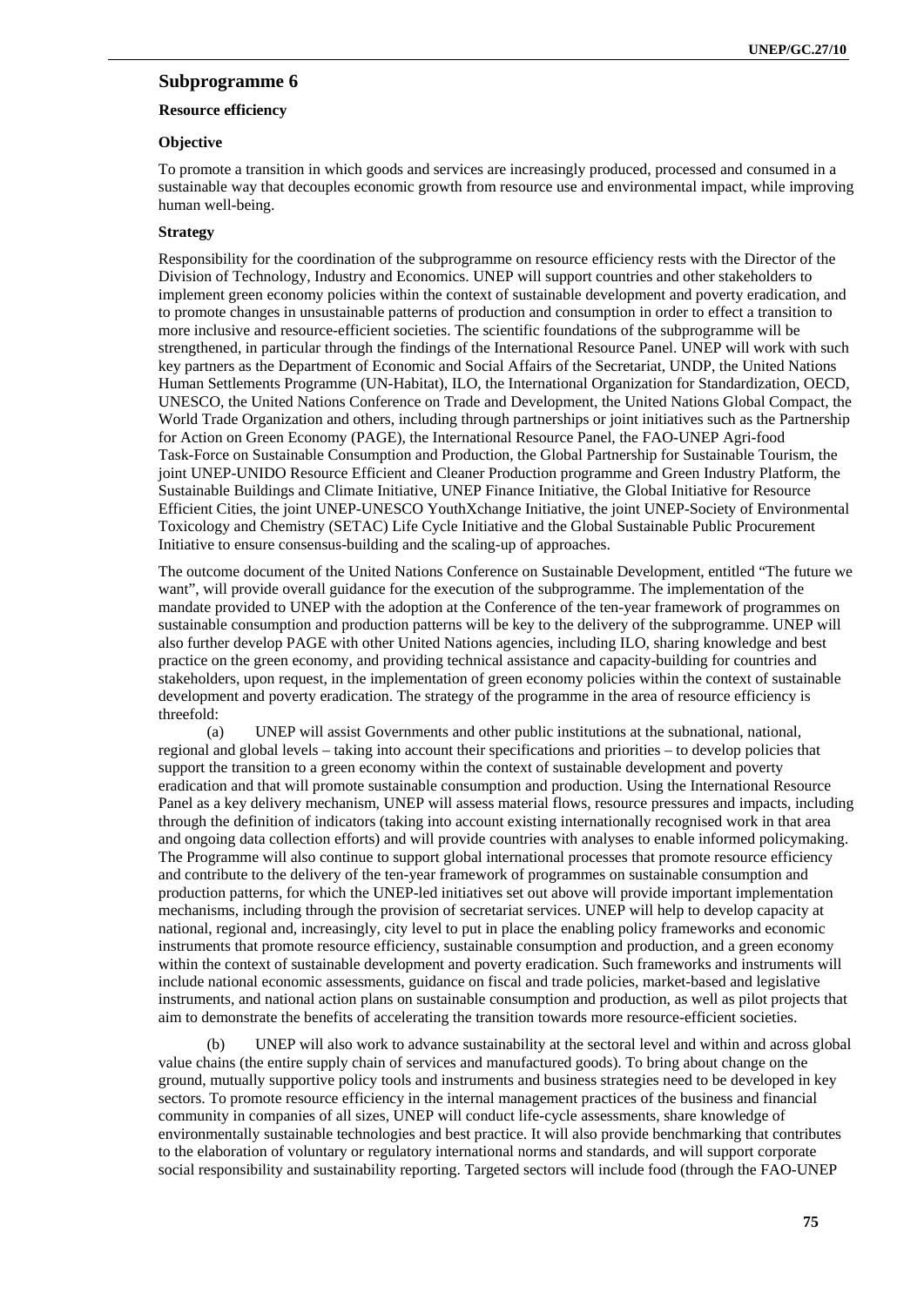## Subprogramme 6

### Resource efficiency

### Objective

To promote a transition in which goods and services are increasingly produced, processed and consumed in a sustainable way that decouples economic growth from resource use and environmental impact, while improving human well-being.

### Strategy

Responsibility for the coordination of the subprogramme on resource efficiency rests with the Director of the Division of Technology, Industry and Economics. UNEP will support countries and other stakeholders to implement green economy policies within the context of sustainable development and poverty eradication, and to promote changes in unsustainable patterns of production and consumption in order to effect a transition to more inclusive and resource-efficient societies. The scientific foundations of the subprogramme will be strengthened, in particular through the findings of the International Resource Panel. UNEP will work with such key partners as the Department of Economic and Social Affairs of the Secretariat, UNDP, the United Nations Human Settlements Programme (UN-Habitat), ILO, the International Organization for Standardization, OECD, UNESCO, the United Nations Conference on Trade and Development, the United Nations Global Compact, the World Trade Organization and others, including through partnerships or joint initiatives such as the Partnership for Action on Green Economy (PAGE), the International Resource Panel, the FAO-UNEP Agri-food Task-Force on Sustainable Consumption and Production, the Global Partnership for Sustainable Tourism, the joint UNEP-UNIDO Resource Efficient and Cleaner Production programme and Green Industry Platform, the Sustainable Buildings and Climate Initiative, UNEP Finance Initiative, the Global Initiative for Resource Efficient Cities, the joint UNEP-UNESCO YouthXchange Initiative, the joint UNEP-Society of Environmental Toxicology and Chemistry (SETAC) Life Cycle Initiative and the Global Sustainable Public Procurement Initiative to ensure consensus-building and the scaling-up of approaches.

The outcome document of the United Nations Conference on Sustainable Development, entitled "The future we want", will provide overall guidance for the execution of the subprogramme. The implementation of the mandate provided to UNEP with the adoption at the Conference of the ten-year framework of programmes on sustainable consumption and production patterns will be key to the delivery of the subprogramme. UNEP will also further develop PAGE with other United Nations agencies, including ILO, sharing knowledge and best practice on the green economy, and providing technical assistance and capacity-building for countries and stakeholders, upon request, in the implementation of green economy policies within the context of sustainable development and poverty eradication. The strategy of the programme in the area of resource efficiency is threefold:

(a) UNEP will assist Governments and other public institutions at the subnational, national, regional and global levels – taking into account their specifications and priorities – to develop policies that support the transition to a green economy within the context of sustainable development and poverty eradication and that will promote sustainable consumption and production. Using the International Resource Panel as a key delivery mechanism, UNEP will assess material flows, resource pressures and impacts, including through the definition of indicators (taking into account existing internationally recognised work in that area and ongoing data collection efforts) and will provide countries with analyses to enable informed policymaking. The Programme will also continue to support global international processes that promote resource efficiency and contribute to the delivery of the ten-year framework of programmes on sustainable consumption and production patterns, for which the UNEP-led initiatives set out above will provide important implementation mechanisms, including through the provision of secretariat services. UNEP will help to develop capacity at national, regional and, increasingly, city level to put in place the enabling policy frameworks and economic instruments that promote resource efficiency, sustainable consumption and production, and a green economy within the context of sustainable development and poverty eradication. Such frameworks and instruments will include national economic assessments, guidance on fiscal and trade policies, market-based and legislative instruments, and national action plans on sustainable consumption and production, as well as pilot projects that aim to demonstrate the benefits of accelerating the transition towards more resource-efficient societies.

(b) UNEP will also work to advance sustainability at the sectoral level and within and across global value chains (the entire supply chain of services and manufactured goods). To bring about change on the ground, mutually supportive policy tools and instruments and business strategies need to be developed in key sectors. To promote resource efficiency in the internal management practices of the business and financial community in companies of all sizes, UNEP will conduct life-cycle assessments, share knowledge of environmentally sustainable technologies and best practice. It will also provide benchmarking that contributes to the elaboration of voluntary or regulatory international norms and standards, and will support corporate social responsibility and sustainability reporting. Targeted sectors will include food (through the FAO-UNEP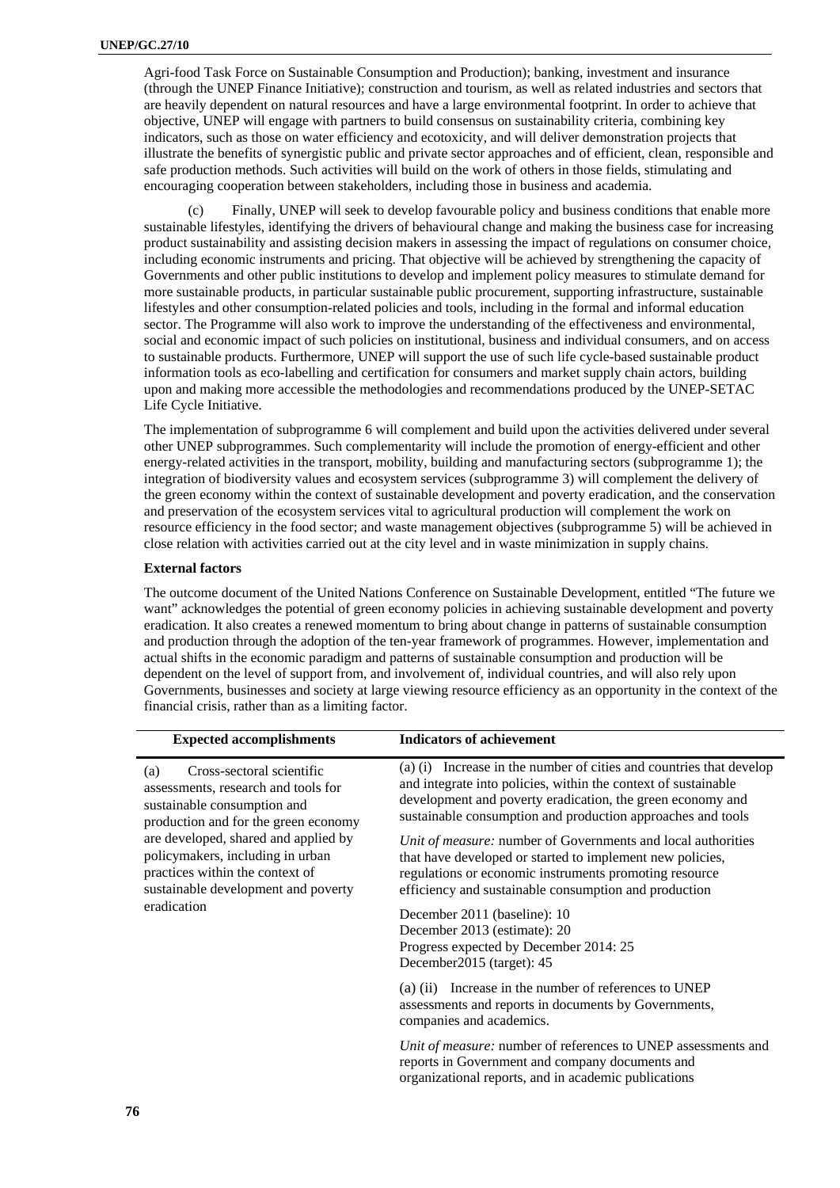Agri-food Task Force on Sustainable Consumption and Production); banking, investment and insurance (through the UNEP Finance Initiative); construction and tourism, as well as related industries and sectors that are heavily dependent on natural resources and have a large environmental footprint. In order to achieve that objective, UNEP will engage with partners to build consensus on sustainability criteria, combining key indicators, such as those on water efficiency and ecotoxicity, and will deliver demonstration projects that illustrate the benefits of synergistic public and private sector approaches and of efficient, clean, responsible and safe production methods. Such activities will build on the work of others in those fields, stimulating and encouraging cooperation between stakeholders, including those in business and academia.

(c) Finally, UNEP will seek to develop favourable policy and business conditions that enable more sustainable lifestyles, identifying the drivers of behavioural change and making the business case for increasing product sustainability and assisting decision makers in assessing the impact of regulations on consumer choice, including economic instruments and pricing. That objective will be achieved by strengthening the capacity of Governments and other public institutions to develop and implement policy measures to stimulate demand for more sustainable products, in particular sustainable public procurement, supporting infrastructure, sustainable lifestyles and other consumption-related policies and tools, including in the formal and informal education sector. The Programme will also work to improve the understanding of the effectiveness and environmental, social and economic impact of such policies on institutional, business and individual consumers, and on access to sustainable products. Furthermore, UNEP will support the use of such life cycle-based sustainable product information tools as eco-labelling and certification for consumers and market supply chain actors, building upon and making more accessible the methodologies and recommendations produced by the UNEP-SETAC Life Cycle Initiative.

The implementation of subprogramme 6 will complement and build upon the activities delivered under several other UNEP subprogrammes. Such complementarity will include the promotion of energy-efficient and other energy-related activities in the transport, mobility, building and manufacturing sectors (subprogramme 1); the integration of biodiversity values and ecosystem services (subprogramme 3) will complement the delivery of the green economy within the context of sustainable development and poverty eradication, and the conservation and preservation of the ecosystem services vital to agricultural production will complement the work on resource efficiency in the food sector; and waste management objectives (subprogramme 5) will be achieved in close relation with activities carried out at the city level and in waste minimization in supply chains.

**External factors**

The outcome document of the United Nations Conference on Sustainable Development, entitled "The future we want" acknowledges the potential of green economy policies in achieving sustainable development and poverty eradication. It also creates a renewed momentum to bring about change in patterns of sustainable consumption and production through the adoption of the ten-year framework of programmes. However, implementation and actual shifts in the economic paradigm and patterns of sustainable consumption and production will be dependent on the level of support from, and involvement of, individual countries, and will also rely upon Governments, businesses and society at large viewing resource efficiency as an opportunity in the context of the financial crisis, rather than as a limiting factor.

| Expected accomplishments | Indicators of achievement |
| --- | --- |
| (a) Cross-sectoral scientific assessments, research and tools for sustainable consumption and production and for the green economy are developed, shared and applied by policymakers, including in urban practices within the context of sustainable development and poverty eradication | (a) (i) Increase in the number of cities and countries that develop and integrate into policies, within the context of sustainable development and poverty eradication, the green economy and sustainable consumption and production approaches and tools<br><br>*Unit of measure:* number of Governments and local authorities that have developed or started to implement new policies, regulations or economic instruments promoting resource efficiency and sustainable consumption and production<br><br>December 2011 (baseline): 10<br>December 2013 (estimate): 20<br>Progress expected by December 2014: 25<br>December2015 (target): 45<br><br>(a) (ii) Increase in the number of references to UNEP assessments and reports in documents by Governments, companies and academics.<br><br>*Unit of measure:* number of references to UNEP assessments and reports in Government and company documents and organizational reports, and in academic publications |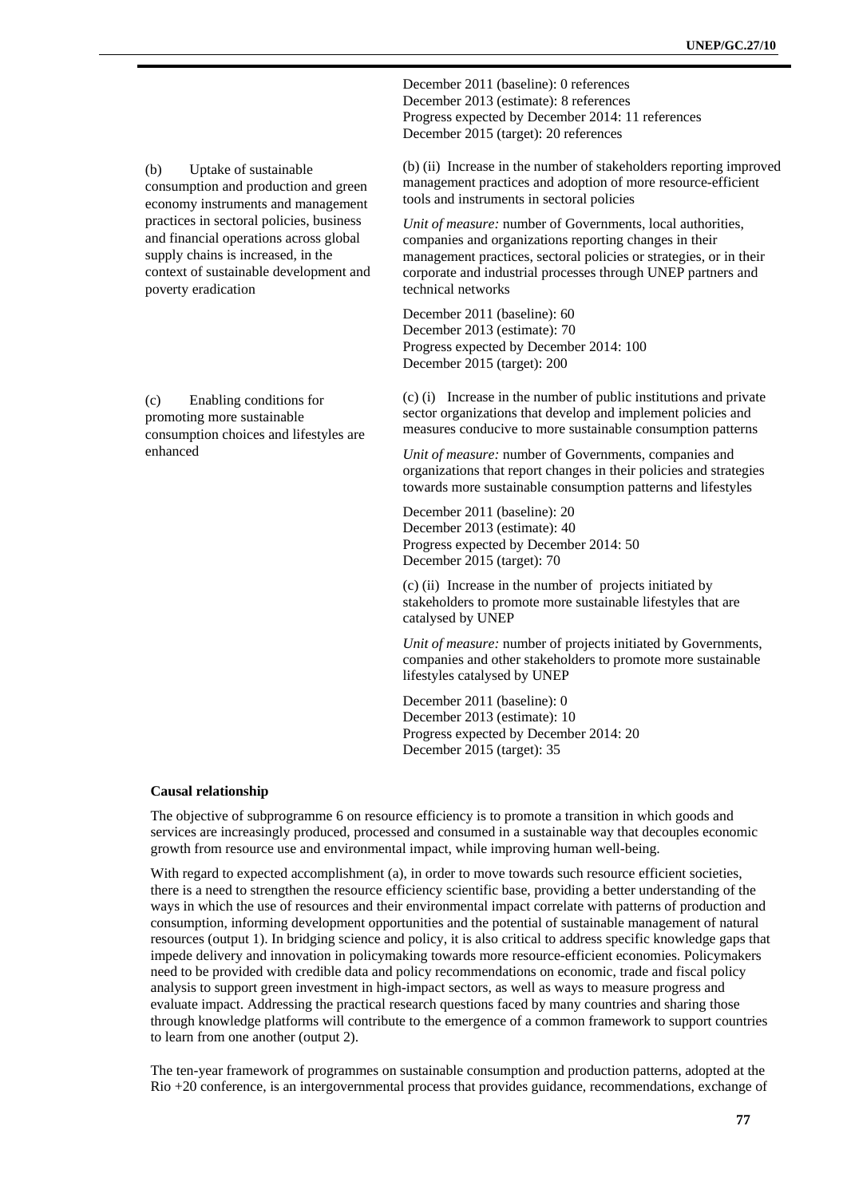| | |
|---|---|
| | December 2011 (baseline): 0 references<br>December 2013 (estimate): 8 references<br>Progress expected by December 2014: 11 references<br>December 2015 (target): 20 references |
| (b) Uptake of sustainable consumption and production and green economy instruments and management practices in sectoral policies, business and financial operations across global supply chains is increased, in the context of sustainable development and poverty eradication | (b) (ii) Increase in the number of stakeholders reporting improved management practices and adoption of more resource-efficient tools and instruments in sectoral policies<br><br>*Unit of measure:* number of Governments, local authorities, companies and organizations reporting changes in their management practices, sectoral policies or strategies, or in their corporate and industrial processes through UNEP partners and technical networks<br><br>December 2011 (baseline): 60<br>December 2013 (estimate): 70<br>Progress expected by December 2014: 100<br>December 2015 (target): 200 |
| (c) Enabling conditions for promoting more sustainable consumption choices and lifestyles are enhanced | (c) (i) Increase in the number of public institutions and private sector organizations that develop and implement policies and measures conducive to more sustainable consumption patterns<br><br>*Unit of measure:* number of Governments, companies and organizations that report changes in their policies and strategies towards more sustainable consumption patterns and lifestyles<br><br>December 2011 (baseline): 20<br>December 2013 (estimate): 40<br>Progress expected by December 2014: 50<br>December 2015 (target): 70<br><br>(c) (ii) Increase in the number of projects initiated by stakeholders to promote more sustainable lifestyles that are catalysed by UNEP<br><br>*Unit of measure:* number of projects initiated by Governments, companies and other stakeholders to promote more sustainable lifestyles catalysed by UNEP<br><br>December 2011 (baseline): 0<br>December 2013 (estimate): 10<br>Progress expected by December 2014: 20<br>December 2015 (target): 35 |

**Causal relationship**

The objective of subprogramme 6 on resource efficiency is to promote a transition in which goods and services are increasingly produced, processed and consumed in a sustainable way that decouples economic growth from resource use and environmental impact, while improving human well-being.

With regard to expected accomplishment (a), in order to move towards such resource efficient societies, there is a need to strengthen the resource efficiency scientific base, providing a better understanding of the ways in which the use of resources and their environmental impact correlate with patterns of production and consumption, informing development opportunities and the potential of sustainable management of natural resources (output 1). In bridging science and policy, it is also critical to address specific knowledge gaps that impede delivery and innovation in policymaking towards more resource-efficient economies. Policymakers need to be provided with credible data and policy recommendations on economic, trade and fiscal policy analysis to support green investment in high-impact sectors, as well as ways to measure progress and evaluate impact. Addressing the practical research questions faced by many countries and sharing those through knowledge platforms will contribute to the emergence of a common framework to support countries to learn from one another (output 2).

The ten-year framework of programmes on sustainable consumption and production patterns, adopted at the Rio +20 conference, is an intergovernmental process that provides guidance, recommendations, exchange of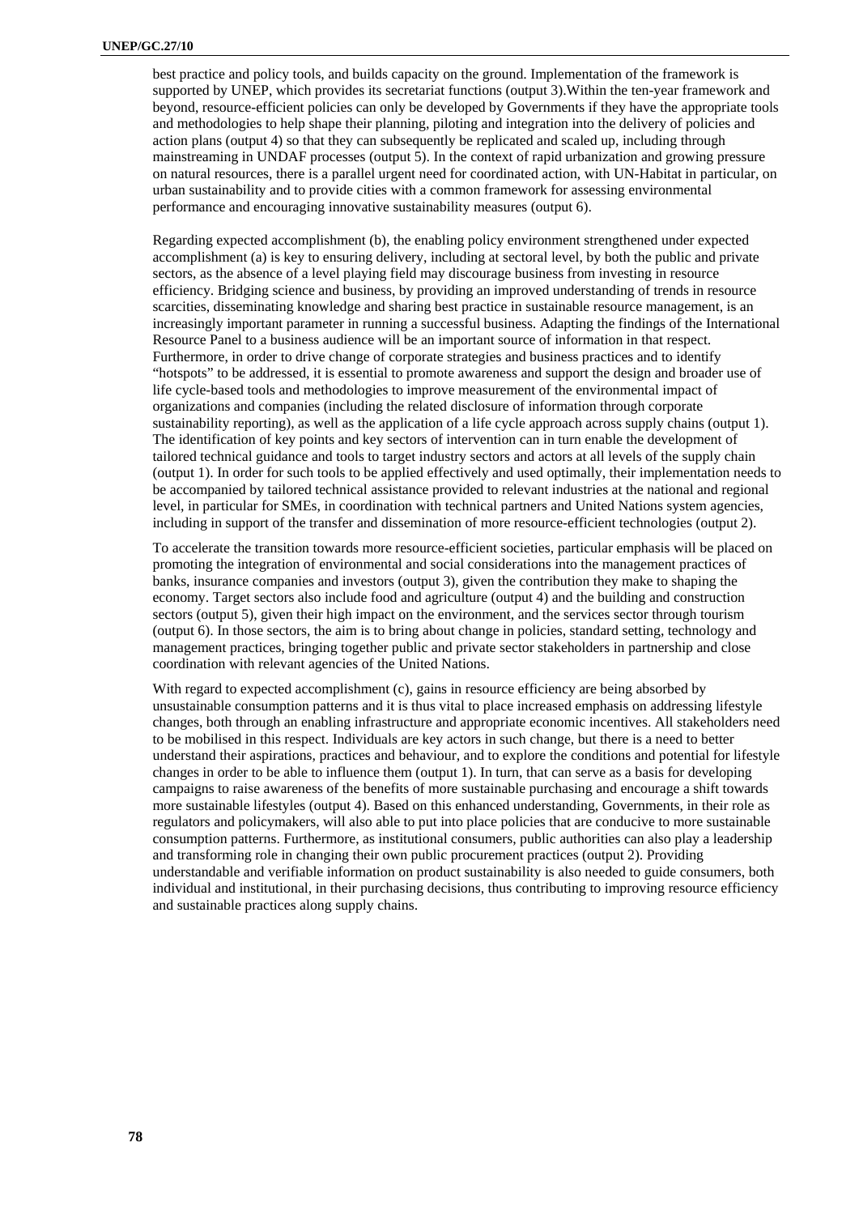best practice and policy tools, and builds capacity on the ground. Implementation of the framework is supported by UNEP, which provides its secretariat functions (output 3).Within the ten-year framework and beyond, resource-efficient policies can only be developed by Governments if they have the appropriate tools and methodologies to help shape their planning, piloting and integration into the delivery of policies and action plans (output 4) so that they can subsequently be replicated and scaled up, including through mainstreaming in UNDAF processes (output 5). In the context of rapid urbanization and growing pressure on natural resources, there is a parallel urgent need for coordinated action, with UN-Habitat in particular, on urban sustainability and to provide cities with a common framework for assessing environmental performance and encouraging innovative sustainability measures (output 6).

Regarding expected accomplishment (b), the enabling policy environment strengthened under expected accomplishment (a) is key to ensuring delivery, including at sectoral level, by both the public and private sectors, as the absence of a level playing field may discourage business from investing in resource efficiency. Bridging science and business, by providing an improved understanding of trends in resource scarcities, disseminating knowledge and sharing best practice in sustainable resource management, is an increasingly important parameter in running a successful business. Adapting the findings of the International Resource Panel to a business audience will be an important source of information in that respect. Furthermore, in order to drive change of corporate strategies and business practices and to identify "hotspots" to be addressed, it is essential to promote awareness and support the design and broader use of life cycle-based tools and methodologies to improve measurement of the environmental impact of organizations and companies (including the related disclosure of information through corporate sustainability reporting), as well as the application of a life cycle approach across supply chains (output 1). The identification of key points and key sectors of intervention can in turn enable the development of tailored technical guidance and tools to target industry sectors and actors at all levels of the supply chain (output 1). In order for such tools to be applied effectively and used optimally, their implementation needs to be accompanied by tailored technical assistance provided to relevant industries at the national and regional level, in particular for SMEs, in coordination with technical partners and United Nations system agencies, including in support of the transfer and dissemination of more resource-efficient technologies (output 2).

To accelerate the transition towards more resource-efficient societies, particular emphasis will be placed on promoting the integration of environmental and social considerations into the management practices of banks, insurance companies and investors (output 3), given the contribution they make to shaping the economy. Target sectors also include food and agriculture (output 4) and the building and construction sectors (output 5), given their high impact on the environment, and the services sector through tourism (output 6). In those sectors, the aim is to bring about change in policies, standard setting, technology and management practices, bringing together public and private sector stakeholders in partnership and close coordination with relevant agencies of the United Nations.

With regard to expected accomplishment (c), gains in resource efficiency are being absorbed by unsustainable consumption patterns and it is thus vital to place increased emphasis on addressing lifestyle changes, both through an enabling infrastructure and appropriate economic incentives. All stakeholders need to be mobilised in this respect. Individuals are key actors in such change, but there is a need to better understand their aspirations, practices and behaviour, and to explore the conditions and potential for lifestyle changes in order to be able to influence them (output 1). In turn, that can serve as a basis for developing campaigns to raise awareness of the benefits of more sustainable purchasing and encourage a shift towards more sustainable lifestyles (output 4). Based on this enhanced understanding, Governments, in their role as regulators and policymakers, will also able to put into place policies that are conducive to more sustainable consumption patterns. Furthermore, as institutional consumers, public authorities can also play a leadership and transforming role in changing their own public procurement practices (output 2). Providing understandable and verifiable information on product sustainability is also needed to guide consumers, both individual and institutional, in their purchasing decisions, thus contributing to improving resource efficiency and sustainable practices along supply chains.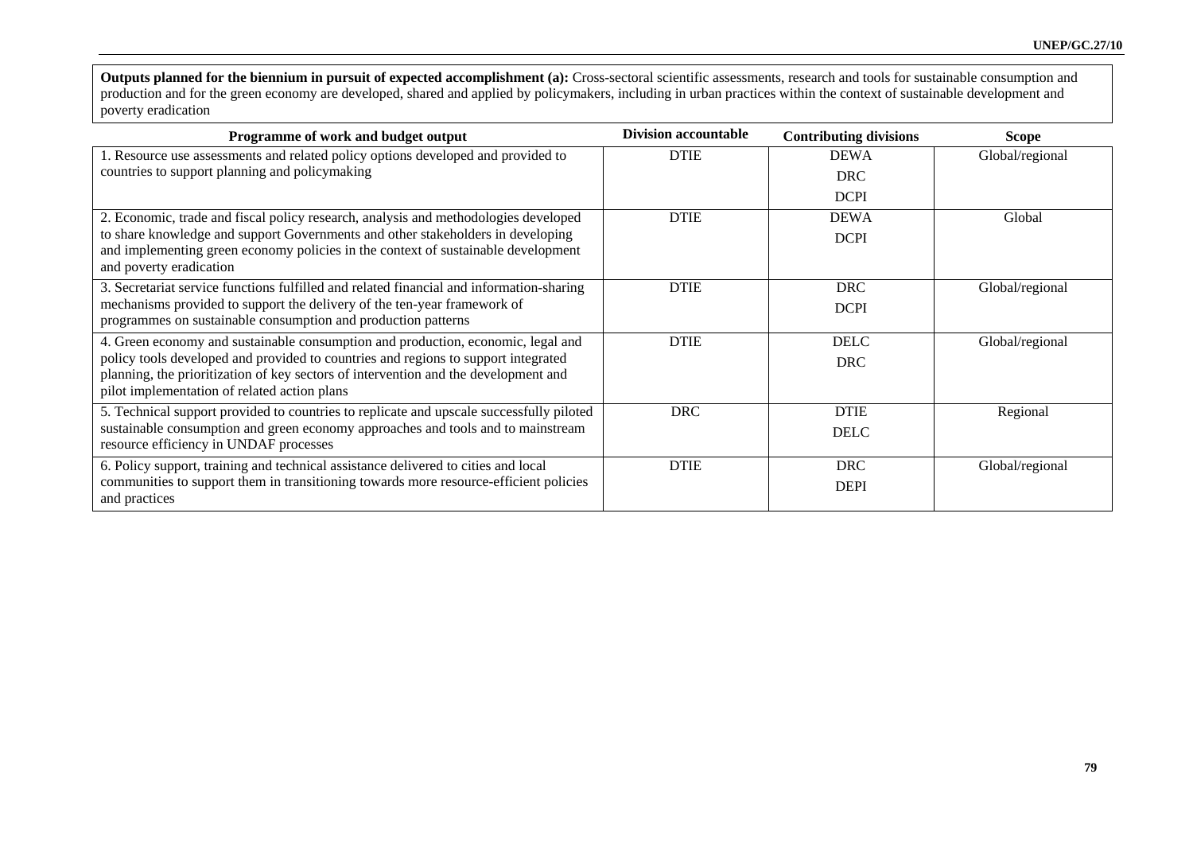**Outputs planned for the biennium in pursuit of expected accomplishment (a):** Cross-sectoral scientific assessments, research and tools for sustainable consumption and production and for the green economy are developed, shared and applied by policymakers, including in urban practices within the context of sustainable development and poverty eradication

| Programme of work and budget output | Division accountable | Contributing divisions | Scope |
|---|---|---|---|
| 1. Resource use assessments and related policy options developed and provided to countries to support planning and policymaking | DTIE | DEWA<br>DRC<br>DCPI | Global/regional |
| 2. Economic, trade and fiscal policy research, analysis and methodologies developed to share knowledge and support Governments and other stakeholders in developing and implementing green economy policies in the context of sustainable development and poverty eradication | DTIE | DEWA<br>DCPI | Global |
| 3. Secretariat service functions fulfilled and related financial and information-sharing mechanisms provided to support the delivery of the ten-year framework of programmes on sustainable consumption and production patterns | DTIE | DRC<br>DCPI | Global/regional |
| 4. Green economy and sustainable consumption and production, economic, legal and policy tools developed and provided to countries and regions to support integrated planning, the prioritization of key sectors of intervention and the development and pilot implementation of related action plans | DTIE | DELC<br>DRC | Global/regional |
| 5. Technical support provided to countries to replicate and upscale successfully piloted sustainable consumption and green economy approaches and tools and to mainstream resource efficiency in UNDAF processes | DRC | DTIE<br>DELC | Regional |
| 6. Policy support, training and technical assistance delivered to cities and local communities to support them in transitioning towards more resource-efficient policies and practices | DTIE | DRC<br>DEPI | Global/regional |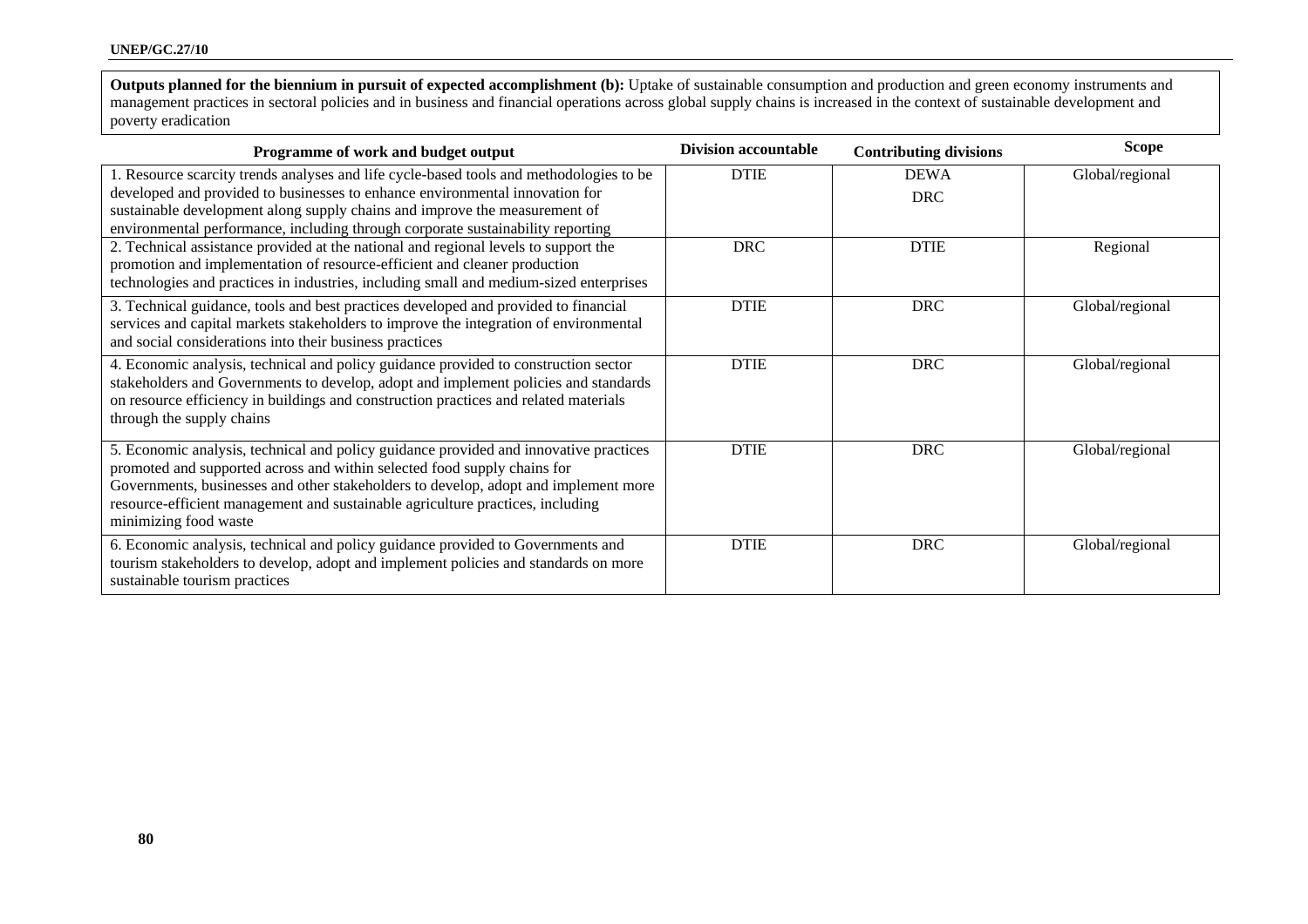**Outputs planned for the biennium in pursuit of expected accomplishment (b):** Uptake of sustainable consumption and production and green economy instruments and management practices in sectoral policies and in business and financial operations across global supply chains is increased in the context of sustainable development and poverty eradication

| Programme of work and budget output | Division accountable | Contributing divisions | Scope |
|---|---|---|---|
| 1. Resource scarcity trends analyses and life cycle-based tools and methodologies to be developed and provided to businesses to enhance environmental innovation for sustainable development along supply chains and improve the measurement of environmental performance, including through corporate sustainability reporting | DTIE | DEWA<br>DRC | Global/regional |
| 2. Technical assistance provided at the national and regional levels to support the promotion and implementation of resource-efficient and cleaner production technologies and practices in industries, including small and medium-sized enterprises | DRC | DTIE | Regional |
| 3. Technical guidance, tools and best practices developed and provided to financial services and capital markets stakeholders to improve the integration of environmental and social considerations into their business practices | DTIE | DRC | Global/regional |
| 4. Economic analysis, technical and policy guidance provided to construction sector stakeholders and Governments to develop, adopt and implement policies and standards on resource efficiency in buildings and construction practices and related materials through the supply chains | DTIE | DRC | Global/regional |
| 5. Economic analysis, technical and policy guidance provided and innovative practices promoted and supported across and within selected food supply chains for Governments, businesses and other stakeholders to develop, adopt and implement more resource-efficient management and sustainable agriculture practices, including minimizing food waste | DTIE | DRC | Global/regional |
| 6. Economic analysis, technical and policy guidance provided to Governments and tourism stakeholders to develop, adopt and implement policies and standards on more sustainable tourism practices | DTIE | DRC | Global/regional |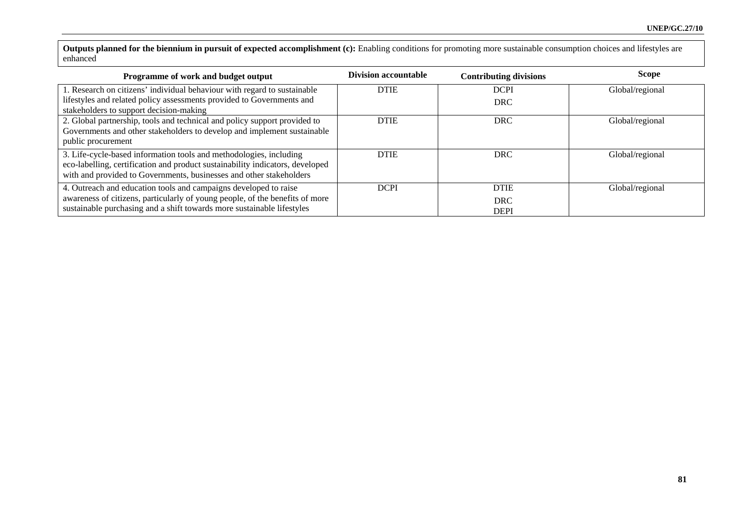**Outputs planned for the biennium in pursuit of expected accomplishment (c):** Enabling conditions for promoting more sustainable consumption choices and lifestyles are enhanced

| Programme of work and budget output | Division accountable | Contributing divisions | Scope |
|---|---|---|---|
| 1. Research on citizens' individual behaviour with regard to sustainable lifestyles and related policy assessments provided to Governments and stakeholders to support decision-making | DTIE | DCPI<br>DRC | Global/regional |
| 2. Global partnership, tools and technical and policy support provided to Governments and other stakeholders to develop and implement sustainable public procurement | DTIE | DRC | Global/regional |
| 3. Life-cycle-based information tools and methodologies, including eco-labelling, certification and product sustainability indicators, developed with and provided to Governments, businesses and other stakeholders | DTIE | DRC | Global/regional |
| 4. Outreach and education tools and campaigns developed to raise awareness of citizens, particularly of young people, of the benefits of more sustainable purchasing and a shift towards more sustainable lifestyles | DCPI | DTIE<br>DRC<br>DEPI | Global/regional |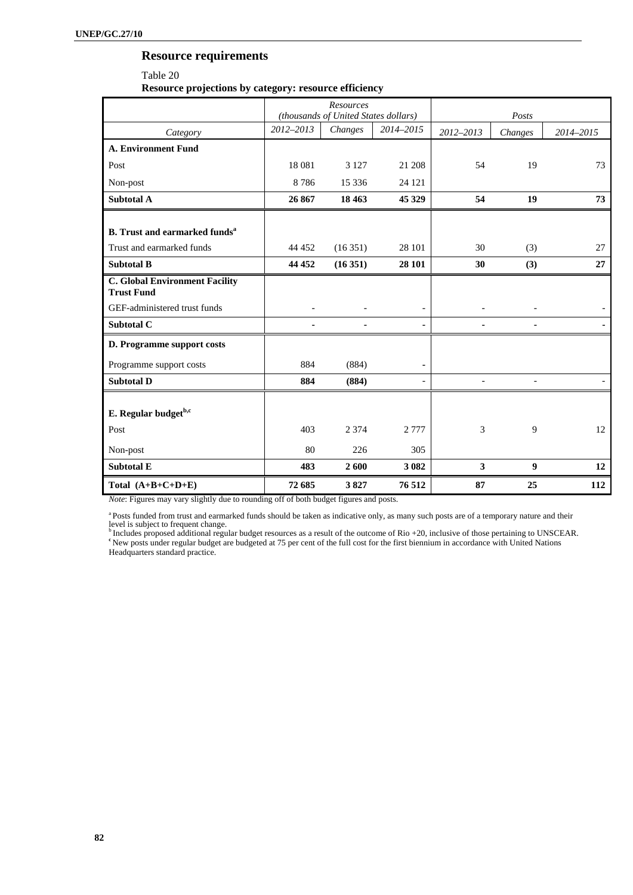## Resource requirements

Table 20

**Resource projections by category: resource efficiency**

| | *Resources (thousands of United States dollars)* | | | *Posts* | | |
|---|---|---|---|---|---|---|
| *Category* | *2012–2013* | *Changes* | *2014–2015* | *2012–2013* | *Changes* | *2014–2015* |
| **A. Environment Fund** | | | | | | |
| Post | 18 081 | 3 127 | 21 208 | 54 | 19 | 73 |
| Non-post | 8 786 | 15 336 | 24 121 | | | |
| **Subtotal A** | **26 867** | **18 463** | **45 329** | **54** | **19** | **73** |
| **B. Trust and earmarked funds**[a] | | | | | | |
| Trust and earmarked funds | 44 452 | (16 351) | 28 101 | 30 | (3) | 27 |
| **Subtotal B** | **44 452** | **(16 351)** | **28 101** | **30** | **(3)** | **27** |
| **C. Global Environment Facility Trust Fund** | | | | | | |
| GEF-administered trust funds | - | - | - | - | - | - |
| **Subtotal C** | **-** | **-** | **-** | **-** | **-** | **-** |
| **D. Programme support costs** | | | | | | |
| Programme support costs | 884 | (884) | - | | | |
| **Subtotal D** | **884** | **(884)** | - | - | - | - |
| **E. Regular budget**[b,c] | | | | | | |
| Post | 403 | 2 374 | 2 777 | 3 | 9 | 12 |
| Non-post | 80 | 226 | 305 | | | |
| **Subtotal E** | **483** | **2 600** | **3 082** | **3** | **9** | **12** |
| **Total (A+B+C+D+E)** | **72 685** | **3 827** | **76 512** | **87** | **25** | **112** |

*Note*: Figures may vary slightly due to rounding off of both budget figures and posts.

[a] Posts funded from trust and earmarked funds should be taken as indicative only, as many such posts are of a temporary nature and their level is subject to frequent change.

[b] Includes proposed additional regular budget resources as a result of the outcome of Rio +20, inclusive of those pertaining to UNSCEAR.

[c] New posts under regular budget are budgeted at 75 per cent of the full cost for the first biennium in accordance with United Nations Headquarters standard practice.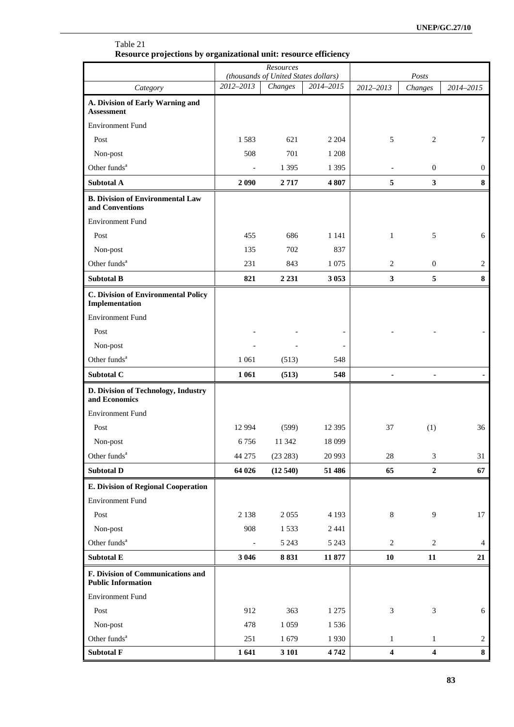Table 21
**Resource projections by organizational unit: resource efficiency**

| Category | Resources (thousands of United States dollars) | | | Posts | | |
|---|---|---|---|---|---|---|
| | *2012–2013* | *Changes* | *2014–2015* | *2012–2013* | *Changes* | *2014–2015* |
| **A. Division of Early Warning and Assessment** | | | | | | |
| Environment Fund | | | | | | |
| Post | 1 583 | 621 | 2 204 | 5 | 2 | 7 |
| Non-post | 508 | 701 | 1 208 | | | |
| Other funds[a] | - | 1 395 | 1 395 | - | 0 | 0 |
| **Subtotal A** | **2 090** | **2 717** | **4 807** | **5** | **3** | **8** |
| **B. Division of Environmental Law and Conventions** | | | | | | |
| Environment Fund | | | | | | |
| Post | 455 | 686 | 1 141 | 1 | 5 | 6 |
| Non-post | 135 | 702 | 837 | | | |
| Other funds[a] | 231 | 843 | 1 075 | 2 | 0 | 2 |
| **Subtotal B** | **821** | **2 231** | **3 053** | **3** | **5** | **8** |
| **C. Division of Environmental Policy Implementation** | | | | | | |
| Environment Fund | | | | | | |
| Post | - | - | - | - | - | - |
| Non-post | - | - | - | | | |
| Other funds[a] | 1 061 | (513) | 548 | | | |
| **Subtotal C** | **1 061** | **(513)** | **548** | **-** | **-** | **-** |
| **D. Division of Technology, Industry and Economics** | | | | | | |
| Environment Fund | | | | | | |
| Post | 12 994 | (599) | 12 395 | 37 | (1) | 36 |
| Non-post | 6 756 | 11 342 | 18 099 | | | |
| Other funds[a] | 44 275 | (23 283) | 20 993 | 28 | 3 | 31 |
| **Subtotal D** | **64 026** | **(12 540)** | **51 486** | **65** | **2** | **67** |
| **E. Division of Regional Cooperation** | | | | | | |
| Environment Fund | | | | | | |
| Post | 2 138 | 2 055 | 4 193 | 8 | 9 | 17 |
| Non-post | 908 | 1 533 | 2 441 | | | |
| Other funds[a] | - | 5 243 | 5 243 | 2 | 2 | 4 |
| **Subtotal E** | **3 046** | **8 831** | **11 877** | **10** | **11** | **21** |
| **F. Division of Communications and Public Information** | | | | | | |
| Environment Fund | | | | | | |
| Post | 912 | 363 | 1 275 | 3 | 3 | 6 |
| Non-post | 478 | 1 059 | 1 536 | | | |
| Other funds[a] | 251 | 1 679 | 1 930 | 1 | 1 | 2 |
| **Subtotal F** | **1 641** | **3 101** | **4 742** | **4** | **4** | **8** |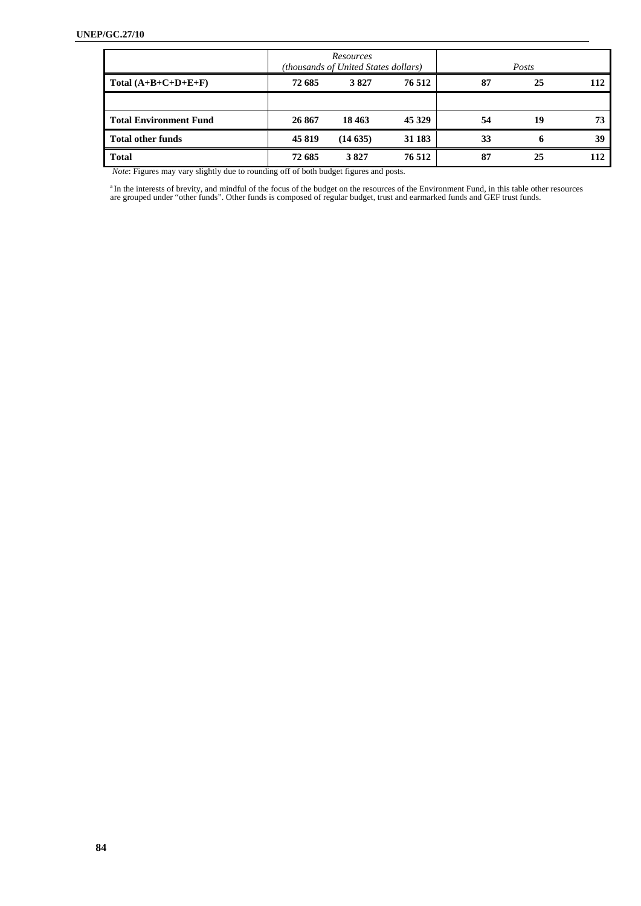| | *Resources (thousands of United States dollars)* | | | *Posts* | | |
|---|---|---|---|---|---|---|
| **Total (A+B+C+D+E+F)** | **72 685** | **3 827** | **76 512** | **87** | **25** | **112** |
| | | | | | | |
| **Total Environment Fund** | **26 867** | **18 463** | **45 329** | **54** | **19** | **73** |
| **Total other funds** | **45 819** | **(14 635)** | **31 183** | **33** | **6** | **39** |
| **Total** | **72 685** | **3 827** | **76 512** | **87** | **25** | **112** |

*Note*: Figures may vary slightly due to rounding off of both budget figures and posts.

[a] In the interests of brevity, and mindful of the focus of the budget on the resources of the Environment Fund, in this table other resources are grouped under "other funds". Other funds is composed of regular budget, trust and earmarked funds and GEF trust funds.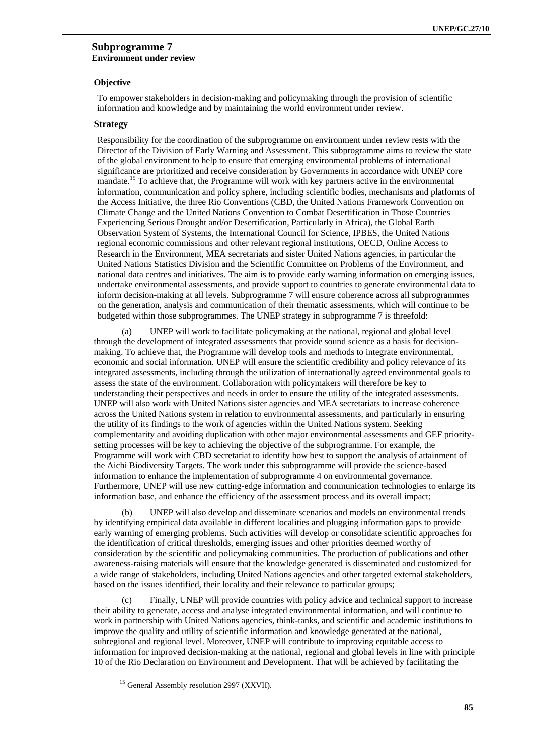## Subprogramme 7
**Environment under review**

**Objective**

To empower stakeholders in decision-making and policymaking through the provision of scientific information and knowledge and by maintaining the world environment under review.

**Strategy**

Responsibility for the coordination of the subprogramme on environment under review rests with the Director of the Division of Early Warning and Assessment. This subprogramme aims to review the state of the global environment to help to ensure that emerging environmental problems of international significance are prioritized and receive consideration by Governments in accordance with UNEP core mandate.[15] To achieve that, the Programme will work with key partners active in the environmental information, communication and policy sphere, including scientific bodies, mechanisms and platforms of the Access Initiative, the three Rio Conventions (CBD, the United Nations Framework Convention on Climate Change and the United Nations Convention to Combat Desertification in Those Countries Experiencing Serious Drought and/or Desertification, Particularly in Africa), the Global Earth Observation System of Systems, the International Council for Science, IPBES, the United Nations regional economic commissions and other relevant regional institutions, OECD, Online Access to Research in the Environment, MEA secretariats and sister United Nations agencies, in particular the United Nations Statistics Division and the Scientific Committee on Problems of the Environment, and national data centres and initiatives. The aim is to provide early warning information on emerging issues, undertake environmental assessments, and provide support to countries to generate environmental data to inform decision-making at all levels. Subprogramme 7 will ensure coherence across all subprogrammes on the generation, analysis and communication of their thematic assessments, which will continue to be budgeted within those subprogrammes. The UNEP strategy in subprogramme 7 is threefold:

(a) UNEP will work to facilitate policymaking at the national, regional and global level through the development of integrated assessments that provide sound science as a basis for decision-making. To achieve that, the Programme will develop tools and methods to integrate environmental, economic and social information. UNEP will ensure the scientific credibility and policy relevance of its integrated assessments, including through the utilization of internationally agreed environmental goals to assess the state of the environment. Collaboration with policymakers will therefore be key to understanding their perspectives and needs in order to ensure the utility of the integrated assessments. UNEP will also work with United Nations sister agencies and MEA secretariats to increase coherence across the United Nations system in relation to environmental assessments, and particularly in ensuring the utility of its findings to the work of agencies within the United Nations system. Seeking complementarity and avoiding duplication with other major environmental assessments and GEF priority-setting processes will be key to achieving the objective of the subprogramme. For example, the Programme will work with CBD secretariat to identify how best to support the analysis of attainment of the Aichi Biodiversity Targets. The work under this subprogramme will provide the science-based information to enhance the implementation of subprogramme 4 on environmental governance. Furthermore, UNEP will use new cutting-edge information and communication technologies to enlarge its information base, and enhance the efficiency of the assessment process and its overall impact;

(b) UNEP will also develop and disseminate scenarios and models on environmental trends by identifying empirical data available in different localities and plugging information gaps to provide early warning of emerging problems. Such activities will develop or consolidate scientific approaches for the identification of critical thresholds, emerging issues and other priorities deemed worthy of consideration by the scientific and policymaking communities. The production of publications and other awareness-raising materials will ensure that the knowledge generated is disseminated and customized for a wide range of stakeholders, including United Nations agencies and other targeted external stakeholders, based on the issues identified, their locality and their relevance to particular groups;

(c) Finally, UNEP will provide countries with policy advice and technical support to increase their ability to generate, access and analyse integrated environmental information, and will continue to work in partnership with United Nations agencies, think-tanks, and scientific and academic institutions to improve the quality and utility of scientific information and knowledge generated at the national, subregional and regional level. Moreover, UNEP will contribute to improving equitable access to information for improved decision-making at the national, regional and global levels in line with principle 10 of the Rio Declaration on Environment and Development. That will be achieved by facilitating the

[15] General Assembly resolution 2997 (XXVII).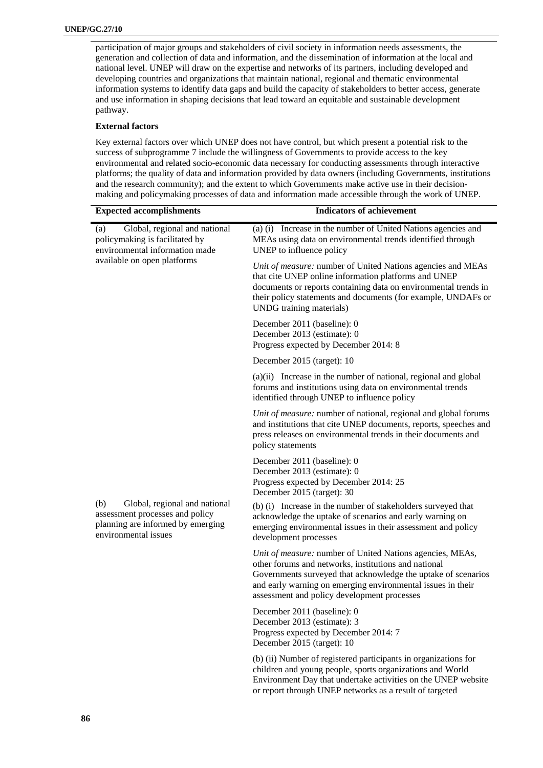participation of major groups and stakeholders of civil society in information needs assessments, the generation and collection of data and information, and the dissemination of information at the local and national level. UNEP will draw on the expertise and networks of its partners, including developed and developing countries and organizations that maintain national, regional and thematic environmental information systems to identify data gaps and build the capacity of stakeholders to better access, generate and use information in shaping decisions that lead toward an equitable and sustainable development pathway.

**External factors**

Key external factors over which UNEP does not have control, but which present a potential risk to the success of subprogramme 7 include the willingness of Governments to provide access to the key environmental and related socio-economic data necessary for conducting assessments through interactive platforms; the quality of data and information provided by data owners (including Governments, institutions and the research community); and the extent to which Governments make active use in their decision-making and policymaking processes of data and information made accessible through the work of UNEP.

| Expected accomplishments | Indicators of achievement |
|---|---|
| (a) Global, regional and national policymaking is facilitated by environmental information made available on open platforms | (a) (i) Increase in the number of United Nations agencies and MEAs using data on environmental trends identified through UNEP to influence policy |
| | *Unit of measure:* number of United Nations agencies and MEAs that cite UNEP online information platforms and UNEP documents or reports containing data on environmental trends in their policy statements and documents (for example, UNDAFs or UNDG training materials) |
| | December 2011 (baseline): 0<br>December 2013 (estimate): 0<br>Progress expected by December 2014: 8 |
| | December 2015 (target): 10 |
| | (a)(ii) Increase in the number of national, regional and global forums and institutions using data on environmental trends identified through UNEP to influence policy |
| | *Unit of measure:* number of national, regional and global forums and institutions that cite UNEP documents, reports, speeches and press releases on environmental trends in their documents and policy statements |
| | December 2011 (baseline): 0<br>December 2013 (estimate): 0<br>Progress expected by December 2014: 25<br>December 2015 (target): 30 |
| (b) Global, regional and national assessment processes and policy planning are informed by emerging environmental issues | (b) (i) Increase in the number of stakeholders surveyed that acknowledge the uptake of scenarios and early warning on emerging environmental issues in their assessment and policy development processes |
| | *Unit of measure:* number of United Nations agencies, MEAs, other forums and networks, institutions and national Governments surveyed that acknowledge the uptake of scenarios and early warning on emerging environmental issues in their assessment and policy development processes |
| | December 2011 (baseline): 0<br>December 2013 (estimate): 3<br>Progress expected by December 2014: 7<br>December 2015 (target): 10 |
| | (b) (ii) Number of registered participants in organizations for children and young people, sports organizations and World Environment Day that undertake activities on the UNEP website or report through UNEP networks as a result of targeted |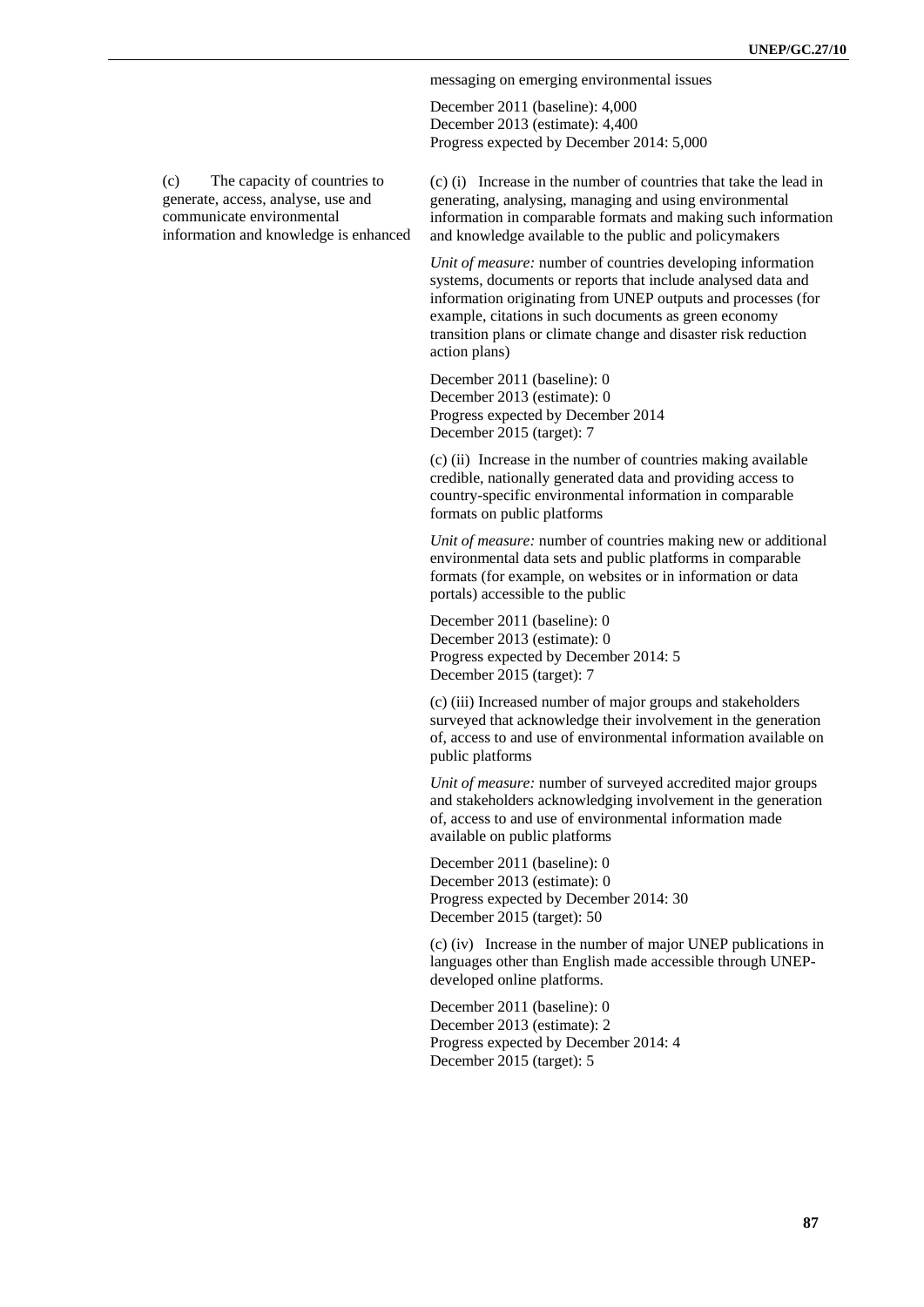| | |
|---|---|
| | messaging on emerging environmental issues<br><br>December 2011 (baseline): 4,000<br>December 2013 (estimate): 4,400<br>Progress expected by December 2014: 5,000 |
| (c) The capacity of countries to generate, access, analyse, use and communicate environmental information and knowledge is enhanced | (c) (i) Increase in the number of countries that take the lead in generating, analysing, managing and using environmental information in comparable formats and making such information and knowledge available to the public and policymakers<br><br>*Unit of measure:* number of countries developing information systems, documents or reports that include analysed data and information originating from UNEP outputs and processes (for example, citations in such documents as green economy transition plans or climate change and disaster risk reduction action plans)<br><br>December 2011 (baseline): 0<br>December 2013 (estimate): 0<br>Progress expected by December 2014<br>December 2015 (target): 7<br><br>(c) (ii) Increase in the number of countries making available credible, nationally generated data and providing access to country-specific environmental information in comparable formats on public platforms<br><br>*Unit of measure:* number of countries making new or additional environmental data sets and public platforms in comparable formats (for example, on websites or in information or data portals) accessible to the public<br><br>December 2011 (baseline): 0<br>December 2013 (estimate): 0<br>Progress expected by December 2014: 5<br>December 2015 (target): 7<br><br>(c) (iii) Increased number of major groups and stakeholders surveyed that acknowledge their involvement in the generation of, access to and use of environmental information available on public platforms<br><br>*Unit of measure:* number of surveyed accredited major groups and stakeholders acknowledging involvement in the generation of, access to and use of environmental information made available on public platforms<br><br>December 2011 (baseline): 0<br>December 2013 (estimate): 0<br>Progress expected by December 2014: 30<br>December 2015 (target): 50<br><br>(c) (iv) Increase in the number of major UNEP publications in languages other than English made accessible through UNEP-developed online platforms.<br><br>December 2011 (baseline): 0<br>December 2013 (estimate): 2<br>Progress expected by December 2014: 4<br>December 2015 (target): 5 |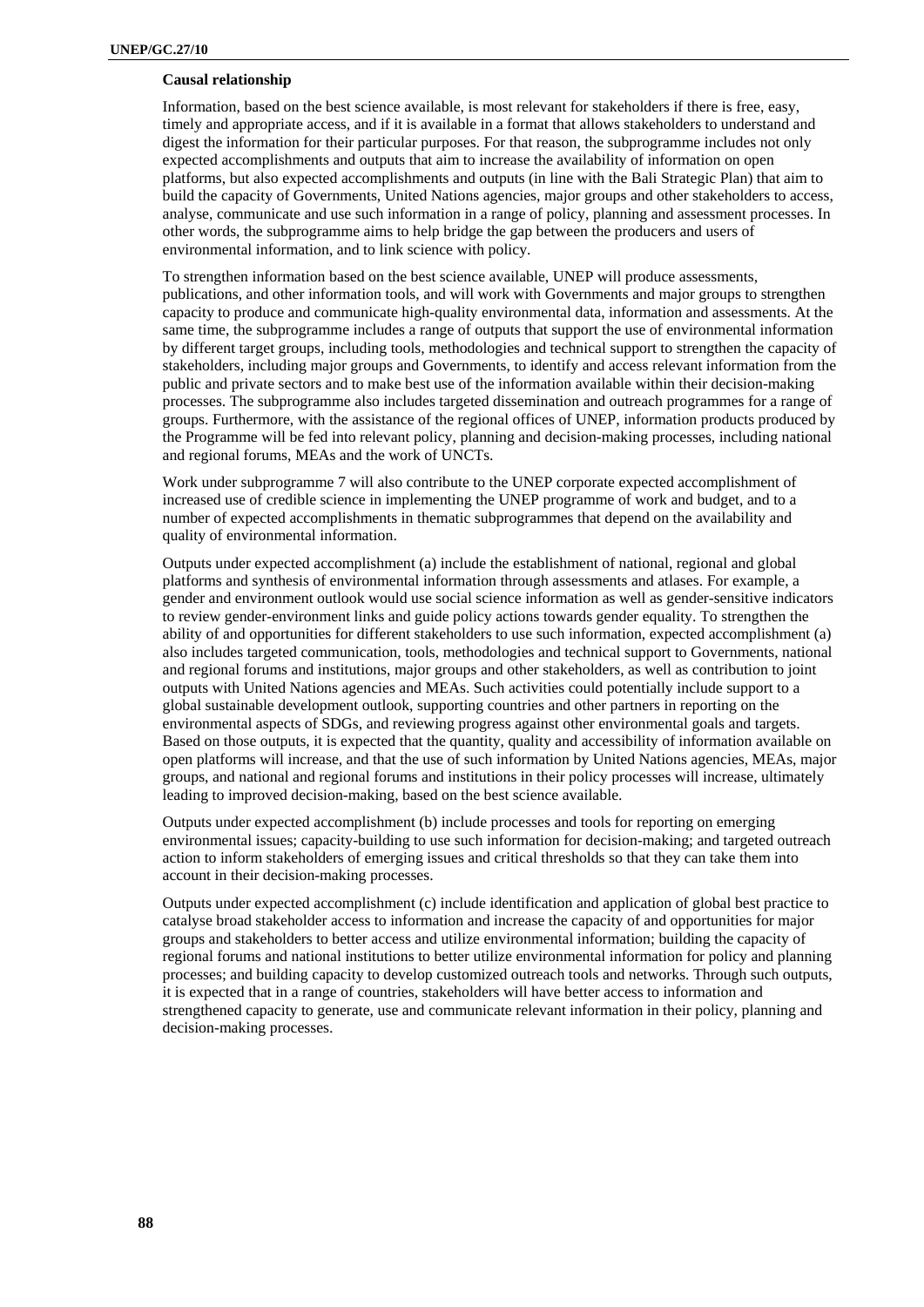**Causal relationship**

Information, based on the best science available, is most relevant for stakeholders if there is free, easy, timely and appropriate access, and if it is available in a format that allows stakeholders to understand and digest the information for their particular purposes. For that reason, the subprogramme includes not only expected accomplishments and outputs that aim to increase the availability of information on open platforms, but also expected accomplishments and outputs (in line with the Bali Strategic Plan) that aim to build the capacity of Governments, United Nations agencies, major groups and other stakeholders to access, analyse, communicate and use such information in a range of policy, planning and assessment processes. In other words, the subprogramme aims to help bridge the gap between the producers and users of environmental information, and to link science with policy.

To strengthen information based on the best science available, UNEP will produce assessments, publications, and other information tools, and will work with Governments and major groups to strengthen capacity to produce and communicate high-quality environmental data, information and assessments. At the same time, the subprogramme includes a range of outputs that support the use of environmental information by different target groups, including tools, methodologies and technical support to strengthen the capacity of stakeholders, including major groups and Governments, to identify and access relevant information from the public and private sectors and to make best use of the information available within their decision-making processes. The subprogramme also includes targeted dissemination and outreach programmes for a range of groups. Furthermore, with the assistance of the regional offices of UNEP, information products produced by the Programme will be fed into relevant policy, planning and decision-making processes, including national and regional forums, MEAs and the work of UNCTs.

Work under subprogramme 7 will also contribute to the UNEP corporate expected accomplishment of increased use of credible science in implementing the UNEP programme of work and budget, and to a number of expected accomplishments in thematic subprogrammes that depend on the availability and quality of environmental information.

Outputs under expected accomplishment (a) include the establishment of national, regional and global platforms and synthesis of environmental information through assessments and atlases. For example, a gender and environment outlook would use social science information as well as gender-sensitive indicators to review gender-environment links and guide policy actions towards gender equality. To strengthen the ability of and opportunities for different stakeholders to use such information, expected accomplishment (a) also includes targeted communication, tools, methodologies and technical support to Governments, national and regional forums and institutions, major groups and other stakeholders, as well as contribution to joint outputs with United Nations agencies and MEAs. Such activities could potentially include support to a global sustainable development outlook, supporting countries and other partners in reporting on the environmental aspects of SDGs, and reviewing progress against other environmental goals and targets. Based on those outputs, it is expected that the quantity, quality and accessibility of information available on open platforms will increase, and that the use of such information by United Nations agencies, MEAs, major groups, and national and regional forums and institutions in their policy processes will increase, ultimately leading to improved decision-making, based on the best science available.

Outputs under expected accomplishment (b) include processes and tools for reporting on emerging environmental issues; capacity-building to use such information for decision-making; and targeted outreach action to inform stakeholders of emerging issues and critical thresholds so that they can take them into account in their decision-making processes.

Outputs under expected accomplishment (c) include identification and application of global best practice to catalyse broad stakeholder access to information and increase the capacity of and opportunities for major groups and stakeholders to better access and utilize environmental information; building the capacity of regional forums and national institutions to better utilize environmental information for policy and planning processes; and building capacity to develop customized outreach tools and networks. Through such outputs, it is expected that in a range of countries, stakeholders will have better access to information and strengthened capacity to generate, use and communicate relevant information in their policy, planning and decision-making processes.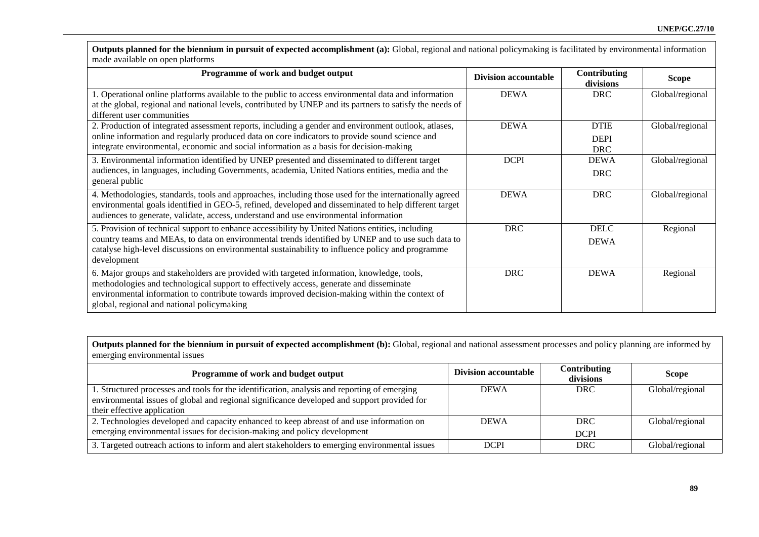| **Outputs planned for the biennium in pursuit of expected accomplishment (a):** Global, regional and national policymaking is facilitated by environmental information made available on open platforms | | | |
|---|---|---|---|
| **Programme of work and budget output** | **Division accountable** | **Contributing divisions** | **Scope** |
| 1. Operational online platforms available to the public to access environmental data and information at the global, regional and national levels, contributed by UNEP and its partners to satisfy the needs of different user communities | DEWA | DRC | Global/regional |
| 2. Production of integrated assessment reports, including a gender and environment outlook, atlases, online information and regularly produced data on core indicators to provide sound science and integrate environmental, economic and social information as a basis for decision-making | DEWA | DTIE<br>DEPI<br>DRC | Global/regional |
| 3. Environmental information identified by UNEP presented and disseminated to different target audiences, in languages, including Governments, academia, United Nations entities, media and the general public | DCPI | DEWA<br>DRC | Global/regional |
| 4. Methodologies, standards, tools and approaches, including those used for the internationally agreed environmental goals identified in GEO-5, refined, developed and disseminated to help different target audiences to generate, validate, access, understand and use environmental information | DEWA | DRC | Global/regional |
| 5. Provision of technical support to enhance accessibility by United Nations entities, including country teams and MEAs, to data on environmental trends identified by UNEP and to use such data to catalyse high-level discussions on environmental sustainability to influence policy and programme development | DRC | DELC<br>DEWA | Regional |
| 6. Major groups and stakeholders are provided with targeted information, knowledge, tools, methodologies and technological support to effectively access, generate and disseminate environmental information to contribute towards improved decision-making within the context of global, regional and national policymaking | DRC | DEWA | Regional |

| **Outputs planned for the biennium in pursuit of expected accomplishment (b):** Global, regional and national assessment processes and policy planning are informed by emerging environmental issues | | | |
|---|---|---|---|
| **Programme of work and budget output** | **Division accountable** | **Contributing divisions** | **Scope** |
| 1. Structured processes and tools for the identification, analysis and reporting of emerging environmental issues of global and regional significance developed and support provided for their effective application | DEWA | DRC | Global/regional |
| 2. Technologies developed and capacity enhanced to keep abreast of and use information on emerging environmental issues for decision-making and policy development | DEWA | DRC<br>DCPI | Global/regional |
| 3. Targeted outreach actions to inform and alert stakeholders to emerging environmental issues | DCPI | DRC | Global/regional |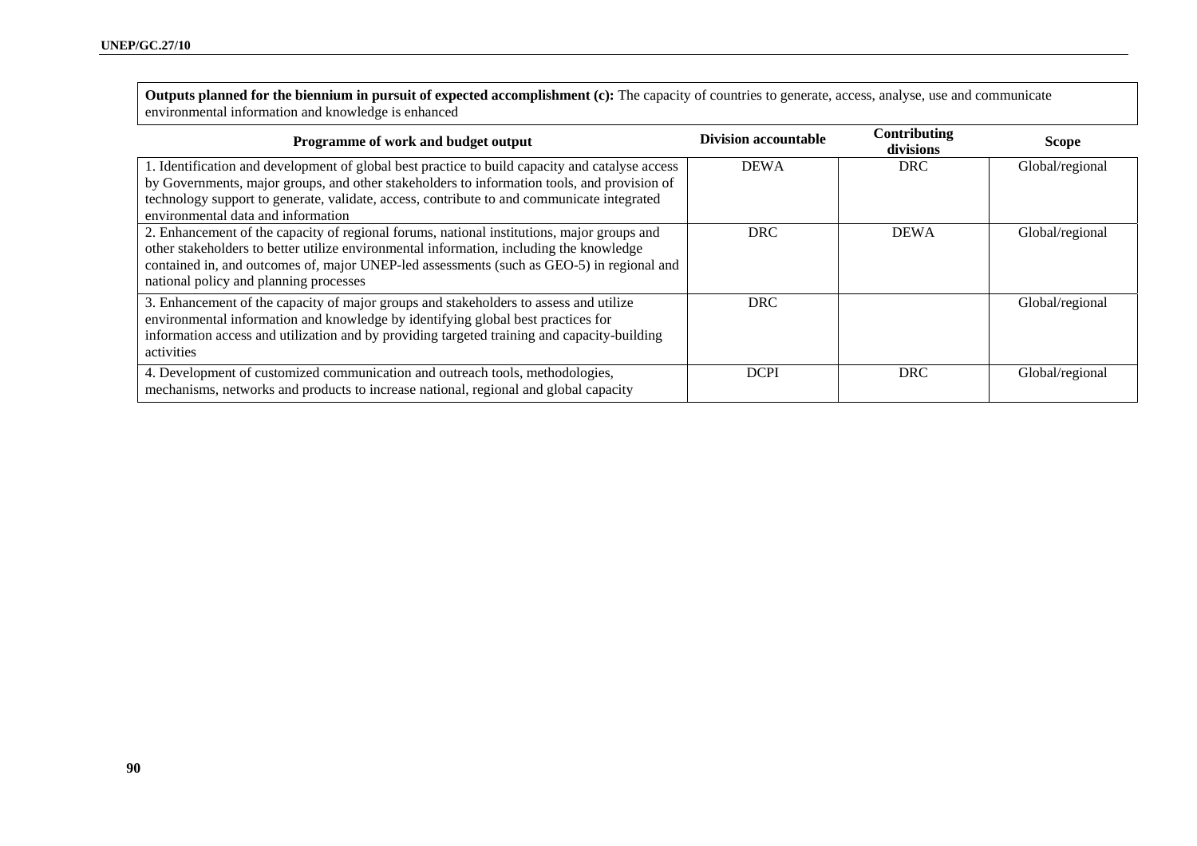**Outputs planned for the biennium in pursuit of expected accomplishment (c):** The capacity of countries to generate, access, analyse, use and communicate environmental information and knowledge is enhanced

| Programme of work and budget output | Division accountable | Contributing divisions | Scope |
|---|---|---|---|
| 1. Identification and development of global best practice to build capacity and catalyse access by Governments, major groups, and other stakeholders to information tools, and provision of technology support to generate, validate, access, contribute to and communicate integrated environmental data and information | DEWA | DRC | Global/regional |
| 2. Enhancement of the capacity of regional forums, national institutions, major groups and other stakeholders to better utilize environmental information, including the knowledge contained in, and outcomes of, major UNEP-led assessments (such as GEO-5) in regional and national policy and planning processes | DRC | DEWA | Global/regional |
| 3. Enhancement of the capacity of major groups and stakeholders to assess and utilize environmental information and knowledge by identifying global best practices for information access and utilization and by providing targeted training and capacity-building activities | DRC | | Global/regional |
| 4. Development of customized communication and outreach tools, methodologies, mechanisms, networks and products to increase national, regional and global capacity | DCPI | DRC | Global/regional |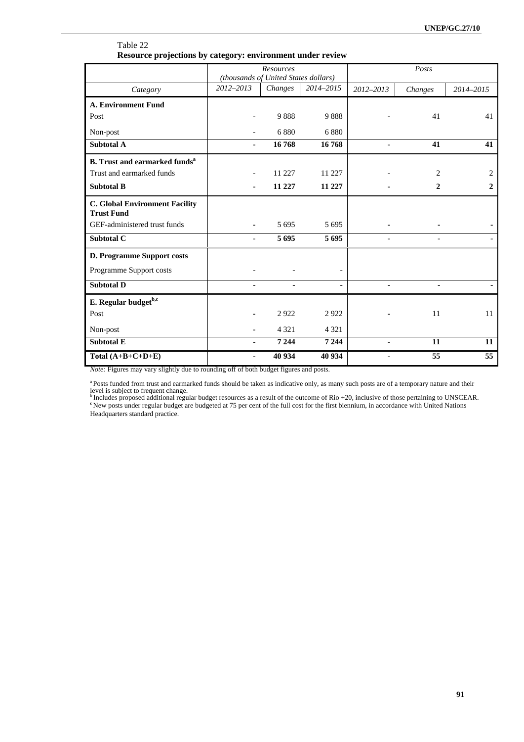Table 22
**Resource projections by category: environment under review**

| | *Resources (thousands of United States dollars)* | | | *Posts* | | |
|---|---|---|---|---|---|---|
| *Category* | *2012–2013* | *Changes* | *2014–2015* | *2012–2013* | *Changes* | *2014–2015* |
| **A. Environment Fund** | | | | | | |
| Post | - | 9 888 | 9 888 | - | 41 | 41 |
| Non-post | - | 6 880 | 6 880 | | | |
| **Subtotal A** | **-** | **16 768** | **16 768** | **-** | **41** | **41** |
| **B. Trust and earmarked funds[a]** | | | | | | |
| Trust and earmarked funds | - | 11 227 | 11 227 | - | 2 | 2 |
| **Subtotal B** | **-** | **11 227** | **11 227** | **-** | **2** | **2** |
| **C. Global Environment Facility Trust Fund** | | | | | | |
| GEF-administered trust funds | - | 5 695 | 5 695 | - | - | - |
| **Subtotal C** | **-** | **5 695** | **5 695** | **-** | **-** | **-** |
| **D. Programme Support costs** | | | | | | |
| Programme Support costs | - | - | - | | | |
| **Subtotal D** | **-** | **-** | **-** | **-** | **-** | **-** |
| **E. Regular budget[b,c]** | | | | | | |
| Post | - | 2 922 | 2 922 | - | 11 | 11 |
| Non-post | - | 4 321 | 4 321 | | | |
| **Subtotal E** | **-** | **7 244** | **7 244** | **-** | **11** | **11** |
| **Total (A+B+C+D+E)** | **-** | **40 934** | **40 934** | **-** | **55** | **55** |

*Note:* Figures may vary slightly due to rounding off of both budget figures and posts.

[a] Posts funded from trust and earmarked funds should be taken as indicative only, as many such posts are of a temporary nature and their level is subject to frequent change.

[b] Includes proposed additional regular budget resources as a result of the outcome of Rio +20, inclusive of those pertaining to UNSCEAR.

[c] New posts under regular budget are budgeted at 75 per cent of the full cost for the first biennium, in accordance with United Nations Headquarters standard practice.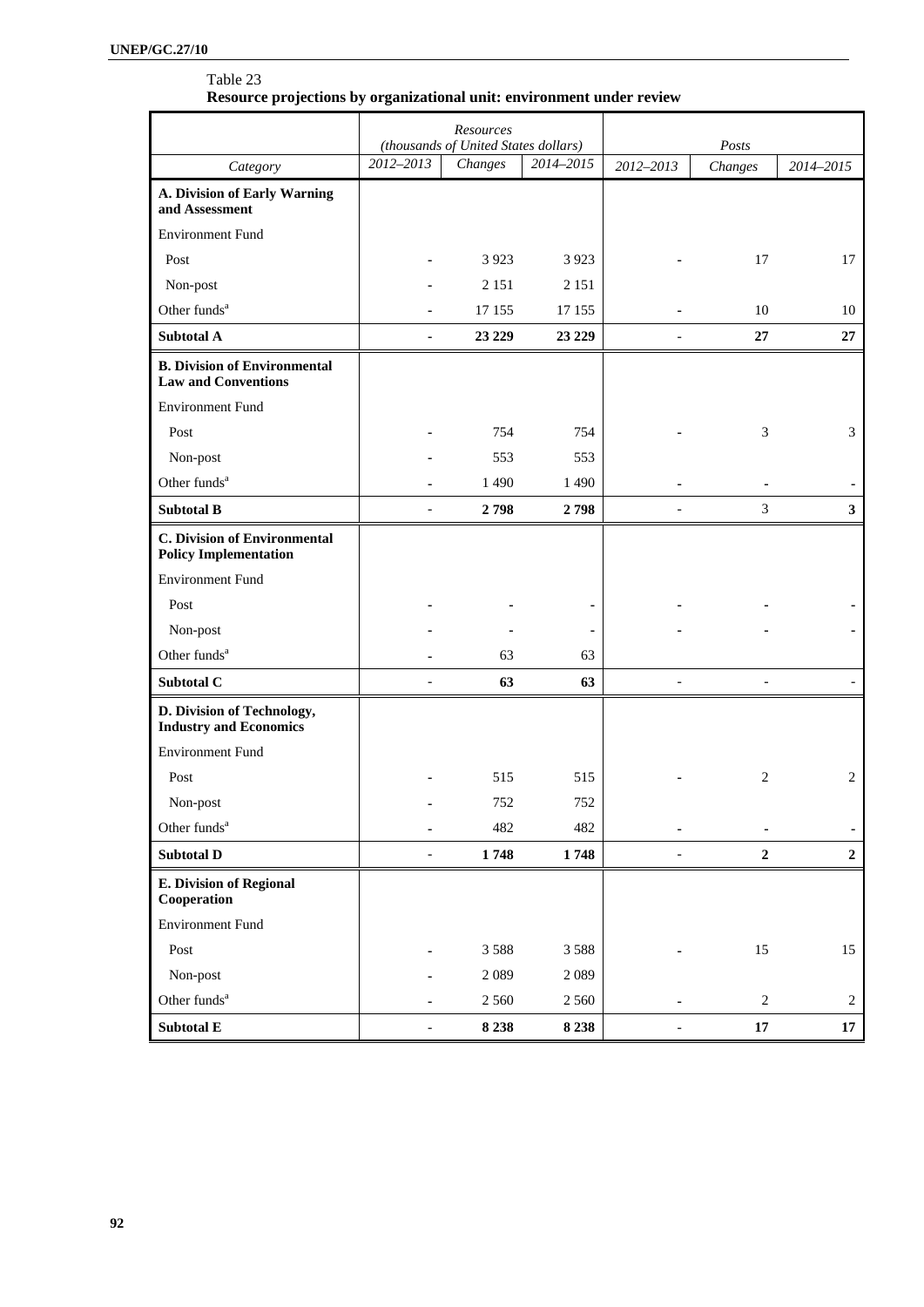Table 23
**Resource projections by organizational unit: environment under review**

| | Resources (thousands of United States dollars) | | | Posts | | |
|---|---|---|---|---|---|---|
| *Category* | *2012–2013* | *Changes* | *2014–2015* | *2012–2013* | *Changes* | *2014–2015* |
| **A. Division of Early Warning and Assessment** | | | | | | |
| Environment Fund | | | | | | |
| Post | - | 3 923 | 3 923 | - | 17 | 17 |
| Non-post | - | 2 151 | 2 151 | | | |
| Other funds[a] | - | 17 155 | 17 155 | - | 10 | 10 |
| **Subtotal A** | **-** | **23 229** | **23 229** | - | **27** | **27** |
| **B. Division of Environmental Law and Conventions** | | | | | | |
| Environment Fund | | | | | | |
| Post | - | 754 | 754 | - | 3 | 3 |
| Non-post | - | 553 | 553 | | | |
| Other funds[a] | - | 1 490 | 1 490 | - | - | - |
| **Subtotal B** | - | **2 798** | **2 798** | - | 3 | **3** |
| **C. Division of Environmental Policy Implementation** | | | | | | |
| Environment Fund | | | | | | |
| Post | - | - | - | - | - | - |
| Non-post | - | - | - | - | - | - |
| Other funds[a] | - | 63 | 63 | | | |
| **Subtotal C** | - | **63** | **63** | - | - | - |
| **D. Division of Technology, Industry and Economics** | | | | | | |
| Environment Fund | | | | | | |
| Post | - | 515 | 515 | - | 2 | 2 |
| Non-post | - | 752 | 752 | | | |
| Other funds[a] | - | 482 | 482 | - | - | - |
| **Subtotal D** | - | **1 748** | **1 748** | - | **2** | **2** |
| **E. Division of Regional Cooperation** | | | | | | |
| Environment Fund | | | | | | |
| Post | - | 3 588 | 3 588 | - | 15 | 15 |
| Non-post | - | 2 089 | 2 089 | | | |
| Other funds[a] | - | 2 560 | 2 560 | - | 2 | 2 |
| **Subtotal E** | - | **8 238** | **8 238** | - | **17** | **17** |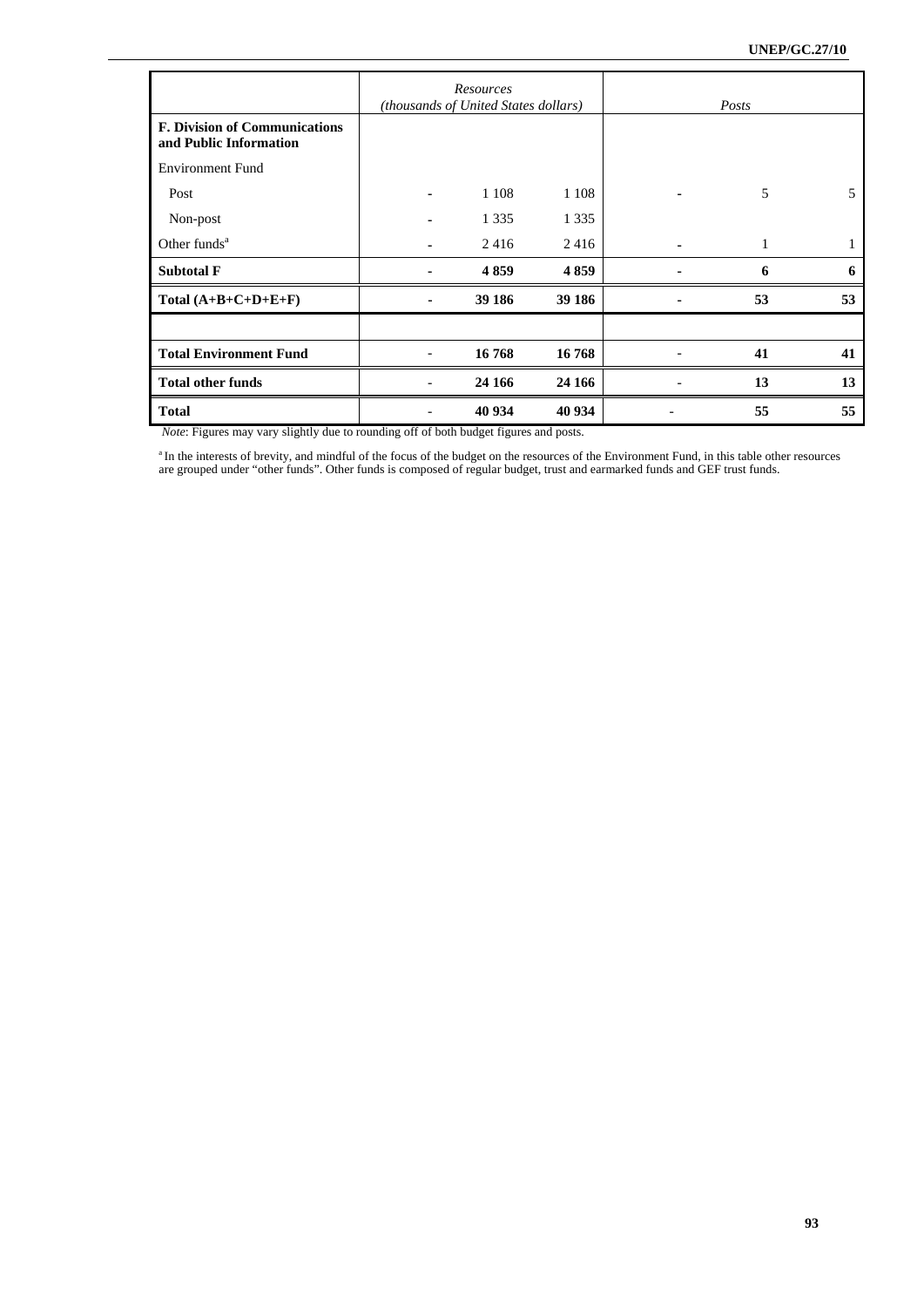| | *Resources (thousands of United States dollars)* | | | *Posts* | | |
|---|---|---|---|---|---|---|
| **F. Division of Communications and Public Information** | | | | | | |
| Environment Fund | | | | | | |
| Post | - | 1 108 | 1 108 | - | 5 | 5 |
| Non-post | - | 1 335 | 1 335 | | | |
| Other funds[a] | - | 2 416 | 2 416 | - | 1 | 1 |
| **Subtotal F** | - | **4 859** | **4 859** | - | **6** | **6** |
| **Total (A+B+C+D+E+F)** | - | **39 186** | **39 186** | - | **53** | **53** |
| | | | | | | |
| **Total Environment Fund** | - | **16 768** | **16 768** | - | **41** | **41** |
| **Total other funds** | - | **24 166** | **24 166** | - | **13** | **13** |
| **Total** | - | **40 934** | **40 934** | - | **55** | **55** |

*Note*: Figures may vary slightly due to rounding off of both budget figures and posts.

[a] In the interests of brevity, and mindful of the focus of the budget on the resources of the Environment Fund, in this table other resources are grouped under "other funds". Other funds is composed of regular budget, trust and earmarked funds and GEF trust funds.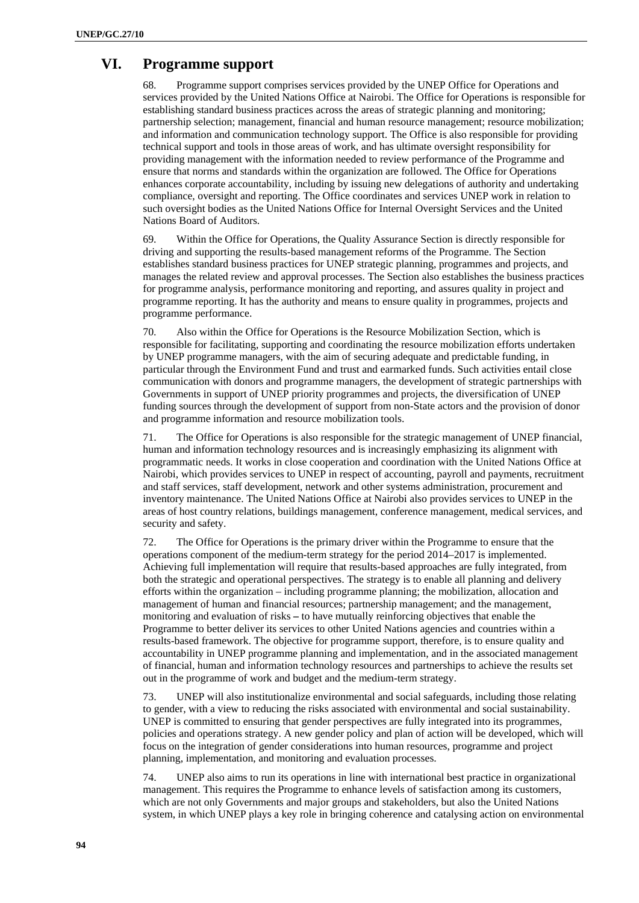# VI. Programme support

68. Programme support comprises services provided by the UNEP Office for Operations and services provided by the United Nations Office at Nairobi. The Office for Operations is responsible for establishing standard business practices across the areas of strategic planning and monitoring; partnership selection; management, financial and human resource management; resource mobilization; and information and communication technology support. The Office is also responsible for providing technical support and tools in those areas of work, and has ultimate oversight responsibility for providing management with the information needed to review performance of the Programme and ensure that norms and standards within the organization are followed. The Office for Operations enhances corporate accountability, including by issuing new delegations of authority and undertaking compliance, oversight and reporting. The Office coordinates and services UNEP work in relation to such oversight bodies as the United Nations Office for Internal Oversight Services and the United Nations Board of Auditors.

69. Within the Office for Operations, the Quality Assurance Section is directly responsible for driving and supporting the results-based management reforms of the Programme. The Section establishes standard business practices for UNEP strategic planning, programmes and projects, and manages the related review and approval processes. The Section also establishes the business practices for programme analysis, performance monitoring and reporting, and assures quality in project and programme reporting. It has the authority and means to ensure quality in programmes, projects and programme performance.

70. Also within the Office for Operations is the Resource Mobilization Section, which is responsible for facilitating, supporting and coordinating the resource mobilization efforts undertaken by UNEP programme managers, with the aim of securing adequate and predictable funding, in particular through the Environment Fund and trust and earmarked funds. Such activities entail close communication with donors and programme managers, the development of strategic partnerships with Governments in support of UNEP priority programmes and projects, the diversification of UNEP funding sources through the development of support from non-State actors and the provision of donor and programme information and resource mobilization tools.

71. The Office for Operations is also responsible for the strategic management of UNEP financial, human and information technology resources and is increasingly emphasizing its alignment with programmatic needs. It works in close cooperation and coordination with the United Nations Office at Nairobi, which provides services to UNEP in respect of accounting, payroll and payments, recruitment and staff services, staff development, network and other systems administration, procurement and inventory maintenance. The United Nations Office at Nairobi also provides services to UNEP in the areas of host country relations, buildings management, conference management, medical services, and security and safety.

72. The Office for Operations is the primary driver within the Programme to ensure that the operations component of the medium-term strategy for the period 2014–2017 is implemented. Achieving full implementation will require that results-based approaches are fully integrated, from both the strategic and operational perspectives. The strategy is to enable all planning and delivery efforts within the organization – including programme planning; the mobilization, allocation and management of human and financial resources; partnership management; and the management, monitoring and evaluation of risks – to have mutually reinforcing objectives that enable the Programme to better deliver its services to other United Nations agencies and countries within a results-based framework. The objective for programme support, therefore, is to ensure quality and accountability in UNEP programme planning and implementation, and in the associated management of financial, human and information technology resources and partnerships to achieve the results set out in the programme of work and budget and the medium-term strategy.

73. UNEP will also institutionalize environmental and social safeguards, including those relating to gender, with a view to reducing the risks associated with environmental and social sustainability. UNEP is committed to ensuring that gender perspectives are fully integrated into its programmes, policies and operations strategy. A new gender policy and plan of action will be developed, which will focus on the integration of gender considerations into human resources, programme and project planning, implementation, and monitoring and evaluation processes.

74. UNEP also aims to run its operations in line with international best practice in organizational management. This requires the Programme to enhance levels of satisfaction among its customers, which are not only Governments and major groups and stakeholders, but also the United Nations system, in which UNEP plays a key role in bringing coherence and catalysing action on environmental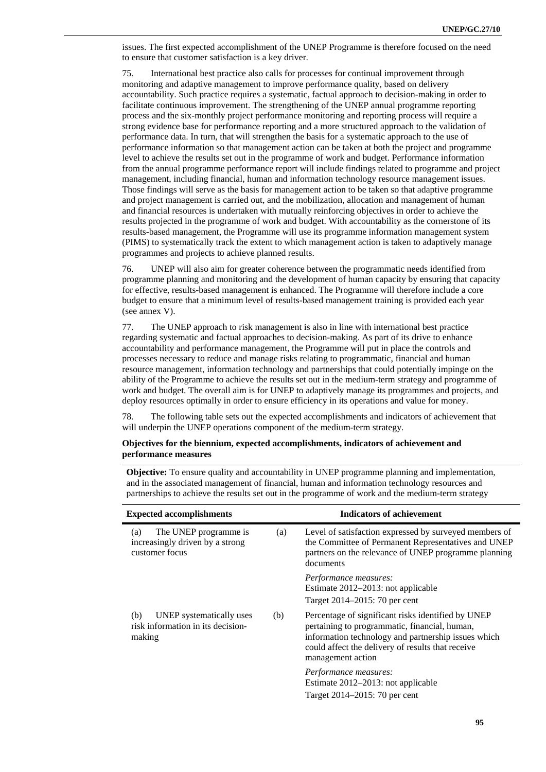issues. The first expected accomplishment of the UNEP Programme is therefore focused on the need to ensure that customer satisfaction is a key driver.

75. International best practice also calls for processes for continual improvement through monitoring and adaptive management to improve performance quality, based on delivery accountability. Such practice requires a systematic, factual approach to decision-making in order to facilitate continuous improvement. The strengthening of the UNEP annual programme reporting process and the six-monthly project performance monitoring and reporting process will require a strong evidence base for performance reporting and a more structured approach to the validation of performance data. In turn, that will strengthen the basis for a systematic approach to the use of performance information so that management action can be taken at both the project and programme level to achieve the results set out in the programme of work and budget. Performance information from the annual programme performance report will include findings related to programme and project management, including financial, human and information technology resource management issues. Those findings will serve as the basis for management action to be taken so that adaptive programme and project management is carried out, and the mobilization, allocation and management of human and financial resources is undertaken with mutually reinforcing objectives in order to achieve the results projected in the programme of work and budget. With accountability as the cornerstone of its results-based management, the Programme will use its programme information management system (PIMS) to systematically track the extent to which management action is taken to adaptively manage programmes and projects to achieve planned results.

76. UNEP will also aim for greater coherence between the programmatic needs identified from programme planning and monitoring and the development of human capacity by ensuring that capacity for effective, results-based management is enhanced. The Programme will therefore include a core budget to ensure that a minimum level of results-based management training is provided each year (see annex V).

77. The UNEP approach to risk management is also in line with international best practice regarding systematic and factual approaches to decision-making. As part of its drive to enhance accountability and performance management, the Programme will put in place the controls and processes necessary to reduce and manage risks relating to programmatic, financial and human resource management, information technology and partnerships that could potentially impinge on the ability of the Programme to achieve the results set out in the medium-term strategy and programme of work and budget. The overall aim is for UNEP to adaptively manage its programmes and projects, and deploy resources optimally in order to ensure efficiency in its operations and value for money.

78. The following table sets out the expected accomplishments and indicators of achievement that will underpin the UNEP operations component of the medium-term strategy.

**Objectives for the biennium, expected accomplishments, indicators of achievement and performance measures**

**Objective:** To ensure quality and accountability in UNEP programme planning and implementation, and in the associated management of financial, human and information technology resources and partnerships to achieve the results set out in the programme of work and the medium-term strategy

| Expected accomplishments | Indicators of achievement |
|---|---|
| (a) The UNEP programme is increasingly driven by a strong customer focus | (a) Level of satisfaction expressed by surveyed members of the Committee of Permanent Representatives and UNEP partners on the relevance of UNEP programme planning documents<br><br>*Performance measures:*<br>Estimate 2012–2013: not applicable<br>Target 2014–2015: 70 per cent |
| (b) UNEP systematically uses risk information in its decision-making | (b) Percentage of significant risks identified by UNEP pertaining to programmatic, financial, human, information technology and partnership issues which could affect the delivery of results that receive management action<br><br>*Performance measures:*<br>Estimate 2012–2013: not applicable<br>Target 2014–2015: 70 per cent |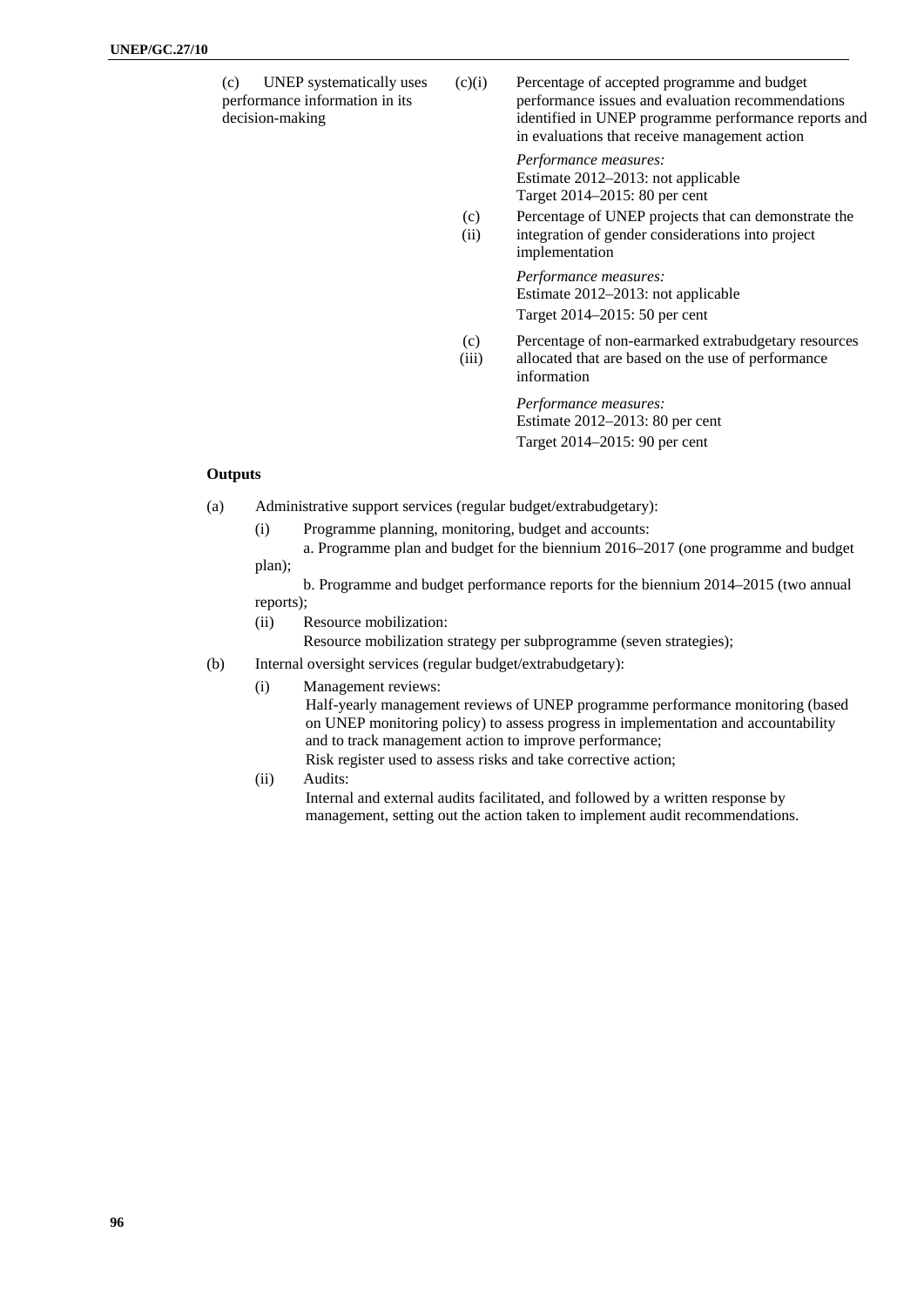| Expected accomplishment | | Indicators of achievement |
|---|---|---|
| (c) UNEP systematically uses performance information in its decision-making | (c)(i) | Percentage of accepted programme and budget performance issues and evaluation recommendations identified in UNEP programme performance reports and in evaluations that receive management action<br><br>*Performance measures:*<br>Estimate 2012–2013: not applicable<br>Target 2014–2015: 80 per cent |
| | (c)(ii) | Percentage of UNEP projects that can demonstrate the integration of gender considerations into project implementation<br><br>*Performance measures:*<br>Estimate 2012–2013: not applicable<br>Target 2014–2015: 50 per cent |
| | (c)(iii) | Percentage of non-earmarked extrabudgetary resources allocated that are based on the use of performance information<br><br>*Performance measures:*<br>Estimate 2012–2013: 80 per cent<br>Target 2014–2015: 90 per cent |

**Outputs**

(a) Administrative support services (regular budget/extrabudgetary):

- (i) Programme planning, monitoring, budget and accounts:
  - a. Programme plan and budget for the biennium 2016–2017 (one programme and budget plan);
  - b. Programme and budget performance reports for the biennium 2014–2015 (two annual reports);
- (ii) Resource mobilization:
  - Resource mobilization strategy per subprogramme (seven strategies);

(b) Internal oversight services (regular budget/extrabudgetary):

- (i) Management reviews:
  - Half-yearly management reviews of UNEP programme performance monitoring (based on UNEP monitoring policy) to assess progress in implementation and accountability and to track management action to improve performance;
  - Risk register used to assess risks and take corrective action;
- (ii) Audits:
  - Internal and external audits facilitated, and followed by a written response by management, setting out the action taken to implement audit recommendations.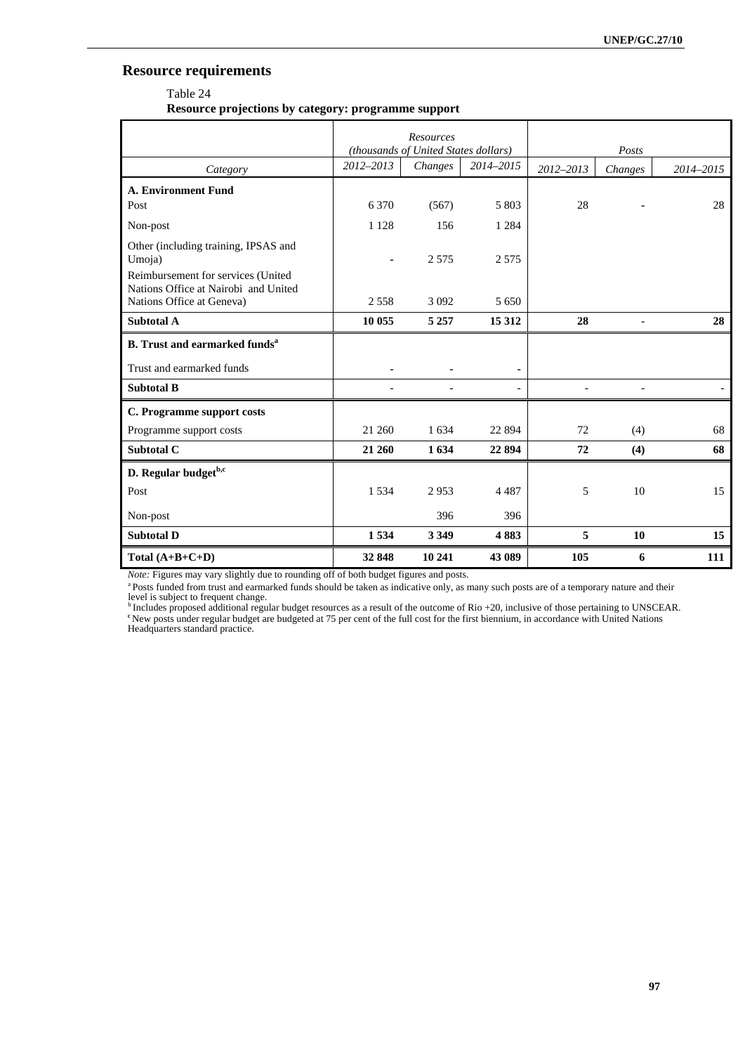## Resource requirements

Table 24

**Resource projections by category: programme support**

| Category | *Resources (thousands of United States dollars)* 2012–2013 | *Changes* | 2014–2015 | *Posts* 2012–2013 | *Changes* | 2014–2015 |
|---|---|---|---|---|---|---|
| **A. Environment Fund** | | | | | | |
| Post | 6 370 | (567) | 5 803 | 28 | - | 28 |
| Non-post | 1 128 | 156 | 1 284 | | | |
| Other (including training, IPSAS and Umoja) | - | 2 575 | 2 575 | | | |
| Reimbursement for services (United Nations Office at Nairobi and United Nations Office at Geneva) | 2 558 | 3 092 | 5 650 | | | |
| **Subtotal A** | **10 055** | **5 257** | **15 312** | **28** | - | **28** |
| **B. Trust and earmarked funds[a]** | | | | | | |
| Trust and earmarked funds | - | - | - | | | |
| **Subtotal B** | - | - | - | - | - | - |
| **C. Programme support costs** | | | | | | |
| Programme support costs | 21 260 | 1 634 | 22 894 | 72 | (4) | 68 |
| **Subtotal C** | **21 260** | **1 634** | **22 894** | **72** | **(4)** | **68** |
| **D. Regular budget[b,c]** | | | | | | |
| Post | 1 534 | 2 953 | 4 487 | 5 | 10 | 15 |
| Non-post | | 396 | 396 | | | |
| **Subtotal D** | **1 534** | **3 349** | **4 883** | **5** | **10** | **15** |
| **Total (A+B+C+D)** | **32 848** | **10 241** | **43 089** | **105** | **6** | **111** |

*Note:* Figures may vary slightly due to rounding off of both budget figures and posts.

[a] Posts funded from trust and earmarked funds should be taken as indicative only, as many such posts are of a temporary nature and their level is subject to frequent change.

[b] Includes proposed additional regular budget resources as a result of the outcome of Rio +20, inclusive of those pertaining to UNSCEAR.

[c] New posts under regular budget are budgeted at 75 per cent of the full cost for the first biennium, in accordance with United Nations Headquarters standard practice.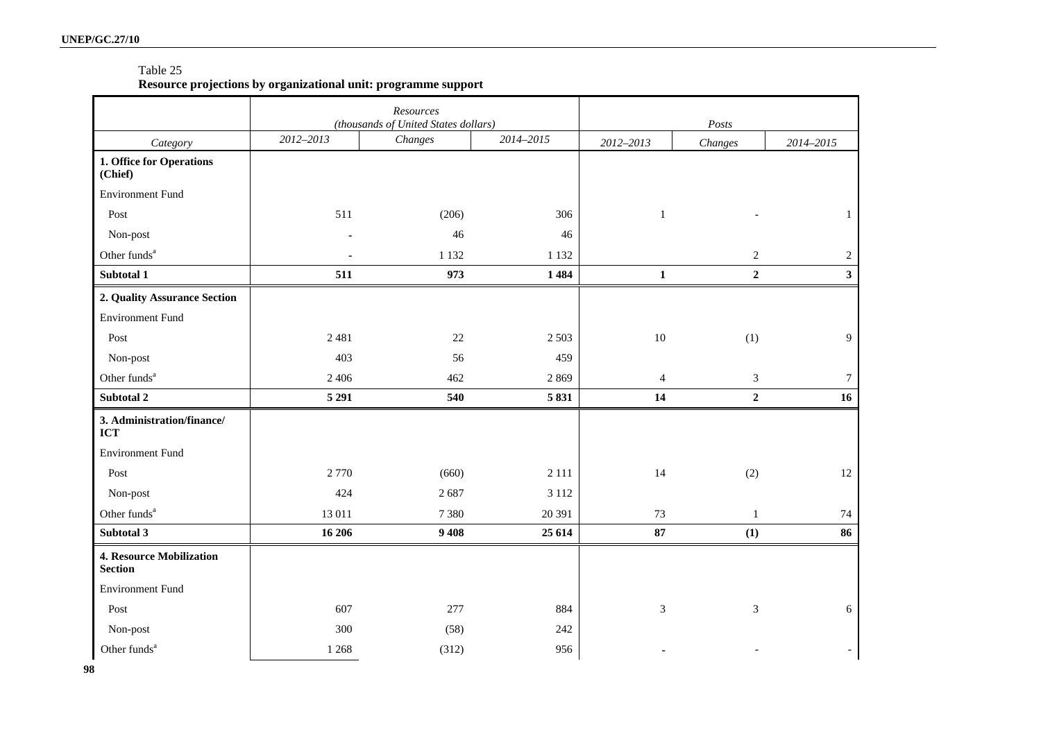Table 25
**Resource projections by organizational unit: programme support**

| | *Resources (thousands of United States dollars)* | | | *Posts* | | |
|---|---|---|---|---|---|---|
| *Category* | *2012–2013* | *Changes* | *2014–2015* | *2012–2013* | *Changes* | *2014–2015* |
| **1. Office for Operations (Chief)** | | | | | | |
| Environment Fund | | | | | | |
| Post | 511 | (206) | 306 | 1 | - | 1 |
| Non-post | - | 46 | 46 | | | |
| Other funds[a] | - | 1 132 | 1 132 | | 2 | 2 |
| **Subtotal 1** | **511** | **973** | **1 484** | **1** | **2** | **3** |
| **2. Quality Assurance Section** | | | | | | |
| Environment Fund | | | | | | |
| Post | 2 481 | 22 | 2 503 | 10 | (1) | 9 |
| Non-post | 403 | 56 | 459 | | | |
| Other funds[a] | 2 406 | 462 | 2 869 | 4 | 3 | 7 |
| **Subtotal 2** | **5 291** | **540** | **5 831** | **14** | **2** | **16** |
| **3. Administration/finance/ ICT** | | | | | | |
| Environment Fund | | | | | | |
| Post | 2 770 | (660) | 2 111 | 14 | (2) | 12 |
| Non-post | 424 | 2 687 | 3 112 | | | |
| Other funds[a] | 13 011 | 7 380 | 20 391 | 73 | 1 | 74 |
| **Subtotal 3** | **16 206** | **9 408** | **25 614** | **87** | **(1)** | **86** |
| **4. Resource Mobilization Section** | | | | | | |
| Environment Fund | | | | | | |
| Post | 607 | 277 | 884 | 3 | 3 | 6 |
| Non-post | 300 | (58) | 242 | | | |
| Other funds[a] | 1 268 | (312) | 956 | - | - | - |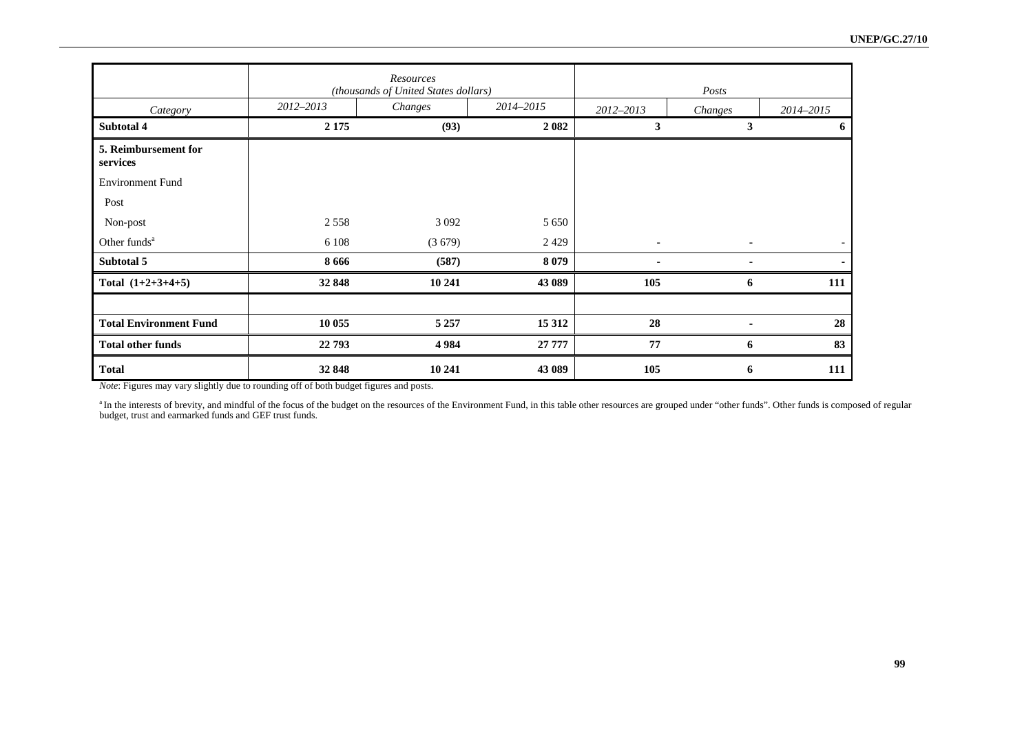| Category | Resources (thousands of United States dollars) 2012–2013 | Changes | 2014–2015 | Posts 2012–2013 | Changes | 2014–2015 |
|---|---|---|---|---|---|---|
| **Subtotal 4** | **2 175** | **(93)** | **2 082** | **3** | **3** | **6** |
| **5. Reimbursement for services** | | | | | | |
| Environment Fund | | | | | | |
| Post | | | | | | |
| Non-post | 2 558 | 3 092 | 5 650 | | | |
| Other funds[a] | 6 108 | (3 679) | 2 429 | - | - | - |
| **Subtotal 5** | **8 666** | **(587)** | **8 079** | **-** | - | **-** |
| **Total (1+2+3+4+5)** | **32 848** | **10 241** | **43 089** | **105** | **6** | **111** |
| | | | | | | |
| **Total Environment Fund** | **10 055** | **5 257** | **15 312** | **28** | **-** | **28** |
| **Total other funds** | **22 793** | **4 984** | **27 777** | **77** | **6** | **83** |
| **Total** | **32 848** | **10 241** | **43 089** | **105** | **6** | **111** |

*Note*: Figures may vary slightly due to rounding off of both budget figures and posts.

[a] In the interests of brevity, and mindful of the focus of the budget on the resources of the Environment Fund, in this table other resources are grouped under "other funds". Other funds is composed of regular budget, trust and earmarked funds and GEF trust funds.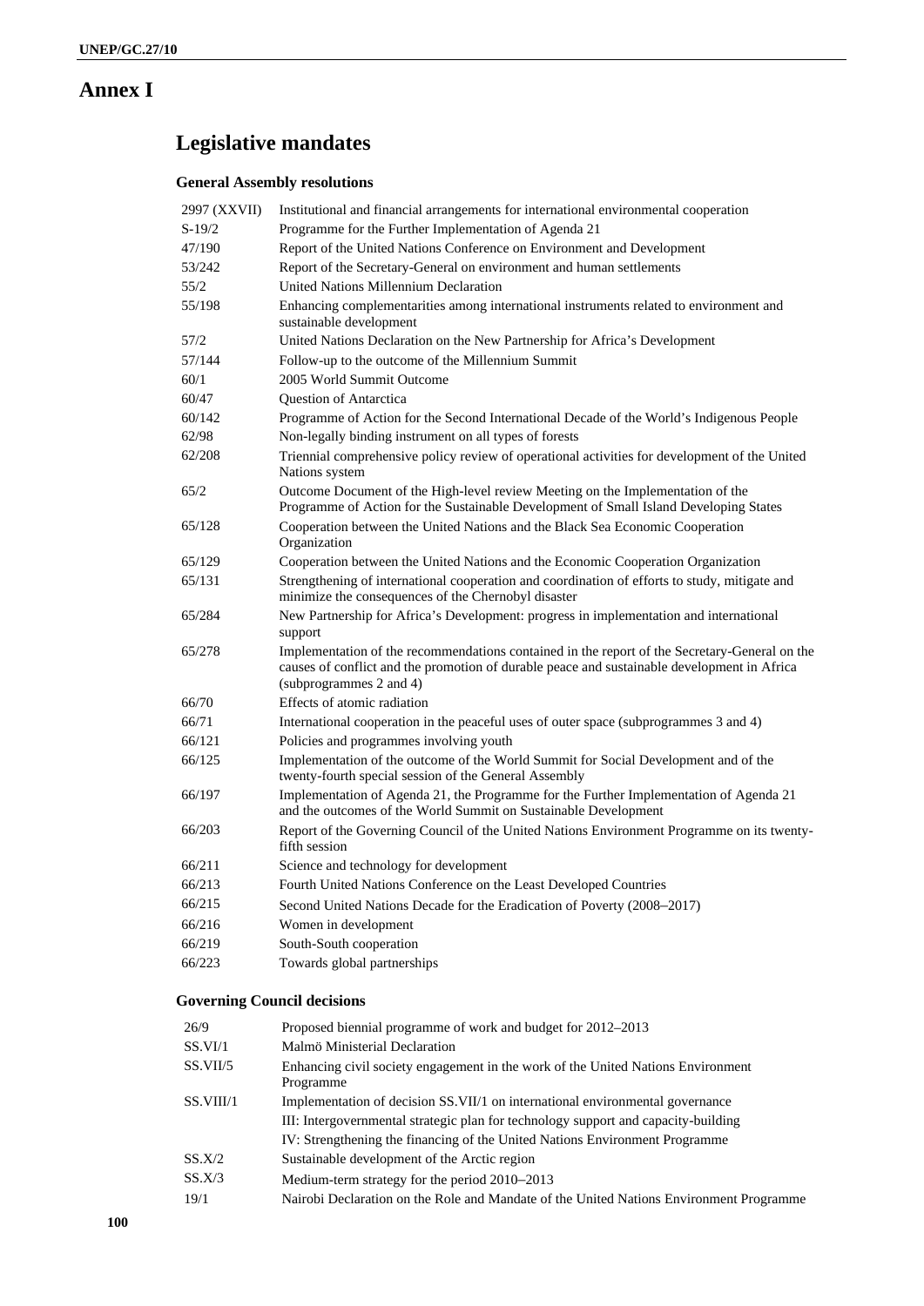# Annex I

## Legislative mandates

### General Assembly resolutions

| | |
|---|---|
| 2997 (XXVII) | Institutional and financial arrangements for international environmental cooperation |
| S-19/2 | Programme for the Further Implementation of Agenda 21 |
| 47/190 | Report of the United Nations Conference on Environment and Development |
| 53/242 | Report of the Secretary-General on environment and human settlements |
| 55/2 | United Nations Millennium Declaration |
| 55/198 | Enhancing complementarities among international instruments related to environment and sustainable development |
| 57/2 | United Nations Declaration on the New Partnership for Africa's Development |
| 57/144 | Follow-up to the outcome of the Millennium Summit |
| 60/1 | 2005 World Summit Outcome |
| 60/47 | Question of Antarctica |
| 60/142 | Programme of Action for the Second International Decade of the World's Indigenous People |
| 62/98 | Non-legally binding instrument on all types of forests |
| 62/208 | Triennial comprehensive policy review of operational activities for development of the United Nations system |
| 65/2 | Outcome Document of the High-level review Meeting on the Implementation of the Programme of Action for the Sustainable Development of Small Island Developing States |
| 65/128 | Cooperation between the United Nations and the Black Sea Economic Cooperation Organization |
| 65/129 | Cooperation between the United Nations and the Economic Cooperation Organization |
| 65/131 | Strengthening of international cooperation and coordination of efforts to study, mitigate and minimize the consequences of the Chernobyl disaster |
| 65/284 | New Partnership for Africa's Development: progress in implementation and international support |
| 65/278 | Implementation of the recommendations contained in the report of the Secretary-General on the causes of conflict and the promotion of durable peace and sustainable development in Africa (subprogrammes 2 and 4) |
| 66/70 | Effects of atomic radiation |
| 66/71 | International cooperation in the peaceful uses of outer space (subprogrammes 3 and 4) |
| 66/121 | Policies and programmes involving youth |
| 66/125 | Implementation of the outcome of the World Summit for Social Development and of the twenty-fourth special session of the General Assembly |
| 66/197 | Implementation of Agenda 21, the Programme for the Further Implementation of Agenda 21 and the outcomes of the World Summit on Sustainable Development |
| 66/203 | Report of the Governing Council of the United Nations Environment Programme on its twenty-fifth session |
| 66/211 | Science and technology for development |
| 66/213 | Fourth United Nations Conference on the Least Developed Countries |
| 66/215 | Second United Nations Decade for the Eradication of Poverty (2008–2017) |
| 66/216 | Women in development |
| 66/219 | South-South cooperation |
| 66/223 | Towards global partnerships |

### Governing Council decisions

| | |
|---|---|
| 26/9 | Proposed biennial programme of work and budget for 2012–2013 |
| SS.VI/1 | Malmö Ministerial Declaration |
| SS.VII/5 | Enhancing civil society engagement in the work of the United Nations Environment Programme |
| SS.VIII/1 | Implementation of decision SS.VII/1 on international environmental governance |
| | III: Intergovernmental strategic plan for technology support and capacity-building |
| | IV: Strengthening the financing of the United Nations Environment Programme |
| SS.X/2 | Sustainable development of the Arctic region |
| SS.X/3 | Medium-term strategy for the period 2010–2013 |
| 19/1 | Nairobi Declaration on the Role and Mandate of the United Nations Environment Programme |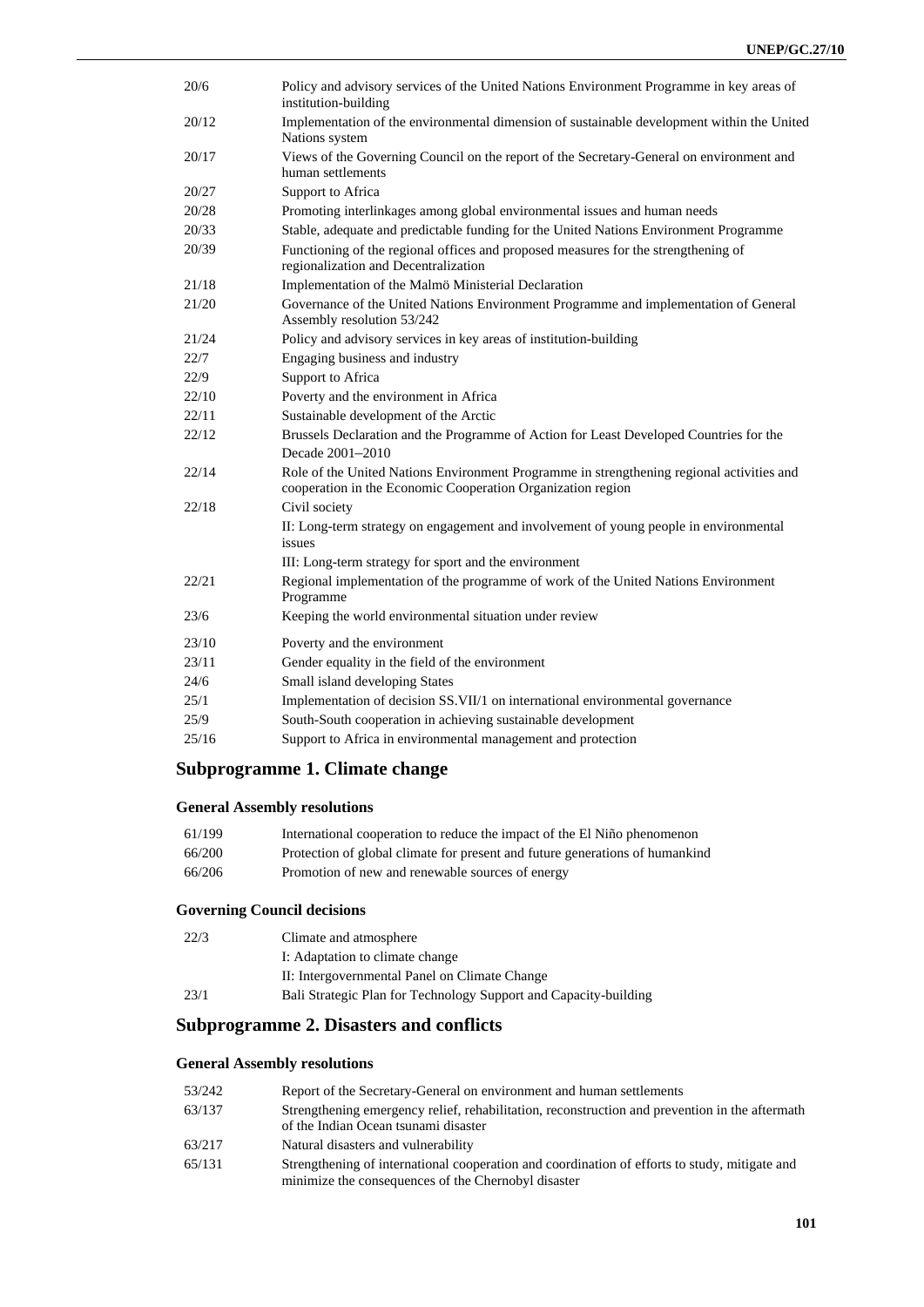| | |
|---|---|
| 20/6 | Policy and advisory services of the United Nations Environment Programme in key areas of institution-building |
| 20/12 | Implementation of the environmental dimension of sustainable development within the United Nations system |
| 20/17 | Views of the Governing Council on the report of the Secretary-General on environment and human settlements |
| 20/27 | Support to Africa |
| 20/28 | Promoting interlinkages among global environmental issues and human needs |
| 20/33 | Stable, adequate and predictable funding for the United Nations Environment Programme |
| 20/39 | Functioning of the regional offices and proposed measures for the strengthening of regionalization and Decentralization |
| 21/18 | Implementation of the Malmö Ministerial Declaration |
| 21/20 | Governance of the United Nations Environment Programme and implementation of General Assembly resolution 53/242 |
| 21/24 | Policy and advisory services in key areas of institution-building |
| 22/7 | Engaging business and industry |
| 22/9 | Support to Africa |
| 22/10 | Poverty and the environment in Africa |
| 22/11 | Sustainable development of the Arctic |
| 22/12 | Brussels Declaration and the Programme of Action for Least Developed Countries for the Decade 2001–2010 |
| 22/14 | Role of the United Nations Environment Programme in strengthening regional activities and cooperation in the Economic Cooperation Organization region |
| 22/18 | Civil society |
| | II: Long-term strategy on engagement and involvement of young people in environmental issues |
| | III: Long-term strategy for sport and the environment |
| 22/21 | Regional implementation of the programme of work of the United Nations Environment Programme |
| 23/6 | Keeping the world environmental situation under review |
| 23/10 | Poverty and the environment |
| 23/11 | Gender equality in the field of the environment |
| 24/6 | Small island developing States |
| 25/1 | Implementation of decision SS.VII/1 on international environmental governance |
| 25/9 | South-South cooperation in achieving sustainable development |
| 25/16 | Support to Africa in environmental management and protection |

## Subprogramme 1. Climate change

### General Assembly resolutions

| | |
|---|---|
| 61/199 | International cooperation to reduce the impact of the El Niño phenomenon |
| 66/200 | Protection of global climate for present and future generations of humankind |
| 66/206 | Promotion of new and renewable sources of energy |

### Governing Council decisions

| | |
|---|---|
| 22/3 | Climate and atmosphere |
| | I: Adaptation to climate change |
| | II: Intergovernmental Panel on Climate Change |
| 23/1 | Bali Strategic Plan for Technology Support and Capacity-building |

## Subprogramme 2. Disasters and conflicts

### General Assembly resolutions

| | |
|---|---|
| 53/242 | Report of the Secretary-General on environment and human settlements |
| 63/137 | Strengthening emergency relief, rehabilitation, reconstruction and prevention in the aftermath of the Indian Ocean tsunami disaster |
| 63/217 | Natural disasters and vulnerability |
| 65/131 | Strengthening of international cooperation and coordination of efforts to study, mitigate and minimize the consequences of the Chernobyl disaster |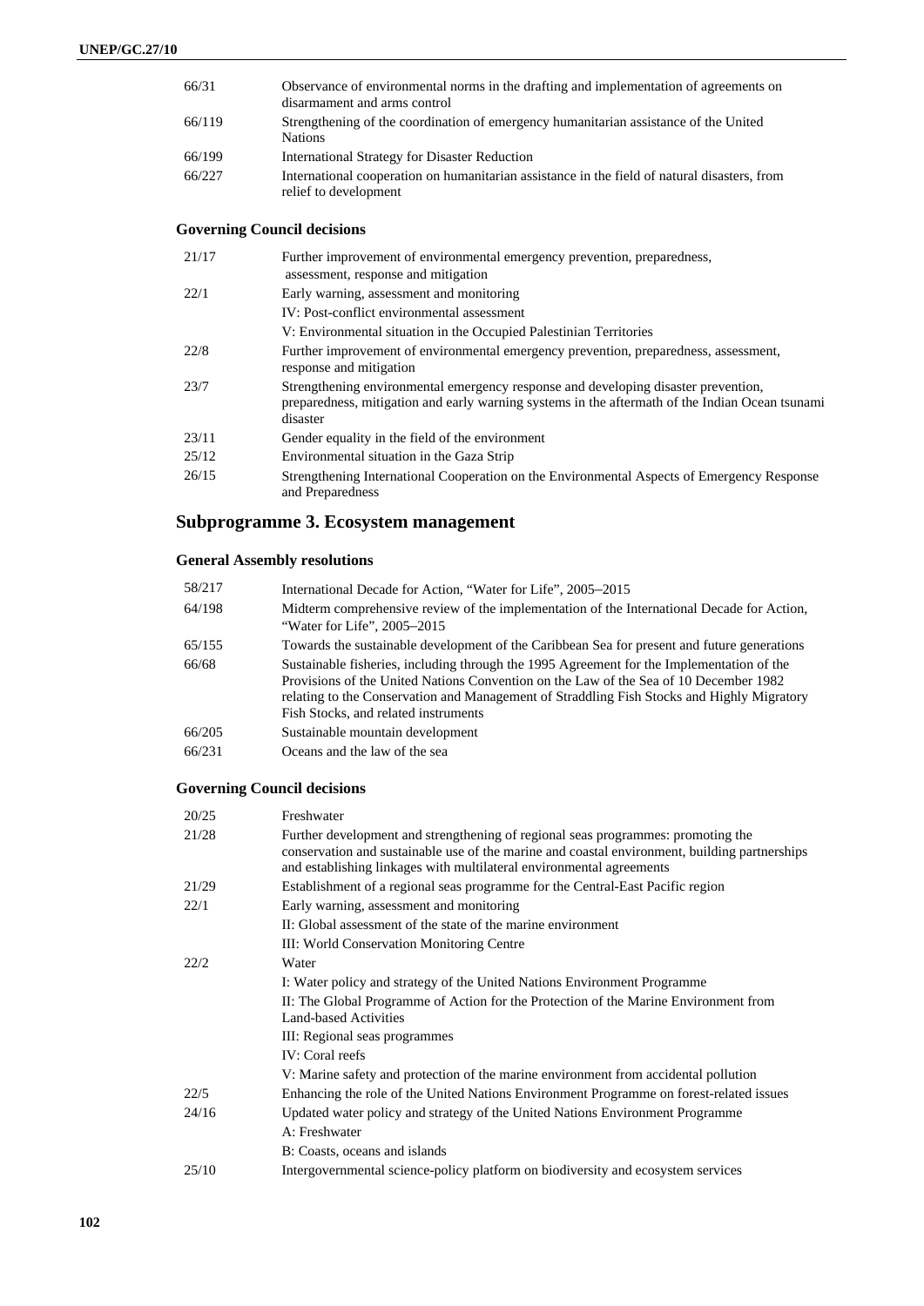| | |
|---|---|
| 66/31 | Observance of environmental norms in the drafting and implementation of agreements on disarmament and arms control |
| 66/119 | Strengthening of the coordination of emergency humanitarian assistance of the United Nations |
| 66/199 | International Strategy for Disaster Reduction |
| 66/227 | International cooperation on humanitarian assistance in the field of natural disasters, from relief to development |

### Governing Council decisions

| | |
|---|---|
| 21/17 | Further improvement of environmental emergency prevention, preparedness, assessment, response and mitigation |
| 22/1 | Early warning, assessment and monitoring |
| | IV: Post-conflict environmental assessment |
| | V: Environmental situation in the Occupied Palestinian Territories |
| 22/8 | Further improvement of environmental emergency prevention, preparedness, assessment, response and mitigation |
| 23/7 | Strengthening environmental emergency response and developing disaster prevention, preparedness, mitigation and early warning systems in the aftermath of the Indian Ocean tsunami disaster |
| 23/11 | Gender equality in the field of the environment |
| 25/12 | Environmental situation in the Gaza Strip |
| 26/15 | Strengthening International Cooperation on the Environmental Aspects of Emergency Response and Preparedness |

## Subprogramme 3. Ecosystem management

### General Assembly resolutions

| | |
|---|---|
| 58/217 | International Decade for Action, "Water for Life", 2005–2015 |
| 64/198 | Midterm comprehensive review of the implementation of the International Decade for Action, "Water for Life", 2005–2015 |
| 65/155 | Towards the sustainable development of the Caribbean Sea for present and future generations |
| 66/68 | Sustainable fisheries, including through the 1995 Agreement for the Implementation of the Provisions of the United Nations Convention on the Law of the Sea of 10 December 1982 relating to the Conservation and Management of Straddling Fish Stocks and Highly Migratory Fish Stocks, and related instruments |
| 66/205 | Sustainable mountain development |
| 66/231 | Oceans and the law of the sea |

### Governing Council decisions

| | |
|---|---|
| 20/25 | Freshwater |
| 21/28 | Further development and strengthening of regional seas programmes: promoting the conservation and sustainable use of the marine and coastal environment, building partnerships and establishing linkages with multilateral environmental agreements |
| 21/29 | Establishment of a regional seas programme for the Central-East Pacific region |
| 22/1 | Early warning, assessment and monitoring |
| | II: Global assessment of the state of the marine environment |
| | III: World Conservation Monitoring Centre |
| 22/2 | Water |
| | I: Water policy and strategy of the United Nations Environment Programme |
| | II: The Global Programme of Action for the Protection of the Marine Environment from Land-based Activities |
| | III: Regional seas programmes |
| | IV: Coral reefs |
| | V: Marine safety and protection of the marine environment from accidental pollution |
| 22/5 | Enhancing the role of the United Nations Environment Programme on forest-related issues |
| 24/16 | Updated water policy and strategy of the United Nations Environment Programme |
| | A: Freshwater |
| | B: Coasts, oceans and islands |
| 25/10 | Intergovernmental science-policy platform on biodiversity and ecosystem services |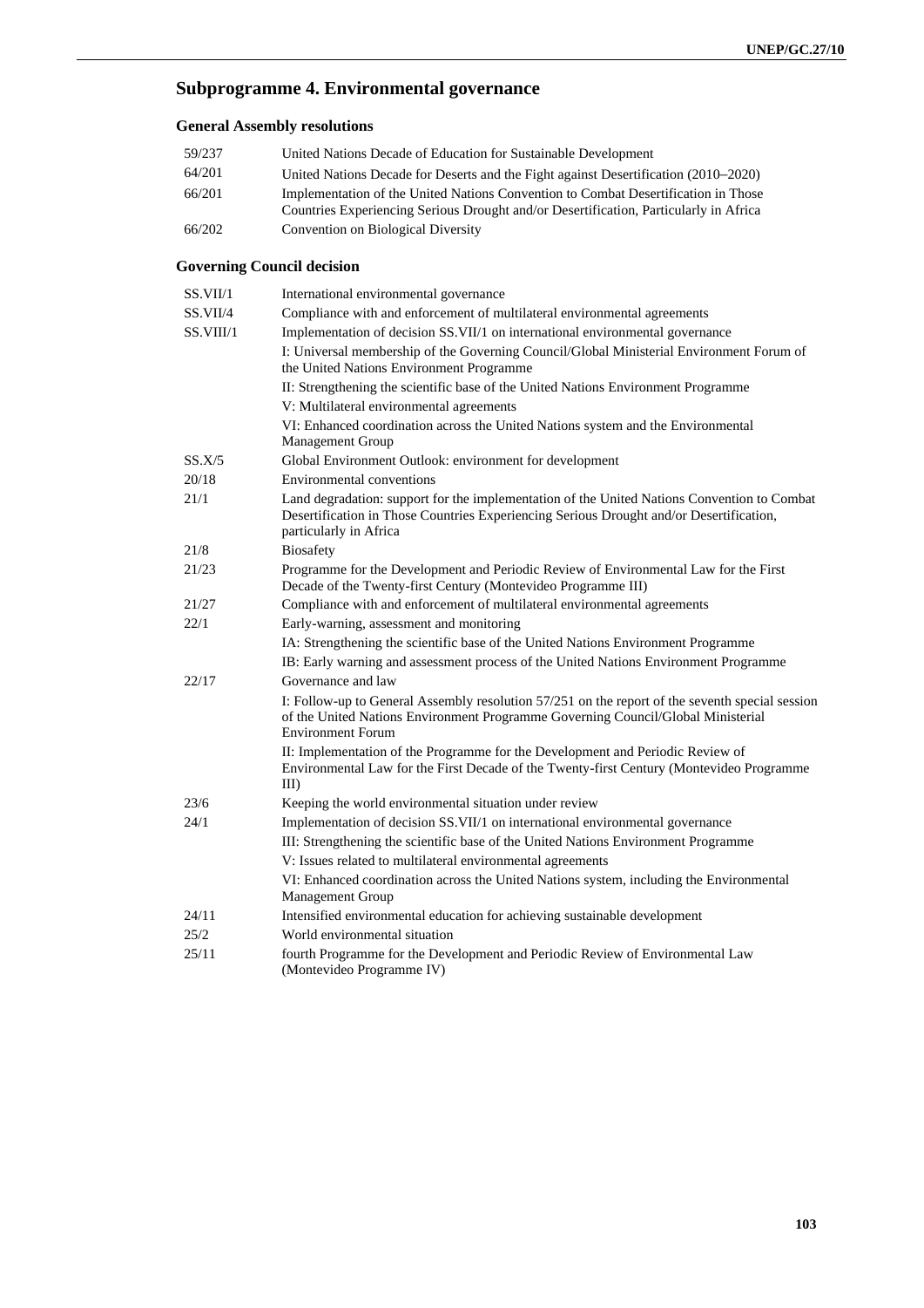## Subprogramme 4. Environmental governance

### General Assembly resolutions

| | |
|---|---|
| 59/237 | United Nations Decade of Education for Sustainable Development |
| 64/201 | United Nations Decade for Deserts and the Fight against Desertification (2010–2020) |
| 66/201 | Implementation of the United Nations Convention to Combat Desertification in Those Countries Experiencing Serious Drought and/or Desertification, Particularly in Africa |
| 66/202 | Convention on Biological Diversity |

### Governing Council decision

| | |
|---|---|
| SS.VII/1 | International environmental governance |
| SS.VII/4 | Compliance with and enforcement of multilateral environmental agreements |
| SS.VIII/1 | Implementation of decision SS.VII/1 on international environmental governance |
| | I: Universal membership of the Governing Council/Global Ministerial Environment Forum of the United Nations Environment Programme |
| | II: Strengthening the scientific base of the United Nations Environment Programme |
| | V: Multilateral environmental agreements |
| | VI: Enhanced coordination across the United Nations system and the Environmental Management Group |
| SS.X/5 | Global Environment Outlook: environment for development |
| 20/18 | Environmental conventions |
| 21/1 | Land degradation: support for the implementation of the United Nations Convention to Combat Desertification in Those Countries Experiencing Serious Drought and/or Desertification, particularly in Africa |
| 21/8 | Biosafety |
| 21/23 | Programme for the Development and Periodic Review of Environmental Law for the First Decade of the Twenty-first Century (Montevideo Programme III) |
| 21/27 | Compliance with and enforcement of multilateral environmental agreements |
| 22/1 | Early-warning, assessment and monitoring |
| | IA: Strengthening the scientific base of the United Nations Environment Programme |
| | IB: Early warning and assessment process of the United Nations Environment Programme |
| 22/17 | Governance and law |
| | I: Follow-up to General Assembly resolution 57/251 on the report of the seventh special session of the United Nations Environment Programme Governing Council/Global Ministerial Environment Forum |
| | II: Implementation of the Programme for the Development and Periodic Review of Environmental Law for the First Decade of the Twenty-first Century (Montevideo Programme III) |
| 23/6 | Keeping the world environmental situation under review |
| 24/1 | Implementation of decision SS.VII/1 on international environmental governance |
| | III: Strengthening the scientific base of the United Nations Environment Programme |
| | V: Issues related to multilateral environmental agreements |
| | VI: Enhanced coordination across the United Nations system, including the Environmental Management Group |
| 24/11 | Intensified environmental education for achieving sustainable development |
| 25/2 | World environmental situation |
| 25/11 | fourth Programme for the Development and Periodic Review of Environmental Law (Montevideo Programme IV) |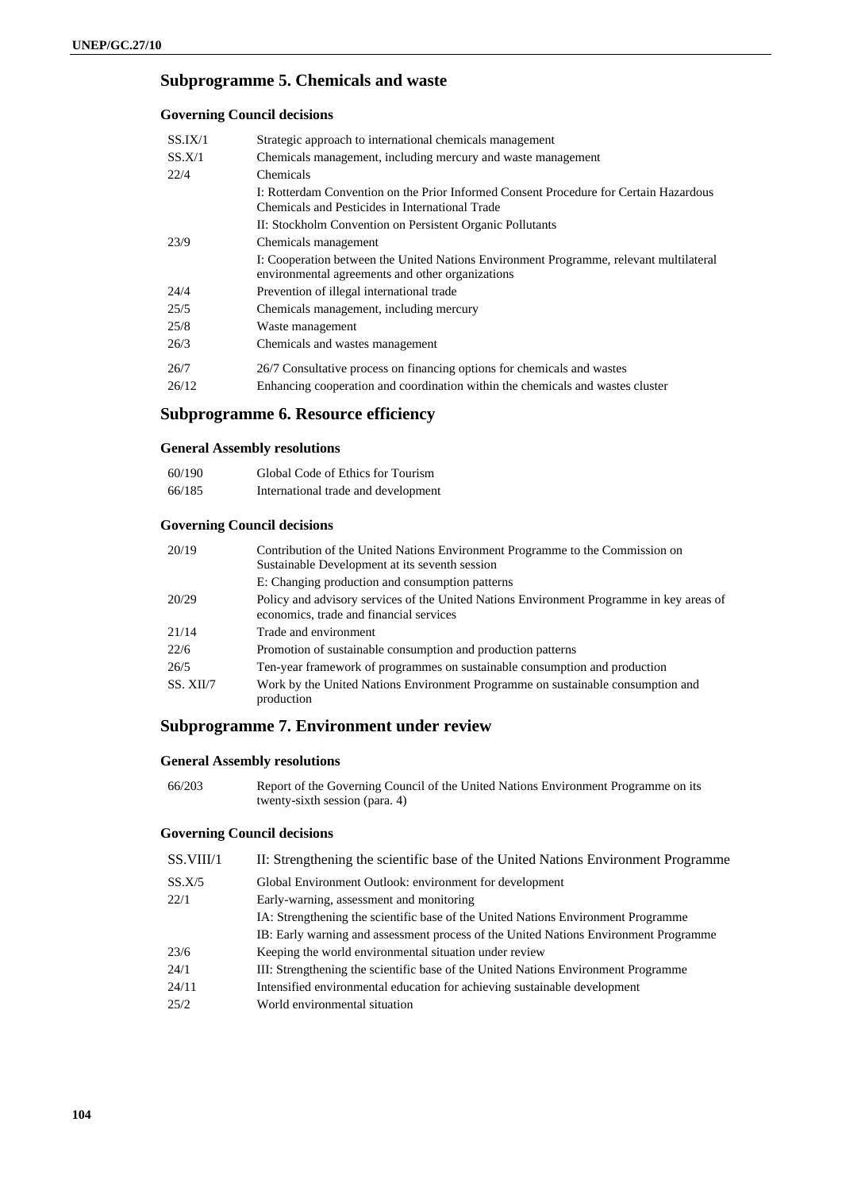## Subprogramme 5. Chemicals and waste

### Governing Council decisions

| | |
|---|---|
| SS.IX/1 | Strategic approach to international chemicals management |
| SS.X/1 | Chemicals management, including mercury and waste management |
| 22/4 | Chemicals |
| | I: Rotterdam Convention on the Prior Informed Consent Procedure for Certain Hazardous Chemicals and Pesticides in International Trade |
| | II: Stockholm Convention on Persistent Organic Pollutants |
| 23/9 | Chemicals management |
| | I: Cooperation between the United Nations Environment Programme, relevant multilateral environmental agreements and other organizations |
| 24/4 | Prevention of illegal international trade |
| 25/5 | Chemicals management, including mercury |
| 25/8 | Waste management |
| 26/3 | Chemicals and wastes management |
| 26/7 | 26/7 Consultative process on financing options for chemicals and wastes |
| 26/12 | Enhancing cooperation and coordination within the chemicals and wastes cluster |

## Subprogramme 6. Resource efficiency

### General Assembly resolutions

| | |
|---|---|
| 60/190 | Global Code of Ethics for Tourism |
| 66/185 | International trade and development |

### Governing Council decisions

| | |
|---|---|
| 20/19 | Contribution of the United Nations Environment Programme to the Commission on Sustainable Development at its seventh session |
| | E: Changing production and consumption patterns |
| 20/29 | Policy and advisory services of the United Nations Environment Programme in key areas of economics, trade and financial services |
| 21/14 | Trade and environment |
| 22/6 | Promotion of sustainable consumption and production patterns |
| 26/5 | Ten-year framework of programmes on sustainable consumption and production |
| SS. XII/7 | Work by the United Nations Environment Programme on sustainable consumption and production |

## Subprogramme 7. Environment under review

### General Assembly resolutions

| | |
|---|---|
| 66/203 | Report of the Governing Council of the United Nations Environment Programme on its twenty-sixth session (para. 4) |

### Governing Council decisions

| | |
|---|---|
| SS.VIII/1 | II: Strengthening the scientific base of the United Nations Environment Programme |
| SS.X/5 | Global Environment Outlook: environment for development |
| 22/1 | Early-warning, assessment and monitoring |
| | IA: Strengthening the scientific base of the United Nations Environment Programme |
| | IB: Early warning and assessment process of the United Nations Environment Programme |
| 23/6 | Keeping the world environmental situation under review |
| 24/1 | III: Strengthening the scientific base of the United Nations Environment Programme |
| 24/11 | Intensified environmental education for achieving sustainable development |
| 25/2 | World environmental situation |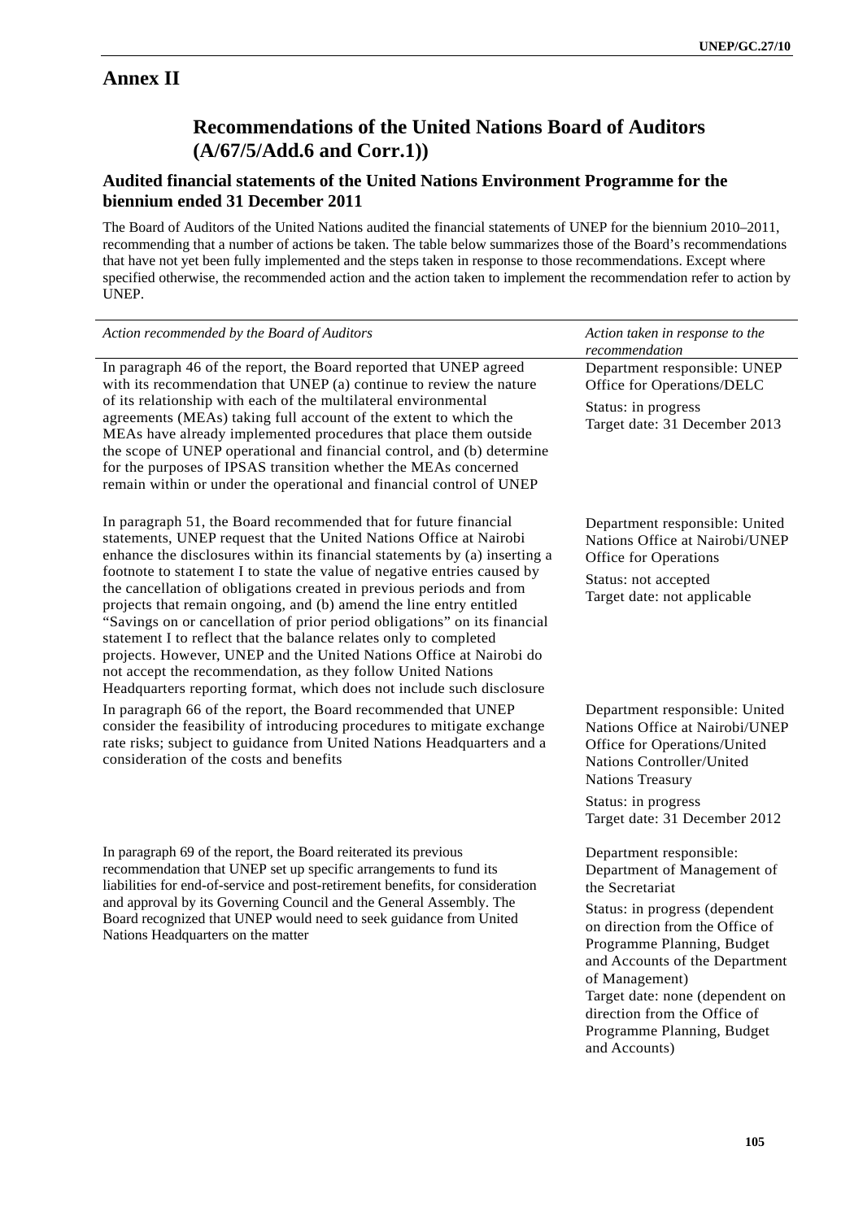# Annex II

## Recommendations of the United Nations Board of Auditors (A/67/5/Add.6 and Corr.1))

### Audited financial statements of the United Nations Environment Programme for the biennium ended 31 December 2011

The Board of Auditors of the United Nations audited the financial statements of UNEP for the biennium 2010–2011, recommending that a number of actions be taken. The table below summarizes those of the Board's recommendations that have not yet been fully implemented and the steps taken in response to those recommendations. Except where specified otherwise, the recommended action and the action taken to implement the recommendation refer to action by UNEP.

| *Action recommended by the Board of Auditors* | *Action taken in response to the recommendation* |
|---|---|
| In paragraph 46 of the report, the Board reported that UNEP agreed with its recommendation that UNEP (a) continue to review the nature of its relationship with each of the multilateral environmental agreements (MEAs) taking full account of the extent to which the MEAs have already implemented procedures that place them outside the scope of UNEP operational and financial control, and (b) determine for the purposes of IPSAS transition whether the MEAs concerned remain within or under the operational and financial control of UNEP | Department responsible: UNEP Office for Operations/DELC<br><br>Status: in progress<br>Target date: 31 December 2013 |
| In paragraph 51, the Board recommended that for future financial statements, UNEP request that the United Nations Office at Nairobi enhance the disclosures within its financial statements by (a) inserting a footnote to statement I to state the value of negative entries caused by the cancellation of obligations created in previous periods and from projects that remain ongoing, and (b) amend the line entry entitled "Savings on or cancellation of prior period obligations" on its financial statement I to reflect that the balance relates only to completed projects. However, UNEP and the United Nations Office at Nairobi do not accept the recommendation, as they follow United Nations Headquarters reporting format, which does not include such disclosure | Department responsible: United Nations Office at Nairobi/UNEP Office for Operations<br><br>Status: not accepted<br>Target date: not applicable |
| In paragraph 66 of the report, the Board recommended that UNEP consider the feasibility of introducing procedures to mitigate exchange rate risks; subject to guidance from United Nations Headquarters and a consideration of the costs and benefits | Department responsible: United Nations Office at Nairobi/UNEP Office for Operations/United Nations Controller/United Nations Treasury<br><br>Status: in progress<br>Target date: 31 December 2012 |
| In paragraph 69 of the report, the Board reiterated its previous recommendation that UNEP set up specific arrangements to fund its liabilities for end-of-service and post-retirement benefits, for consideration and approval by its Governing Council and the General Assembly. The Board recognized that UNEP would need to seek guidance from United Nations Headquarters on the matter | Department responsible: Department of Management of the Secretariat<br><br>Status: in progress (dependent on direction from the Office of Programme Planning, Budget and Accounts of the Department of Management)<br>Target date: none (dependent on direction from the Office of Programme Planning, Budget and Accounts) |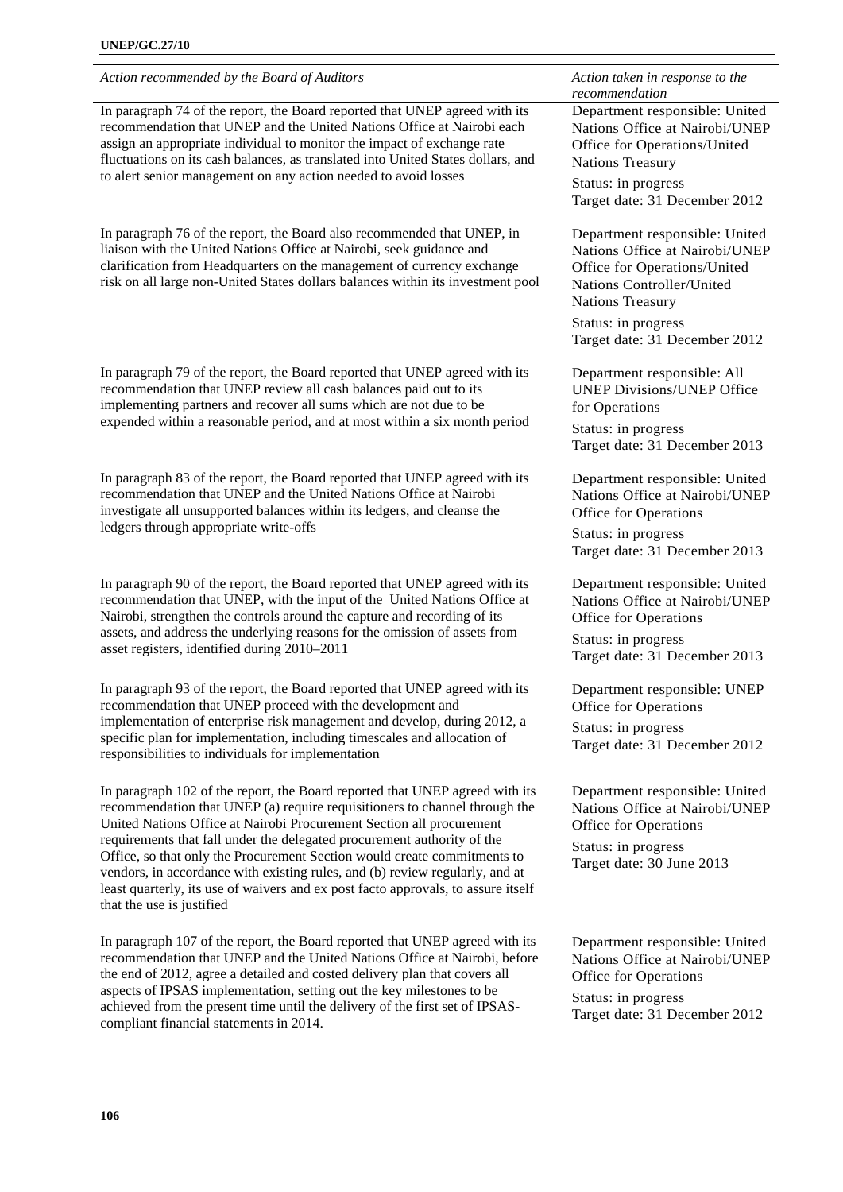| *Action recommended by the Board of Auditors* | *Action taken in response to the recommendation* |
|---|---|
| In paragraph 74 of the report, the Board reported that UNEP agreed with its recommendation that UNEP and the United Nations Office at Nairobi each assign an appropriate individual to monitor the impact of exchange rate fluctuations on its cash balances, as translated into United States dollars, and to alert senior management on any action needed to avoid losses | Department responsible: United Nations Office at Nairobi/UNEP Office for Operations/United Nations Treasury<br>Status: in progress<br>Target date: 31 December 2012 |
| In paragraph 76 of the report, the Board also recommended that UNEP, in liaison with the United Nations Office at Nairobi, seek guidance and clarification from Headquarters on the management of currency exchange risk on all large non-United States dollars balances within its investment pool | Department responsible: United Nations Office at Nairobi/UNEP Office for Operations/United Nations Controller/United Nations Treasury<br>Status: in progress<br>Target date: 31 December 2012 |
| In paragraph 79 of the report, the Board reported that UNEP agreed with its recommendation that UNEP review all cash balances paid out to its implementing partners and recover all sums which are not due to be expended within a reasonable period, and at most within a six month period | Department responsible: All UNEP Divisions/UNEP Office for Operations<br>Status: in progress<br>Target date: 31 December 2013 |
| In paragraph 83 of the report, the Board reported that UNEP agreed with its recommendation that UNEP and the United Nations Office at Nairobi investigate all unsupported balances within its ledgers, and cleanse the ledgers through appropriate write-offs | Department responsible: United Nations Office at Nairobi/UNEP Office for Operations<br>Status: in progress<br>Target date: 31 December 2013 |
| In paragraph 90 of the report, the Board reported that UNEP agreed with its recommendation that UNEP, with the input of the United Nations Office at Nairobi, strengthen the controls around the capture and recording of its assets, and address the underlying reasons for the omission of assets from asset registers, identified during 2010–2011 | Department responsible: United Nations Office at Nairobi/UNEP Office for Operations<br>Status: in progress<br>Target date: 31 December 2013 |
| In paragraph 93 of the report, the Board reported that UNEP agreed with its recommendation that UNEP proceed with the development and implementation of enterprise risk management and develop, during 2012, a specific plan for implementation, including timescales and allocation of responsibilities to individuals for implementation | Department responsible: UNEP Office for Operations<br>Status: in progress<br>Target date: 31 December 2012 |
| In paragraph 102 of the report, the Board reported that UNEP agreed with its recommendation that UNEP (a) require requisitioners to channel through the United Nations Office at Nairobi Procurement Section all procurement requirements that fall under the delegated procurement authority of the Office, so that only the Procurement Section would create commitments to vendors, in accordance with existing rules, and (b) review regularly, and at least quarterly, its use of waivers and ex post facto approvals, to assure itself that the use is justified | Department responsible: United Nations Office at Nairobi/UNEP Office for Operations<br>Status: in progress<br>Target date: 30 June 2013 |
| In paragraph 107 of the report, the Board reported that UNEP agreed with its recommendation that UNEP and the United Nations Office at Nairobi, before the end of 2012, agree a detailed and costed delivery plan that covers all aspects of IPSAS implementation, setting out the key milestones to be achieved from the present time until the delivery of the first set of IPSAS-compliant financial statements in 2014. | Department responsible: United Nations Office at Nairobi/UNEP Office for Operations<br>Status: in progress<br>Target date: 31 December 2012 |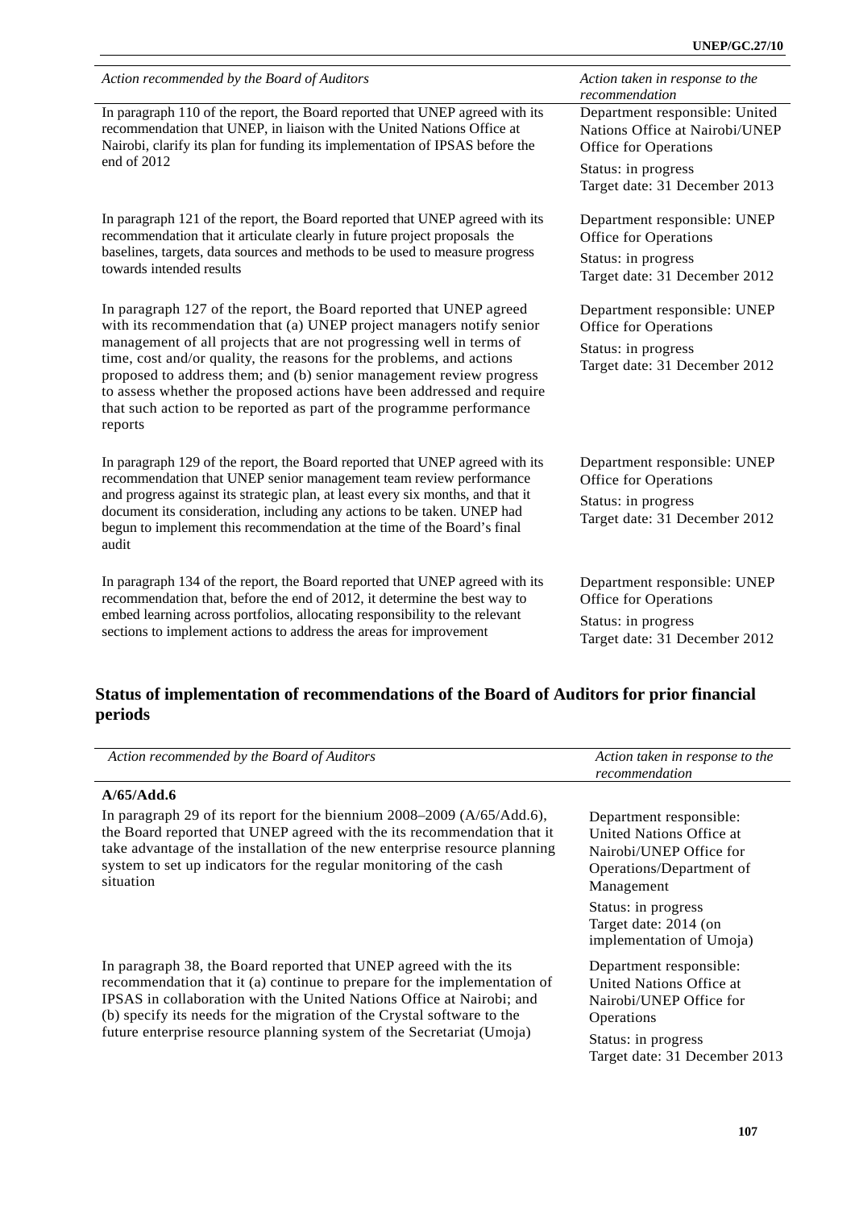| *Action recommended by the Board of Auditors* | *Action taken in response to the recommendation* |
| --- | --- |
| In paragraph 110 of the report, the Board reported that UNEP agreed with its recommendation that UNEP, in liaison with the United Nations Office at Nairobi, clarify its plan for funding its implementation of IPSAS before the end of 2012 | Department responsible: United Nations Office at Nairobi/UNEP Office for Operations<br>Status: in progress<br>Target date: 31 December 2013 |
| In paragraph 121 of the report, the Board reported that UNEP agreed with its recommendation that it articulate clearly in future project proposals the baselines, targets, data sources and methods to be used to measure progress towards intended results | Department responsible: UNEP Office for Operations<br>Status: in progress<br>Target date: 31 December 2012 |
| In paragraph 127 of the report, the Board reported that UNEP agreed with its recommendation that (a) UNEP project managers notify senior management of all projects that are not progressing well in terms of time, cost and/or quality, the reasons for the problems, and actions proposed to address them; and (b) senior management review progress to assess whether the proposed actions have been addressed and require that such action to be reported as part of the programme performance reports | Department responsible: UNEP Office for Operations<br>Status: in progress<br>Target date: 31 December 2012 |
| In paragraph 129 of the report, the Board reported that UNEP agreed with its recommendation that UNEP senior management team review performance and progress against its strategic plan, at least every six months, and that it document its consideration, including any actions to be taken. UNEP had begun to implement this recommendation at the time of the Board's final audit | Department responsible: UNEP Office for Operations<br>Status: in progress<br>Target date: 31 December 2012 |
| In paragraph 134 of the report, the Board reported that UNEP agreed with its recommendation that, before the end of 2012, it determine the best way to embed learning across portfolios, allocating responsibility to the relevant sections to implement actions to address the areas for improvement | Department responsible: UNEP Office for Operations<br>Status: in progress<br>Target date: 31 December 2012 |

## Status of implementation of recommendations of the Board of Auditors for prior financial periods

| *Action recommended by the Board of Auditors* | *Action taken in response to the recommendation* |
| --- | --- |
| **A/65/Add.6** | |
| In paragraph 29 of its report for the biennium 2008–2009 (A/65/Add.6), the Board reported that UNEP agreed with the its recommendation that it take advantage of the installation of the new enterprise resource planning system to set up indicators for the regular monitoring of the cash situation | Department responsible: United Nations Office at Nairobi/UNEP Office for Operations/Department of Management<br>Status: in progress<br>Target date: 2014 (on implementation of Umoja) |
| In paragraph 38, the Board reported that UNEP agreed with the its recommendation that it (a) continue to prepare for the implementation of IPSAS in collaboration with the United Nations Office at Nairobi; and (b) specify its needs for the migration of the Crystal software to the future enterprise resource planning system of the Secretariat (Umoja) | Department responsible: United Nations Office at Nairobi/UNEP Office for Operations<br>Status: in progress<br>Target date: 31 December 2013 |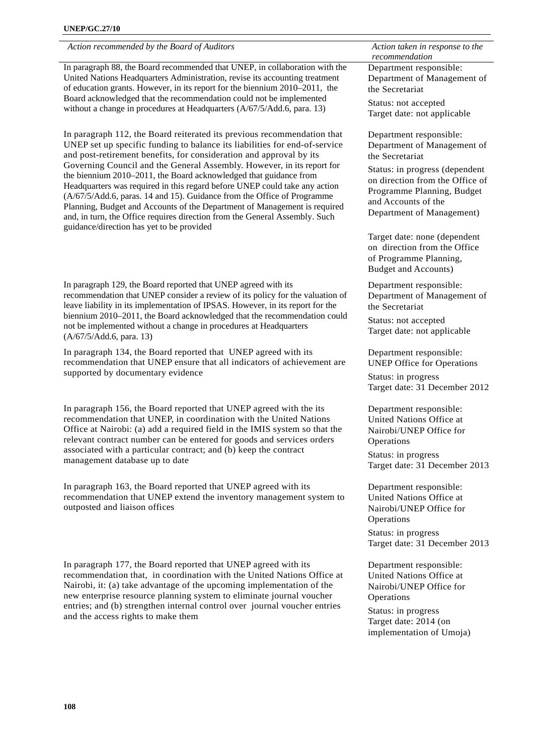| *Action recommended by the Board of Auditors* | *Action taken in response to the recommendation* |
|---|---|
| In paragraph 88, the Board recommended that UNEP, in collaboration with the United Nations Headquarters Administration, revise its accounting treatment of education grants. However, in its report for the biennium 2010–2011, the Board acknowledged that the recommendation could not be implemented without a change in procedures at Headquarters (A/67/5/Add.6, para. 13) | Department responsible: Department of Management of the Secretariat<br><br>Status: not accepted<br>Target date: not applicable |
| In paragraph 112, the Board reiterated its previous recommendation that UNEP set up specific funding to balance its liabilities for end-of-service and post-retirement benefits, for consideration and approval by its Governing Council and the General Assembly. However, in its report for the biennium 2010–2011, the Board acknowledged that guidance from Headquarters was required in this regard before UNEP could take any action (A/67/5/Add.6, paras. 14 and 15). Guidance from the Office of Programme Planning, Budget and Accounts of the Department of Management is required and, in turn, the Office requires direction from the General Assembly. Such guidance/direction has yet to be provided | Department responsible: Department of Management of the Secretariat<br><br>Status: in progress (dependent on direction from the Office of Programme Planning, Budget and Accounts of the Department of Management)<br><br>Target date: none (dependent on direction from the Office of Programme Planning, Budget and Accounts) |
| In paragraph 129, the Board reported that UNEP agreed with its recommendation that UNEP consider a review of its policy for the valuation of leave liability in its implementation of IPSAS. However, in its report for the biennium 2010–2011, the Board acknowledged that the recommendation could not be implemented without a change in procedures at Headquarters (A/67/5/Add.6, para. 13) | Department responsible: Department of Management of the Secretariat<br><br>Status: not accepted<br>Target date: not applicable |
| In paragraph 134, the Board reported that UNEP agreed with its recommendation that UNEP ensure that all indicators of achievement are supported by documentary evidence | Department responsible: UNEP Office for Operations<br><br>Status: in progress<br>Target date: 31 December 2012 |
| In paragraph 156, the Board reported that UNEP agreed with the its recommendation that UNEP, in coordination with the United Nations Office at Nairobi: (a) add a required field in the IMIS system so that the relevant contract number can be entered for goods and services orders associated with a particular contract; and (b) keep the contract management database up to date | Department responsible: United Nations Office at Nairobi/UNEP Office for Operations<br><br>Status: in progress<br>Target date: 31 December 2013 |
| In paragraph 163, the Board reported that UNEP agreed with its recommendation that UNEP extend the inventory management system to outposted and liaison offices | Department responsible: United Nations Office at Nairobi/UNEP Office for Operations<br><br>Status: in progress<br>Target date: 31 December 2013 |
| In paragraph 177, the Board reported that UNEP agreed with its recommendation that, in coordination with the United Nations Office at Nairobi, it: (a) take advantage of the upcoming implementation of the new enterprise resource planning system to eliminate journal voucher entries; and (b) strengthen internal control over journal voucher entries and the access rights to make them | Department responsible: United Nations Office at Nairobi/UNEP Office for Operations<br><br>Status: in progress<br>Target date: 2014 (on implementation of Umoja) |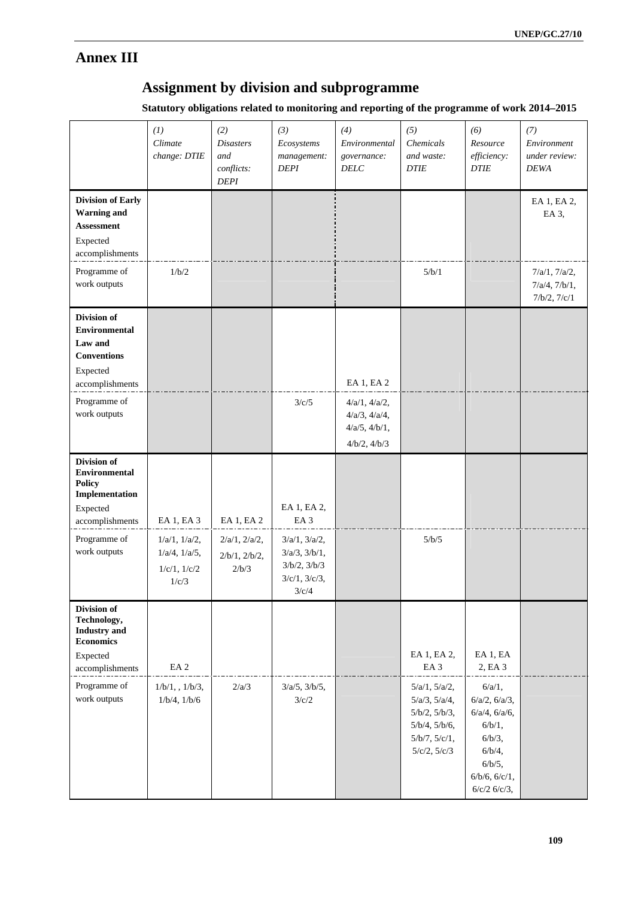# Annex III

## Assignment by division and subprogramme

**Statutory obligations related to monitoring and reporting of the programme of work 2014–2015**

| | *(1) Climate change: DTIE* | *(2) Disasters and conflicts: DEPI* | *(3) Ecosystems management: DEPI* | *(4) Environmental governance: DELC* | *(5) Chemicals and waste: DTIE* | *(6) Resource efficiency: DTIE* | *(7) Environment under review: DEWA* |
|---|---|---|---|---|---|---|---|
| **Division of Early Warning and Assessment** Expected accomplishments | | | | | | | EA 1, EA 2, EA 3, |
| Programme of work outputs | 1/b/2 | | | | 5/b/1 | | 7/a/1, 7/a/2, 7/a/4, 7/b/1, 7/b/2, 7/c/1 |
| **Division of Environmental Law and Conventions** Expected accomplishments | | | | EA 1, EA 2 | | | |
| Programme of work outputs | | | 3/c/5 | 4/a/1, 4/a/2, 4/a/3, 4/a/4, 4/a/5, 4/b/1, 4/b/2, 4/b/3 | | | |
| **Division of Environmental Policy Implementation** Expected accomplishments | EA 1, EA 3 | EA 1, EA 2 | EA 1, EA 2, EA 3 | | | | |
| Programme of work outputs | 1/a/1, 1/a/2, 1/a/4, 1/a/5, 1/c/1, 1/c/2 1/c/3 | 2/a/1, 2/a/2, 2/b/1, 2/b/2, 2/b/3 | 3/a/1, 3/a/2, 3/a/3, 3/b/1, 3/b/2, 3/b/3 3/c/1, 3/c/3, 3/c/4 | | 5/b/5 | | |
| **Division of Technology, Industry and Economics** Expected accomplishments | EA 2 | | | | EA 1, EA 2, EA 3 | EA 1, EA 2, EA 3 | |
| Programme of work outputs | 1/b/1, , 1/b/3, 1/b/4, 1/b/6 | 2/a/3 | 3/a/5, 3/b/5, 3/c/2 | | 5/a/1, 5/a/2, 5/a/3, 5/a/4, 5/b/2, 5/b/3, 5/b/4, 5/b/6, 5/b/7, 5/c/1, 5/c/2, 5/c/3 | 6/a/1, 6/a/2, 6/a/3, 6/a/4, 6/a/6, 6/b/1, 6/b/3, 6/b/4, 6/b/5, 6/b/6, 6/c/1, 6/c/2 6/c/3, | |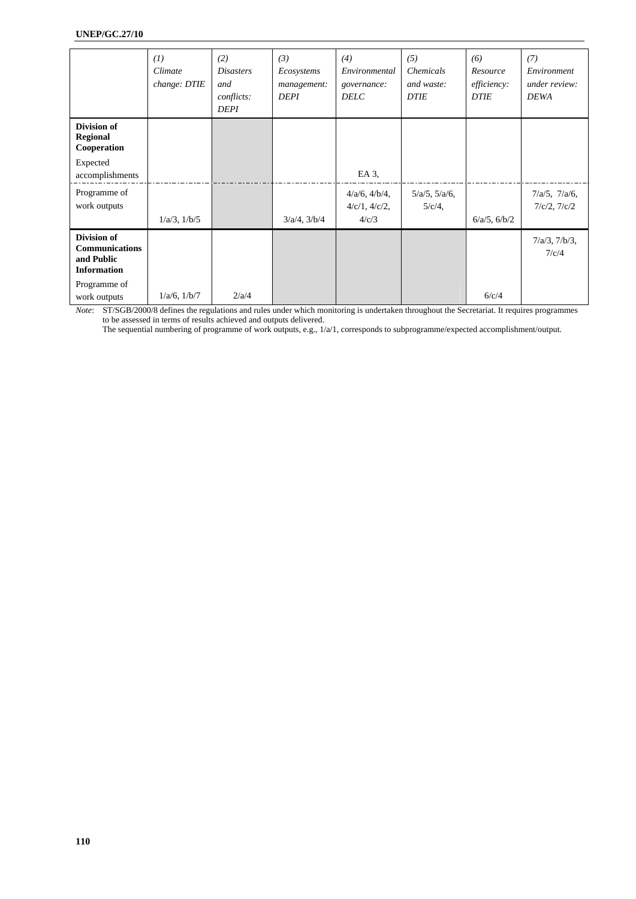| | *(1) Climate change: DTIE* | *(2) Disasters and conflicts: DEPI* | *(3) Ecosystems management: DEPI* | *(4) Environmental governance: DELC* | *(5) Chemicals and waste: DTIE* | *(6) Resource efficiency: DTIE* | *(7) Environment under review: DEWA* |
|---|---|---|---|---|---|---|---|
| **Division of Regional Cooperation** | | | | | | | |
| Expected accomplishments | | | | EA 3, | | | |
| Programme of work outputs | 1/a/3, 1/b/5 | | 3/a/4, 3/b/4 | 4/a/6, 4/b/4, 4/c/1, 4/c/2, 4/c/3 | 5/a/5, 5/a/6, 5/c/4, | 6/a/5, 6/b/2 | 7/a/5, 7/a/6, 7/c/2, 7/c/2 |
| **Division of Communications and Public Information** | | | | | | | 7/a/3, 7/b/3, 7/c/4 |
| Programme of work outputs | 1/a/6, 1/b/7 | 2/a/4 | | | | 6/c/4 | |

*Note*: ST/SGB/2000/8 defines the regulations and rules under which monitoring is undertaken throughout the Secretariat. It requires programmes to be assessed in terms of results achieved and outputs delivered.

The sequential numbering of programme of work outputs, e.g., 1/a/1, corresponds to subprogramme/expected accomplishment/output.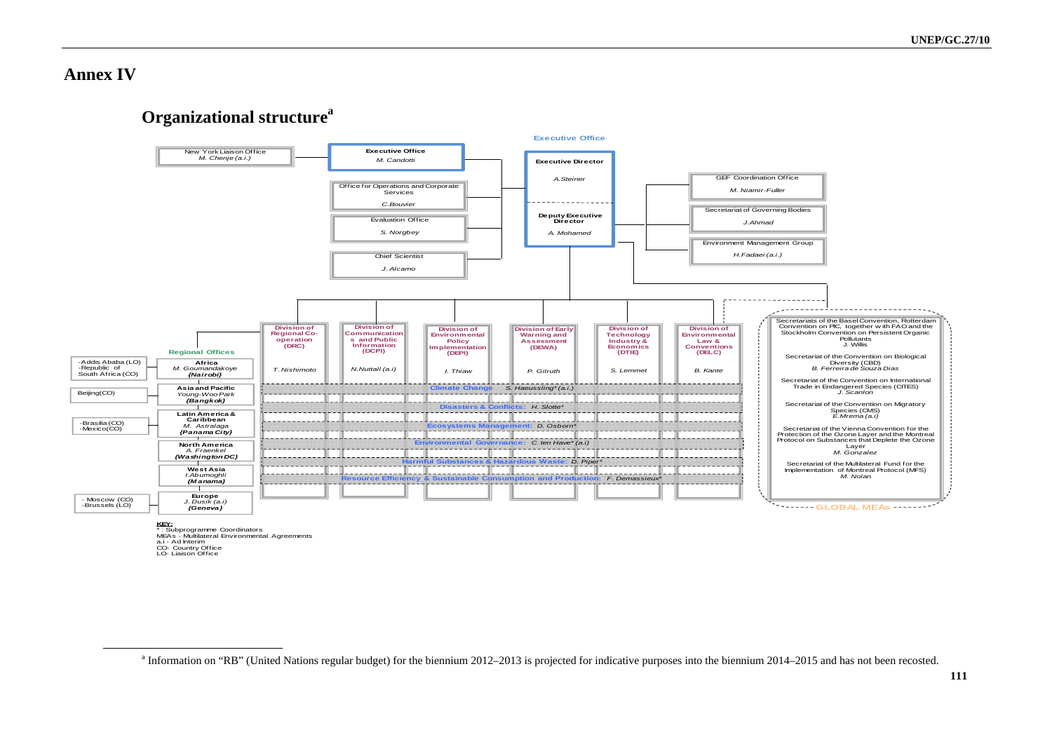# Annex IV

## Organizational structure[a]

**Executive Office**

- **Executive Director** — *A.Steiner*
- **Deputy Executive Director** — *A. Mohamed*

New York Liaison Office — *M. Chenje (a.i.)*

**Executive Office** — *M. Candotti*

Office for Operations and Corporate Services — *C.Bouvier*

Evaluation Office — *S. Norgbey*

Chief Scientist — *J. Alcamo*

GEF Coordination Office — *M. Niamir-Fuller*

Secretariat of Governing Bodies — *J.Ahmad*

Environment Management Group — *H.Fadaei (a.i.)*

**Divisions**

| Division of Regional Co-operation (DRC) | Division of Communications and Public Information (DCPI) | Division of Environmental Policy Implementation (DEPI) | Division of Early Warning and Assessment (DEWA) | Division of Technology Industry & Economics (DTIE) | Division of Environmental Law & Conventions (DELC) |
|---|---|---|---|---|---|
| *T. Nishimoto* | *N.Nuttall (a.i)* | *I. Thiaw* | *P. Gilruth* | *S. Lemmet* | *B. Kante* |

**Subprogrammes (cross-cutting):**

- Climate Change: *S. Haeussling\* (a.i.)*
- Disasters & Conflicts: *H. Slotte\**
- Ecosystems Management: *D. Osborn\**
- Environmental Governance: *C. ten Have\* (a.i.)*
- Harmful Substances & Hazardous Waste: *D. Piper\**
- Resource Efficiency & Sustainable Consumption and Production: *F. Demassieux\**

**Regional Offices**

| Offices | Regional Office |
|---|---|
| -Addis Ababa (LO) -Republic of South Africa (CO) | **Africa** *M. Goumandakoye* ***(Nairobi)*** |
| Beijing(CO) | **Asia and Pacific** *Young-Woo Park* ***(Bangkok)*** |
| -Brasilia (CO) -Mexico(CO) | **Latin America & Caribbean** *M. Astralaga* ***(Panama City)*** |
| | **North America** *A. Fraenkel* ***(Washington DC)*** |
| | **West Asia** *I.Abumoghli* ***(Manama)*** |
| - Moscow (CO) -Brussels (LO) | **Europe** *J. Dusik (a.i)* ***(Geneva)*** |

**GLOBAL MEAs**

- Secretariats of the Basel Convention, Rotterdam Convention on PIC, together with FAO and the Stockholm Convention on Persistent Organic Pollutants — J. Willis
- Secretariat of the Convention on Biological Diversity (CBD) — *B. Ferreira de Souza Dias*
- Secretariat of the Convention on International Trade in Endangered Species (CITES) — *J. Scanlon*
- Secretariat of the Convention on Migratory Species (CMS) — *E.Mrema (a.i)*
- Secretariat of the Vienna Convention for the Protection of the Ozone Layer and the Montreal Protocol on Substances that Deplete the Ozone Layer — *M. Gonzalez*
- Secretariat of the Multilateral Fund for the Implementation of Montreal Protocol (MFS) — *M. Nolan*

**KEY:**
\* : Subprogramme Coordinators
MEAs - Multilateral Environmental Agreements
a.i - Ad Interim
CO- Country Office
LO- Liaison Office

---

[a] Information on "RB" (United Nations regular budget) for the biennium 2012–2013 is projected for indicative purposes into the biennium 2014–2015 and has not been recosted.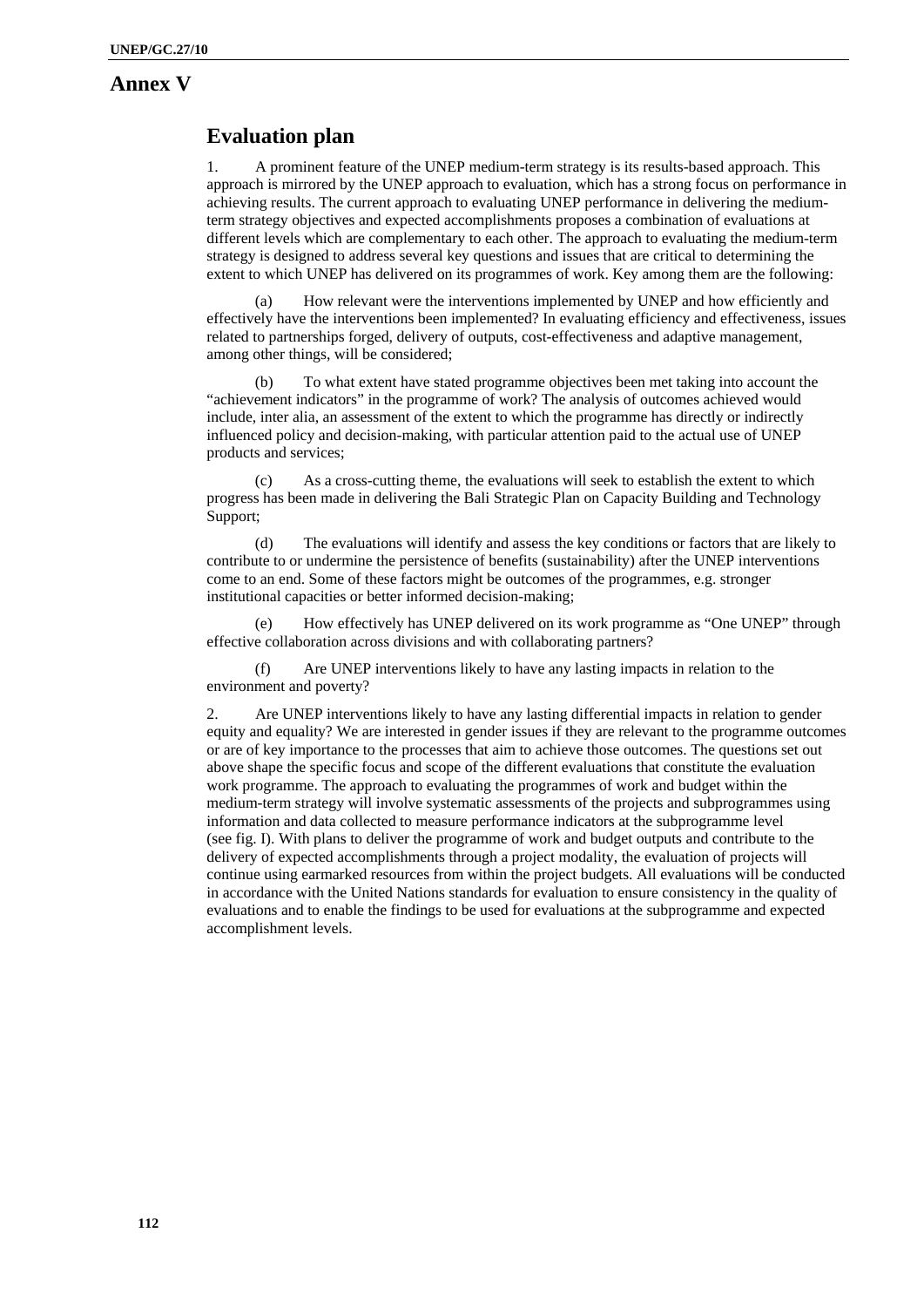# Annex V

## Evaluation plan

1. A prominent feature of the UNEP medium-term strategy is its results-based approach. This approach is mirrored by the UNEP approach to evaluation, which has a strong focus on performance in achieving results. The current approach to evaluating UNEP performance in delivering the medium-term strategy objectives and expected accomplishments proposes a combination of evaluations at different levels which are complementary to each other. The approach to evaluating the medium-term strategy is designed to address several key questions and issues that are critical to determining the extent to which UNEP has delivered on its programmes of work. Key among them are the following:

(a) How relevant were the interventions implemented by UNEP and how efficiently and effectively have the interventions been implemented? In evaluating efficiency and effectiveness, issues related to partnerships forged, delivery of outputs, cost-effectiveness and adaptive management, among other things, will be considered;

(b) To what extent have stated programme objectives been met taking into account the "achievement indicators" in the programme of work? The analysis of outcomes achieved would include, inter alia, an assessment of the extent to which the programme has directly or indirectly influenced policy and decision-making, with particular attention paid to the actual use of UNEP products and services;

(c) As a cross-cutting theme, the evaluations will seek to establish the extent to which progress has been made in delivering the Bali Strategic Plan on Capacity Building and Technology Support;

(d) The evaluations will identify and assess the key conditions or factors that are likely to contribute to or undermine the persistence of benefits (sustainability) after the UNEP interventions come to an end. Some of these factors might be outcomes of the programmes, e.g. stronger institutional capacities or better informed decision-making;

(e) How effectively has UNEP delivered on its work programme as "One UNEP" through effective collaboration across divisions and with collaborating partners?

(f) Are UNEP interventions likely to have any lasting impacts in relation to the environment and poverty?

2. Are UNEP interventions likely to have any lasting differential impacts in relation to gender equity and equality? We are interested in gender issues if they are relevant to the programme outcomes or are of key importance to the processes that aim to achieve those outcomes. The questions set out above shape the specific focus and scope of the different evaluations that constitute the evaluation work programme. The approach to evaluating the programmes of work and budget within the medium-term strategy will involve systematic assessments of the projects and subprogrammes using information and data collected to measure performance indicators at the subprogramme level (see fig. I). With plans to deliver the programme of work and budget outputs and contribute to the delivery of expected accomplishments through a project modality, the evaluation of projects will continue using earmarked resources from within the project budgets. All evaluations will be conducted in accordance with the United Nations standards for evaluation to ensure consistency in the quality of evaluations and to enable the findings to be used for evaluations at the subprogramme and expected accomplishment levels.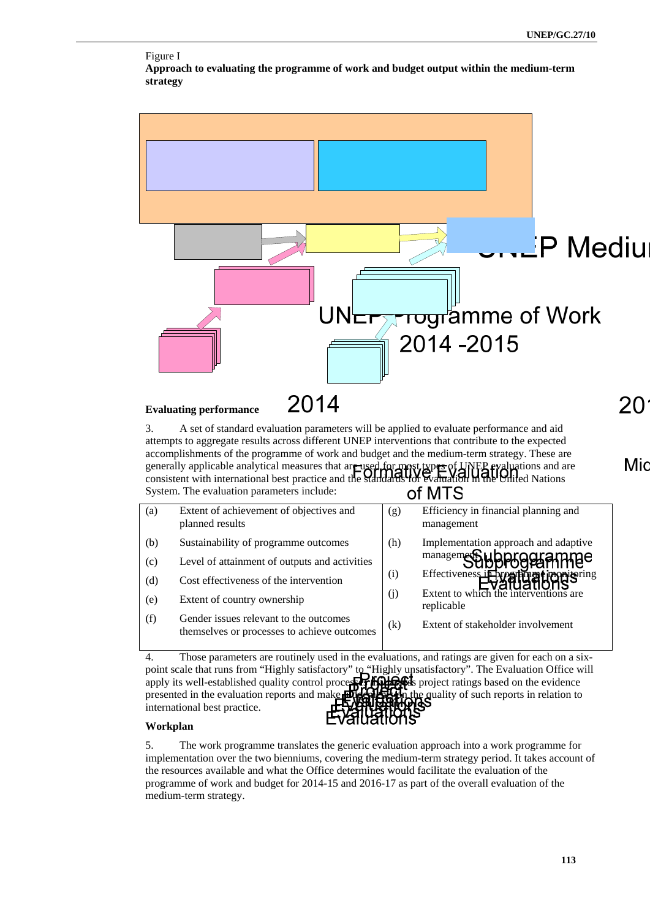Figure I

**Approach to evaluating the programme of work and budget output within the medium-term strategy**

UNEP Medium

UNEP Programme of Work 2014 -2015

2014

20

Mid

Formative Evaluation of MTS

Subprogramme Evaluations

Project Evaluations

**Evaluating performance**

3. A set of standard evaluation parameters will be applied to evaluate performance and aid attempts to aggregate results across different UNEP interventions that contribute to the expected accomplishments of the programme of work and budget and the medium-term strategy. These are generally applicable analytical measures that are used for most types of UNEP evaluations and are consistent with international best practice and the standards for evaluation in the United Nations System. The evaluation parameters include:

| | | | |
|---|---|---|---|
| (a) | Extent of achievement of objectives and planned results | (g) | Efficiency in financial planning and management |
| (b) | Sustainability of programme outcomes | (h) | Implementation approach and adaptive management |
| (c) | Level of attainment of outputs and activities | (i) | Effectiveness in programme monitoring |
| (d) | Cost effectiveness of the intervention | (j) | Extent to which the interventions are replicable |
| (e) | Extent of country ownership | (k) | Extent of stakeholder involvement |
| (f) | Gender issues relevant to the outcomes themselves or processes to achieve outcomes | | |

4. Those parameters are routinely used in the evaluations, and ratings are given for each on a six-point scale that runs from "Highly satisfactory" to "Highly unsatisfactory". The Evaluation Office will apply its well-established quality control process to validate its project ratings based on the evidence presented in the evaluation reports and make judgements on the quality of such reports in relation to international best practice.

**Workplan**

5. The work programme translates the generic evaluation approach into a work programme for implementation over the two bienniums, covering the medium-term strategy period. It takes account of the resources available and what the Office determines would facilitate the evaluation of the programme of work and budget for 2014-15 and 2016-17 as part of the overall evaluation of the medium-term strategy.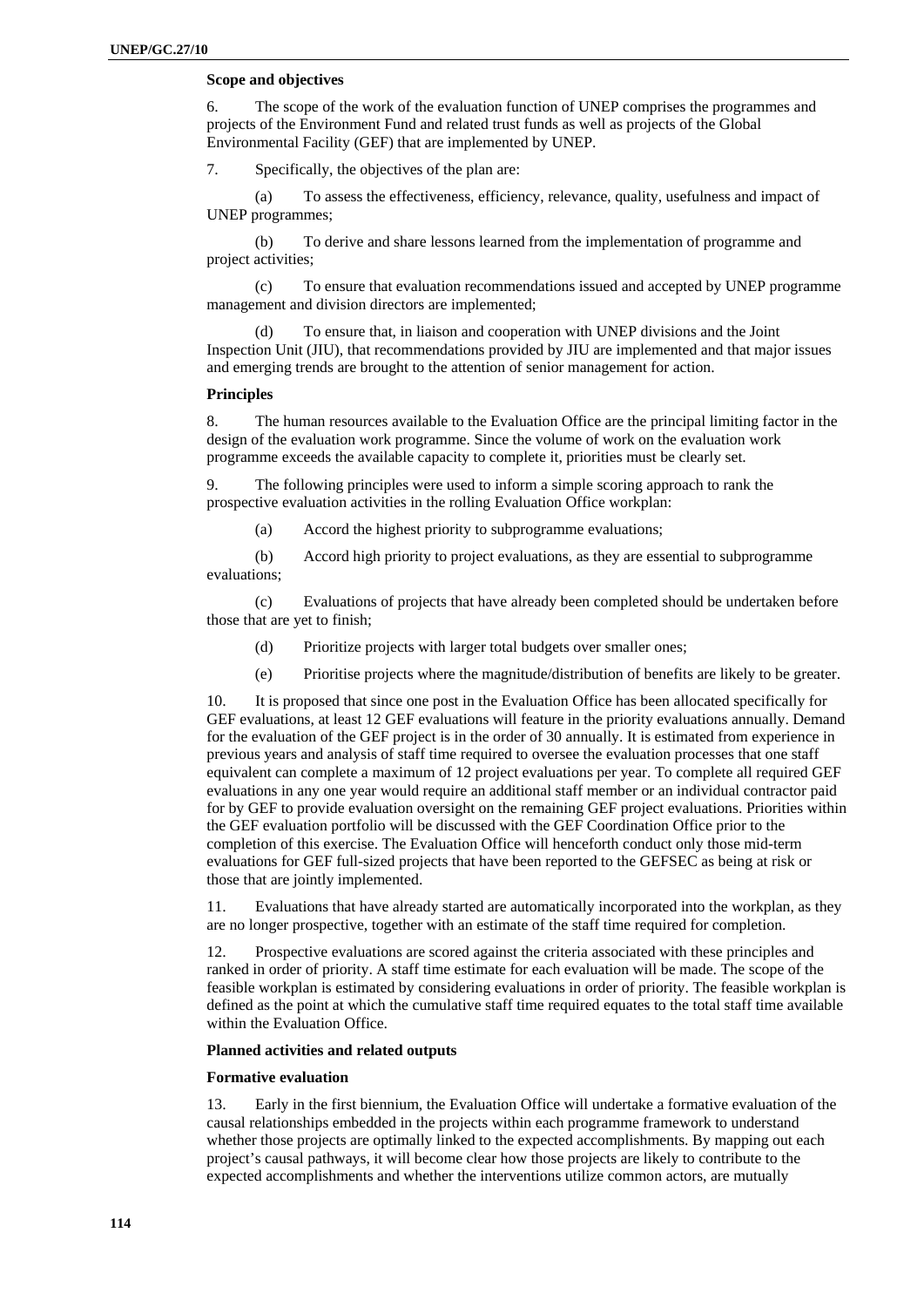**Scope and objectives**

6. The scope of the work of the evaluation function of UNEP comprises the programmes and projects of the Environment Fund and related trust funds as well as projects of the Global Environmental Facility (GEF) that are implemented by UNEP.

7. Specifically, the objectives of the plan are:

(a) To assess the effectiveness, efficiency, relevance, quality, usefulness and impact of UNEP programmes;

(b) To derive and share lessons learned from the implementation of programme and project activities;

(c) To ensure that evaluation recommendations issued and accepted by UNEP programme management and division directors are implemented;

(d) To ensure that, in liaison and cooperation with UNEP divisions and the Joint Inspection Unit (JIU), that recommendations provided by JIU are implemented and that major issues and emerging trends are brought to the attention of senior management for action.

**Principles**

8. The human resources available to the Evaluation Office are the principal limiting factor in the design of the evaluation work programme. Since the volume of work on the evaluation work programme exceeds the available capacity to complete it, priorities must be clearly set.

9. The following principles were used to inform a simple scoring approach to rank the prospective evaluation activities in the rolling Evaluation Office workplan:

(a) Accord the highest priority to subprogramme evaluations;

(b) Accord high priority to project evaluations, as they are essential to subprogramme evaluations;

(c) Evaluations of projects that have already been completed should be undertaken before those that are yet to finish;

(d) Prioritize projects with larger total budgets over smaller ones;

(e) Prioritise projects where the magnitude/distribution of benefits are likely to be greater.

10. It is proposed that since one post in the Evaluation Office has been allocated specifically for GEF evaluations, at least 12 GEF evaluations will feature in the priority evaluations annually. Demand for the evaluation of the GEF project is in the order of 30 annually. It is estimated from experience in previous years and analysis of staff time required to oversee the evaluation processes that one staff equivalent can complete a maximum of 12 project evaluations per year. To complete all required GEF evaluations in any one year would require an additional staff member or an individual contractor paid for by GEF to provide evaluation oversight on the remaining GEF project evaluations. Priorities within the GEF evaluation portfolio will be discussed with the GEF Coordination Office prior to the completion of this exercise. The Evaluation Office will henceforth conduct only those mid-term evaluations for GEF full-sized projects that have been reported to the GEFSEC as being at risk or those that are jointly implemented.

11. Evaluations that have already started are automatically incorporated into the workplan, as they are no longer prospective, together with an estimate of the staff time required for completion.

12. Prospective evaluations are scored against the criteria associated with these principles and ranked in order of priority. A staff time estimate for each evaluation will be made. The scope of the feasible workplan is estimated by considering evaluations in order of priority. The feasible workplan is defined as the point at which the cumulative staff time required equates to the total staff time available within the Evaluation Office.

**Planned activities and related outputs**

**Formative evaluation**

13. Early in the first biennium, the Evaluation Office will undertake a formative evaluation of the causal relationships embedded in the projects within each programme framework to understand whether those projects are optimally linked to the expected accomplishments. By mapping out each project's causal pathways, it will become clear how those projects are likely to contribute to the expected accomplishments and whether the interventions utilize common actors, are mutually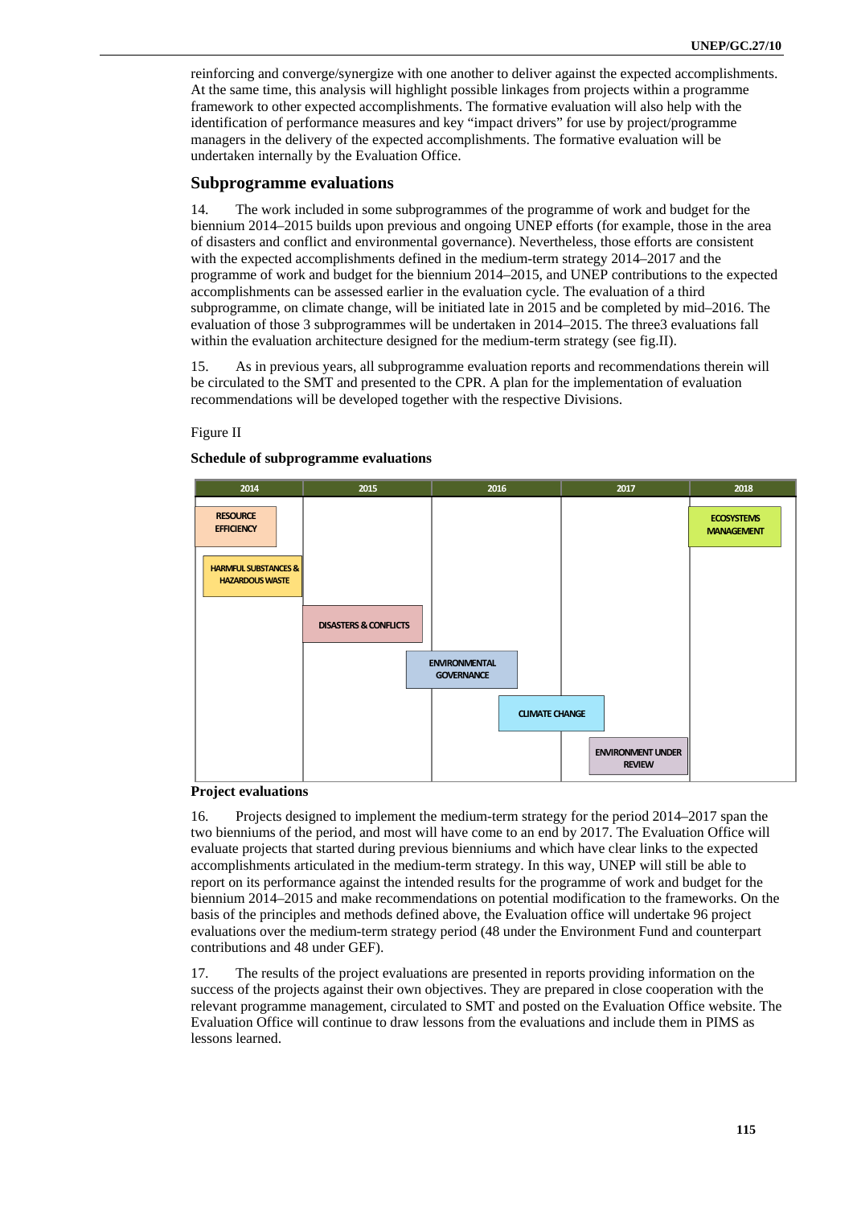reinforcing and converge/synergize with one another to deliver against the expected accomplishments. At the same time, this analysis will highlight possible linkages from projects within a programme framework to other expected accomplishments. The formative evaluation will also help with the identification of performance measures and key "impact drivers" for use by project/programme managers in the delivery of the expected accomplishments. The formative evaluation will be undertaken internally by the Evaluation Office.

## Subprogramme evaluations

14. The work included in some subprogrammes of the programme of work and budget for the biennium 2014–2015 builds upon previous and ongoing UNEP efforts (for example, those in the area of disasters and conflict and environmental governance). Nevertheless, those efforts are consistent with the expected accomplishments defined in the medium-term strategy 2014–2017 and the programme of work and budget for the biennium 2014–2015, and UNEP contributions to the expected accomplishments can be assessed earlier in the evaluation cycle. The evaluation of a third subprogramme, on climate change, will be initiated late in 2015 and be completed by mid–2016. The evaluation of those 3 subprogrammes will be undertaken in 2014–2015. The three3 evaluations fall within the evaluation architecture designed for the medium-term strategy (see fig.II).

15. As in previous years, all subprogramme evaluation reports and recommendations therein will be circulated to the SMT and presented to the CPR. A plan for the implementation of evaluation recommendations will be developed together with the respective Divisions.

Figure II

**Schedule of subprogramme evaluations**

| 2014 | 2015 | 2016 | 2017 | 2018 |
|---|---|---|---|---|
| RESOURCE EFFICIENCY | | | | ECOSYSTEMS MANAGEMENT |
| HARMFUL SUBSTANCES & HAZARDOUS WASTE | | | | |
| | DISASTERS & CONFLICTS | | | |
| | ENVIRONMENTAL GOVERNANCE | ENVIRONMENTAL GOVERNANCE | | |
| | | CLIMATE CHANGE | CLIMATE CHANGE | |
| | | | ENVIRONMENT UNDER REVIEW | |

**Project evaluations**

16. Projects designed to implement the medium-term strategy for the period 2014–2017 span the two bienniums of the period, and most will have come to an end by 2017. The Evaluation Office will evaluate projects that started during previous bienniums and which have clear links to the expected accomplishments articulated in the medium-term strategy. In this way, UNEP will still be able to report on its performance against the intended results for the programme of work and budget for the biennium 2014–2015 and make recommendations on potential modification to the frameworks. On the basis of the principles and methods defined above, the Evaluation office will undertake 96 project evaluations over the medium-term strategy period (48 under the Environment Fund and counterpart contributions and 48 under GEF).

17. The results of the project evaluations are presented in reports providing information on the success of the projects against their own objectives. They are prepared in close cooperation with the relevant programme management, circulated to SMT and posted on the Evaluation Office website. The Evaluation Office will continue to draw lessons from the evaluations and include them in PIMS as lessons learned.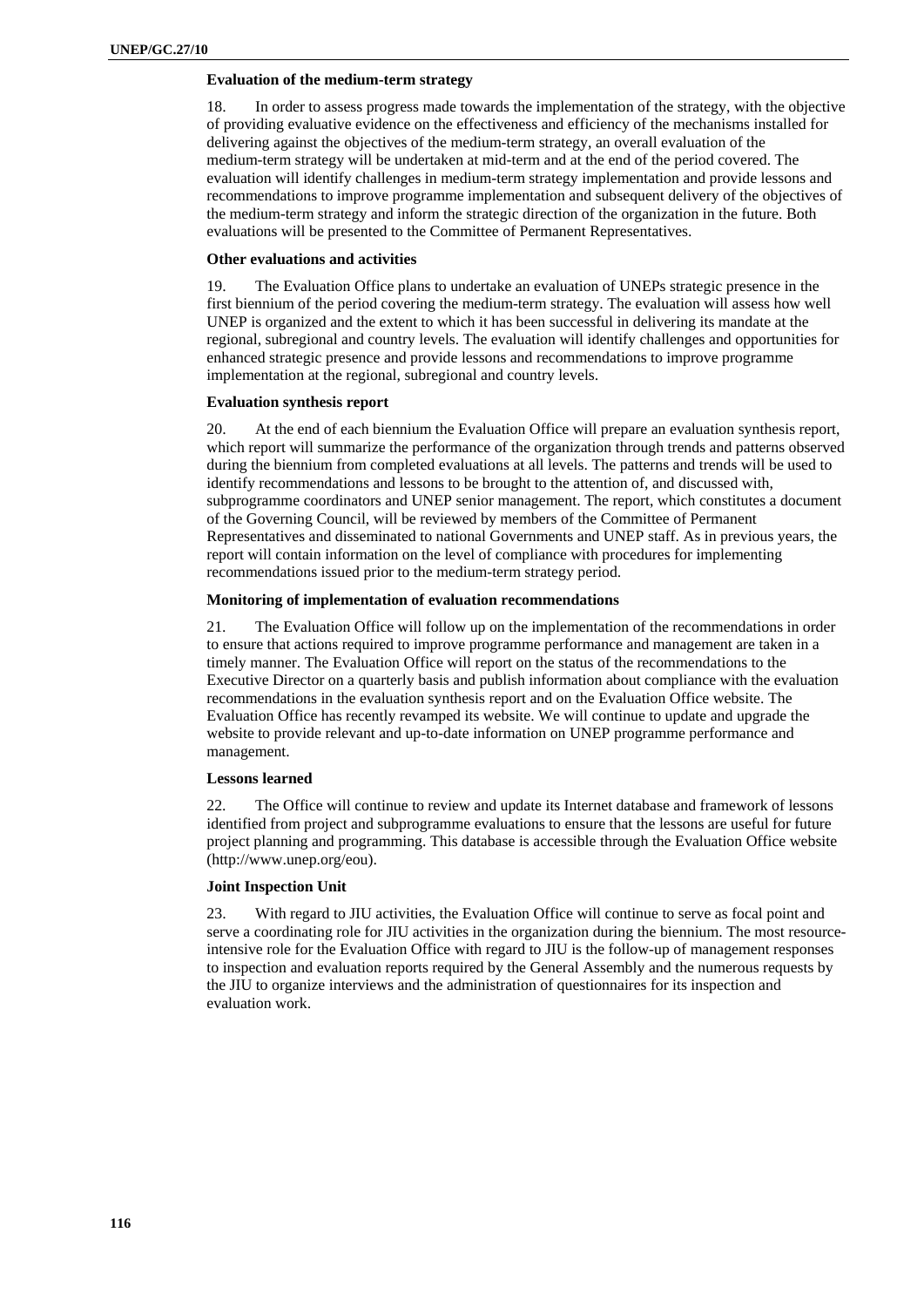**Evaluation of the medium-term strategy**

18. In order to assess progress made towards the implementation of the strategy, with the objective of providing evaluative evidence on the effectiveness and efficiency of the mechanisms installed for delivering against the objectives of the medium-term strategy, an overall evaluation of the medium-term strategy will be undertaken at mid-term and at the end of the period covered. The evaluation will identify challenges in medium-term strategy implementation and provide lessons and recommendations to improve programme implementation and subsequent delivery of the objectives of the medium-term strategy and inform the strategic direction of the organization in the future. Both evaluations will be presented to the Committee of Permanent Representatives.

**Other evaluations and activities**

19. The Evaluation Office plans to undertake an evaluation of UNEPs strategic presence in the first biennium of the period covering the medium-term strategy. The evaluation will assess how well UNEP is organized and the extent to which it has been successful in delivering its mandate at the regional, subregional and country levels. The evaluation will identify challenges and opportunities for enhanced strategic presence and provide lessons and recommendations to improve programme implementation at the regional, subregional and country levels.

**Evaluation synthesis report**

20. At the end of each biennium the Evaluation Office will prepare an evaluation synthesis report, which report will summarize the performance of the organization through trends and patterns observed during the biennium from completed evaluations at all levels. The patterns and trends will be used to identify recommendations and lessons to be brought to the attention of, and discussed with, subprogramme coordinators and UNEP senior management. The report, which constitutes a document of the Governing Council, will be reviewed by members of the Committee of Permanent Representatives and disseminated to national Governments and UNEP staff. As in previous years, the report will contain information on the level of compliance with procedures for implementing recommendations issued prior to the medium-term strategy period.

**Monitoring of implementation of evaluation recommendations**

21. The Evaluation Office will follow up on the implementation of the recommendations in order to ensure that actions required to improve programme performance and management are taken in a timely manner. The Evaluation Office will report on the status of the recommendations to the Executive Director on a quarterly basis and publish information about compliance with the evaluation recommendations in the evaluation synthesis report and on the Evaluation Office website. The Evaluation Office has recently revamped its website. We will continue to update and upgrade the website to provide relevant and up-to-date information on UNEP programme performance and management.

**Lessons learned**

22. The Office will continue to review and update its Internet database and framework of lessons identified from project and subprogramme evaluations to ensure that the lessons are useful for future project planning and programming. This database is accessible through the Evaluation Office website (http://www.unep.org/eou).

**Joint Inspection Unit**

23. With regard to JIU activities, the Evaluation Office will continue to serve as focal point and serve a coordinating role for JIU activities in the organization during the biennium. The most resource-intensive role for the Evaluation Office with regard to JIU is the follow-up of management responses to inspection and evaluation reports required by the General Assembly and the numerous requests by the JIU to organize interviews and the administration of questionnaires for its inspection and evaluation work.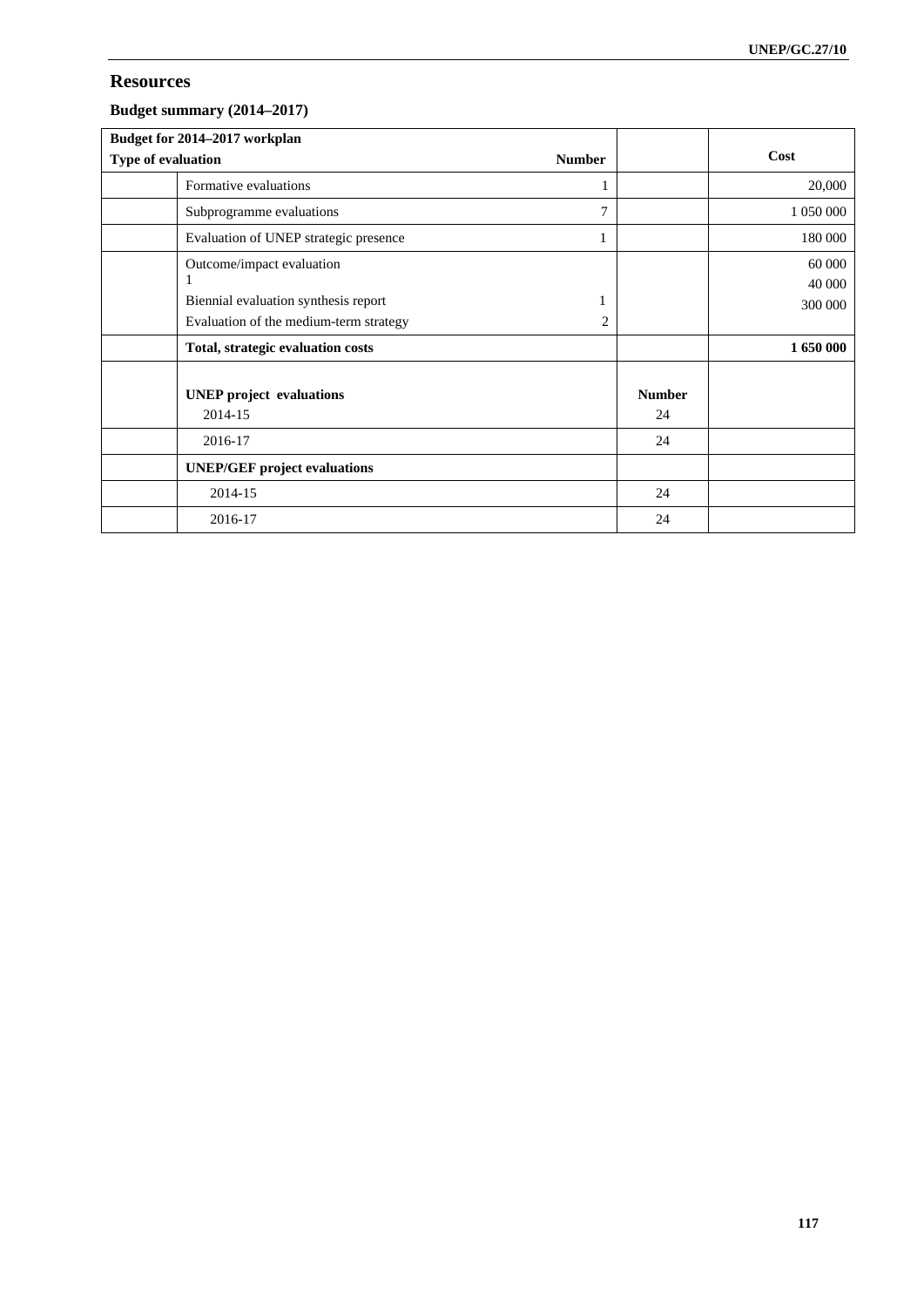## Resources

### Budget summary (2014–2017)

| Budget for 2014–2017 workplan<br>Type of evaluation | Number | | Cost |
|---|---|---|---|
| Formative evaluations | 1 | | 20,000 |
| Subprogramme evaluations | 7 | | 1 050 000 |
| Evaluation of UNEP strategic presence | 1 | | 180 000 |
| Outcome/impact evaluation<br>1<br>Biennial evaluation synthesis report<br>Evaluation of the medium-term strategy | <br><br>1<br>2 | | 60 000<br>40 000<br>300 000 |
| **Total, strategic evaluation costs** | | | **1 650 000** |
| **UNEP project evaluations**<br>2014-15 | | **Number**<br>24 | |
| 2016-17 | | 24 | |
| **UNEP/GEF project evaluations** | | | |
| 2014-15 | | 24 | |
| 2016-17 | | 24 | |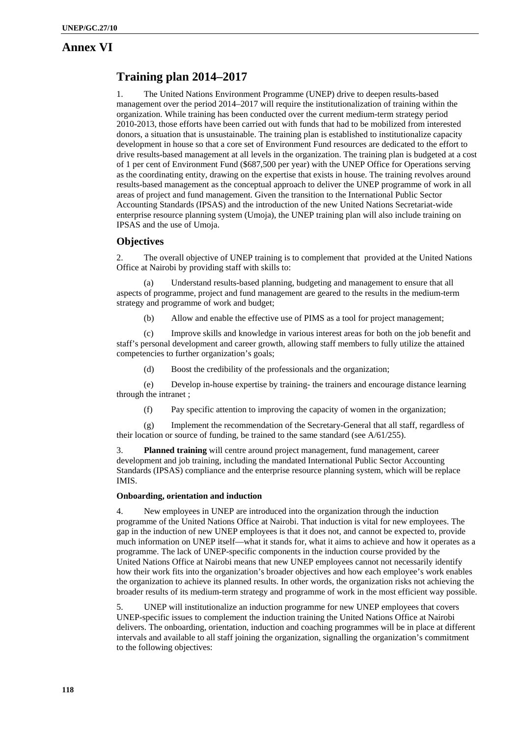# Annex VI

## Training plan 2014–2017

1. The United Nations Environment Programme (UNEP) drive to deepen results-based management over the period 2014–2017 will require the institutionalization of training within the organization. While training has been conducted over the current medium-term strategy period 2010-2013, those efforts have been carried out with funds that had to be mobilized from interested donors, a situation that is unsustainable. The training plan is established to institutionalize capacity development in house so that a core set of Environment Fund resources are dedicated to the effort to drive results-based management at all levels in the organization. The training plan is budgeted at a cost of 1 per cent of Environment Fund ($687,500 per year) with the UNEP Office for Operations serving as the coordinating entity, drawing on the expertise that exists in house. The training revolves around results-based management as the conceptual approach to deliver the UNEP programme of work in all areas of project and fund management. Given the transition to the International Public Sector Accounting Standards (IPSAS) and the introduction of the new United Nations Secretariat-wide enterprise resource planning system (Umoja), the UNEP training plan will also include training on IPSAS and the use of Umoja.

### Objectives

2. The overall objective of UNEP training is to complement that provided at the United Nations Office at Nairobi by providing staff with skills to:

(a) Understand results-based planning, budgeting and management to ensure that all aspects of programme, project and fund management are geared to the results in the medium-term strategy and programme of work and budget;

(b) Allow and enable the effective use of PIMS as a tool for project management;

(c) Improve skills and knowledge in various interest areas for both on the job benefit and staff's personal development and career growth, allowing staff members to fully utilize the attained competencies to further organization's goals;

(d) Boost the credibility of the professionals and the organization;

(e) Develop in-house expertise by training- the trainers and encourage distance learning through the intranet ;

(f) Pay specific attention to improving the capacity of women in the organization;

(g) Implement the recommendation of the Secretary-General that all staff, regardless of their location or source of funding, be trained to the same standard (see A/61/255).

3. **Planned training** will centre around project management, fund management, career development and job training, including the mandated International Public Sector Accounting Standards (IPSAS) compliance and the enterprise resource planning system, which will be replace IMIS.

#### Onboarding, orientation and induction

4. New employees in UNEP are introduced into the organization through the induction programme of the United Nations Office at Nairobi. That induction is vital for new employees. The gap in the induction of new UNEP employees is that it does not, and cannot be expected to, provide much information on UNEP itself—what it stands for, what it aims to achieve and how it operates as a programme. The lack of UNEP-specific components in the induction course provided by the United Nations Office at Nairobi means that new UNEP employees cannot not necessarily identify how their work fits into the organization's broader objectives and how each employee's work enables the organization to achieve its planned results. In other words, the organization risks not achieving the broader results of its medium-term strategy and programme of work in the most efficient way possible.

5. UNEP will institutionalize an induction programme for new UNEP employees that covers UNEP-specific issues to complement the induction training the United Nations Office at Nairobi delivers. The onboarding, orientation, induction and coaching programmes will be in place at different intervals and available to all staff joining the organization, signalling the organization's commitment to the following objectives: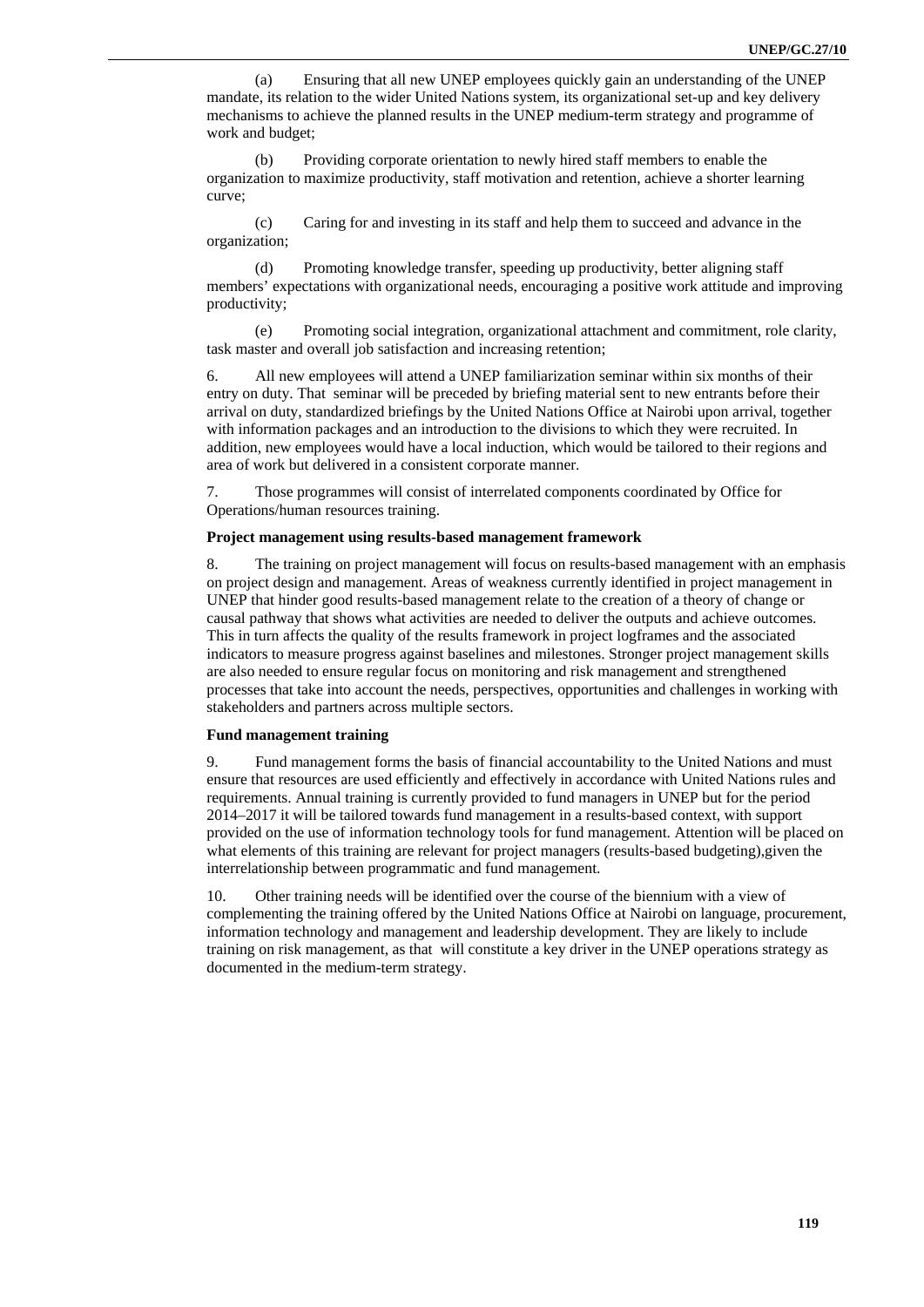(a) Ensuring that all new UNEP employees quickly gain an understanding of the UNEP mandate, its relation to the wider United Nations system, its organizational set-up and key delivery mechanisms to achieve the planned results in the UNEP medium-term strategy and programme of work and budget;

(b) Providing corporate orientation to newly hired staff members to enable the organization to maximize productivity, staff motivation and retention, achieve a shorter learning curve;

(c) Caring for and investing in its staff and help them to succeed and advance in the organization;

(d) Promoting knowledge transfer, speeding up productivity, better aligning staff members' expectations with organizational needs, encouraging a positive work attitude and improving productivity;

(e) Promoting social integration, organizational attachment and commitment, role clarity, task master and overall job satisfaction and increasing retention;

6. All new employees will attend a UNEP familiarization seminar within six months of their entry on duty. That seminar will be preceded by briefing material sent to new entrants before their arrival on duty, standardized briefings by the United Nations Office at Nairobi upon arrival, together with information packages and an introduction to the divisions to which they were recruited. In addition, new employees would have a local induction, which would be tailored to their regions and area of work but delivered in a consistent corporate manner.

7. Those programmes will consist of interrelated components coordinated by Office for Operations/human resources training.

**Project management using results-based management framework**

8. The training on project management will focus on results-based management with an emphasis on project design and management. Areas of weakness currently identified in project management in UNEP that hinder good results-based management relate to the creation of a theory of change or causal pathway that shows what activities are needed to deliver the outputs and achieve outcomes. This in turn affects the quality of the results framework in project logframes and the associated indicators to measure progress against baselines and milestones. Stronger project management skills are also needed to ensure regular focus on monitoring and risk management and strengthened processes that take into account the needs, perspectives, opportunities and challenges in working with stakeholders and partners across multiple sectors.

**Fund management training**

9. Fund management forms the basis of financial accountability to the United Nations and must ensure that resources are used efficiently and effectively in accordance with United Nations rules and requirements. Annual training is currently provided to fund managers in UNEP but for the period 2014–2017 it will be tailored towards fund management in a results-based context, with support provided on the use of information technology tools for fund management. Attention will be placed on what elements of this training are relevant for project managers (results-based budgeting),given the interrelationship between programmatic and fund management.

10. Other training needs will be identified over the course of the biennium with a view of complementing the training offered by the United Nations Office at Nairobi on language, procurement, information technology and management and leadership development. They are likely to include training on risk management, as that will constitute a key driver in the UNEP operations strategy as documented in the medium-term strategy.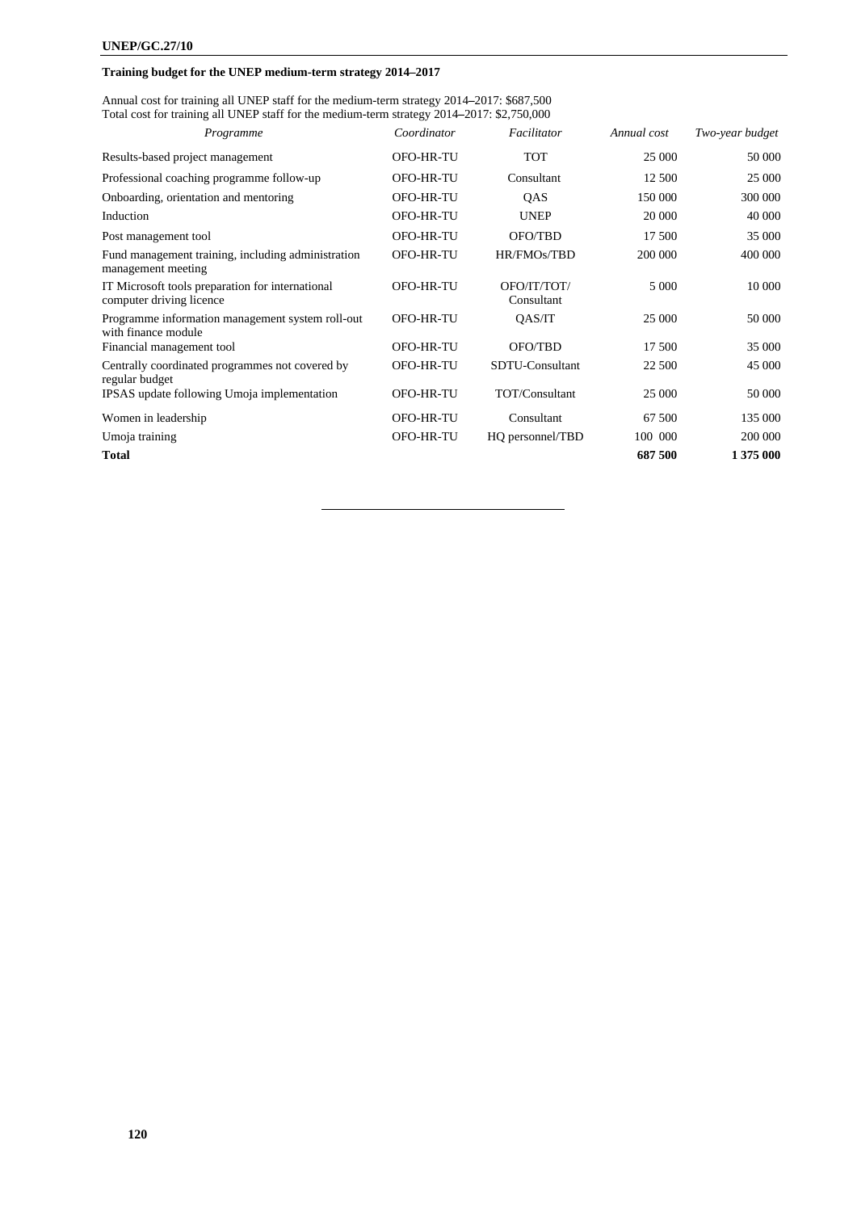**Training budget for the UNEP medium-term strategy 2014–2017**

Annual cost for training all UNEP staff for the medium-term strategy 2014–2017: $687,500
Total cost for training all UNEP staff for the medium-term strategy 2014–2017: $2,750,000

| *Programme* | *Coordinator* | *Facilitator* | *Annual cost* | *Two-year budget* |
|---|---|---|---|---|
| Results-based project management | OFO-HR-TU | TOT | 25 000 | 50 000 |
| Professional coaching programme follow-up | OFO-HR-TU | Consultant | 12 500 | 25 000 |
| Onboarding, orientation and mentoring | OFO-HR-TU | QAS | 150 000 | 300 000 |
| Induction | OFO-HR-TU | UNEP | 20 000 | 40 000 |
| Post management tool | OFO-HR-TU | OFO/TBD | 17 500 | 35 000 |
| Fund management training, including administration management meeting | OFO-HR-TU | HR/FMOs/TBD | 200 000 | 400 000 |
| IT Microsoft tools preparation for international computer driving licence | OFO-HR-TU | OFO/IT/TOT/ Consultant | 5 000 | 10 000 |
| Programme information management system roll-out with finance module | OFO-HR-TU | QAS/IT | 25 000 | 50 000 |
| Financial management tool | OFO-HR-TU | OFO/TBD | 17 500 | 35 000 |
| Centrally coordinated programmes not covered by regular budget | OFO-HR-TU | SDTU-Consultant | 22 500 | 45 000 |
| IPSAS update following Umoja implementation | OFO-HR-TU | TOT/Consultant | 25 000 | 50 000 |
| Women in leadership | OFO-HR-TU | Consultant | 67 500 | 135 000 |
| Umoja training | OFO-HR-TU | HQ personnel/TBD | 100 000 | 200 000 |
| **Total** | | | **687 500** | **1 375 000** |